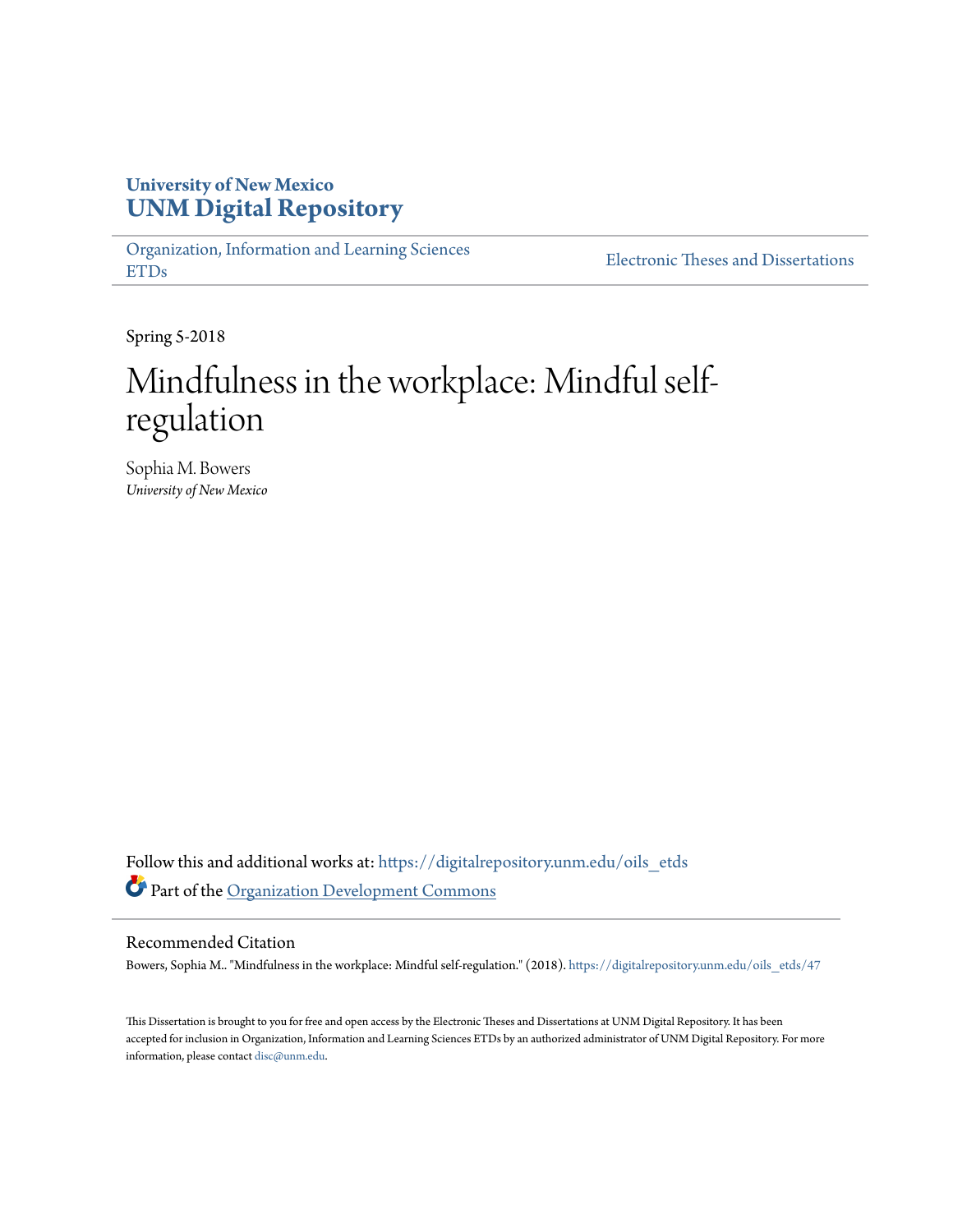**University of New Mexico**
**UNM Digital Repository**

Organization, Information and Learning Sciences ETDs | Electronic Theses and Dissertations

Spring 5-2018

# Mindfulness in the workplace: Mindful self-regulation

Sophia M. Bowers
*University of New Mexico*

Follow this and additional works at: https://digitalrepository.unm.edu/oils_etds

Part of the Organization Development Commons

## Recommended Citation

Bowers, Sophia M.. "Mindfulness in the workplace: Mindful self-regulation." (2018). https://digitalrepository.unm.edu/oils_etds/47

This Dissertation is brought to you for free and open access by the Electronic Theses and Dissertations at UNM Digital Repository. It has been accepted for inclusion in Organization, Information and Learning Sciences ETDs by an authorized administrator of UNM Digital Repository. For more information, please contact disc@unm.edu.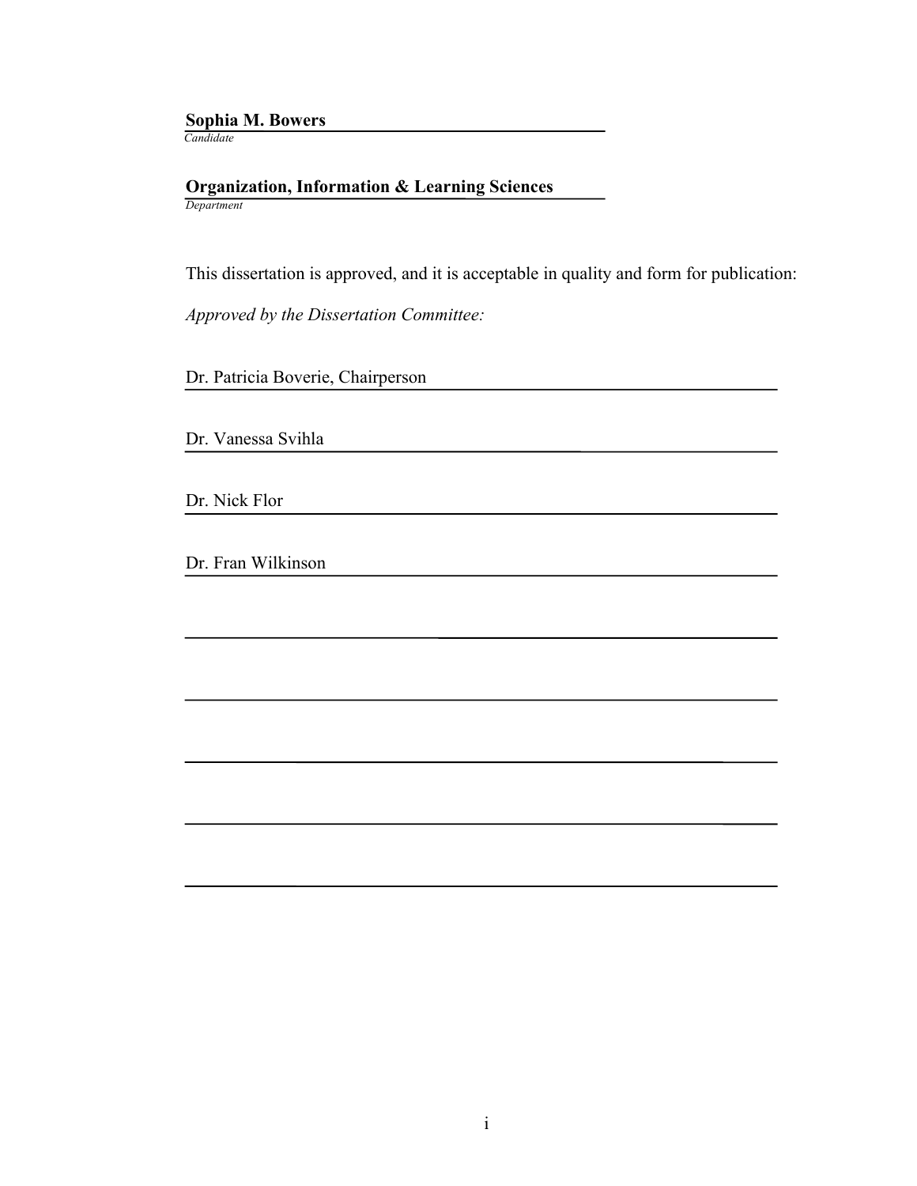**Sophia M. Bowers**

*Candidate*

**Organization, Information & Learning Sciences**

*Department*

This dissertation is approved, and it is acceptable in quality and form for publication:

*Approved by the Dissertation Committee:*

Dr. Patricia Boverie, Chairperson

Dr. Vanessa Svihla

Dr. Nick Flor

Dr. Fran Wilkinson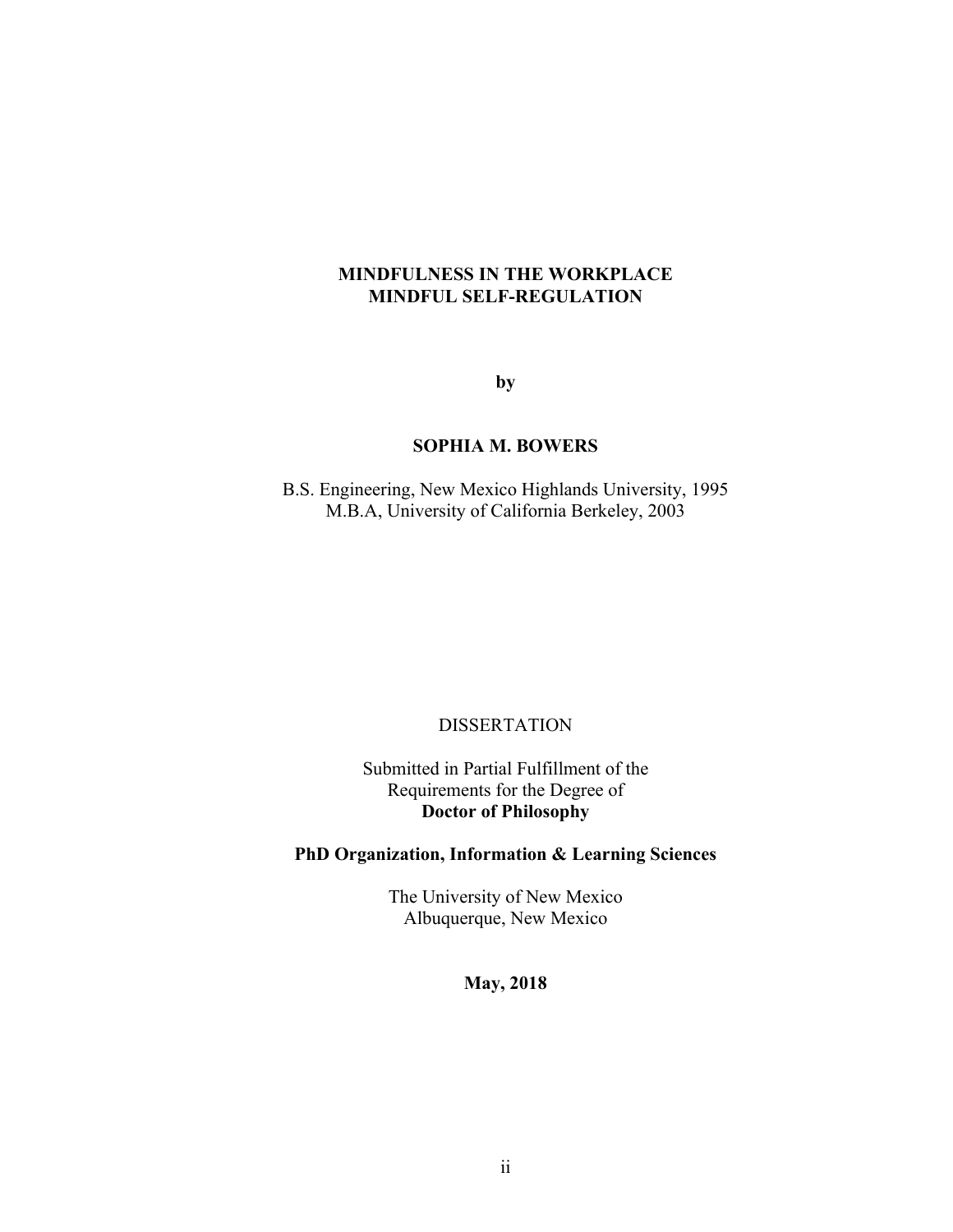**MINDFULNESS IN THE WORKPLACE**
**MINDFUL SELF-REGULATION**

**by**

**SOPHIA M. BOWERS**

B.S. Engineering, New Mexico Highlands University, 1995
M.B.A, University of California Berkeley, 2003

DISSERTATION

Submitted in Partial Fulfillment of the
Requirements for the Degree of
**Doctor of Philosophy**

**PhD Organization, Information & Learning Sciences**

The University of New Mexico
Albuquerque, New Mexico

**May, 2018**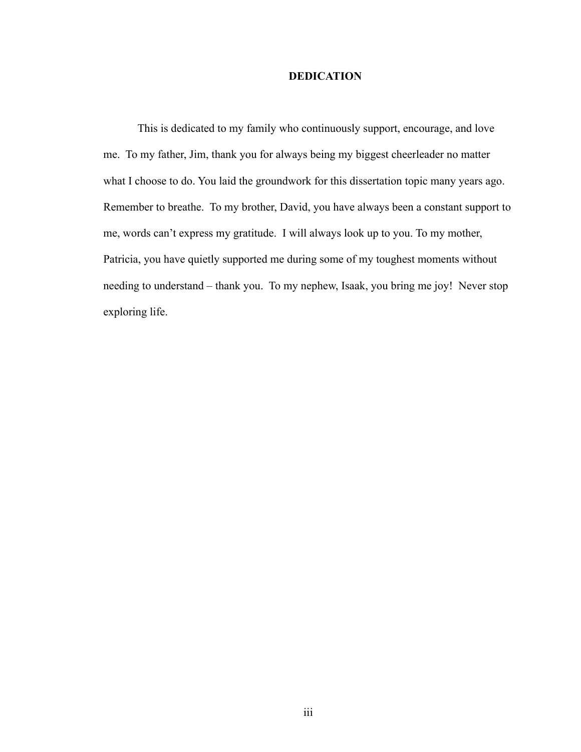# DEDICATION

This is dedicated to my family who continuously support, encourage, and love me. To my father, Jim, thank you for always being my biggest cheerleader no matter what I choose to do. You laid the groundwork for this dissertation topic many years ago. Remember to breathe. To my brother, David, you have always been a constant support to me, words can't express my gratitude. I will always look up to you. To my mother, Patricia, you have quietly supported me during some of my toughest moments without needing to understand – thank you. To my nephew, Isaak, you bring me joy! Never stop exploring life.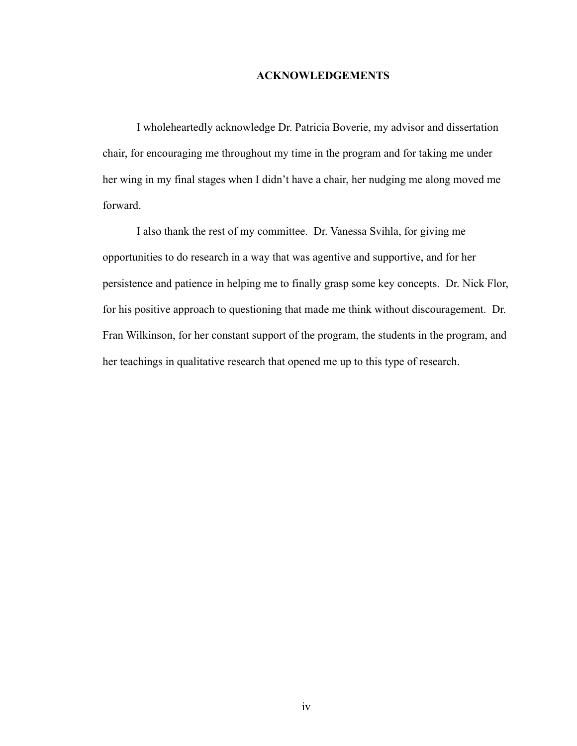## ACKNOWLEDGEMENTS

I wholeheartedly acknowledge Dr. Patricia Boverie, my advisor and dissertation chair, for encouraging me throughout my time in the program and for taking me under her wing in my final stages when I didn't have a chair, her nudging me along moved me forward.

I also thank the rest of my committee. Dr. Vanessa Svihla, for giving me opportunities to do research in a way that was agentive and supportive, and for her persistence and patience in helping me to finally grasp some key concepts. Dr. Nick Flor, for his positive approach to questioning that made me think without discouragement. Dr. Fran Wilkinson, for her constant support of the program, the students in the program, and her teachings in qualitative research that opened me up to this type of research.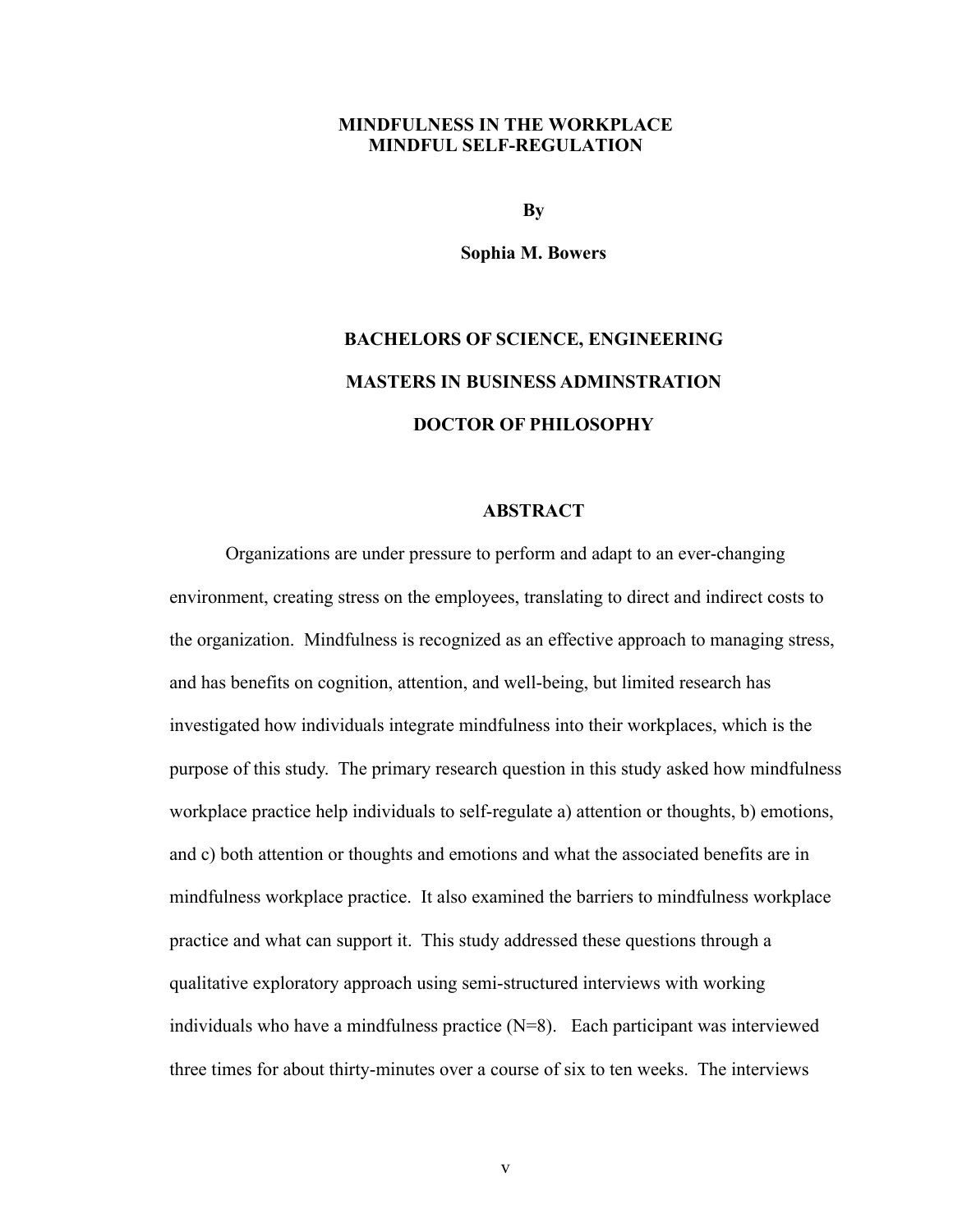**MINDFULNESS IN THE WORKPLACE**
**MINDFUL SELF-REGULATION**

**By**

**Sophia M. Bowers**

**BACHELORS OF SCIENCE, ENGINEERING**

**MASTERS IN BUSINESS ADMINSTRATION**

**DOCTOR OF PHILOSOPHY**

## ABSTRACT

Organizations are under pressure to perform and adapt to an ever-changing environment, creating stress on the employees, translating to direct and indirect costs to the organization. Mindfulness is recognized as an effective approach to managing stress, and has benefits on cognition, attention, and well-being, but limited research has investigated how individuals integrate mindfulness into their workplaces, which is the purpose of this study. The primary research question in this study asked how mindfulness workplace practice help individuals to self-regulate a) attention or thoughts, b) emotions, and c) both attention or thoughts and emotions and what the associated benefits are in mindfulness workplace practice. It also examined the barriers to mindfulness workplace practice and what can support it. This study addressed these questions through a qualitative exploratory approach using semi-structured interviews with working individuals who have a mindfulness practice (N=8). Each participant was interviewed three times for about thirty-minutes over a course of six to ten weeks. The interviews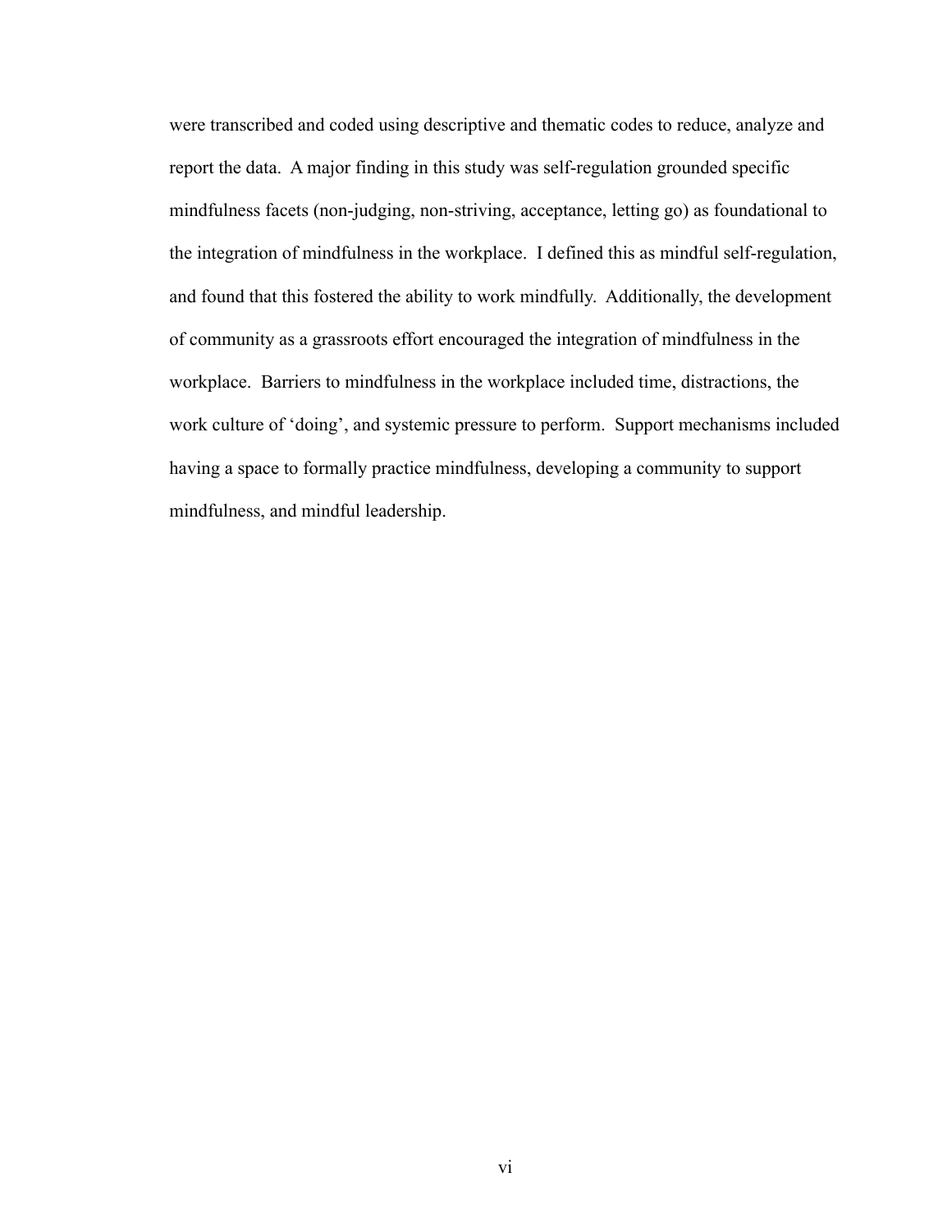were transcribed and coded using descriptive and thematic codes to reduce, analyze and report the data. A major finding in this study was self-regulation grounded specific mindfulness facets (non-judging, non-striving, acceptance, letting go) as foundational to the integration of mindfulness in the workplace. I defined this as mindful self-regulation, and found that this fostered the ability to work mindfully. Additionally, the development of community as a grassroots effort encouraged the integration of mindfulness in the workplace. Barriers to mindfulness in the workplace included time, distractions, the work culture of 'doing', and systemic pressure to perform. Support mechanisms included having a space to formally practice mindfulness, developing a community to support mindfulness, and mindful leadership.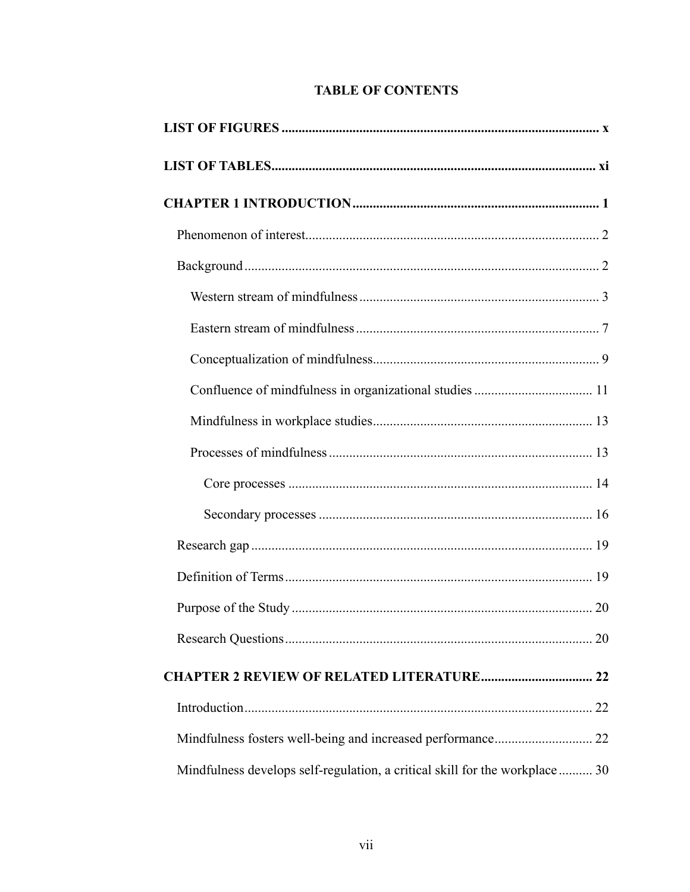# TABLE OF CONTENTS

**LIST OF FIGURES** ........................................................................................ x

**LIST OF TABLES** ........................................................................................ xi

**CHAPTER 1 INTRODUCTION** ........................................................................ 1

- Phenomenon of interest ........................................................................ 2
- Background ........................................................................................ 2
  - Western stream of mindfulness ........................................................ 3
  - Eastern stream of mindfulness ......................................................... 7
  - Conceptualization of mindfulness ...................................................... 9
  - Confluence of mindfulness in organizational studies ............................ 11
  - Mindfulness in workplace studies ...................................................... 13
  - Processes of mindfulness ................................................................ 13
    - Core processes ......................................................................... 14
    - Secondary processes ................................................................. 16
- Research gap ..................................................................................... 19
- Definition of Terms .............................................................................. 19
- Purpose of the Study ........................................................................... 20
- Research Questions ............................................................................. 20

**CHAPTER 2 REVIEW OF RELATED LITERATURE** ............................................ 22

- Introduction ........................................................................................ 22
- Mindfulness fosters well-being and increased performance ........................ 22
- Mindfulness develops self-regulation, a critical skill for the workplace .......... 30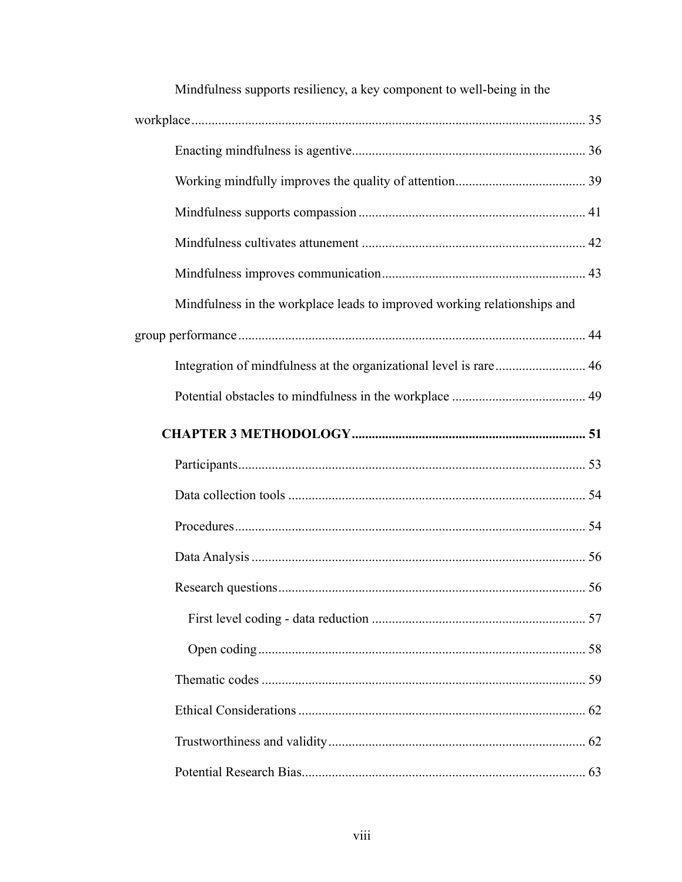Mindfulness supports resiliency, a key component to well-being in the workplace ........ 35

Enacting mindfulness is agentive ........ 36

Working mindfully improves the quality of attention ........ 39

Mindfulness supports compassion ........ 41

Mindfulness cultivates attunement ........ 42

Mindfulness improves communication ........ 43

Mindfulness in the workplace leads to improved working relationships and group performance ........ 44

Integration of mindfulness at the organizational level is rare ........ 46

Potential obstacles to mindfulness in the workplace ........ 49

**CHAPTER 3 METHODOLOGY ........ 51**

Participants ........ 53

Data collection tools ........ 54

Procedures ........ 54

Data Analysis ........ 56

Research questions ........ 56

First level coding - data reduction ........ 57

Open coding ........ 58

Thematic codes ........ 59

Ethical Considerations ........ 62

Trustworthiness and validity ........ 62

Potential Research Bias ........ 63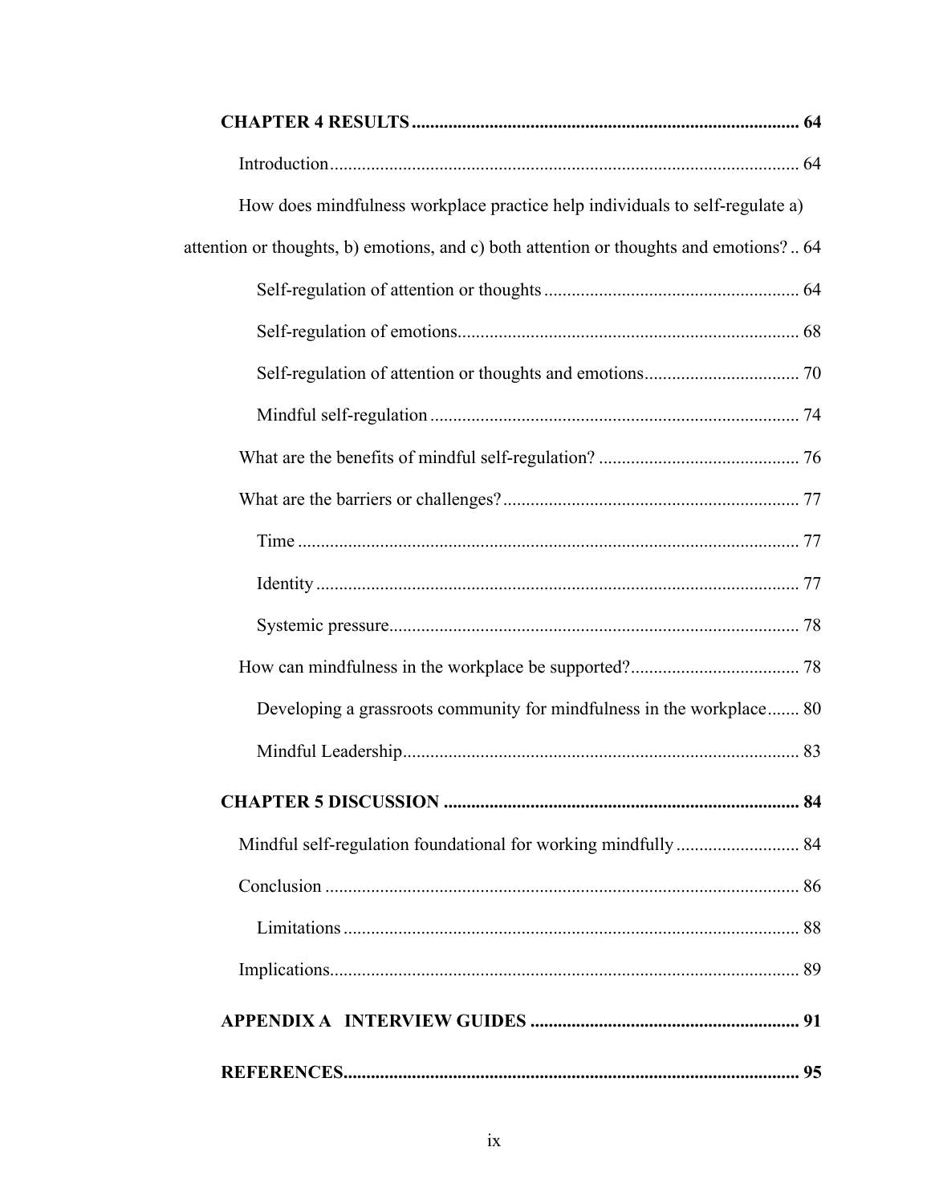**CHAPTER 4 RESULTS** .................................................................................... 64

Introduction ...................................................................................................... 64

How does mindfulness workplace practice help individuals to self-regulate a) attention or thoughts, b) emotions, and c) both attention or thoughts and emotions? .. 64

Self-regulation of attention or thoughts ....................................................... 64

Self-regulation of emotions .......................................................................... 68

Self-regulation of attention or thoughts and emotions .................................. 70

Mindful self-regulation ................................................................................ 74

What are the benefits of mindful self-regulation? ............................................ 76

What are the barriers or challenges? ................................................................. 77

Time ............................................................................................................. 77

Identity ......................................................................................................... 77

Systemic pressure ......................................................................................... 78

How can mindfulness in the workplace be supported? ..................................... 78

Developing a grassroots community for mindfulness in the workplace ....... 80

Mindful Leadership ...................................................................................... 83

**CHAPTER 5 DISCUSSION** ............................................................................. 84

Mindful self-regulation foundational for working mindfully ........................... 84

Conclusion ....................................................................................................... 86

Limitations ................................................................................................... 88

Implications ...................................................................................................... 89

**APPENDIX A INTERVIEW GUIDES** .......................................................... 91

**REFERENCES** ................................................................................................... 95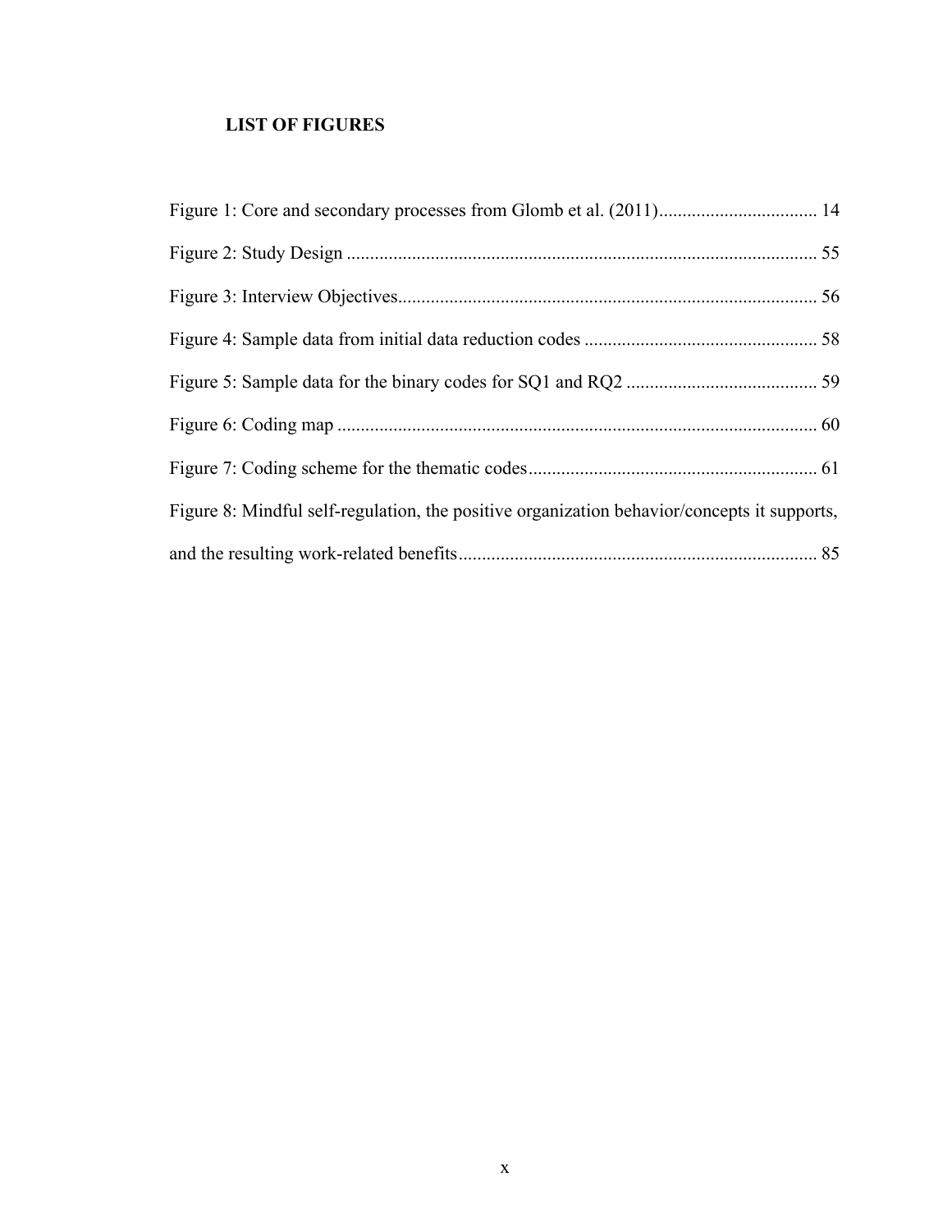## LIST OF FIGURES

Figure 1: Core and secondary processes from Glomb et al. (2011) .................................. 14

Figure 2: Study Design .................................................................................................... 55

Figure 3: Interview Objectives......................................................................................... 56

Figure 4: Sample data from initial data reduction codes ................................................. 58

Figure 5: Sample data for the binary codes for SQ1 and RQ2 ......................................... 59

Figure 6: Coding map ...................................................................................................... 60

Figure 7: Coding scheme for the thematic codes............................................................. 61

Figure 8: Mindful self-regulation, the positive organization behavior/concepts it supports, and the resulting work-related benefits............................................................................ 85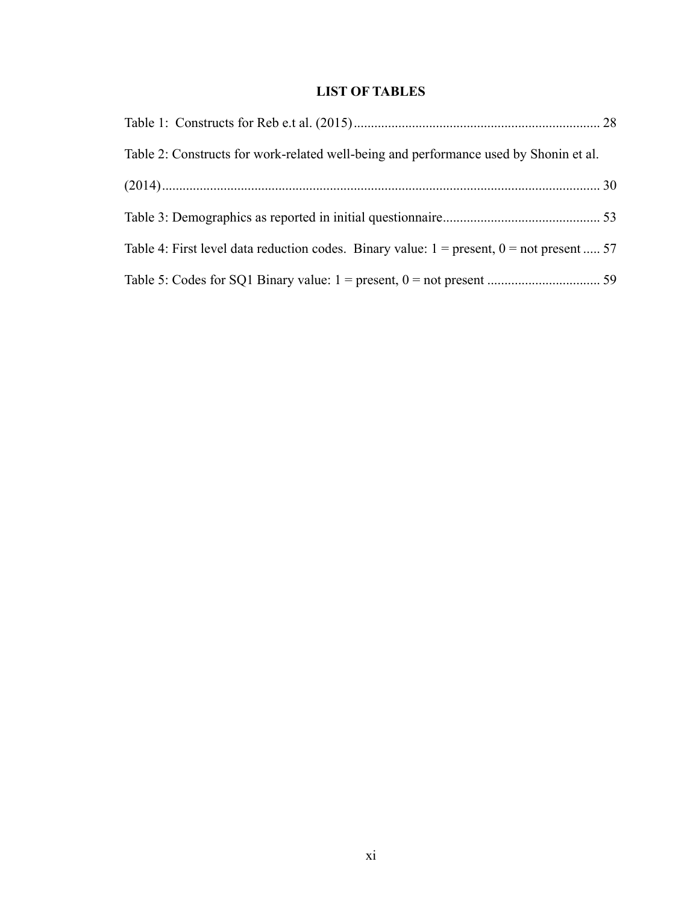# LIST OF TABLES

Table 1: Constructs for Reb e.t al. (2015)........................................................................ 28

Table 2: Constructs for work-related well-being and performance used by Shonin et al. (2014)............................................................................................................................ 30

Table 3: Demographics as reported in initial questionnaire.............................................. 53

Table 4: First level data reduction codes. Binary value: 1 = present, 0 = not present ..... 57

Table 5: Codes for SQ1 Binary value: 1 = present, 0 = not present ................................. 59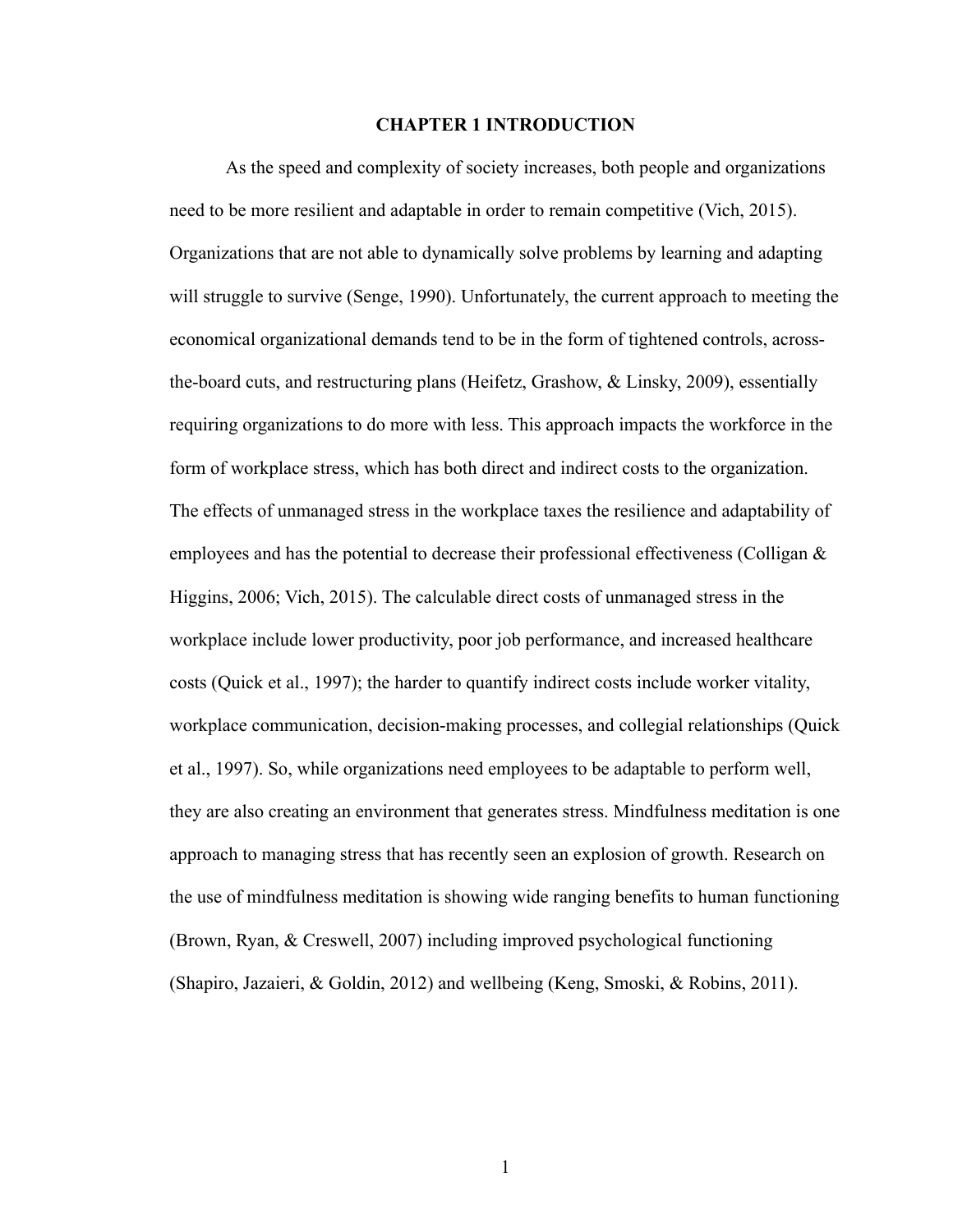# CHAPTER 1 INTRODUCTION

As the speed and complexity of society increases, both people and organizations need to be more resilient and adaptable in order to remain competitive (Vich, 2015). Organizations that are not able to dynamically solve problems by learning and adapting will struggle to survive (Senge, 1990). Unfortunately, the current approach to meeting the economical organizational demands tend to be in the form of tightened controls, across-the-board cuts, and restructuring plans (Heifetz, Grashow, & Linsky, 2009), essentially requiring organizations to do more with less. This approach impacts the workforce in the form of workplace stress, which has both direct and indirect costs to the organization. The effects of unmanaged stress in the workplace taxes the resilience and adaptability of employees and has the potential to decrease their professional effectiveness (Colligan & Higgins, 2006; Vich, 2015). The calculable direct costs of unmanaged stress in the workplace include lower productivity, poor job performance, and increased healthcare costs (Quick et al., 1997); the harder to quantify indirect costs include worker vitality, workplace communication, decision-making processes, and collegial relationships (Quick et al., 1997). So, while organizations need employees to be adaptable to perform well, they are also creating an environment that generates stress. Mindfulness meditation is one approach to managing stress that has recently seen an explosion of growth. Research on the use of mindfulness meditation is showing wide ranging benefits to human functioning (Brown, Ryan, & Creswell, 2007) including improved psychological functioning (Shapiro, Jazaieri, & Goldin, 2012) and wellbeing (Keng, Smoski, & Robins, 2011).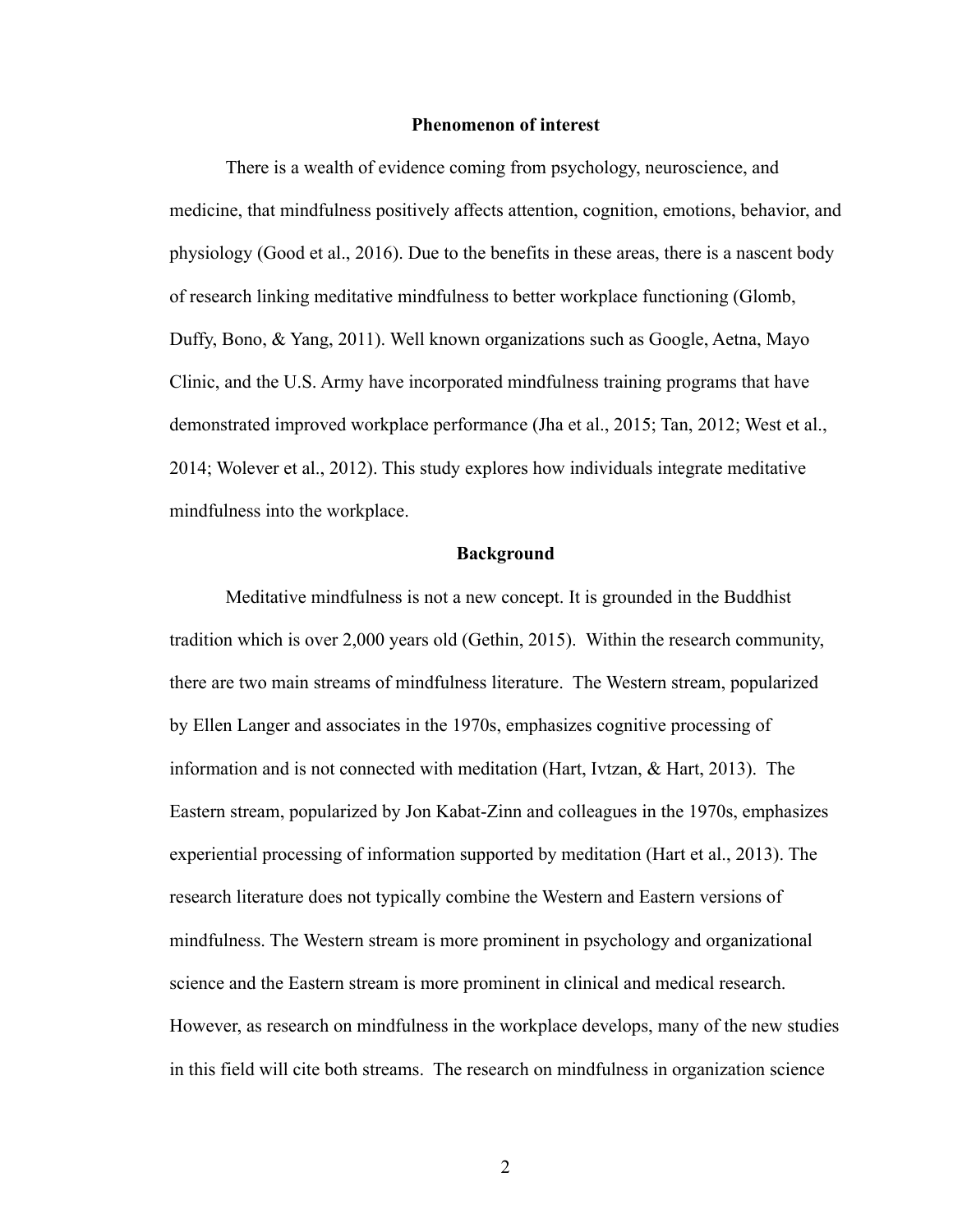## Phenomenon of interest

There is a wealth of evidence coming from psychology, neuroscience, and medicine, that mindfulness positively affects attention, cognition, emotions, behavior, and physiology (Good et al., 2016). Due to the benefits in these areas, there is a nascent body of research linking meditative mindfulness to better workplace functioning (Glomb, Duffy, Bono, & Yang, 2011). Well known organizations such as Google, Aetna, Mayo Clinic, and the U.S. Army have incorporated mindfulness training programs that have demonstrated improved workplace performance (Jha et al., 2015; Tan, 2012; West et al., 2014; Wolever et al., 2012). This study explores how individuals integrate meditative mindfulness into the workplace.

## Background

Meditative mindfulness is not a new concept. It is grounded in the Buddhist tradition which is over 2,000 years old (Gethin, 2015). Within the research community, there are two main streams of mindfulness literature. The Western stream, popularized by Ellen Langer and associates in the 1970s, emphasizes cognitive processing of information and is not connected with meditation (Hart, Ivtzan, & Hart, 2013). The Eastern stream, popularized by Jon Kabat-Zinn and colleagues in the 1970s, emphasizes experiential processing of information supported by meditation (Hart et al., 2013). The research literature does not typically combine the Western and Eastern versions of mindfulness. The Western stream is more prominent in psychology and organizational science and the Eastern stream is more prominent in clinical and medical research. However, as research on mindfulness in the workplace develops, many of the new studies in this field will cite both streams. The research on mindfulness in organization science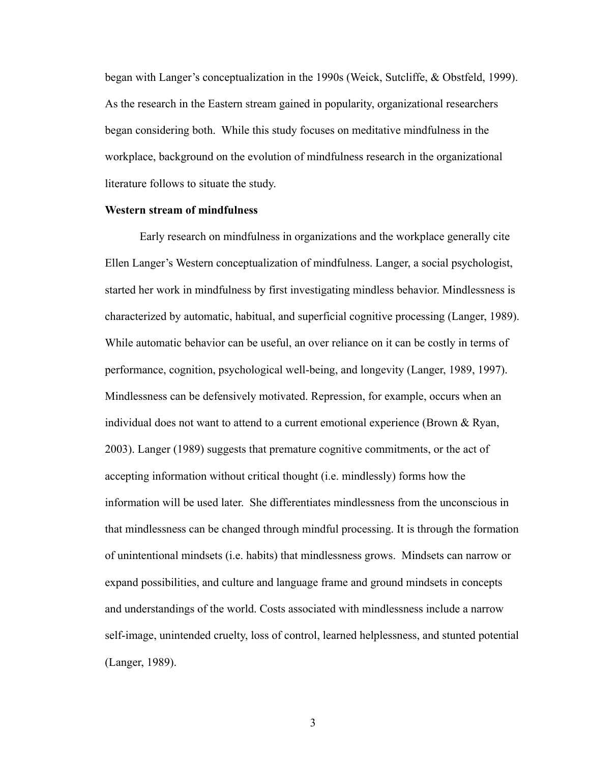began with Langer's conceptualization in the 1990s (Weick, Sutcliffe, & Obstfeld, 1999). As the research in the Eastern stream gained in popularity, organizational researchers began considering both. While this study focuses on meditative mindfulness in the workplace, background on the evolution of mindfulness research in the organizational literature follows to situate the study.

**Western stream of mindfulness**

Early research on mindfulness in organizations and the workplace generally cite Ellen Langer's Western conceptualization of mindfulness. Langer, a social psychologist, started her work in mindfulness by first investigating mindless behavior. Mindlessness is characterized by automatic, habitual, and superficial cognitive processing (Langer, 1989). While automatic behavior can be useful, an over reliance on it can be costly in terms of performance, cognition, psychological well-being, and longevity (Langer, 1989, 1997). Mindlessness can be defensively motivated. Repression, for example, occurs when an individual does not want to attend to a current emotional experience (Brown & Ryan, 2003). Langer (1989) suggests that premature cognitive commitments, or the act of accepting information without critical thought (i.e. mindlessly) forms how the information will be used later. She differentiates mindlessness from the unconscious in that mindlessness can be changed through mindful processing. It is through the formation of unintentional mindsets (i.e. habits) that mindlessness grows. Mindsets can narrow or expand possibilities, and culture and language frame and ground mindsets in concepts and understandings of the world. Costs associated with mindlessness include a narrow self-image, unintended cruelty, loss of control, learned helplessness, and stunted potential (Langer, 1989).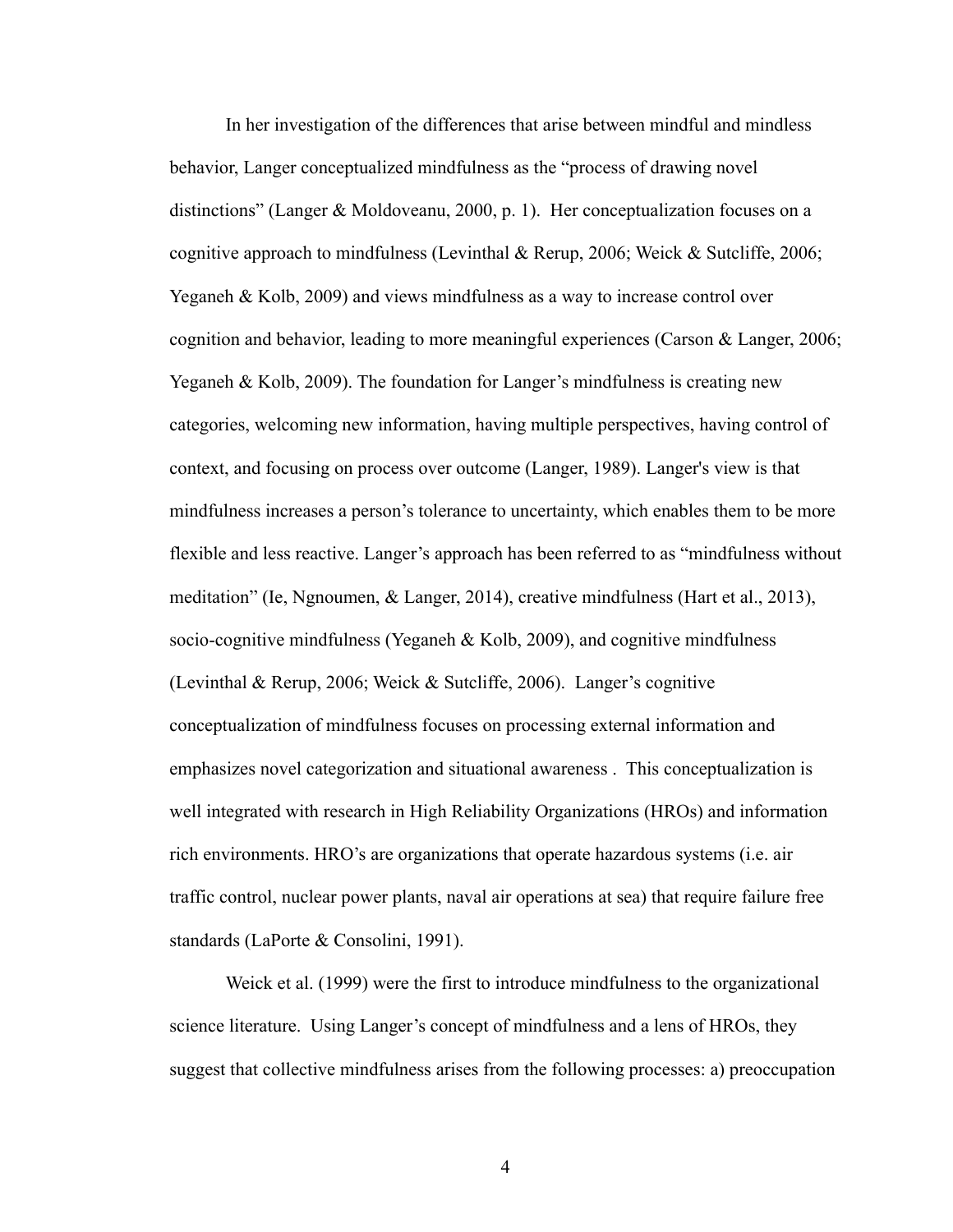In her investigation of the differences that arise between mindful and mindless behavior, Langer conceptualized mindfulness as the "process of drawing novel distinctions" (Langer & Moldoveanu, 2000, p. 1). Her conceptualization focuses on a cognitive approach to mindfulness (Levinthal & Rerup, 2006; Weick & Sutcliffe, 2006; Yeganeh & Kolb, 2009) and views mindfulness as a way to increase control over cognition and behavior, leading to more meaningful experiences (Carson & Langer, 2006; Yeganeh & Kolb, 2009). The foundation for Langer's mindfulness is creating new categories, welcoming new information, having multiple perspectives, having control of context, and focusing on process over outcome (Langer, 1989). Langer's view is that mindfulness increases a person's tolerance to uncertainty, which enables them to be more flexible and less reactive. Langer's approach has been referred to as "mindfulness without meditation" (Ie, Ngnoumen, & Langer, 2014), creative mindfulness (Hart et al., 2013), socio-cognitive mindfulness (Yeganeh & Kolb, 2009), and cognitive mindfulness (Levinthal & Rerup, 2006; Weick & Sutcliffe, 2006). Langer's cognitive conceptualization of mindfulness focuses on processing external information and emphasizes novel categorization and situational awareness . This conceptualization is well integrated with research in High Reliability Organizations (HROs) and information rich environments. HRO's are organizations that operate hazardous systems (i.e. air traffic control, nuclear power plants, naval air operations at sea) that require failure free standards (LaPorte & Consolini, 1991).

Weick et al. (1999) were the first to introduce mindfulness to the organizational science literature. Using Langer's concept of mindfulness and a lens of HROs, they suggest that collective mindfulness arises from the following processes: a) preoccupation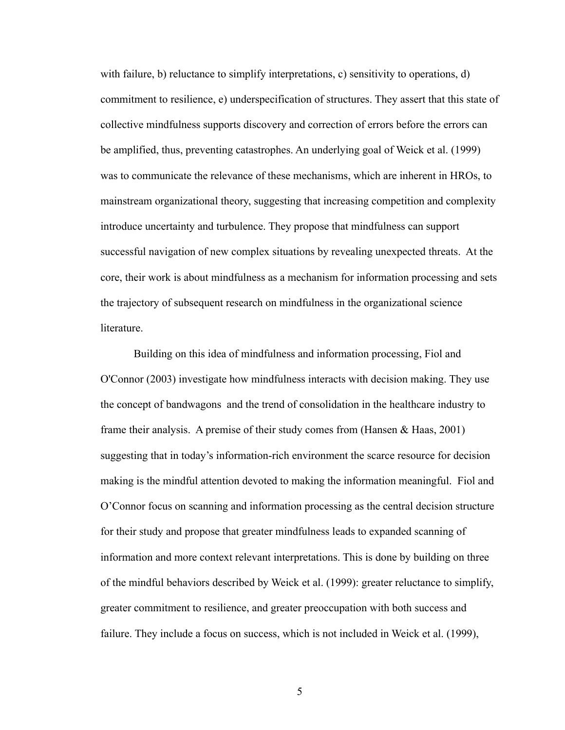with failure, b) reluctance to simplify interpretations, c) sensitivity to operations, d) commitment to resilience, e) underspecification of structures. They assert that this state of collective mindfulness supports discovery and correction of errors before the errors can be amplified, thus, preventing catastrophes. An underlying goal of Weick et al. (1999) was to communicate the relevance of these mechanisms, which are inherent in HROs, to mainstream organizational theory, suggesting that increasing competition and complexity introduce uncertainty and turbulence. They propose that mindfulness can support successful navigation of new complex situations by revealing unexpected threats. At the core, their work is about mindfulness as a mechanism for information processing and sets the trajectory of subsequent research on mindfulness in the organizational science literature.

Building on this idea of mindfulness and information processing, Fiol and O'Connor (2003) investigate how mindfulness interacts with decision making. They use the concept of bandwagons and the trend of consolidation in the healthcare industry to frame their analysis. A premise of their study comes from (Hansen & Haas, 2001) suggesting that in today's information-rich environment the scarce resource for decision making is the mindful attention devoted to making the information meaningful. Fiol and O'Connor focus on scanning and information processing as the central decision structure for their study and propose that greater mindfulness leads to expanded scanning of information and more context relevant interpretations. This is done by building on three of the mindful behaviors described by Weick et al. (1999): greater reluctance to simplify, greater commitment to resilience, and greater preoccupation with both success and failure. They include a focus on success, which is not included in Weick et al. (1999),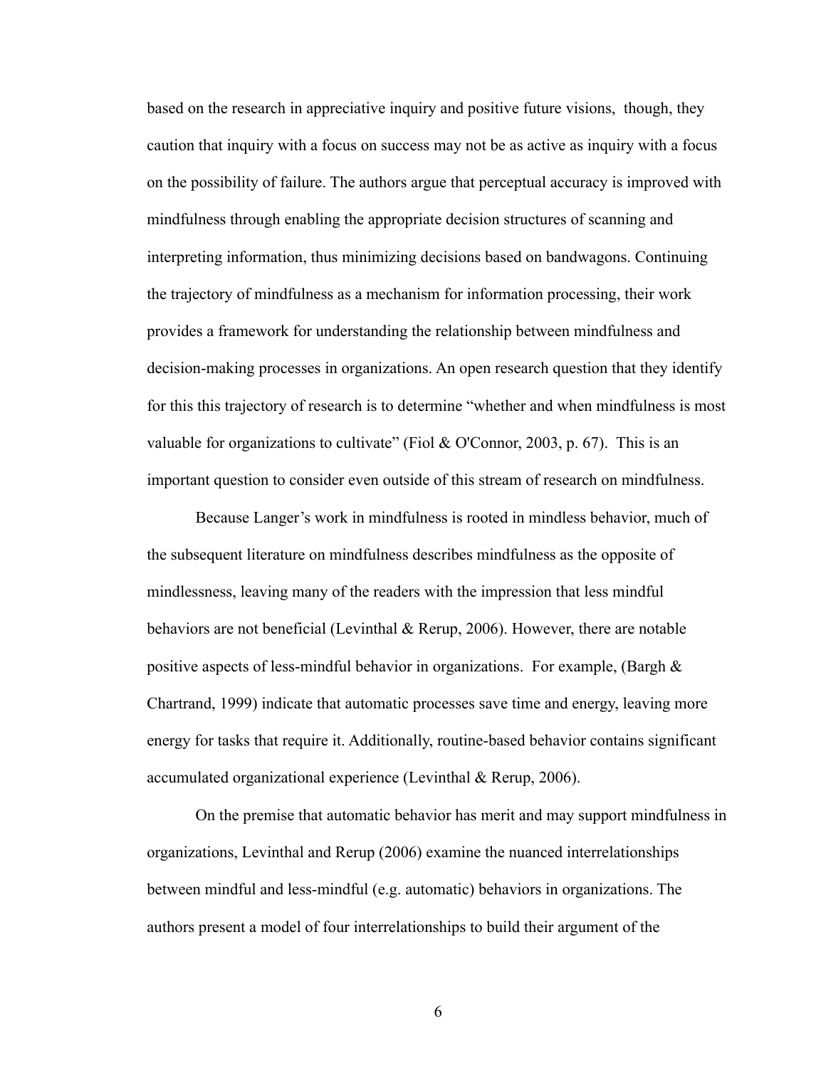based on the research in appreciative inquiry and positive future visions,  though, they caution that inquiry with a focus on success may not be as active as inquiry with a focus on the possibility of failure. The authors argue that perceptual accuracy is improved with mindfulness through enabling the appropriate decision structures of scanning and interpreting information, thus minimizing decisions based on bandwagons. Continuing the trajectory of mindfulness as a mechanism for information processing, their work provides a framework for understanding the relationship between mindfulness and decision-making processes in organizations. An open research question that they identify for this this trajectory of research is to determine "whether and when mindfulness is most valuable for organizations to cultivate" (Fiol & O'Connor, 2003, p. 67).  This is an important question to consider even outside of this stream of research on mindfulness.

Because Langer's work in mindfulness is rooted in mindless behavior, much of the subsequent literature on mindfulness describes mindfulness as the opposite of mindlessness, leaving many of the readers with the impression that less mindful behaviors are not beneficial (Levinthal & Rerup, 2006). However, there are notable positive aspects of less-mindful behavior in organizations.  For example, (Bargh & Chartrand, 1999) indicate that automatic processes save time and energy, leaving more energy for tasks that require it. Additionally, routine-based behavior contains significant accumulated organizational experience (Levinthal & Rerup, 2006).

On the premise that automatic behavior has merit and may support mindfulness in organizations, Levinthal and Rerup (2006) examine the nuanced interrelationships between mindful and less-mindful (e.g. automatic) behaviors in organizations. The authors present a model of four interrelationships to build their argument of the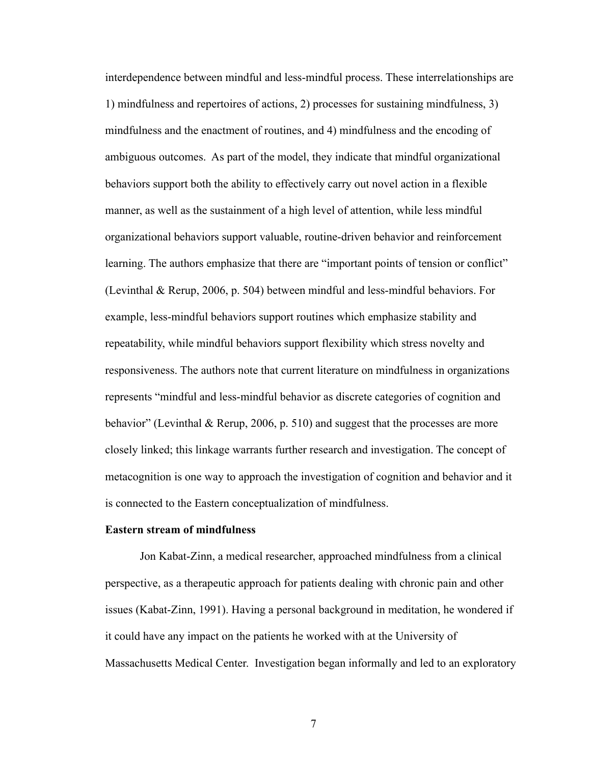interdependence between mindful and less-mindful process. These interrelationships are 1) mindfulness and repertoires of actions, 2) processes for sustaining mindfulness, 3) mindfulness and the enactment of routines, and 4) mindfulness and the encoding of ambiguous outcomes. As part of the model, they indicate that mindful organizational behaviors support both the ability to effectively carry out novel action in a flexible manner, as well as the sustainment of a high level of attention, while less mindful organizational behaviors support valuable, routine-driven behavior and reinforcement learning. The authors emphasize that there are "important points of tension or conflict" (Levinthal & Rerup, 2006, p. 504) between mindful and less-mindful behaviors. For example, less-mindful behaviors support routines which emphasize stability and repeatability, while mindful behaviors support flexibility which stress novelty and responsiveness. The authors note that current literature on mindfulness in organizations represents "mindful and less-mindful behavior as discrete categories of cognition and behavior" (Levinthal & Rerup, 2006, p. 510) and suggest that the processes are more closely linked; this linkage warrants further research and investigation. The concept of metacognition is one way to approach the investigation of cognition and behavior and it is connected to the Eastern conceptualization of mindfulness.

**Eastern stream of mindfulness**

Jon Kabat-Zinn, a medical researcher, approached mindfulness from a clinical perspective, as a therapeutic approach for patients dealing with chronic pain and other issues (Kabat-Zinn, 1991). Having a personal background in meditation, he wondered if it could have any impact on the patients he worked with at the University of Massachusetts Medical Center. Investigation began informally and led to an exploratory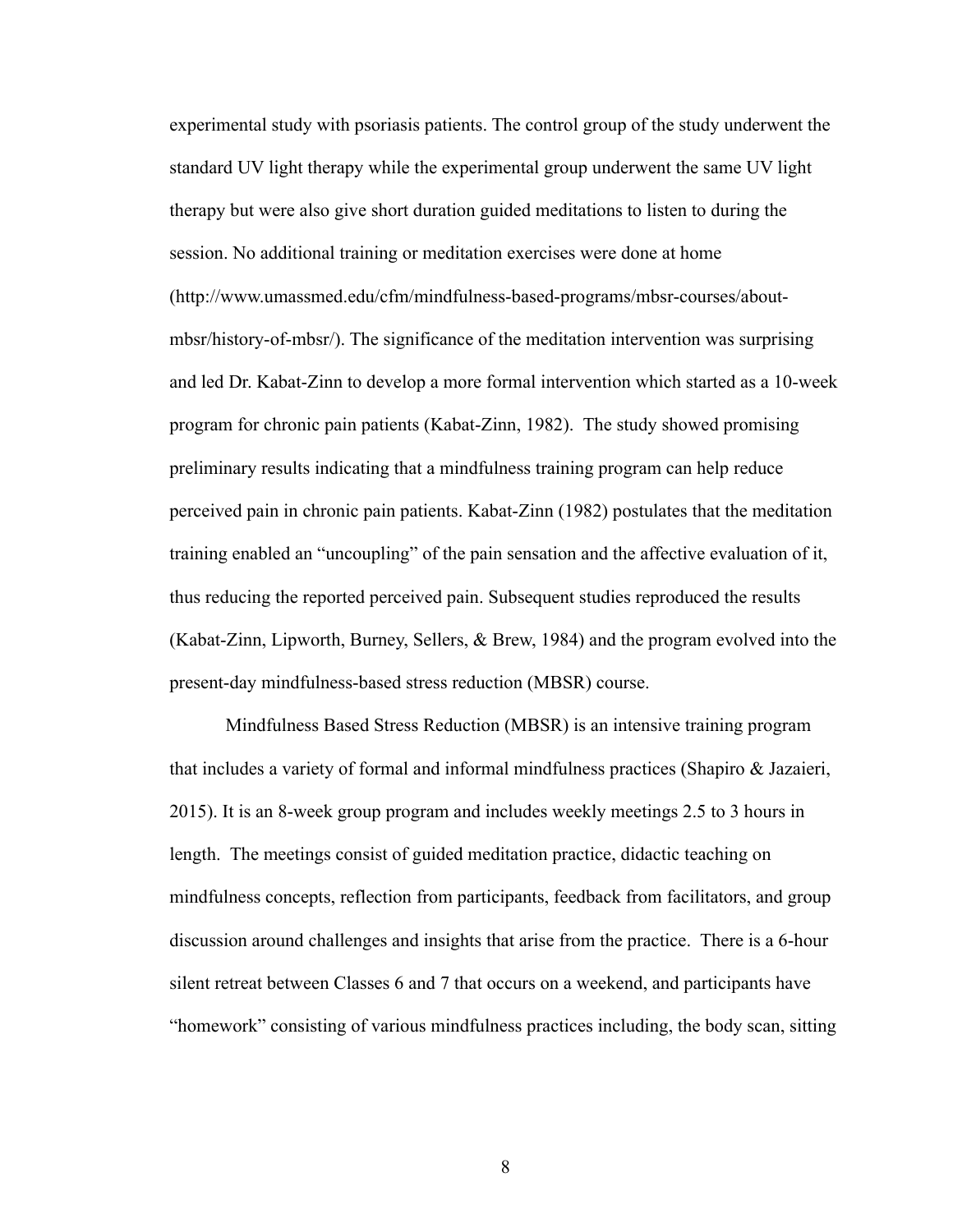experimental study with psoriasis patients. The control group of the study underwent the standard UV light therapy while the experimental group underwent the same UV light therapy but were also give short duration guided meditations to listen to during the session. No additional training or meditation exercises were done at home (http://www.umassmed.edu/cfm/mindfulness-based-programs/mbsr-courses/about-mbsr/history-of-mbsr/). The significance of the meditation intervention was surprising and led Dr. Kabat-Zinn to develop a more formal intervention which started as a 10-week program for chronic pain patients (Kabat-Zinn, 1982). The study showed promising preliminary results indicating that a mindfulness training program can help reduce perceived pain in chronic pain patients. Kabat-Zinn (1982) postulates that the meditation training enabled an "uncoupling" of the pain sensation and the affective evaluation of it, thus reducing the reported perceived pain. Subsequent studies reproduced the results (Kabat-Zinn, Lipworth, Burney, Sellers, & Brew, 1984) and the program evolved into the present-day mindfulness-based stress reduction (MBSR) course.

Mindfulness Based Stress Reduction (MBSR) is an intensive training program that includes a variety of formal and informal mindfulness practices (Shapiro & Jazaieri, 2015). It is an 8-week group program and includes weekly meetings 2.5 to 3 hours in length. The meetings consist of guided meditation practice, didactic teaching on mindfulness concepts, reflection from participants, feedback from facilitators, and group discussion around challenges and insights that arise from the practice. There is a 6-hour silent retreat between Classes 6 and 7 that occurs on a weekend, and participants have "homework" consisting of various mindfulness practices including, the body scan, sitting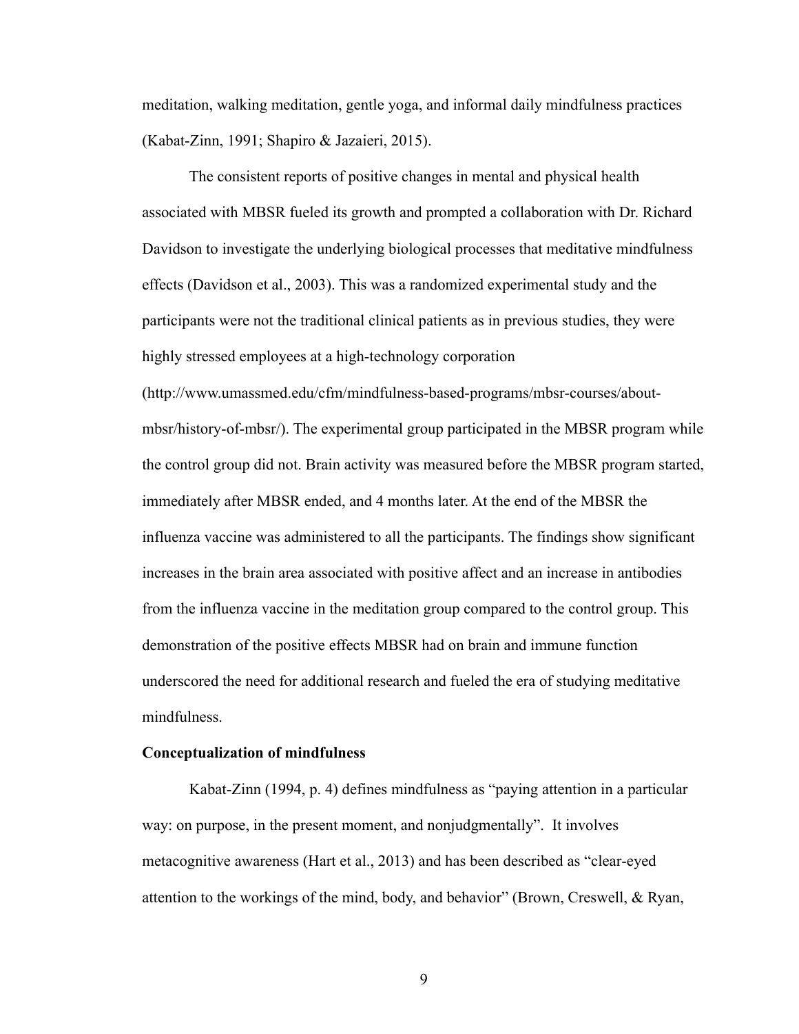meditation, walking meditation, gentle yoga, and informal daily mindfulness practices (Kabat-Zinn, 1991; Shapiro & Jazaieri, 2015).

The consistent reports of positive changes in mental and physical health associated with MBSR fueled its growth and prompted a collaboration with Dr. Richard Davidson to investigate the underlying biological processes that meditative mindfulness effects (Davidson et al., 2003). This was a randomized experimental study and the participants were not the traditional clinical patients as in previous studies, they were highly stressed employees at a high-technology corporation (http://www.umassmed.edu/cfm/mindfulness-based-programs/mbsr-courses/about-mbsr/history-of-mbsr/). The experimental group participated in the MBSR program while the control group did not. Brain activity was measured before the MBSR program started, immediately after MBSR ended, and 4 months later. At the end of the MBSR the influenza vaccine was administered to all the participants. The findings show significant increases in the brain area associated with positive affect and an increase in antibodies from the influenza vaccine in the meditation group compared to the control group. This demonstration of the positive effects MBSR had on brain and immune function underscored the need for additional research and fueled the era of studying meditative mindfulness.

**Conceptualization of mindfulness**

Kabat-Zinn (1994, p. 4) defines mindfulness as "paying attention in a particular way: on purpose, in the present moment, and nonjudgmentally". It involves metacognitive awareness (Hart et al., 2013) and has been described as "clear-eyed attention to the workings of the mind, body, and behavior" (Brown, Creswell, & Ryan,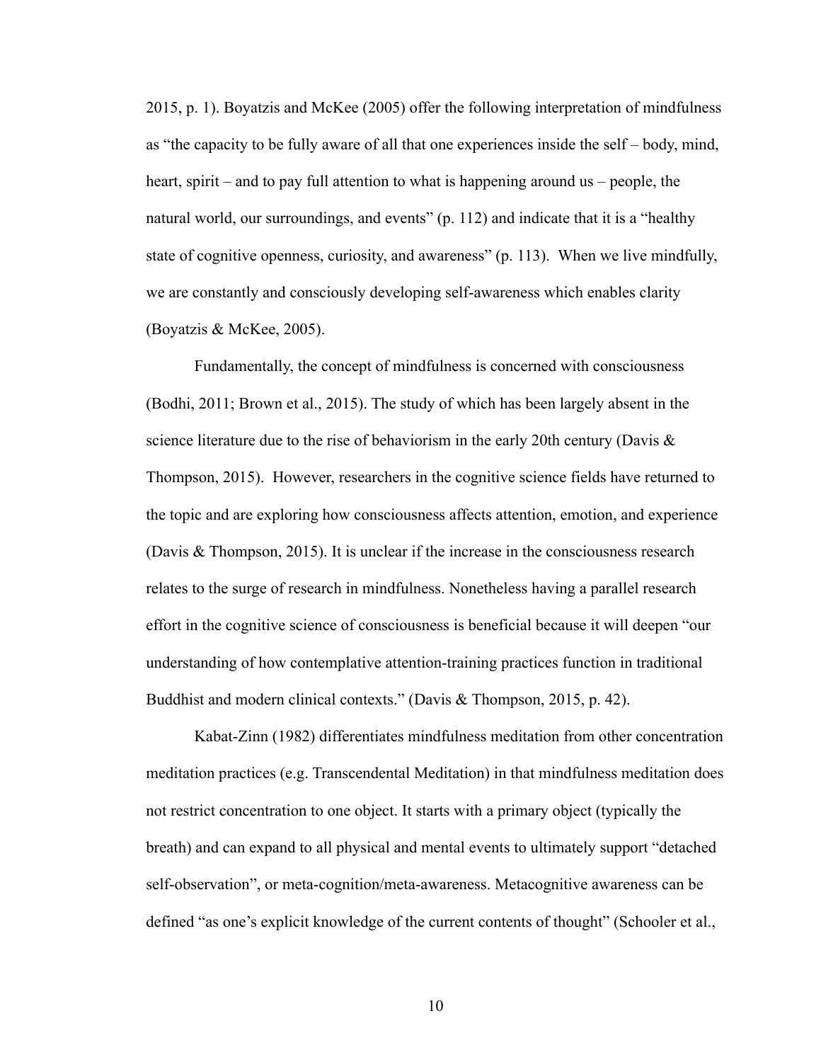2015, p. 1). Boyatzis and McKee (2005) offer the following interpretation of mindfulness as "the capacity to be fully aware of all that one experiences inside the self – body, mind, heart, spirit – and to pay full attention to what is happening around us – people, the natural world, our surroundings, and events" (p. 112) and indicate that it is a "healthy state of cognitive openness, curiosity, and awareness" (p. 113). When we live mindfully, we are constantly and consciously developing self-awareness which enables clarity (Boyatzis & McKee, 2005).

Fundamentally, the concept of mindfulness is concerned with consciousness (Bodhi, 2011; Brown et al., 2015). The study of which has been largely absent in the science literature due to the rise of behaviorism in the early 20th century (Davis & Thompson, 2015). However, researchers in the cognitive science fields have returned to the topic and are exploring how consciousness affects attention, emotion, and experience (Davis & Thompson, 2015). It is unclear if the increase in the consciousness research relates to the surge of research in mindfulness. Nonetheless having a parallel research effort in the cognitive science of consciousness is beneficial because it will deepen "our understanding of how contemplative attention-training practices function in traditional Buddhist and modern clinical contexts." (Davis & Thompson, 2015, p. 42).

Kabat-Zinn (1982) differentiates mindfulness meditation from other concentration meditation practices (e.g. Transcendental Meditation) in that mindfulness meditation does not restrict concentration to one object. It starts with a primary object (typically the breath) and can expand to all physical and mental events to ultimately support "detached self-observation", or meta-cognition/meta-awareness. Metacognitive awareness can be defined "as one's explicit knowledge of the current contents of thought" (Schooler et al.,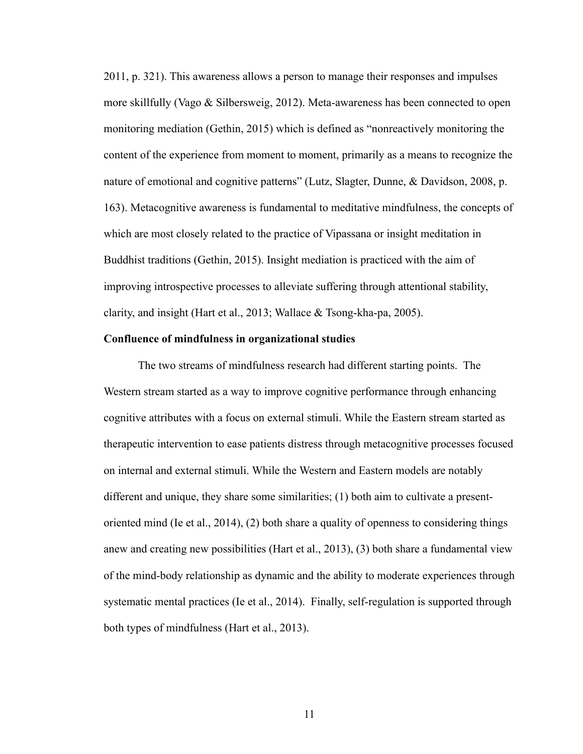2011, p. 321). This awareness allows a person to manage their responses and impulses more skillfully (Vago & Silbersweig, 2012). Meta-awareness has been connected to open monitoring mediation (Gethin, 2015) which is defined as "nonreactively monitoring the content of the experience from moment to moment, primarily as a means to recognize the nature of emotional and cognitive patterns" (Lutz, Slagter, Dunne, & Davidson, 2008, p. 163). Metacognitive awareness is fundamental to meditative mindfulness, the concepts of which are most closely related to the practice of Vipassana or insight meditation in Buddhist traditions (Gethin, 2015). Insight mediation is practiced with the aim of improving introspective processes to alleviate suffering through attentional stability, clarity, and insight (Hart et al., 2013; Wallace & Tsong-kha-pa, 2005).

**Confluence of mindfulness in organizational studies**

The two streams of mindfulness research had different starting points. The Western stream started as a way to improve cognitive performance through enhancing cognitive attributes with a focus on external stimuli. While the Eastern stream started as therapeutic intervention to ease patients distress through metacognitive processes focused on internal and external stimuli. While the Western and Eastern models are notably different and unique, they share some similarities; (1) both aim to cultivate a present-oriented mind (Ie et al., 2014), (2) both share a quality of openness to considering things anew and creating new possibilities (Hart et al., 2013), (3) both share a fundamental view of the mind-body relationship as dynamic and the ability to moderate experiences through systematic mental practices (Ie et al., 2014). Finally, self-regulation is supported through both types of mindfulness (Hart et al., 2013).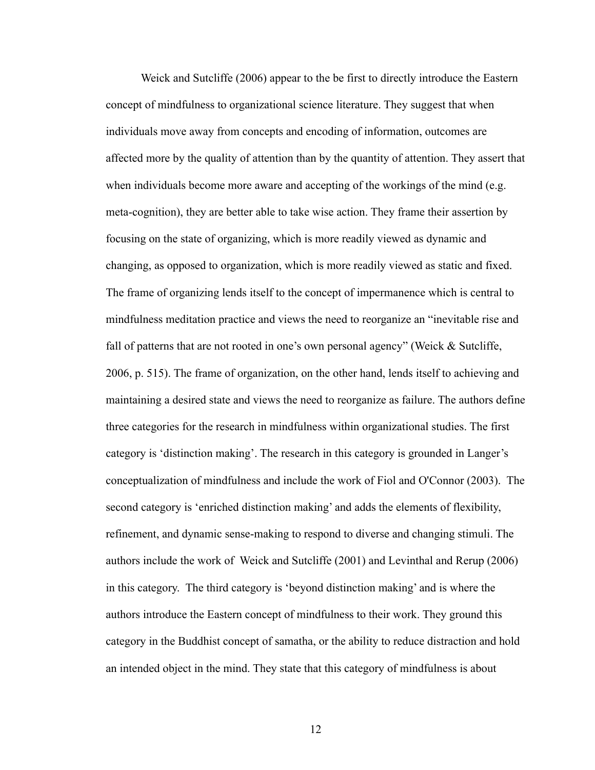Weick and Sutcliffe (2006) appear to the be first to directly introduce the Eastern concept of mindfulness to organizational science literature. They suggest that when individuals move away from concepts and encoding of information, outcomes are affected more by the quality of attention than by the quantity of attention. They assert that when individuals become more aware and accepting of the workings of the mind (e.g. meta-cognition), they are better able to take wise action. They frame their assertion by focusing on the state of organizing, which is more readily viewed as dynamic and changing, as opposed to organization, which is more readily viewed as static and fixed. The frame of organizing lends itself to the concept of impermanence which is central to mindfulness meditation practice and views the need to reorganize an "inevitable rise and fall of patterns that are not rooted in one's own personal agency" (Weick & Sutcliffe, 2006, p. 515). The frame of organization, on the other hand, lends itself to achieving and maintaining a desired state and views the need to reorganize as failure. The authors define three categories for the research in mindfulness within organizational studies. The first category is 'distinction making'. The research in this category is grounded in Langer's conceptualization of mindfulness and include the work of Fiol and O'Connor (2003). The second category is 'enriched distinction making' and adds the elements of flexibility, refinement, and dynamic sense-making to respond to diverse and changing stimuli. The authors include the work of Weick and Sutcliffe (2001) and Levinthal and Rerup (2006) in this category. The third category is 'beyond distinction making' and is where the authors introduce the Eastern concept of mindfulness to their work. They ground this category in the Buddhist concept of samatha, or the ability to reduce distraction and hold an intended object in the mind. They state that this category of mindfulness is about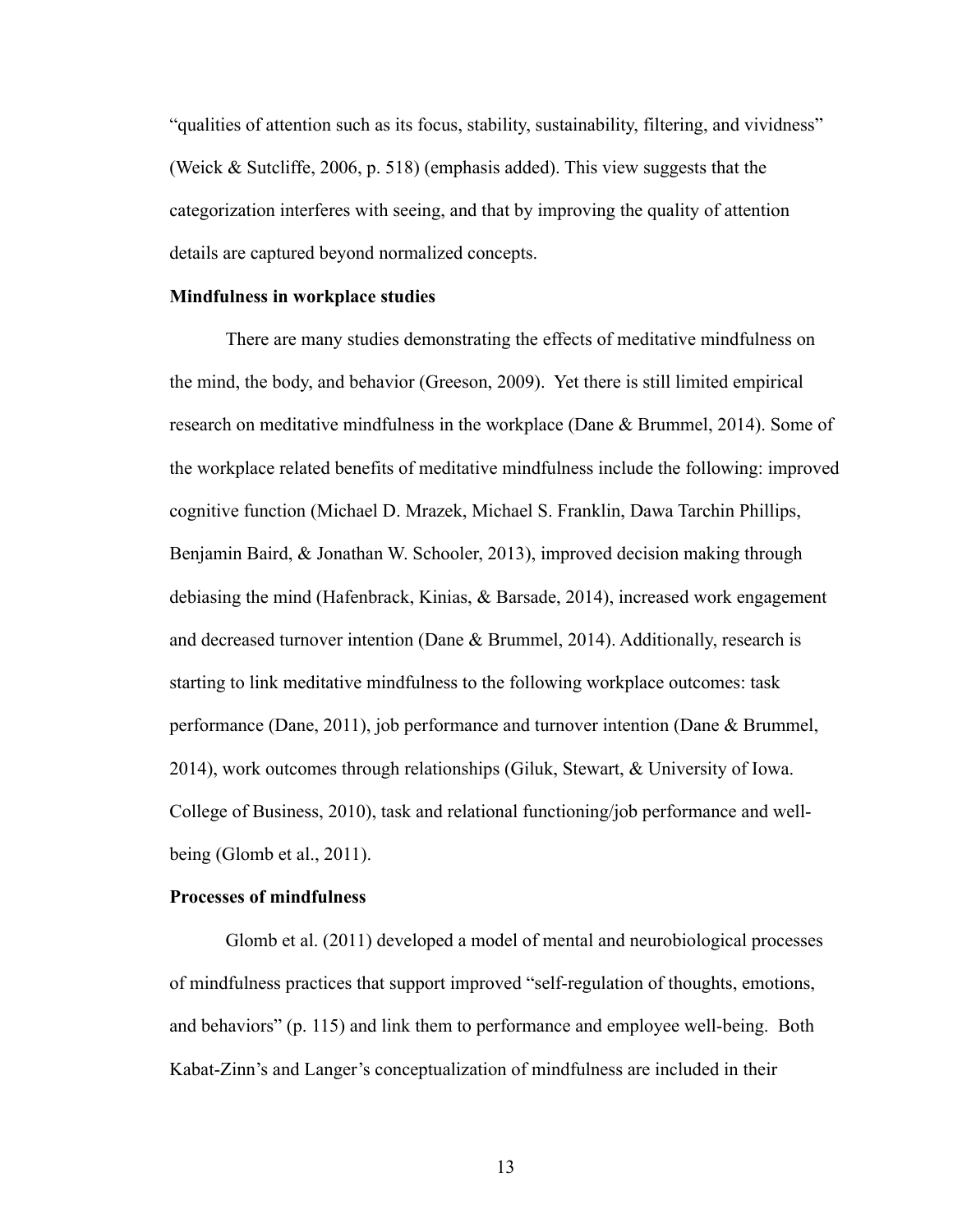"qualities of attention such as its focus, stability, sustainability, filtering, and vividness" (Weick & Sutcliffe, 2006, p. 518) (emphasis added). This view suggests that the categorization interferes with seeing, and that by improving the quality of attention details are captured beyond normalized concepts.

**Mindfulness in workplace studies**

There are many studies demonstrating the effects of meditative mindfulness on the mind, the body, and behavior (Greeson, 2009). Yet there is still limited empirical research on meditative mindfulness in the workplace (Dane & Brummel, 2014). Some of the workplace related benefits of meditative mindfulness include the following: improved cognitive function (Michael D. Mrazek, Michael S. Franklin, Dawa Tarchin Phillips, Benjamin Baird, & Jonathan W. Schooler, 2013), improved decision making through debiasing the mind (Hafenbrack, Kinias, & Barsade, 2014), increased work engagement and decreased turnover intention (Dane & Brummel, 2014). Additionally, research is starting to link meditative mindfulness to the following workplace outcomes: task performance (Dane, 2011), job performance and turnover intention (Dane & Brummel, 2014), work outcomes through relationships (Giluk, Stewart, & University of Iowa. College of Business, 2010), task and relational functioning/job performance and well-being (Glomb et al., 2011).

**Processes of mindfulness**

Glomb et al. (2011) developed a model of mental and neurobiological processes of mindfulness practices that support improved "self-regulation of thoughts, emotions, and behaviors" (p. 115) and link them to performance and employee well-being. Both Kabat-Zinn's and Langer's conceptualization of mindfulness are included in their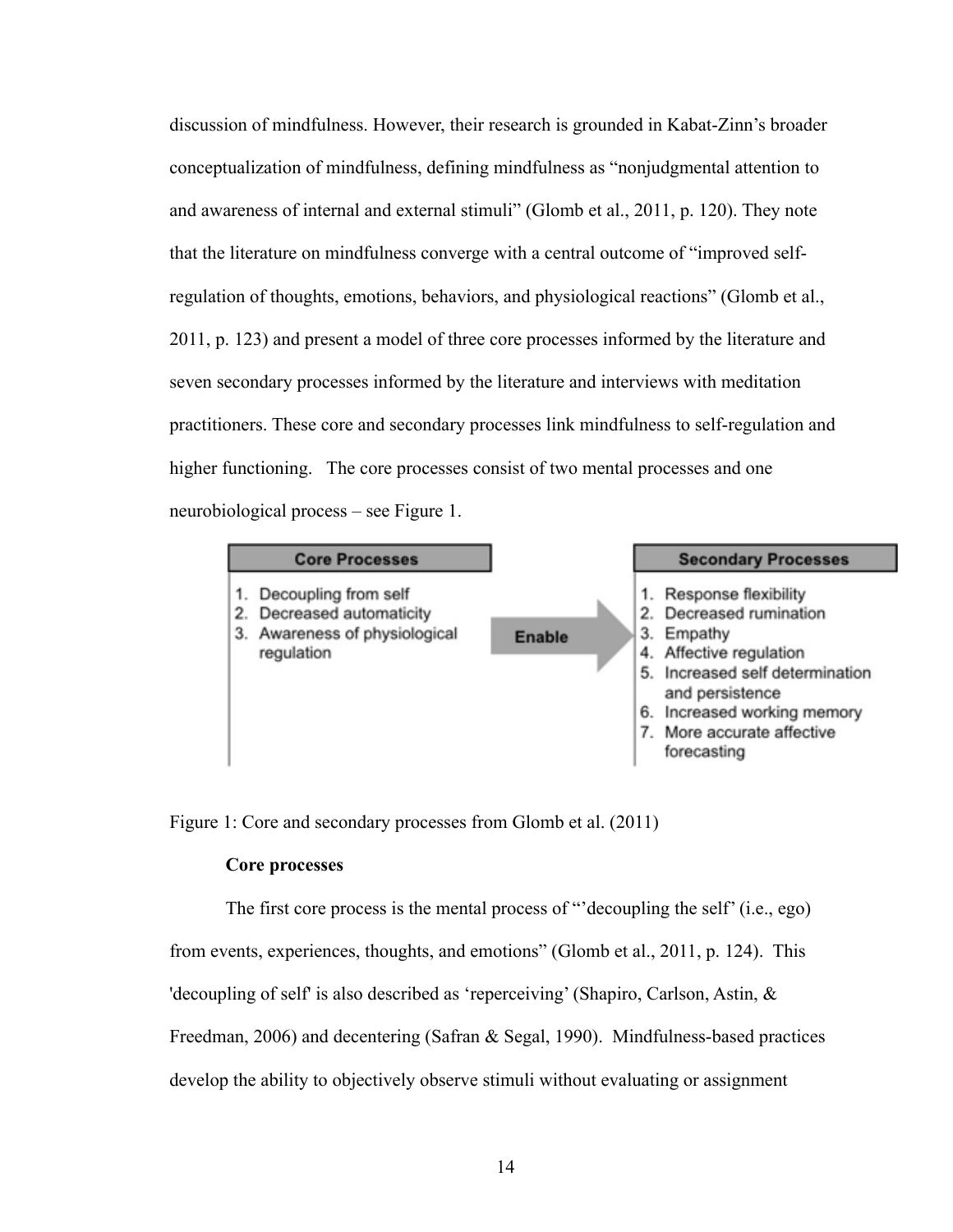discussion of mindfulness. However, their research is grounded in Kabat-Zinn's broader conceptualization of mindfulness, defining mindfulness as "nonjudgmental attention to and awareness of internal and external stimuli" (Glomb et al., 2011, p. 120). They note that the literature on mindfulness converge with a central outcome of "improved self-regulation of thoughts, emotions, behaviors, and physiological reactions" (Glomb et al., 2011, p. 123) and present a model of three core processes informed by the literature and seven secondary processes informed by the literature and interviews with meditation practitioners. These core and secondary processes link mindfulness to self-regulation and higher functioning. The core processes consist of two mental processes and one neurobiological process – see Figure 1.

| Core Processes | | Secondary Processes |
|---|---|---|
| 1. Decoupling from self | Enable → | 1. Response flexibility |
| 2. Decreased automaticity | | 2. Decreased rumination |
| 3. Awareness of physiological regulation | | 3. Empathy |
| | | 4. Affective regulation |
| | | 5. Increased self determination and persistence |
| | | 6. Increased working memory |
| | | 7. More accurate affective forecasting |

Figure 1: Core and secondary processes from Glomb et al. (2011)

**Core processes**

The first core process is the mental process of "'decoupling the self' (i.e., ego) from events, experiences, thoughts, and emotions" (Glomb et al., 2011, p. 124). This 'decoupling of self' is also described as 'reperceiving' (Shapiro, Carlson, Astin, & Freedman, 2006) and decentering (Safran & Segal, 1990). Mindfulness-based practices develop the ability to objectively observe stimuli without evaluating or assignment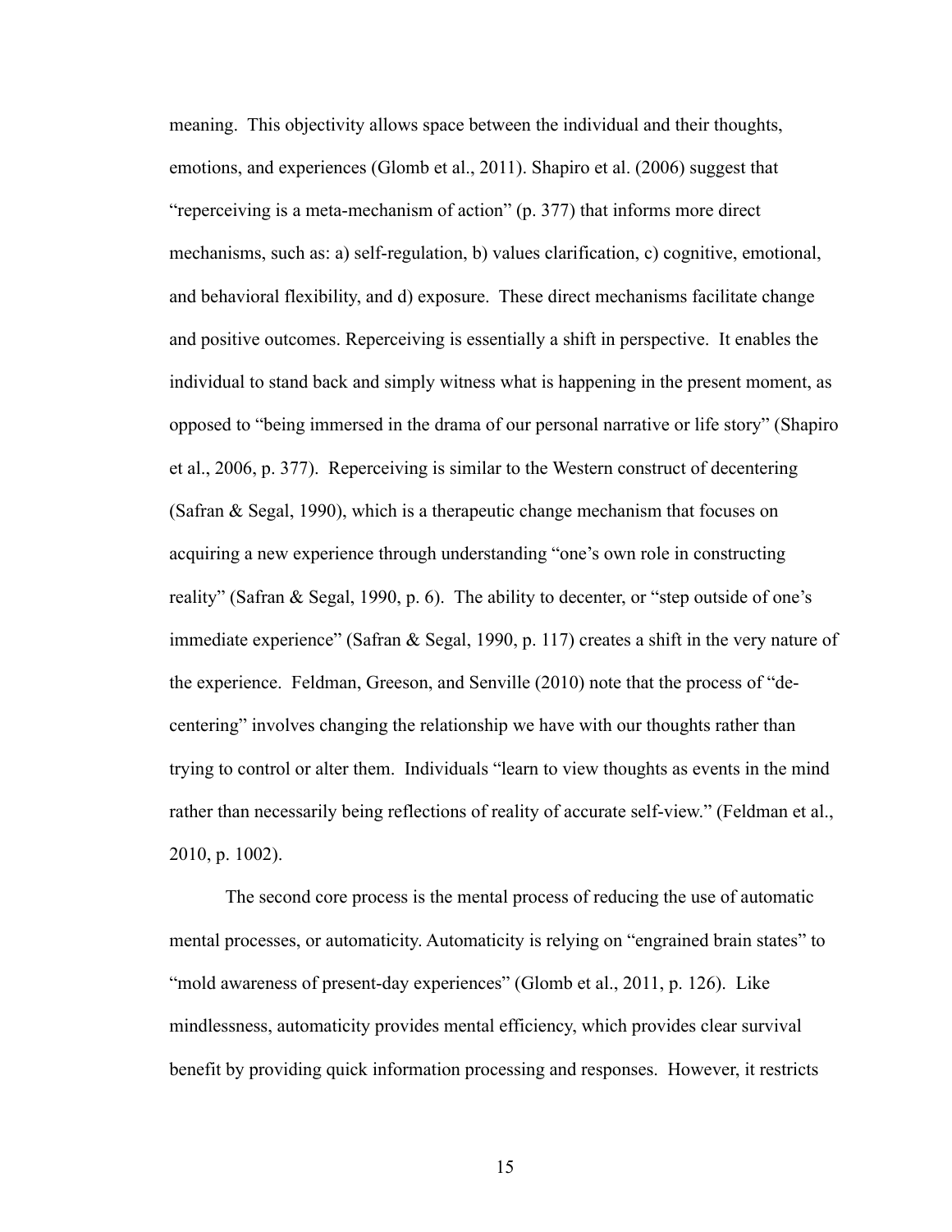meaning. This objectivity allows space between the individual and their thoughts, emotions, and experiences (Glomb et al., 2011). Shapiro et al. (2006) suggest that "reperceiving is a meta-mechanism of action" (p. 377) that informs more direct mechanisms, such as: a) self-regulation, b) values clarification, c) cognitive, emotional, and behavioral flexibility, and d) exposure. These direct mechanisms facilitate change and positive outcomes. Reperceiving is essentially a shift in perspective. It enables the individual to stand back and simply witness what is happening in the present moment, as opposed to "being immersed in the drama of our personal narrative or life story" (Shapiro et al., 2006, p. 377). Reperceiving is similar to the Western construct of decentering (Safran & Segal, 1990), which is a therapeutic change mechanism that focuses on acquiring a new experience through understanding "one's own role in constructing reality" (Safran & Segal, 1990, p. 6). The ability to decenter, or "step outside of one's immediate experience" (Safran & Segal, 1990, p. 117) creates a shift in the very nature of the experience. Feldman, Greeson, and Senville (2010) note that the process of "de-centering" involves changing the relationship we have with our thoughts rather than trying to control or alter them. Individuals "learn to view thoughts as events in the mind rather than necessarily being reflections of reality of accurate self-view." (Feldman et al., 2010, p. 1002).

The second core process is the mental process of reducing the use of automatic mental processes, or automaticity. Automaticity is relying on "engrained brain states" to "mold awareness of present-day experiences" (Glomb et al., 2011, p. 126). Like mindlessness, automaticity provides mental efficiency, which provides clear survival benefit by providing quick information processing and responses. However, it restricts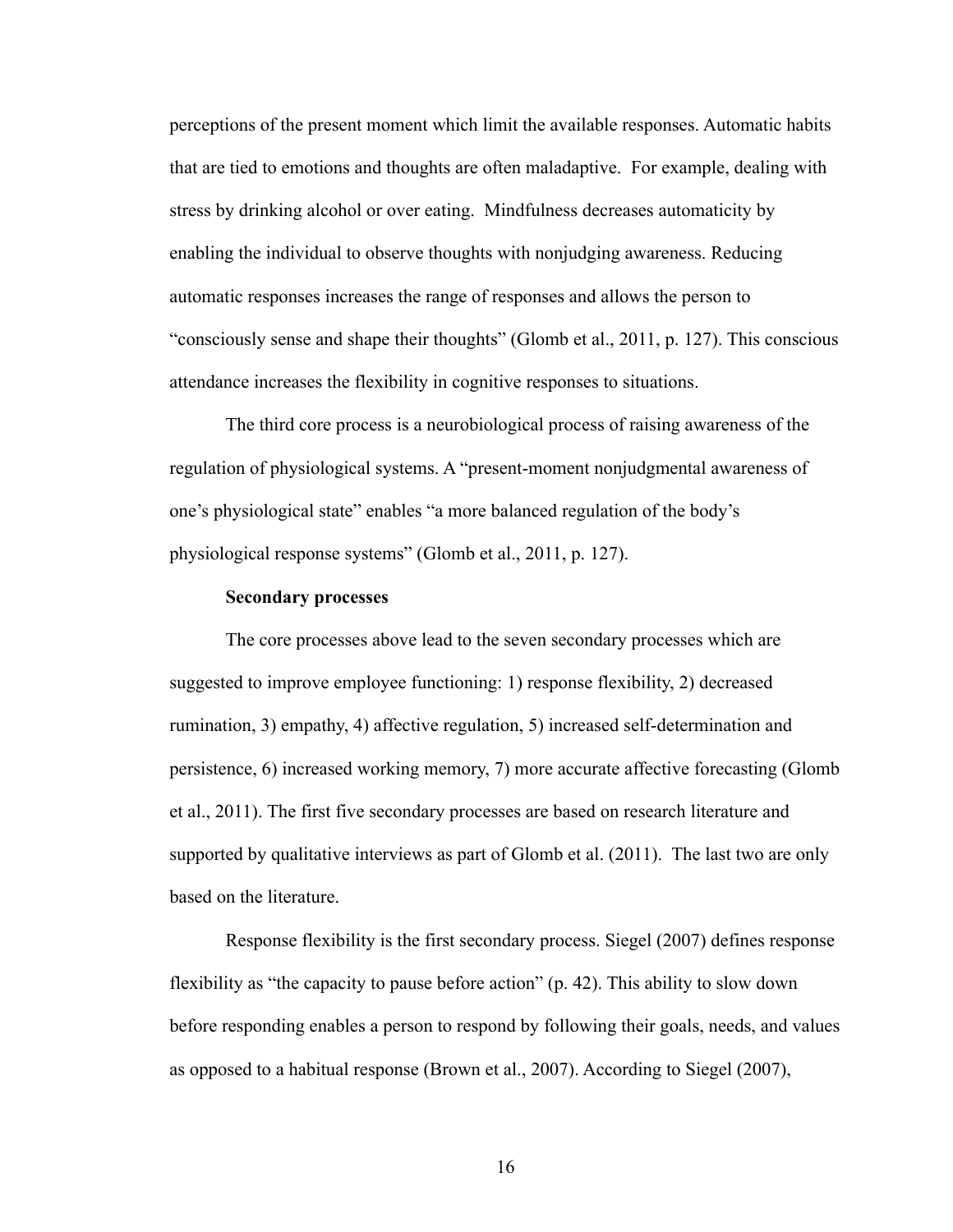perceptions of the present moment which limit the available responses. Automatic habits that are tied to emotions and thoughts are often maladaptive. For example, dealing with stress by drinking alcohol or over eating. Mindfulness decreases automaticity by enabling the individual to observe thoughts with nonjudging awareness. Reducing automatic responses increases the range of responses and allows the person to "consciously sense and shape their thoughts" (Glomb et al., 2011, p. 127). This conscious attendance increases the flexibility in cognitive responses to situations.

The third core process is a neurobiological process of raising awareness of the regulation of physiological systems. A "present-moment nonjudgmental awareness of one's physiological state" enables "a more balanced regulation of the body's physiological response systems" (Glomb et al., 2011, p. 127).

**Secondary processes**

The core processes above lead to the seven secondary processes which are suggested to improve employee functioning: 1) response flexibility, 2) decreased rumination, 3) empathy, 4) affective regulation, 5) increased self-determination and persistence, 6) increased working memory, 7) more accurate affective forecasting (Glomb et al., 2011). The first five secondary processes are based on research literature and supported by qualitative interviews as part of Glomb et al. (2011). The last two are only based on the literature.

Response flexibility is the first secondary process. Siegel (2007) defines response flexibility as "the capacity to pause before action" (p. 42). This ability to slow down before responding enables a person to respond by following their goals, needs, and values as opposed to a habitual response (Brown et al., 2007). According to Siegel (2007),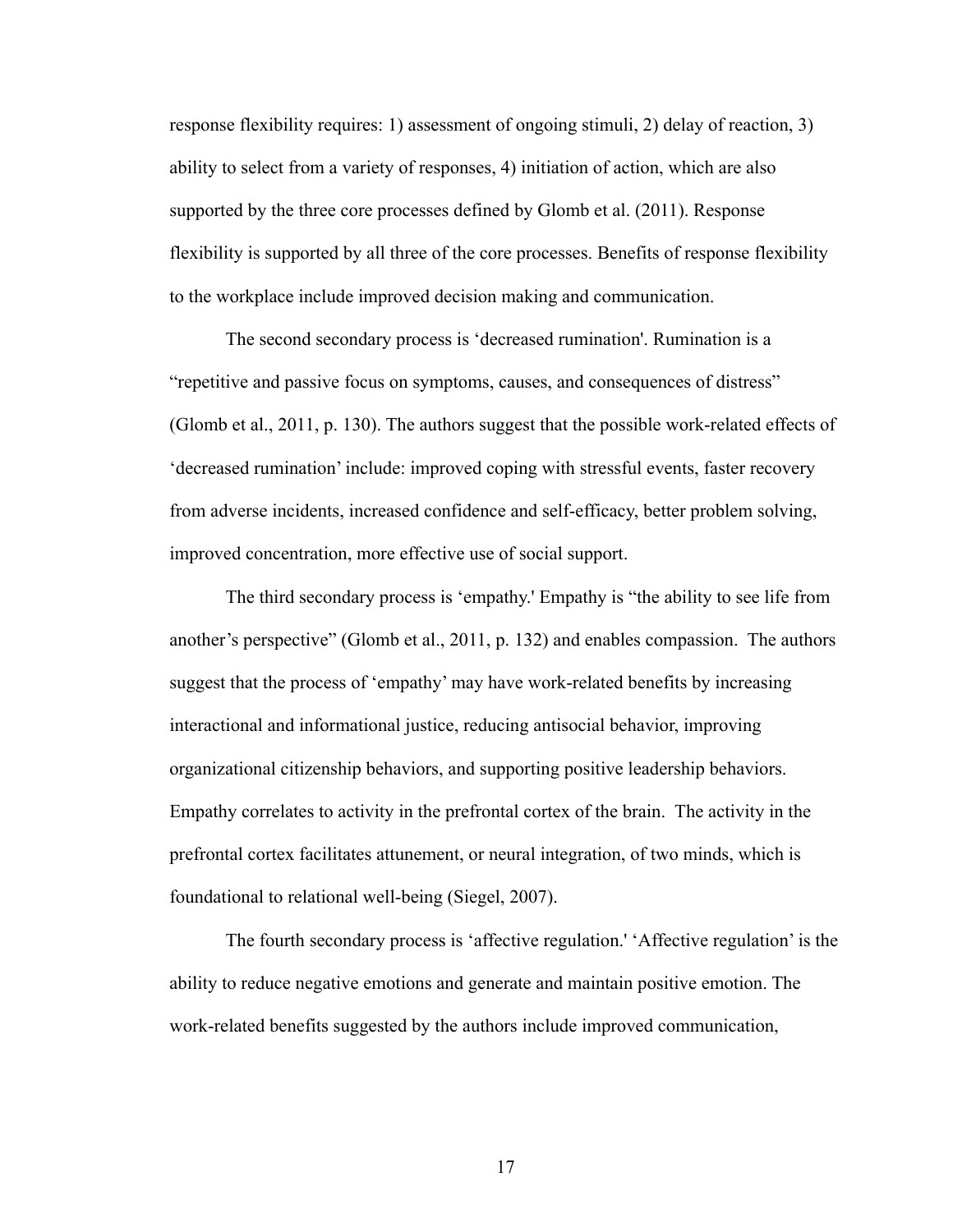response flexibility requires: 1) assessment of ongoing stimuli, 2) delay of reaction, 3) ability to select from a variety of responses, 4) initiation of action, which are also supported by the three core processes defined by Glomb et al. (2011). Response flexibility is supported by all three of the core processes. Benefits of response flexibility to the workplace include improved decision making and communication.

The second secondary process is 'decreased rumination'. Rumination is a "repetitive and passive focus on symptoms, causes, and consequences of distress" (Glomb et al., 2011, p. 130). The authors suggest that the possible work-related effects of 'decreased rumination' include: improved coping with stressful events, faster recovery from adverse incidents, increased confidence and self-efficacy, better problem solving, improved concentration, more effective use of social support.

The third secondary process is 'empathy.' Empathy is "the ability to see life from another's perspective" (Glomb et al., 2011, p. 132) and enables compassion. The authors suggest that the process of 'empathy' may have work-related benefits by increasing interactional and informational justice, reducing antisocial behavior, improving organizational citizenship behaviors, and supporting positive leadership behaviors. Empathy correlates to activity in the prefrontal cortex of the brain. The activity in the prefrontal cortex facilitates attunement, or neural integration, of two minds, which is foundational to relational well-being (Siegel, 2007).

The fourth secondary process is 'affective regulation.' 'Affective regulation' is the ability to reduce negative emotions and generate and maintain positive emotion. The work-related benefits suggested by the authors include improved communication,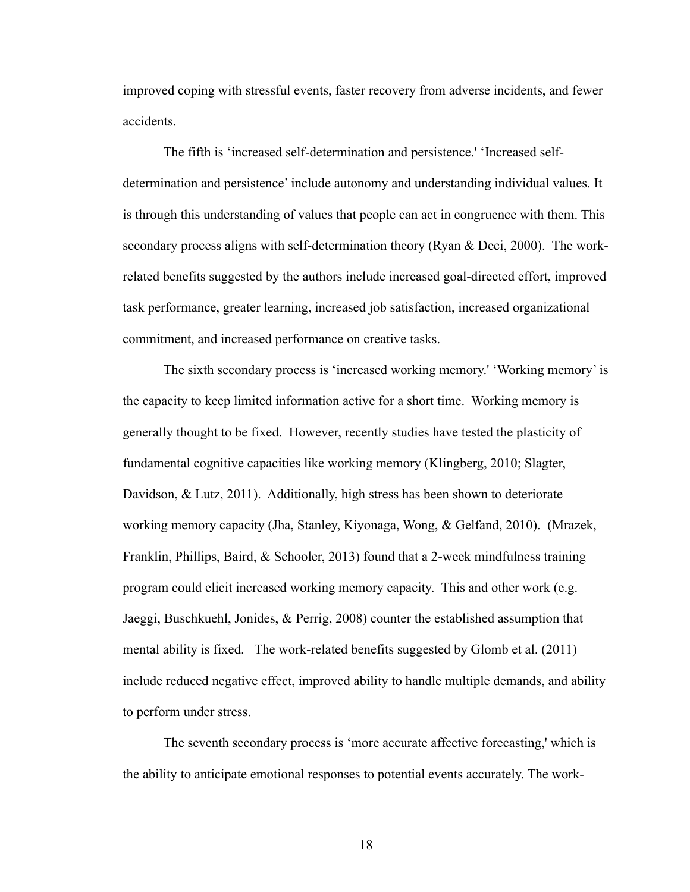improved coping with stressful events, faster recovery from adverse incidents, and fewer accidents.

The fifth is 'increased self-determination and persistence.' 'Increased self-determination and persistence' include autonomy and understanding individual values. It is through this understanding of values that people can act in congruence with them. This secondary process aligns with self-determination theory (Ryan & Deci, 2000). The work-related benefits suggested by the authors include increased goal-directed effort, improved task performance, greater learning, increased job satisfaction, increased organizational commitment, and increased performance on creative tasks.

The sixth secondary process is 'increased working memory.' 'Working memory' is the capacity to keep limited information active for a short time. Working memory is generally thought to be fixed. However, recently studies have tested the plasticity of fundamental cognitive capacities like working memory (Klingberg, 2010; Slagter, Davidson, & Lutz, 2011). Additionally, high stress has been shown to deteriorate working memory capacity (Jha, Stanley, Kiyonaga, Wong, & Gelfand, 2010). (Mrazek, Franklin, Phillips, Baird, & Schooler, 2013) found that a 2-week mindfulness training program could elicit increased working memory capacity. This and other work (e.g. Jaeggi, Buschkuehl, Jonides, & Perrig, 2008) counter the established assumption that mental ability is fixed. The work-related benefits suggested by Glomb et al. (2011) include reduced negative effect, improved ability to handle multiple demands, and ability to perform under stress.

The seventh secondary process is 'more accurate affective forecasting,' which is the ability to anticipate emotional responses to potential events accurately. The work-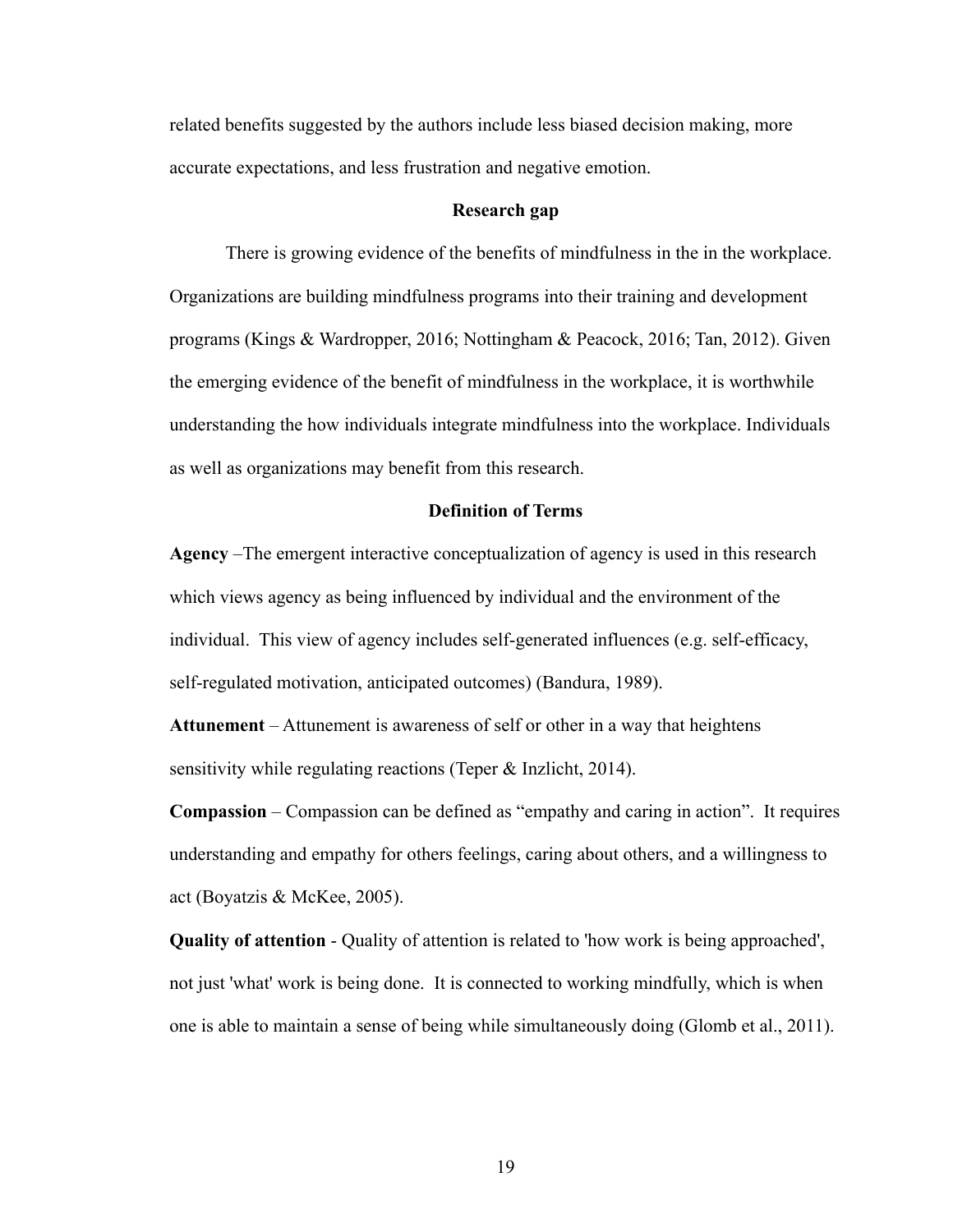related benefits suggested by the authors include less biased decision making, more accurate expectations, and less frustration and negative emotion.

## Research gap

There is growing evidence of the benefits of mindfulness in the in the workplace. Organizations are building mindfulness programs into their training and development programs (Kings & Wardropper, 2016; Nottingham & Peacock, 2016; Tan, 2012). Given the emerging evidence of the benefit of mindfulness in the workplace, it is worthwhile understanding the how individuals integrate mindfulness into the workplace. Individuals as well as organizations may benefit from this research.

## Definition of Terms

**Agency** –The emergent interactive conceptualization of agency is used in this research which views agency as being influenced by individual and the environment of the individual. This view of agency includes self-generated influences (e.g. self-efficacy, self-regulated motivation, anticipated outcomes) (Bandura, 1989).

**Attunement** – Attunement is awareness of self or other in a way that heightens sensitivity while regulating reactions (Teper & Inzlicht, 2014).

**Compassion** – Compassion can be defined as "empathy and caring in action". It requires understanding and empathy for others feelings, caring about others, and a willingness to act (Boyatzis & McKee, 2005).

**Quality of attention** - Quality of attention is related to 'how work is being approached', not just 'what' work is being done. It is connected to working mindfully, which is when one is able to maintain a sense of being while simultaneously doing (Glomb et al., 2011).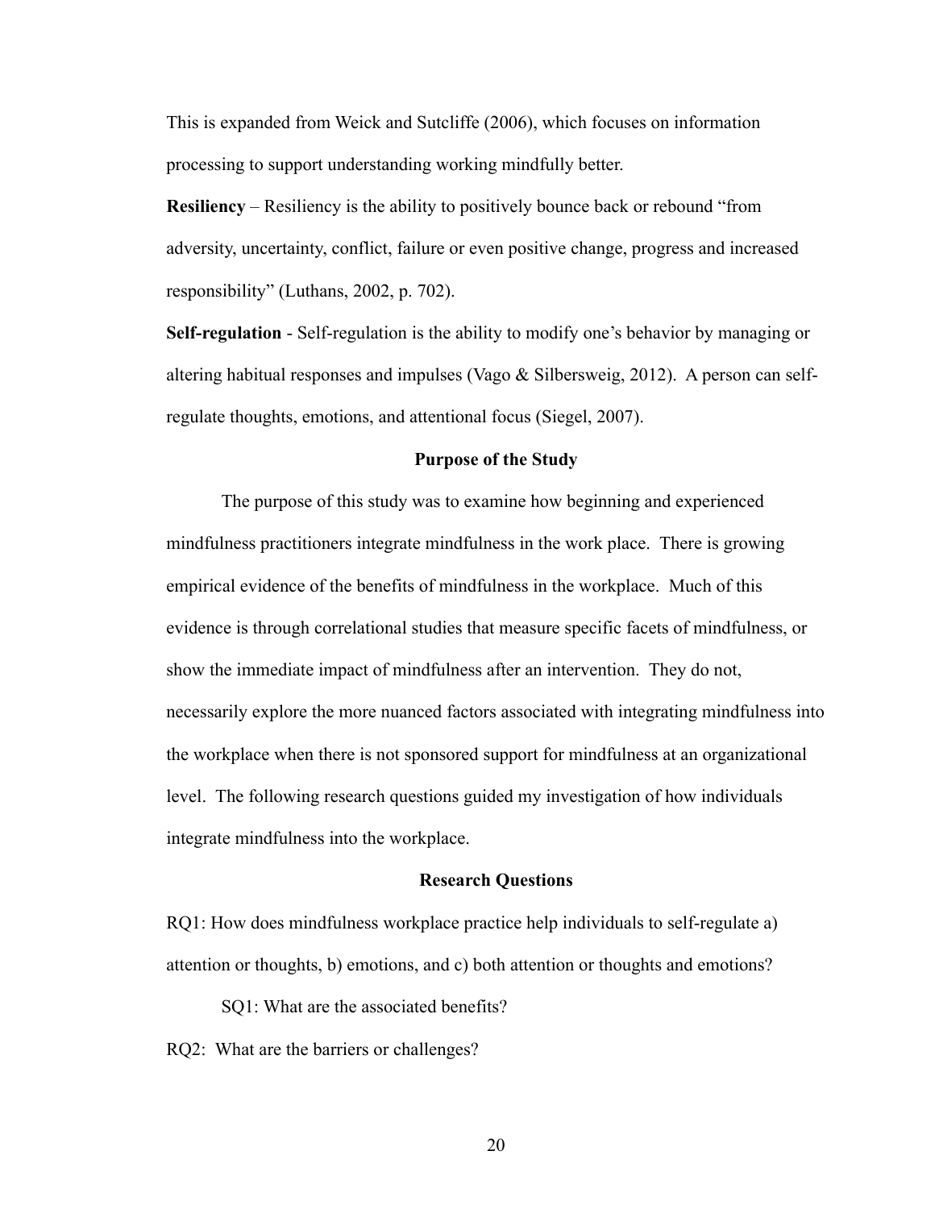This is expanded from Weick and Sutcliffe (2006), which focuses on information processing to support understanding working mindfully better.

**Resiliency** – Resiliency is the ability to positively bounce back or rebound "from adversity, uncertainty, conflict, failure or even positive change, progress and increased responsibility" (Luthans, 2002, p. 702).

**Self-regulation** - Self-regulation is the ability to modify one's behavior by managing or altering habitual responses and impulses (Vago & Silbersweig, 2012). A person can self-regulate thoughts, emotions, and attentional focus (Siegel, 2007).

## Purpose of the Study

The purpose of this study was to examine how beginning and experienced mindfulness practitioners integrate mindfulness in the work place. There is growing empirical evidence of the benefits of mindfulness in the workplace. Much of this evidence is through correlational studies that measure specific facets of mindfulness, or show the immediate impact of mindfulness after an intervention. They do not, necessarily explore the more nuanced factors associated with integrating mindfulness into the workplace when there is not sponsored support for mindfulness at an organizational level. The following research questions guided my investigation of how individuals integrate mindfulness into the workplace.

## Research Questions

RQ1: How does mindfulness workplace practice help individuals to self-regulate a) attention or thoughts, b) emotions, and c) both attention or thoughts and emotions?

SQ1: What are the associated benefits?

RQ2: What are the barriers or challenges?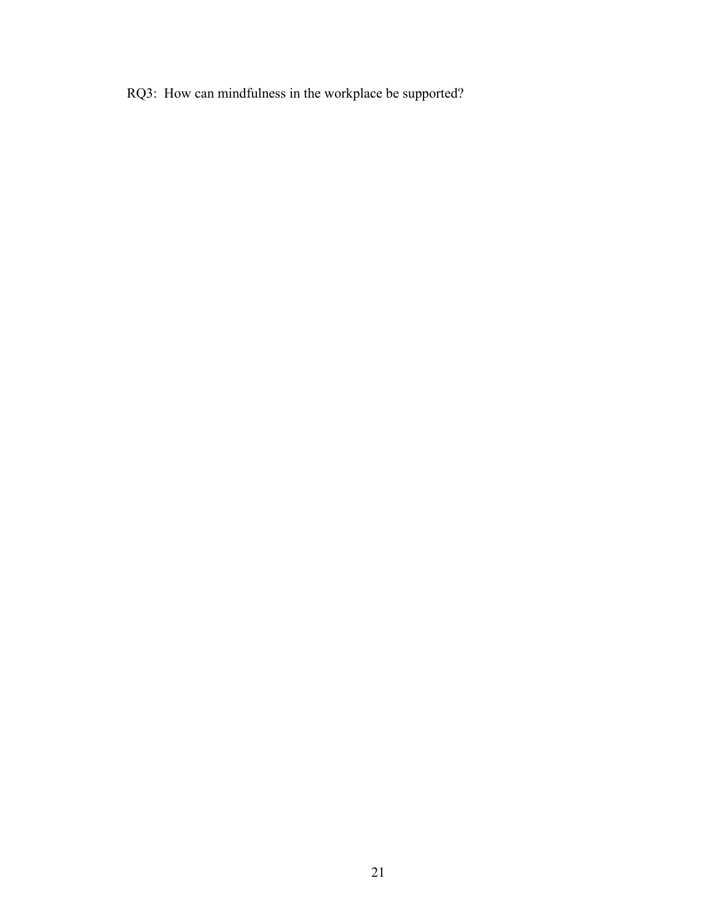RQ3: How can mindfulness in the workplace be supported?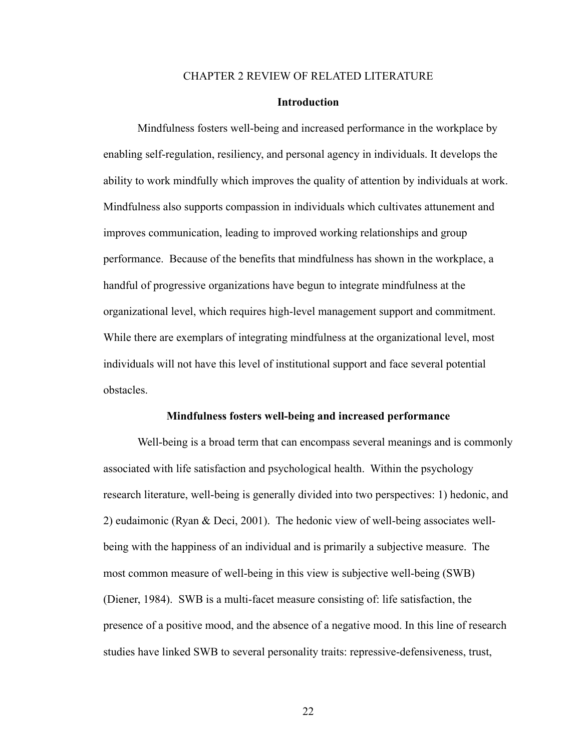# CHAPTER 2 REVIEW OF RELATED LITERATURE

## Introduction

Mindfulness fosters well-being and increased performance in the workplace by enabling self-regulation, resiliency, and personal agency in individuals. It develops the ability to work mindfully which improves the quality of attention by individuals at work. Mindfulness also supports compassion in individuals which cultivates attunement and improves communication, leading to improved working relationships and group performance. Because of the benefits that mindfulness has shown in the workplace, a handful of progressive organizations have begun to integrate mindfulness at the organizational level, which requires high-level management support and commitment. While there are exemplars of integrating mindfulness at the organizational level, most individuals will not have this level of institutional support and face several potential obstacles.

## Mindfulness fosters well-being and increased performance

Well-being is a broad term that can encompass several meanings and is commonly associated with life satisfaction and psychological health. Within the psychology research literature, well-being is generally divided into two perspectives: 1) hedonic, and 2) eudaimonic (Ryan & Deci, 2001). The hedonic view of well-being associates well-being with the happiness of an individual and is primarily a subjective measure. The most common measure of well-being in this view is subjective well-being (SWB) (Diener, 1984). SWB is a multi-facet measure consisting of: life satisfaction, the presence of a positive mood, and the absence of a negative mood. In this line of research studies have linked SWB to several personality traits: repressive-defensiveness, trust,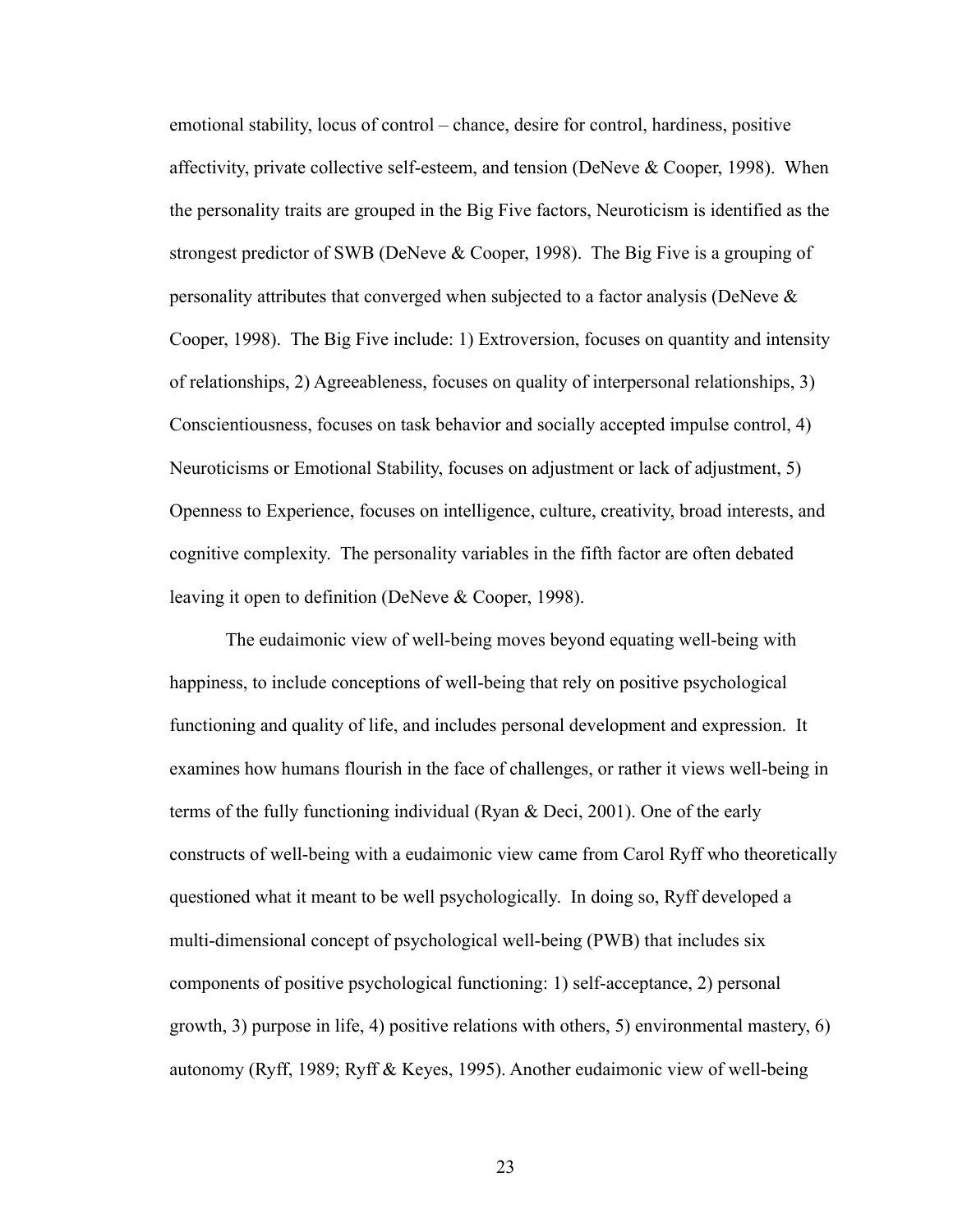emotional stability, locus of control – chance, desire for control, hardiness, positive affectivity, private collective self-esteem, and tension (DeNeve & Cooper, 1998). When the personality traits are grouped in the Big Five factors, Neuroticism is identified as the strongest predictor of SWB (DeNeve & Cooper, 1998). The Big Five is a grouping of personality attributes that converged when subjected to a factor analysis (DeNeve & Cooper, 1998). The Big Five include: 1) Extroversion, focuses on quantity and intensity of relationships, 2) Agreeableness, focuses on quality of interpersonal relationships, 3) Conscientiousness, focuses on task behavior and socially accepted impulse control, 4) Neuroticisms or Emotional Stability, focuses on adjustment or lack of adjustment, 5) Openness to Experience, focuses on intelligence, culture, creativity, broad interests, and cognitive complexity. The personality variables in the fifth factor are often debated leaving it open to definition (DeNeve & Cooper, 1998).

The eudaimonic view of well-being moves beyond equating well-being with happiness, to include conceptions of well-being that rely on positive psychological functioning and quality of life, and includes personal development and expression. It examines how humans flourish in the face of challenges, or rather it views well-being in terms of the fully functioning individual (Ryan & Deci, 2001). One of the early constructs of well-being with a eudaimonic view came from Carol Ryff who theoretically questioned what it meant to be well psychologically. In doing so, Ryff developed a multi-dimensional concept of psychological well-being (PWB) that includes six components of positive psychological functioning: 1) self-acceptance, 2) personal growth, 3) purpose in life, 4) positive relations with others, 5) environmental mastery, 6) autonomy (Ryff, 1989; Ryff & Keyes, 1995). Another eudaimonic view of well-being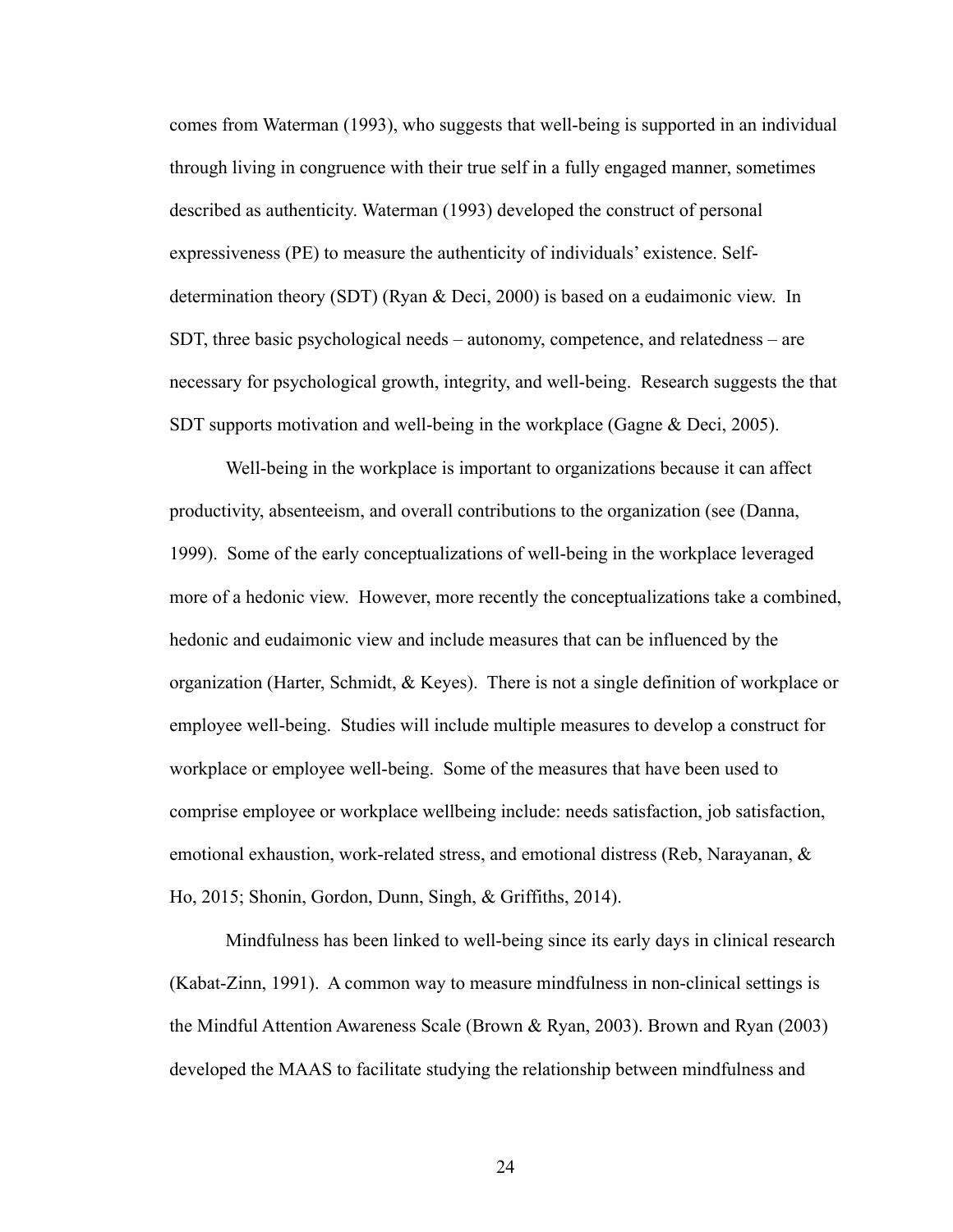comes from Waterman (1993), who suggests that well-being is supported in an individual through living in congruence with their true self in a fully engaged manner, sometimes described as authenticity. Waterman (1993) developed the construct of personal expressiveness (PE) to measure the authenticity of individuals' existence. Self-determination theory (SDT) (Ryan & Deci, 2000) is based on a eudaimonic view. In SDT, three basic psychological needs – autonomy, competence, and relatedness – are necessary for psychological growth, integrity, and well-being. Research suggests the that SDT supports motivation and well-being in the workplace (Gagne & Deci, 2005).

Well-being in the workplace is important to organizations because it can affect productivity, absenteeism, and overall contributions to the organization (see (Danna, 1999). Some of the early conceptualizations of well-being in the workplace leveraged more of a hedonic view. However, more recently the conceptualizations take a combined, hedonic and eudaimonic view and include measures that can be influenced by the organization (Harter, Schmidt, & Keyes). There is not a single definition of workplace or employee well-being. Studies will include multiple measures to develop a construct for workplace or employee well-being. Some of the measures that have been used to comprise employee or workplace wellbeing include: needs satisfaction, job satisfaction, emotional exhaustion, work-related stress, and emotional distress (Reb, Narayanan, & Ho, 2015; Shonin, Gordon, Dunn, Singh, & Griffiths, 2014).

Mindfulness has been linked to well-being since its early days in clinical research (Kabat-Zinn, 1991). A common way to measure mindfulness in non-clinical settings is the Mindful Attention Awareness Scale (Brown & Ryan, 2003). Brown and Ryan (2003) developed the MAAS to facilitate studying the relationship between mindfulness and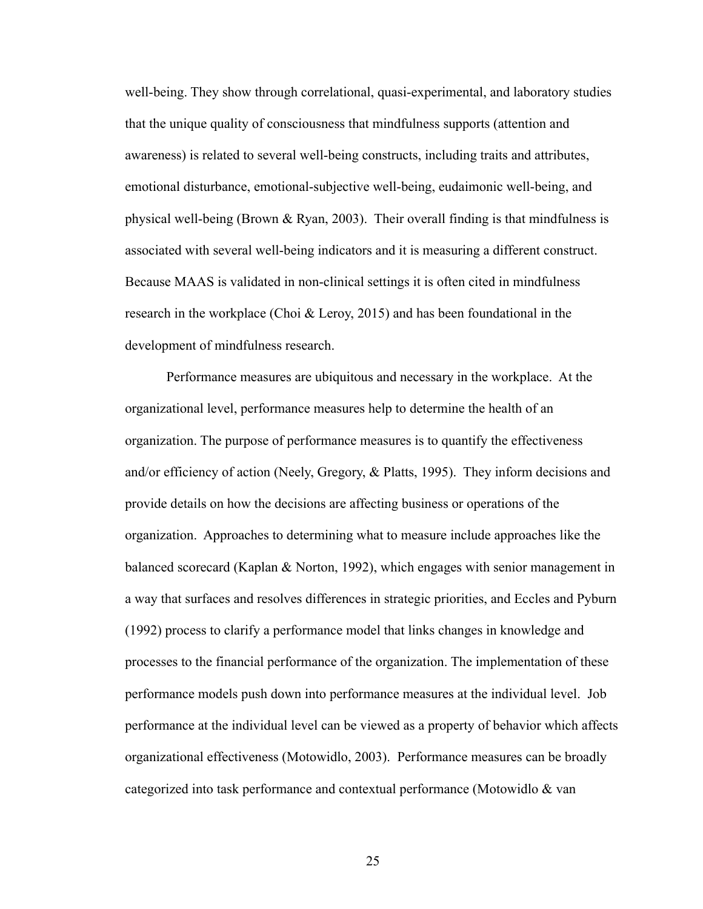well-being. They show through correlational, quasi-experimental, and laboratory studies that the unique quality of consciousness that mindfulness supports (attention and awareness) is related to several well-being constructs, including traits and attributes, emotional disturbance, emotional-subjective well-being, eudaimonic well-being, and physical well-being (Brown & Ryan, 2003). Their overall finding is that mindfulness is associated with several well-being indicators and it is measuring a different construct. Because MAAS is validated in non-clinical settings it is often cited in mindfulness research in the workplace (Choi & Leroy, 2015) and has been foundational in the development of mindfulness research.

Performance measures are ubiquitous and necessary in the workplace. At the organizational level, performance measures help to determine the health of an organization. The purpose of performance measures is to quantify the effectiveness and/or efficiency of action (Neely, Gregory, & Platts, 1995). They inform decisions and provide details on how the decisions are affecting business or operations of the organization. Approaches to determining what to measure include approaches like the balanced scorecard (Kaplan & Norton, 1992), which engages with senior management in a way that surfaces and resolves differences in strategic priorities, and Eccles and Pyburn (1992) process to clarify a performance model that links changes in knowledge and processes to the financial performance of the organization. The implementation of these performance models push down into performance measures at the individual level. Job performance at the individual level can be viewed as a property of behavior which affects organizational effectiveness (Motowidlo, 2003). Performance measures can be broadly categorized into task performance and contextual performance (Motowidlo & van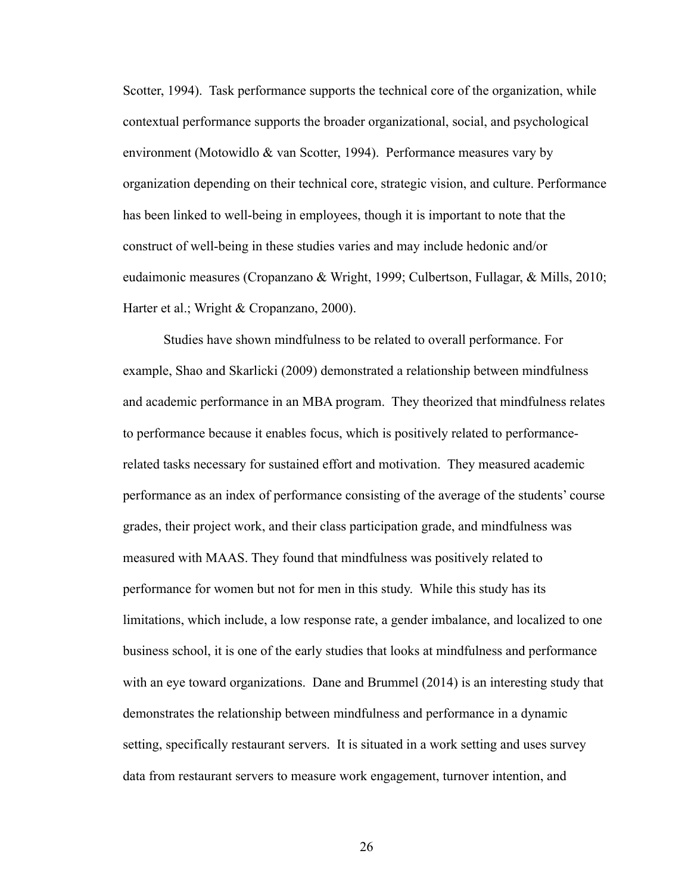Scotter, 1994). Task performance supports the technical core of the organization, while contextual performance supports the broader organizational, social, and psychological environment (Motowidlo & van Scotter, 1994). Performance measures vary by organization depending on their technical core, strategic vision, and culture. Performance has been linked to well-being in employees, though it is important to note that the construct of well-being in these studies varies and may include hedonic and/or eudaimonic measures (Cropanzano & Wright, 1999; Culbertson, Fullagar, & Mills, 2010; Harter et al.; Wright & Cropanzano, 2000).

Studies have shown mindfulness to be related to overall performance. For example, Shao and Skarlicki (2009) demonstrated a relationship between mindfulness and academic performance in an MBA program. They theorized that mindfulness relates to performance because it enables focus, which is positively related to performance-related tasks necessary for sustained effort and motivation. They measured academic performance as an index of performance consisting of the average of the students' course grades, their project work, and their class participation grade, and mindfulness was measured with MAAS. They found that mindfulness was positively related to performance for women but not for men in this study. While this study has its limitations, which include, a low response rate, a gender imbalance, and localized to one business school, it is one of the early studies that looks at mindfulness and performance with an eye toward organizations. Dane and Brummel (2014) is an interesting study that demonstrates the relationship between mindfulness and performance in a dynamic setting, specifically restaurant servers. It is situated in a work setting and uses survey data from restaurant servers to measure work engagement, turnover intention, and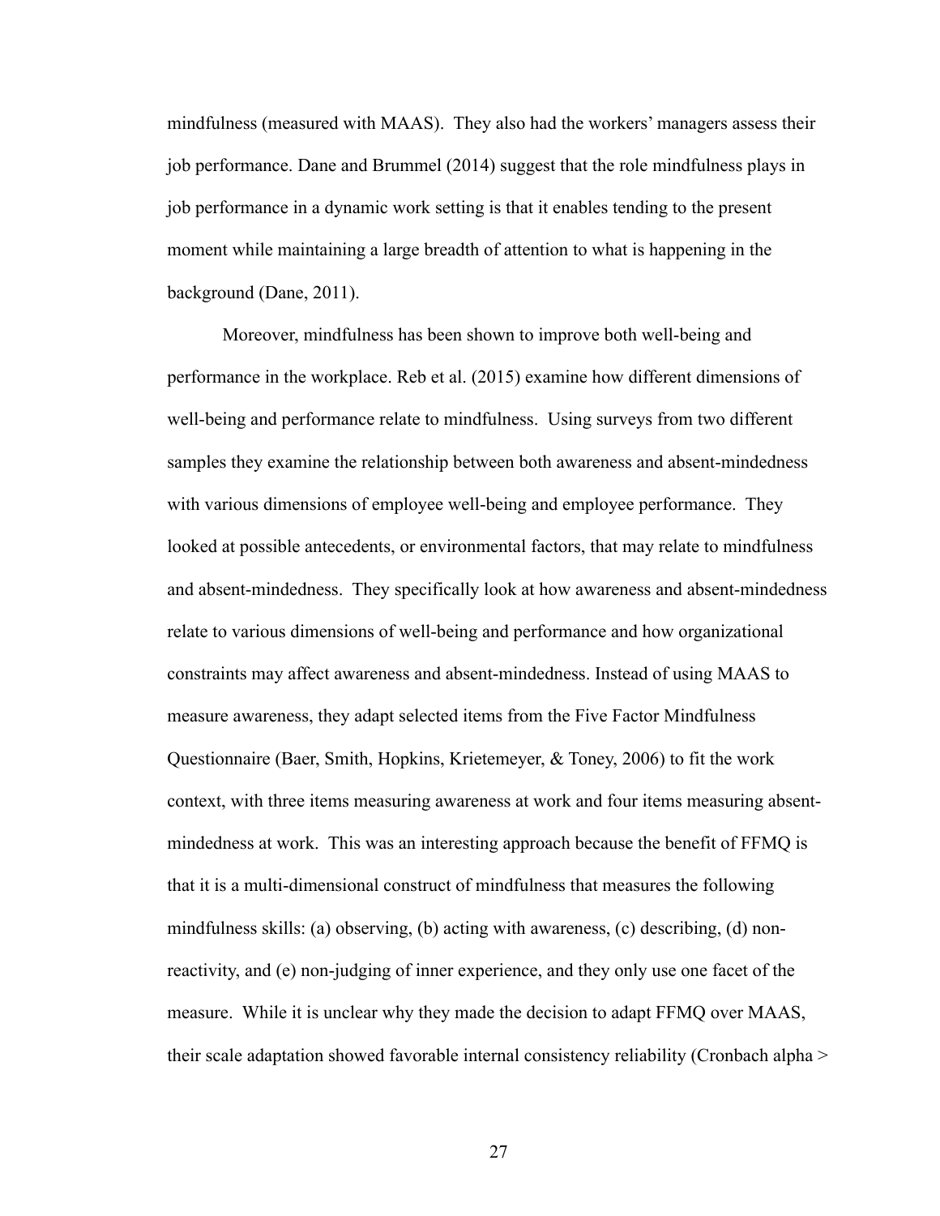mindfulness (measured with MAAS). They also had the workers' managers assess their job performance. Dane and Brummel (2014) suggest that the role mindfulness plays in job performance in a dynamic work setting is that it enables tending to the present moment while maintaining a large breadth of attention to what is happening in the background (Dane, 2011).

Moreover, mindfulness has been shown to improve both well-being and performance in the workplace. Reb et al. (2015) examine how different dimensions of well-being and performance relate to mindfulness. Using surveys from two different samples they examine the relationship between both awareness and absent-mindedness with various dimensions of employee well-being and employee performance. They looked at possible antecedents, or environmental factors, that may relate to mindfulness and absent-mindedness. They specifically look at how awareness and absent-mindedness relate to various dimensions of well-being and performance and how organizational constraints may affect awareness and absent-mindedness. Instead of using MAAS to measure awareness, they adapt selected items from the Five Factor Mindfulness Questionnaire (Baer, Smith, Hopkins, Krietemeyer, & Toney, 2006) to fit the work context, with three items measuring awareness at work and four items measuring absent-mindedness at work. This was an interesting approach because the benefit of FFMQ is that it is a multi-dimensional construct of mindfulness that measures the following mindfulness skills: (a) observing, (b) acting with awareness, (c) describing, (d) non-reactivity, and (e) non-judging of inner experience, and they only use one facet of the measure. While it is unclear why they made the decision to adapt FFMQ over MAAS, their scale adaptation showed favorable internal consistency reliability (Cronbach alpha >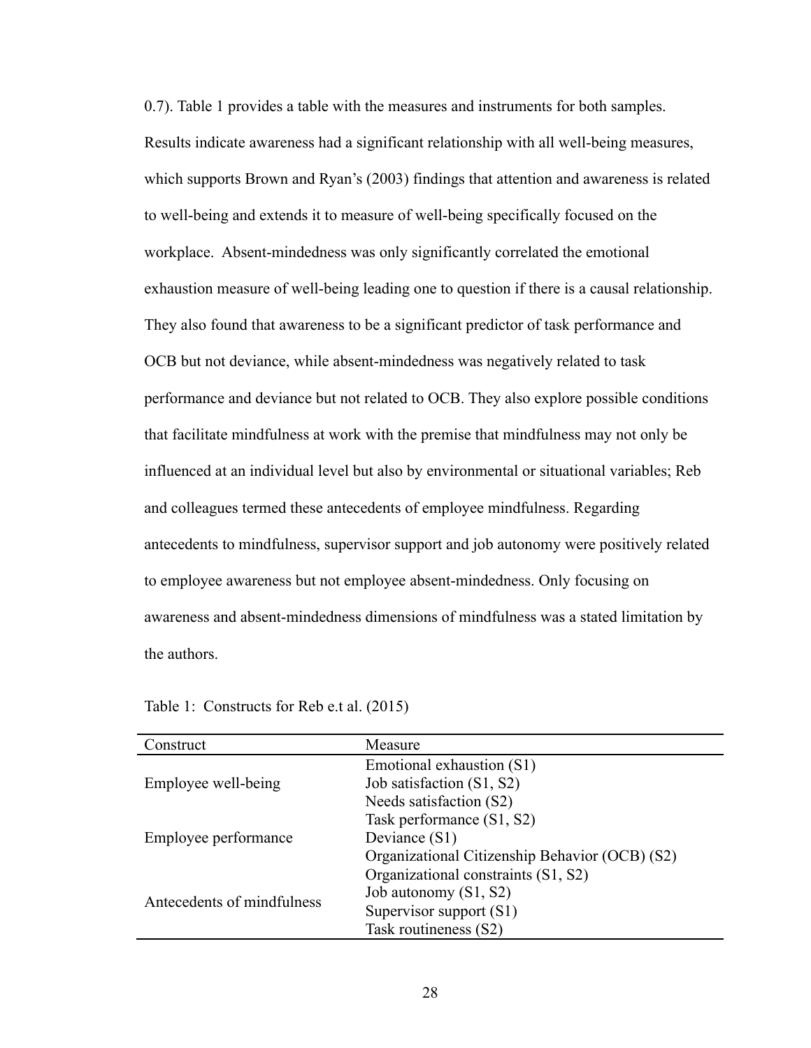0.7). Table 1 provides a table with the measures and instruments for both samples. Results indicate awareness had a significant relationship with all well-being measures, which supports Brown and Ryan's (2003) findings that attention and awareness is related to well-being and extends it to measure of well-being specifically focused on the workplace. Absent-mindedness was only significantly correlated the emotional exhaustion measure of well-being leading one to question if there is a causal relationship. They also found that awareness to be a significant predictor of task performance and OCB but not deviance, while absent-mindedness was negatively related to task performance and deviance but not related to OCB. They also explore possible conditions that facilitate mindfulness at work with the premise that mindfulness may not only be influenced at an individual level but also by environmental or situational variables; Reb and colleagues termed these antecedents of employee mindfulness. Regarding antecedents to mindfulness, supervisor support and job autonomy were positively related to employee awareness but not employee absent-mindedness. Only focusing on awareness and absent-mindedness dimensions of mindfulness was a stated limitation by the authors.

Table 1: Constructs for Reb e.t al. (2015)

| Construct | Measure |
|---|---|
| Employee well-being | Emotional exhaustion (S1)<br>Job satisfaction (S1, S2)<br>Needs satisfaction (S2) |
| Employee performance | Task performance (S1, S2)<br>Deviance (S1)<br>Organizational Citizenship Behavior (OCB) (S2) |
| Antecedents of mindfulness | Organizational constraints (S1, S2)<br>Job autonomy (S1, S2)<br>Supervisor support (S1)<br>Task routineness (S2) |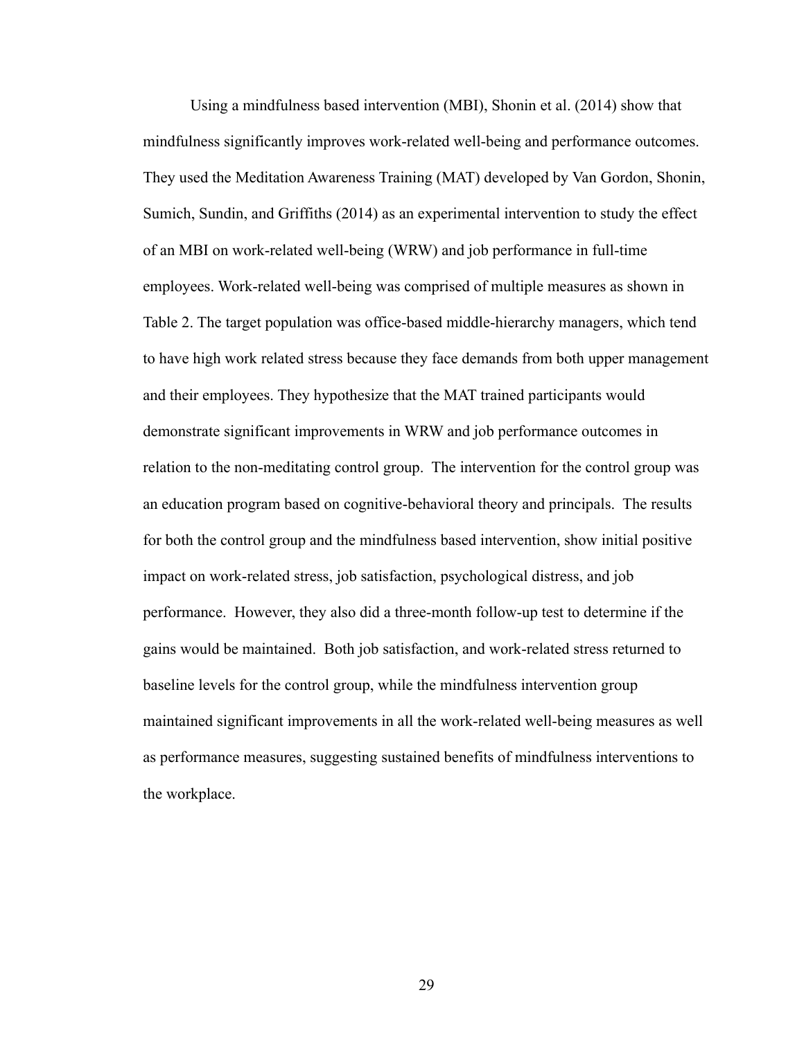Using a mindfulness based intervention (MBI), Shonin et al. (2014) show that mindfulness significantly improves work-related well-being and performance outcomes. They used the Meditation Awareness Training (MAT) developed by Van Gordon, Shonin, Sumich, Sundin, and Griffiths (2014) as an experimental intervention to study the effect of an MBI on work-related well-being (WRW) and job performance in full-time employees. Work-related well-being was comprised of multiple measures as shown in Table 2. The target population was office-based middle-hierarchy managers, which tend to have high work related stress because they face demands from both upper management and their employees. They hypothesize that the MAT trained participants would demonstrate significant improvements in WRW and job performance outcomes in relation to the non-meditating control group. The intervention for the control group was an education program based on cognitive-behavioral theory and principals. The results for both the control group and the mindfulness based intervention, show initial positive impact on work-related stress, job satisfaction, psychological distress, and job performance. However, they also did a three-month follow-up test to determine if the gains would be maintained. Both job satisfaction, and work-related stress returned to baseline levels for the control group, while the mindfulness intervention group maintained significant improvements in all the work-related well-being measures as well as performance measures, suggesting sustained benefits of mindfulness interventions to the workplace.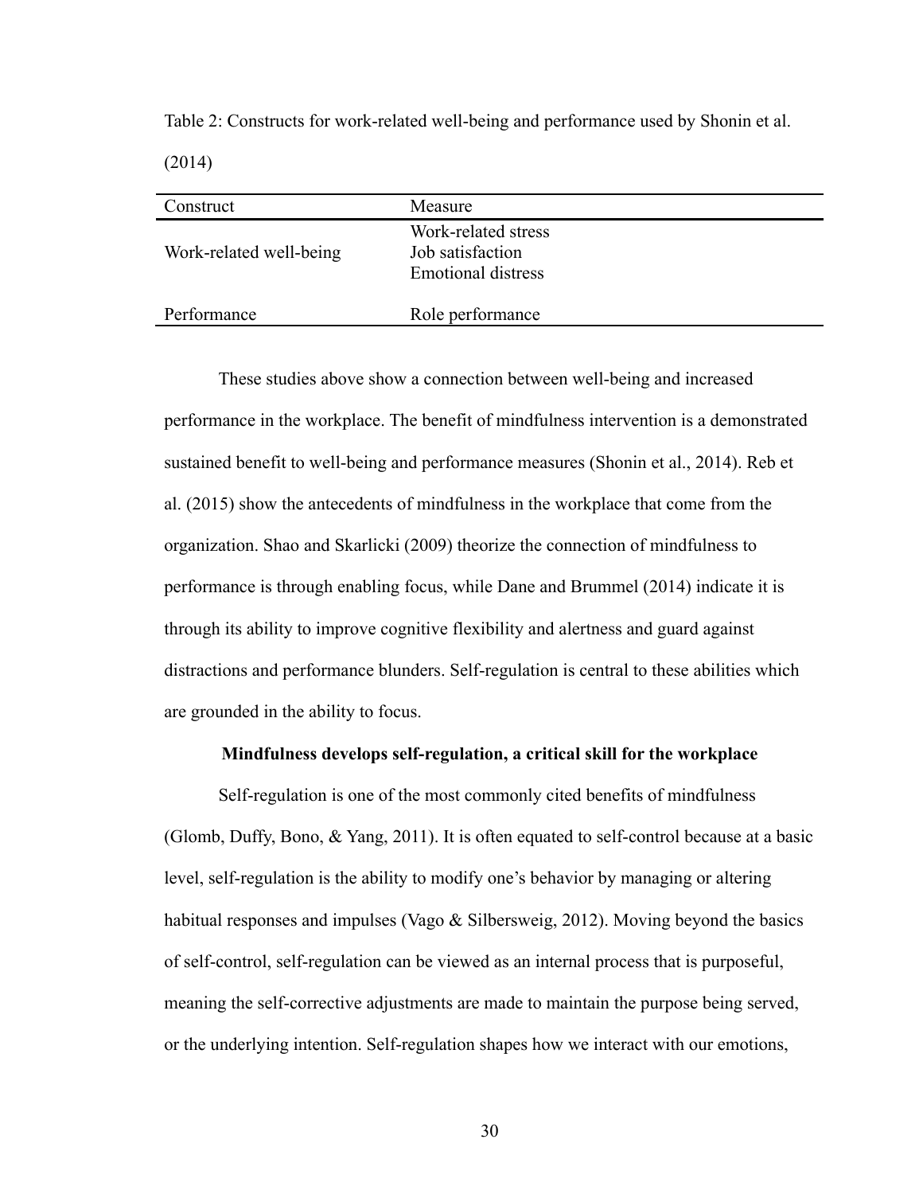Table 2: Constructs for work-related well-being and performance used by Shonin et al. (2014)

| Construct | Measure |
| --- | --- |
| Work-related well-being | Work-related stress<br>Job satisfaction<br>Emotional distress |
| Performance | Role performance |

These studies above show a connection between well-being and increased performance in the workplace. The benefit of mindfulness intervention is a demonstrated sustained benefit to well-being and performance measures (Shonin et al., 2014). Reb et al. (2015) show the antecedents of mindfulness in the workplace that come from the organization. Shao and Skarlicki (2009) theorize the connection of mindfulness to performance is through enabling focus, while Dane and Brummel (2014) indicate it is through its ability to improve cognitive flexibility and alertness and guard against distractions and performance blunders. Self-regulation is central to these abilities which are grounded in the ability to focus.

### Mindfulness develops self-regulation, a critical skill for the workplace

Self-regulation is one of the most commonly cited benefits of mindfulness (Glomb, Duffy, Bono, & Yang, 2011). It is often equated to self-control because at a basic level, self-regulation is the ability to modify one's behavior by managing or altering habitual responses and impulses (Vago & Silbersweig, 2012). Moving beyond the basics of self-control, self-regulation can be viewed as an internal process that is purposeful, meaning the self-corrective adjustments are made to maintain the purpose being served, or the underlying intention. Self-regulation shapes how we interact with our emotions,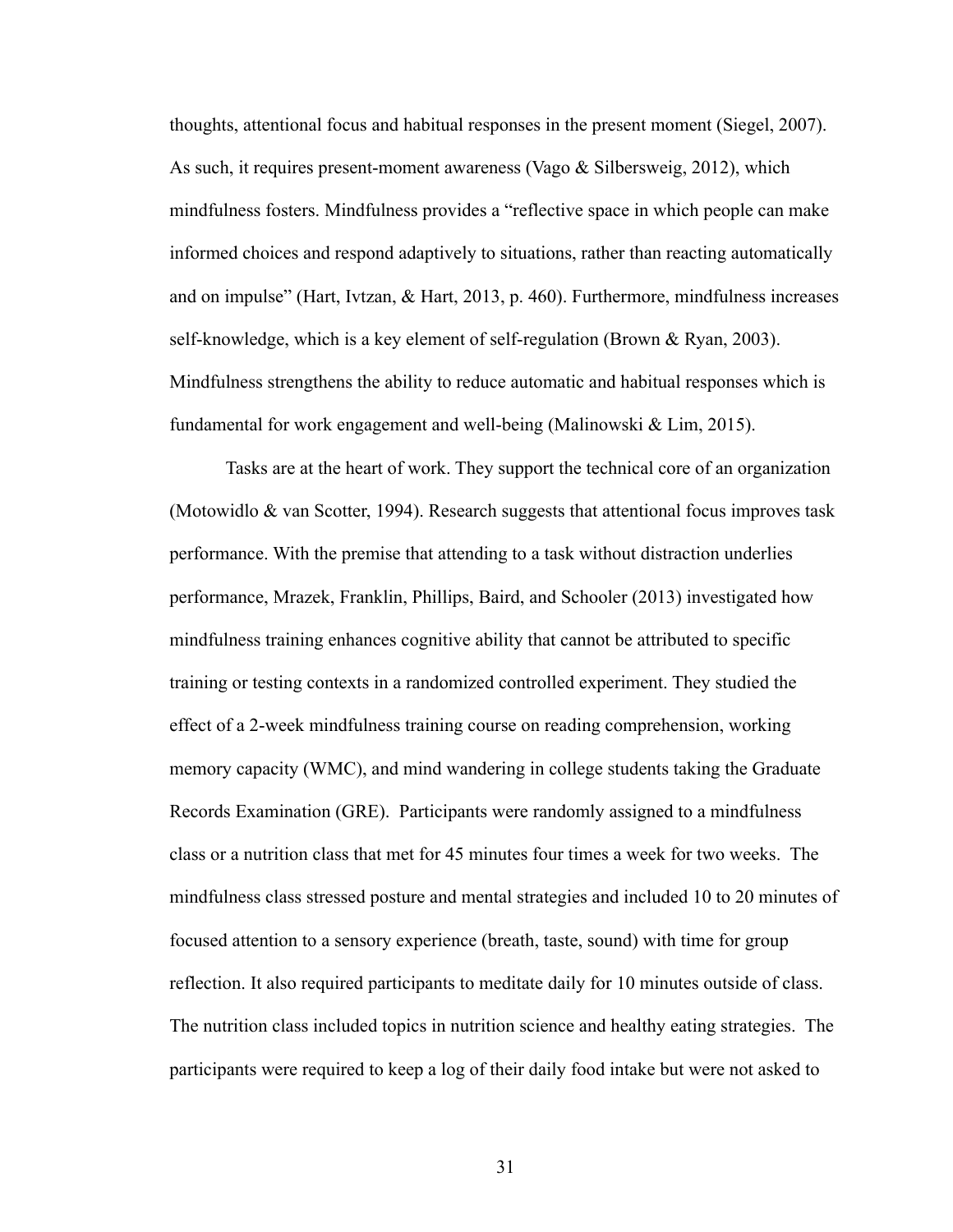thoughts, attentional focus and habitual responses in the present moment (Siegel, 2007). As such, it requires present-moment awareness (Vago & Silbersweig, 2012), which mindfulness fosters. Mindfulness provides a "reflective space in which people can make informed choices and respond adaptively to situations, rather than reacting automatically and on impulse" (Hart, Ivtzan, & Hart, 2013, p. 460). Furthermore, mindfulness increases self-knowledge, which is a key element of self-regulation (Brown & Ryan, 2003). Mindfulness strengthens the ability to reduce automatic and habitual responses which is fundamental for work engagement and well-being (Malinowski & Lim, 2015).

Tasks are at the heart of work. They support the technical core of an organization (Motowidlo & van Scotter, 1994). Research suggests that attentional focus improves task performance. With the premise that attending to a task without distraction underlies performance, Mrazek, Franklin, Phillips, Baird, and Schooler (2013) investigated how mindfulness training enhances cognitive ability that cannot be attributed to specific training or testing contexts in a randomized controlled experiment. They studied the effect of a 2-week mindfulness training course on reading comprehension, working memory capacity (WMC), and mind wandering in college students taking the Graduate Records Examination (GRE). Participants were randomly assigned to a mindfulness class or a nutrition class that met for 45 minutes four times a week for two weeks. The mindfulness class stressed posture and mental strategies and included 10 to 20 minutes of focused attention to a sensory experience (breath, taste, sound) with time for group reflection. It also required participants to meditate daily for 10 minutes outside of class. The nutrition class included topics in nutrition science and healthy eating strategies. The participants were required to keep a log of their daily food intake but were not asked to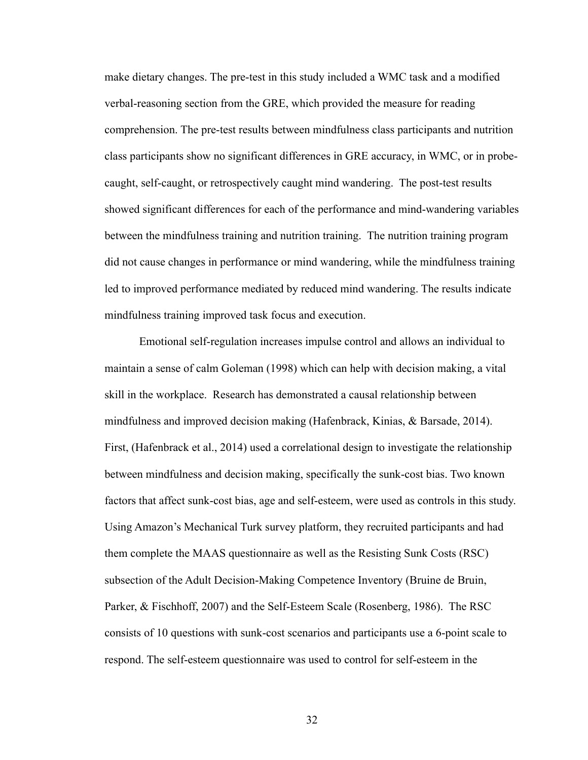make dietary changes. The pre-test in this study included a WMC task and a modified verbal-reasoning section from the GRE, which provided the measure for reading comprehension. The pre-test results between mindfulness class participants and nutrition class participants show no significant differences in GRE accuracy, in WMC, or in probe-caught, self-caught, or retrospectively caught mind wandering. The post-test results showed significant differences for each of the performance and mind-wandering variables between the mindfulness training and nutrition training. The nutrition training program did not cause changes in performance or mind wandering, while the mindfulness training led to improved performance mediated by reduced mind wandering. The results indicate mindfulness training improved task focus and execution.

Emotional self-regulation increases impulse control and allows an individual to maintain a sense of calm Goleman (1998) which can help with decision making, a vital skill in the workplace. Research has demonstrated a causal relationship between mindfulness and improved decision making (Hafenbrack, Kinias, & Barsade, 2014). First, (Hafenbrack et al., 2014) used a correlational design to investigate the relationship between mindfulness and decision making, specifically the sunk-cost bias. Two known factors that affect sunk-cost bias, age and self-esteem, were used as controls in this study. Using Amazon's Mechanical Turk survey platform, they recruited participants and had them complete the MAAS questionnaire as well as the Resisting Sunk Costs (RSC) subsection of the Adult Decision-Making Competence Inventory (Bruine de Bruin, Parker, & Fischhoff, 2007) and the Self-Esteem Scale (Rosenberg, 1986). The RSC consists of 10 questions with sunk-cost scenarios and participants use a 6-point scale to respond. The self-esteem questionnaire was used to control for self-esteem in the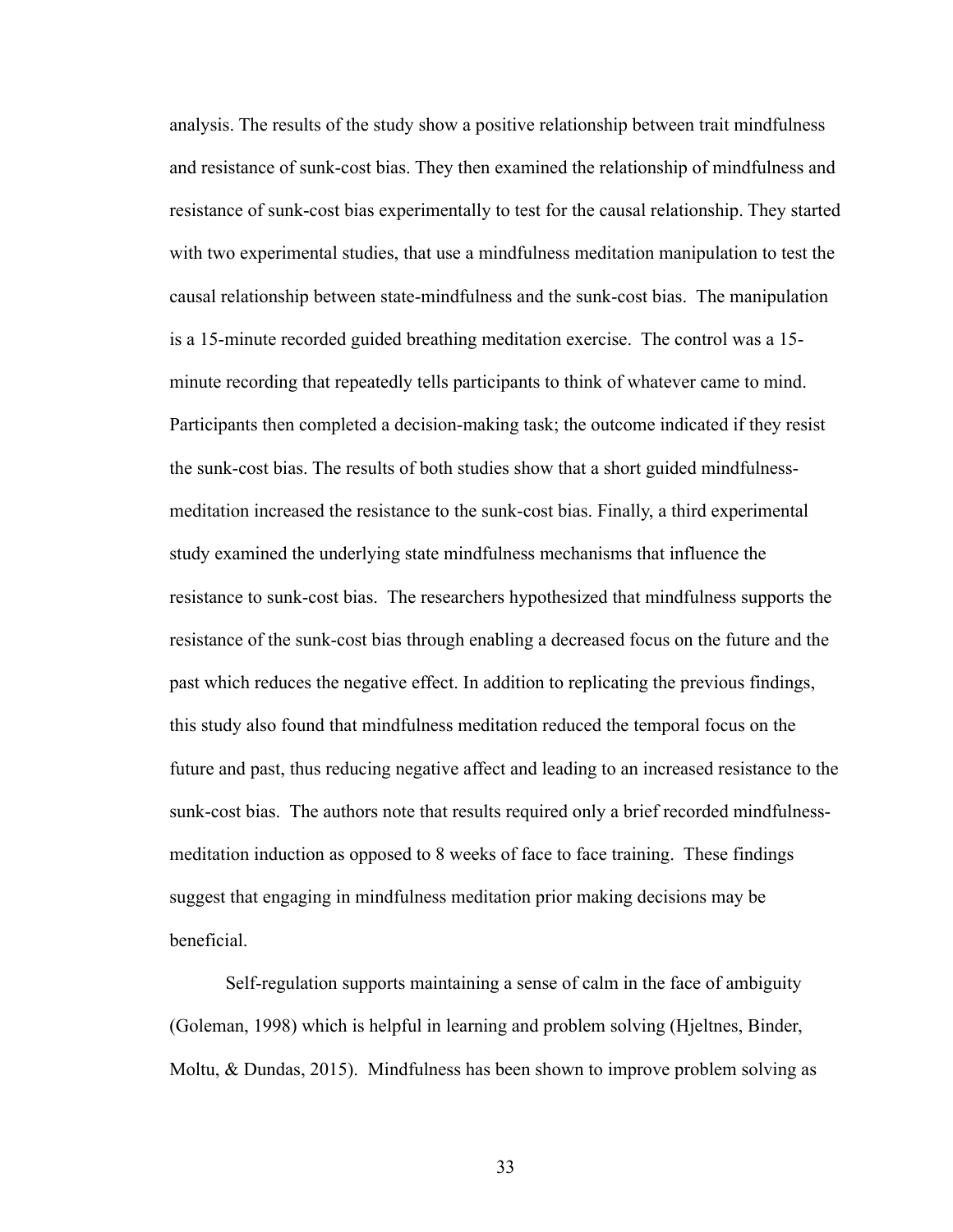analysis. The results of the study show a positive relationship between trait mindfulness and resistance of sunk-cost bias. They then examined the relationship of mindfulness and resistance of sunk-cost bias experimentally to test for the causal relationship. They started with two experimental studies, that use a mindfulness meditation manipulation to test the causal relationship between state-mindfulness and the sunk-cost bias. The manipulation is a 15-minute recorded guided breathing meditation exercise. The control was a 15-minute recording that repeatedly tells participants to think of whatever came to mind. Participants then completed a decision-making task; the outcome indicated if they resist the sunk-cost bias. The results of both studies show that a short guided mindfulness-meditation increased the resistance to the sunk-cost bias. Finally, a third experimental study examined the underlying state mindfulness mechanisms that influence the resistance to sunk-cost bias. The researchers hypothesized that mindfulness supports the resistance of the sunk-cost bias through enabling a decreased focus on the future and the past which reduces the negative effect. In addition to replicating the previous findings, this study also found that mindfulness meditation reduced the temporal focus on the future and past, thus reducing negative affect and leading to an increased resistance to the sunk-cost bias. The authors note that results required only a brief recorded mindfulness-meditation induction as opposed to 8 weeks of face to face training. These findings suggest that engaging in mindfulness meditation prior making decisions may be beneficial.

Self-regulation supports maintaining a sense of calm in the face of ambiguity (Goleman, 1998) which is helpful in learning and problem solving (Hjeltnes, Binder, Moltu, & Dundas, 2015). Mindfulness has been shown to improve problem solving as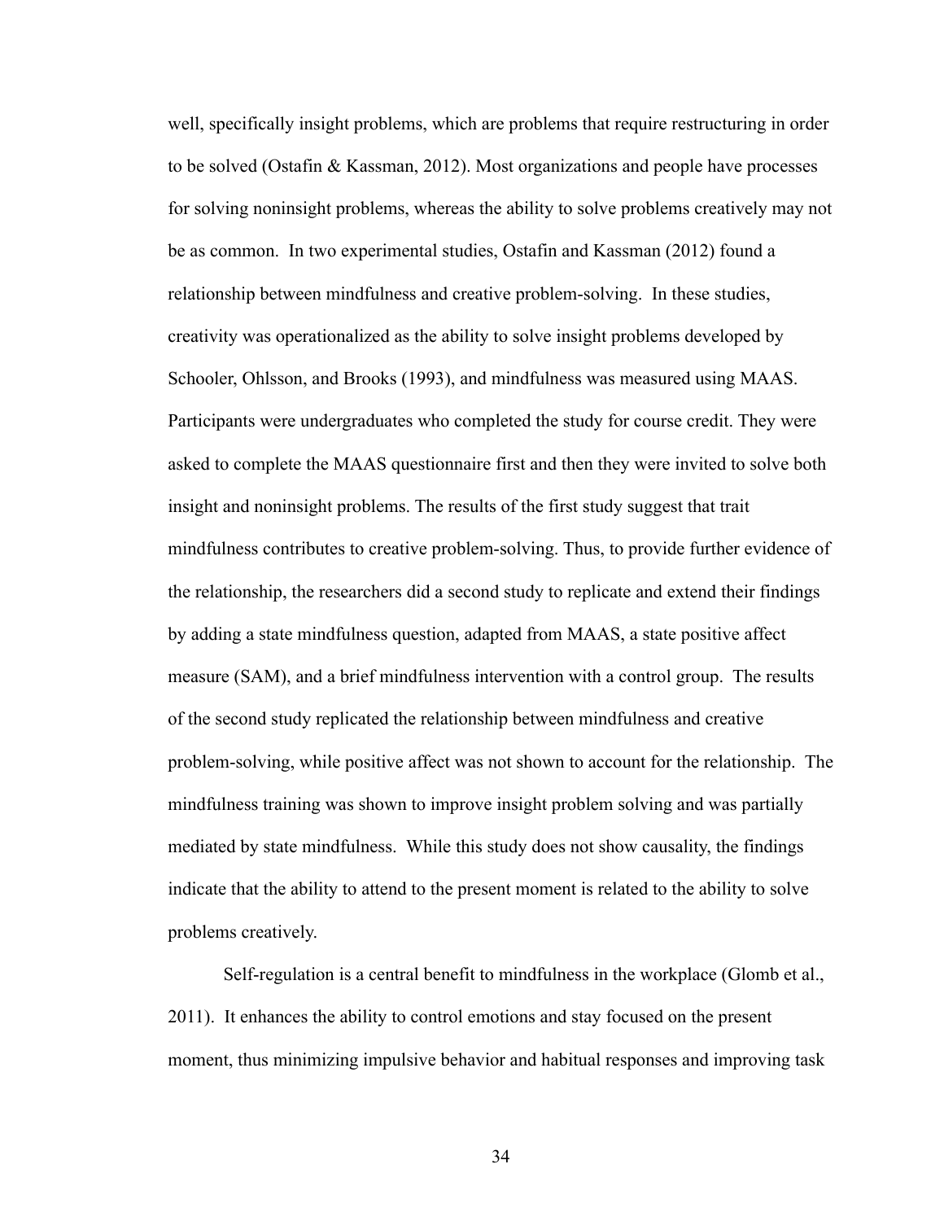well, specifically insight problems, which are problems that require restructuring in order to be solved (Ostafin & Kassman, 2012). Most organizations and people have processes for solving noninsight problems, whereas the ability to solve problems creatively may not be as common. In two experimental studies, Ostafin and Kassman (2012) found a relationship between mindfulness and creative problem-solving. In these studies, creativity was operationalized as the ability to solve insight problems developed by Schooler, Ohlsson, and Brooks (1993), and mindfulness was measured using MAAS. Participants were undergraduates who completed the study for course credit. They were asked to complete the MAAS questionnaire first and then they were invited to solve both insight and noninsight problems. The results of the first study suggest that trait mindfulness contributes to creative problem-solving. Thus, to provide further evidence of the relationship, the researchers did a second study to replicate and extend their findings by adding a state mindfulness question, adapted from MAAS, a state positive affect measure (SAM), and a brief mindfulness intervention with a control group. The results of the second study replicated the relationship between mindfulness and creative problem-solving, while positive affect was not shown to account for the relationship. The mindfulness training was shown to improve insight problem solving and was partially mediated by state mindfulness. While this study does not show causality, the findings indicate that the ability to attend to the present moment is related to the ability to solve problems creatively.

Self-regulation is a central benefit to mindfulness in the workplace (Glomb et al., 2011). It enhances the ability to control emotions and stay focused on the present moment, thus minimizing impulsive behavior and habitual responses and improving task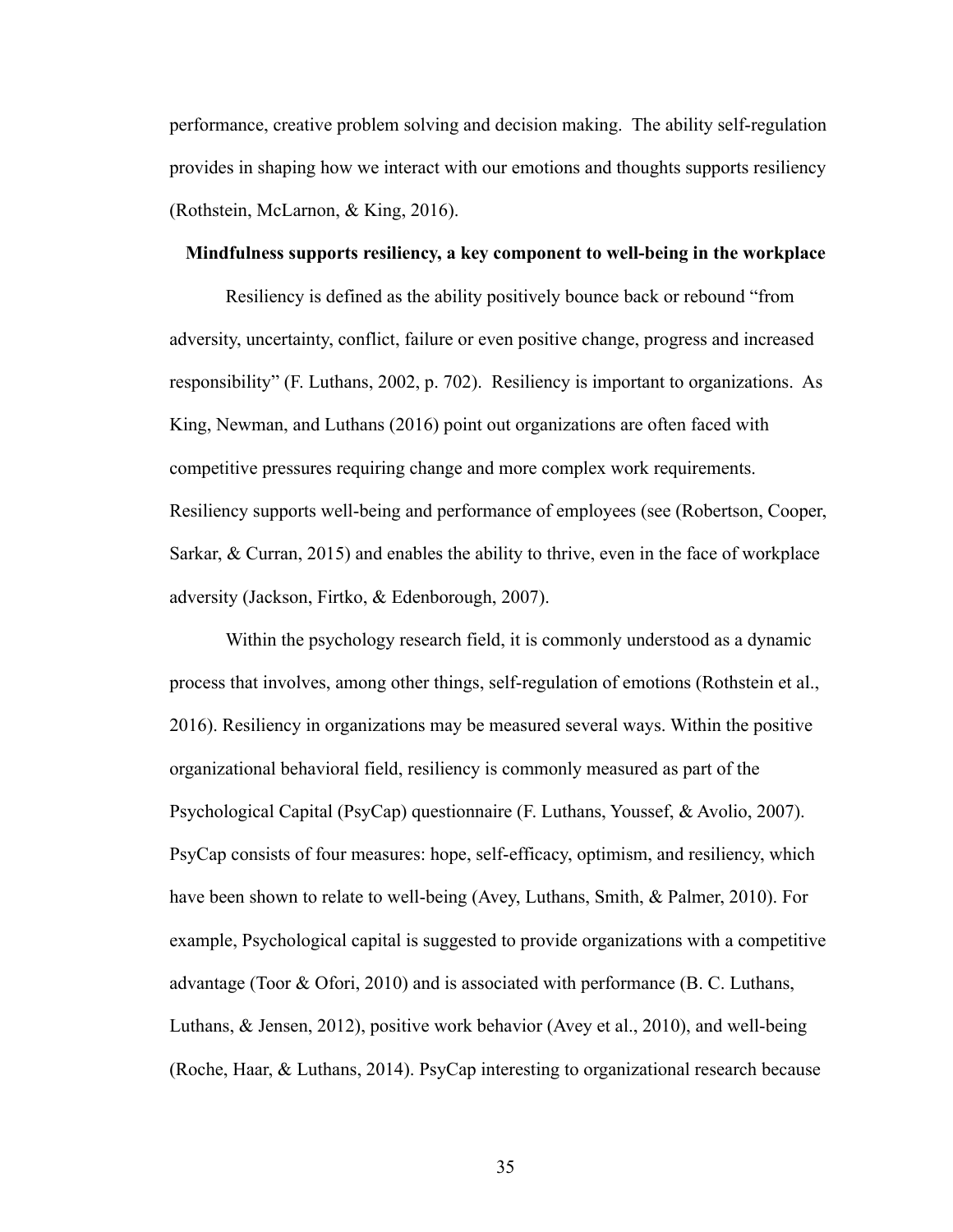performance, creative problem solving and decision making. The ability self-regulation provides in shaping how we interact with our emotions and thoughts supports resiliency (Rothstein, McLarnon, & King, 2016).

**Mindfulness supports resiliency, a key component to well-being in the workplace**

Resiliency is defined as the ability positively bounce back or rebound "from adversity, uncertainty, conflict, failure or even positive change, progress and increased responsibility" (F. Luthans, 2002, p. 702). Resiliency is important to organizations. As King, Newman, and Luthans (2016) point out organizations are often faced with competitive pressures requiring change and more complex work requirements. Resiliency supports well-being and performance of employees (see (Robertson, Cooper, Sarkar, & Curran, 2015) and enables the ability to thrive, even in the face of workplace adversity (Jackson, Firtko, & Edenborough, 2007).

Within the psychology research field, it is commonly understood as a dynamic process that involves, among other things, self-regulation of emotions (Rothstein et al., 2016). Resiliency in organizations may be measured several ways. Within the positive organizational behavioral field, resiliency is commonly measured as part of the Psychological Capital (PsyCap) questionnaire (F. Luthans, Youssef, & Avolio, 2007). PsyCap consists of four measures: hope, self-efficacy, optimism, and resiliency, which have been shown to relate to well-being (Avey, Luthans, Smith, & Palmer, 2010). For example, Psychological capital is suggested to provide organizations with a competitive advantage (Toor & Ofori, 2010) and is associated with performance (B. C. Luthans, Luthans, & Jensen, 2012), positive work behavior (Avey et al., 2010), and well-being (Roche, Haar, & Luthans, 2014). PsyCap interesting to organizational research because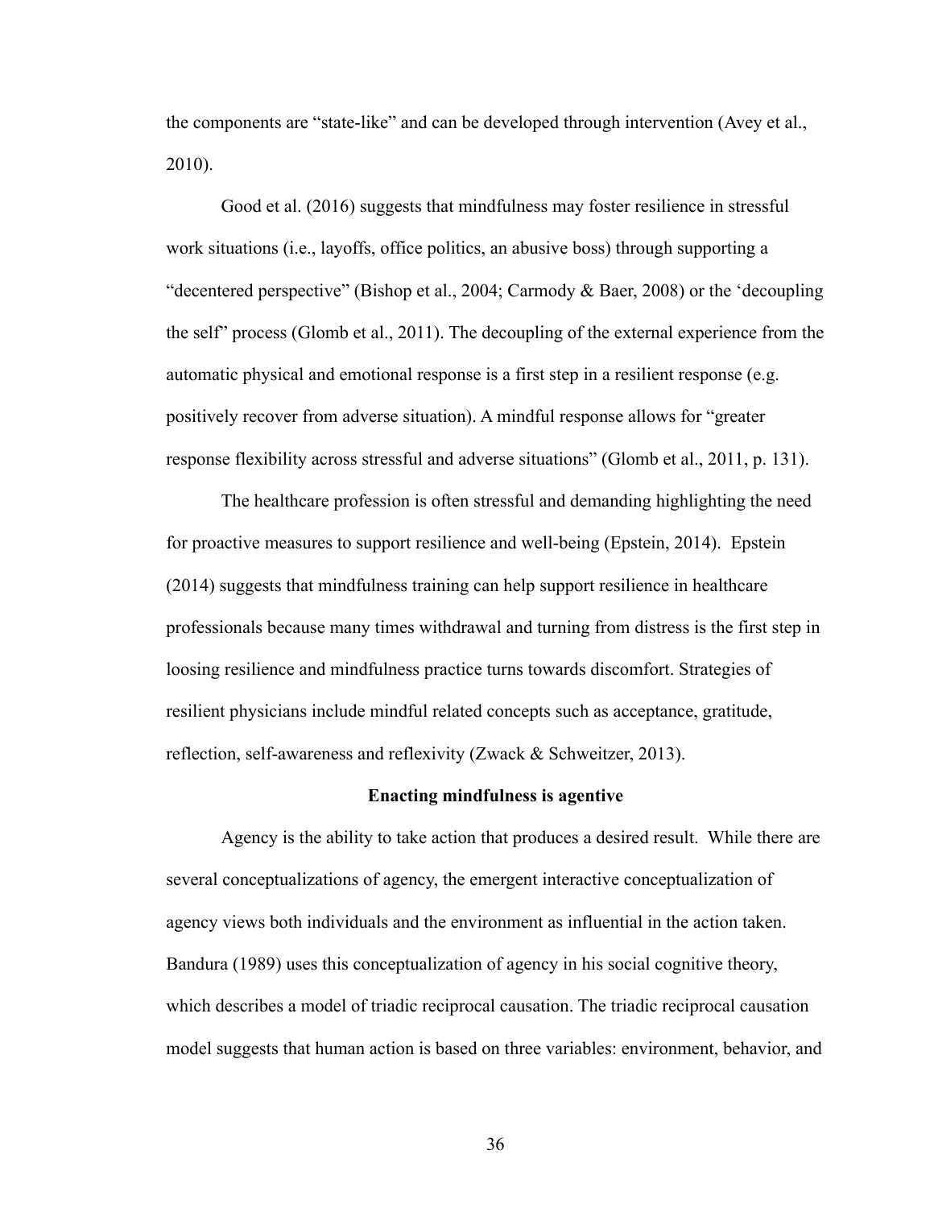the components are "state-like" and can be developed through intervention (Avey et al., 2010).

Good et al. (2016) suggests that mindfulness may foster resilience in stressful work situations (i.e., layoffs, office politics, an abusive boss) through supporting a "decentered perspective" (Bishop et al., 2004; Carmody & Baer, 2008) or the 'decoupling the self" process (Glomb et al., 2011). The decoupling of the external experience from the automatic physical and emotional response is a first step in a resilient response (e.g. positively recover from adverse situation). A mindful response allows for "greater response flexibility across stressful and adverse situations" (Glomb et al., 2011, p. 131).

The healthcare profession is often stressful and demanding highlighting the need for proactive measures to support resilience and well-being (Epstein, 2014). Epstein (2014) suggests that mindfulness training can help support resilience in healthcare professionals because many times withdrawal and turning from distress is the first step in loosing resilience and mindfulness practice turns towards discomfort. Strategies of resilient physicians include mindful related concepts such as acceptance, gratitude, reflection, self-awareness and reflexivity (Zwack & Schweitzer, 2013).

## Enacting mindfulness is agentive

Agency is the ability to take action that produces a desired result. While there are several conceptualizations of agency, the emergent interactive conceptualization of agency views both individuals and the environment as influential in the action taken. Bandura (1989) uses this conceptualization of agency in his social cognitive theory, which describes a model of triadic reciprocal causation. The triadic reciprocal causation model suggests that human action is based on three variables: environment, behavior, and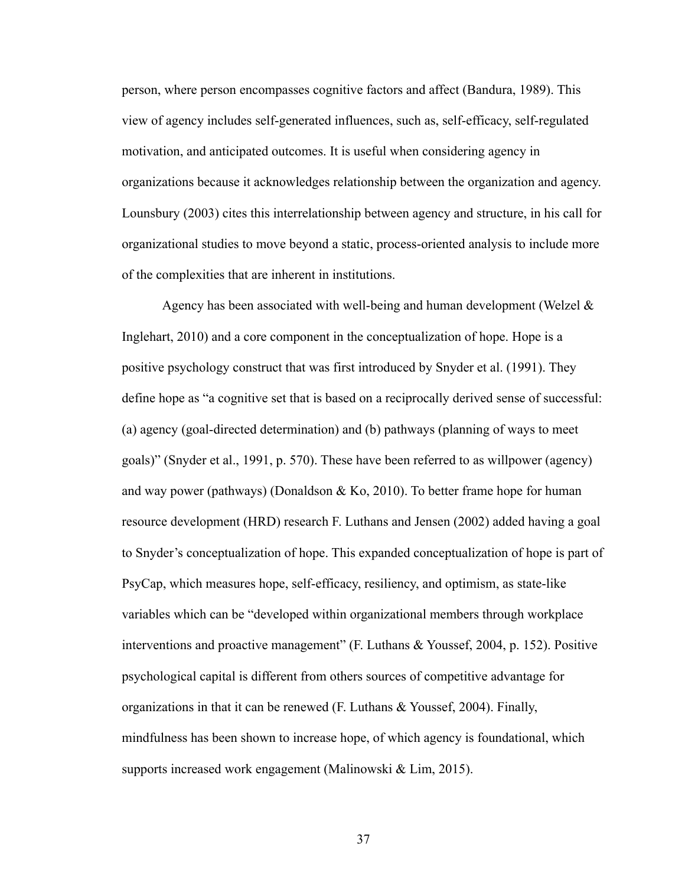person, where person encompasses cognitive factors and affect (Bandura, 1989). This view of agency includes self-generated influences, such as, self-efficacy, self-regulated motivation, and anticipated outcomes. It is useful when considering agency in organizations because it acknowledges relationship between the organization and agency. Lounsbury (2003) cites this interrelationship between agency and structure, in his call for organizational studies to move beyond a static, process-oriented analysis to include more of the complexities that are inherent in institutions.

Agency has been associated with well-being and human development (Welzel & Inglehart, 2010) and a core component in the conceptualization of hope. Hope is a positive psychology construct that was first introduced by Snyder et al. (1991). They define hope as "a cognitive set that is based on a reciprocally derived sense of successful: (a) agency (goal-directed determination) and (b) pathways (planning of ways to meet goals)" (Snyder et al., 1991, p. 570). These have been referred to as willpower (agency) and way power (pathways) (Donaldson & Ko, 2010). To better frame hope for human resource development (HRD) research F. Luthans and Jensen (2002) added having a goal to Snyder's conceptualization of hope. This expanded conceptualization of hope is part of PsyCap, which measures hope, self-efficacy, resiliency, and optimism, as state-like variables which can be "developed within organizational members through workplace interventions and proactive management" (F. Luthans & Youssef, 2004, p. 152). Positive psychological capital is different from others sources of competitive advantage for organizations in that it can be renewed (F. Luthans & Youssef, 2004). Finally, mindfulness has been shown to increase hope, of which agency is foundational, which supports increased work engagement (Malinowski & Lim, 2015).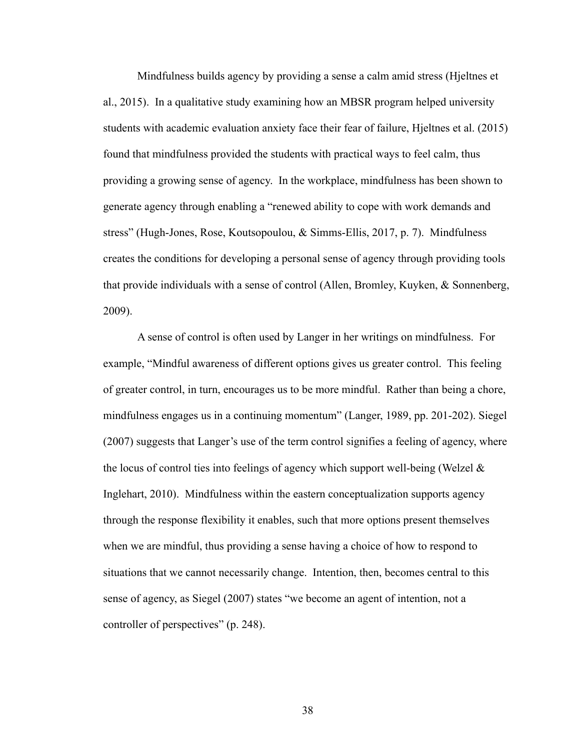Mindfulness builds agency by providing a sense a calm amid stress (Hjeltnes et al., 2015). In a qualitative study examining how an MBSR program helped university students with academic evaluation anxiety face their fear of failure, Hjeltnes et al. (2015) found that mindfulness provided the students with practical ways to feel calm, thus providing a growing sense of agency. In the workplace, mindfulness has been shown to generate agency through enabling a "renewed ability to cope with work demands and stress" (Hugh-Jones, Rose, Koutsopoulou, & Simms-Ellis, 2017, p. 7). Mindfulness creates the conditions for developing a personal sense of agency through providing tools that provide individuals with a sense of control (Allen, Bromley, Kuyken, & Sonnenberg, 2009).

A sense of control is often used by Langer in her writings on mindfulness. For example, "Mindful awareness of different options gives us greater control. This feeling of greater control, in turn, encourages us to be more mindful. Rather than being a chore, mindfulness engages us in a continuing momentum" (Langer, 1989, pp. 201-202). Siegel (2007) suggests that Langer's use of the term control signifies a feeling of agency, where the locus of control ties into feelings of agency which support well-being (Welzel & Inglehart, 2010). Mindfulness within the eastern conceptualization supports agency through the response flexibility it enables, such that more options present themselves when we are mindful, thus providing a sense having a choice of how to respond to situations that we cannot necessarily change. Intention, then, becomes central to this sense of agency, as Siegel (2007) states "we become an agent of intention, not a controller of perspectives" (p. 248).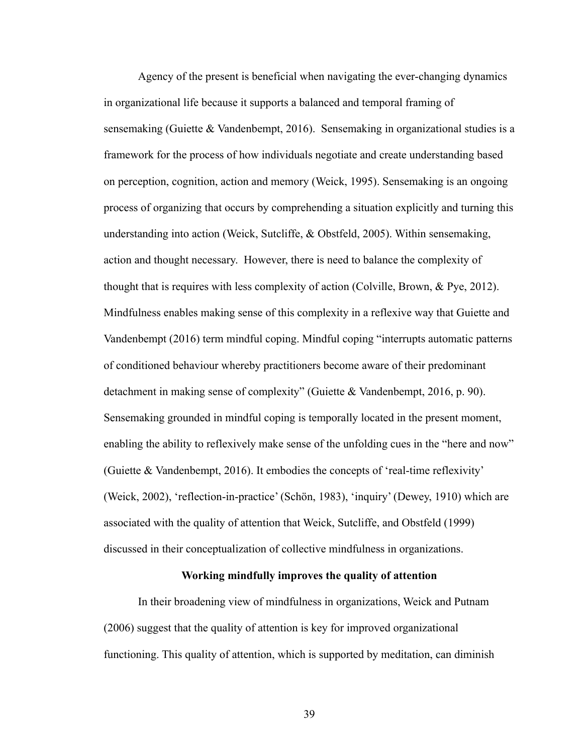Agency of the present is beneficial when navigating the ever-changing dynamics in organizational life because it supports a balanced and temporal framing of sensemaking (Guiette & Vandenbempt, 2016). Sensemaking in organizational studies is a framework for the process of how individuals negotiate and create understanding based on perception, cognition, action and memory (Weick, 1995). Sensemaking is an ongoing process of organizing that occurs by comprehending a situation explicitly and turning this understanding into action (Weick, Sutcliffe, & Obstfeld, 2005). Within sensemaking, action and thought necessary. However, there is need to balance the complexity of thought that is requires with less complexity of action (Colville, Brown, & Pye, 2012). Mindfulness enables making sense of this complexity in a reflexive way that Guiette and Vandenbempt (2016) term mindful coping. Mindful coping "interrupts automatic patterns of conditioned behaviour whereby practitioners become aware of their predominant detachment in making sense of complexity" (Guiette & Vandenbempt, 2016, p. 90). Sensemaking grounded in mindful coping is temporally located in the present moment, enabling the ability to reflexively make sense of the unfolding cues in the "here and now" (Guiette & Vandenbempt, 2016). It embodies the concepts of 'real-time reflexivity' (Weick, 2002), 'reflection-in-practice' (Schön, 1983), 'inquiry' (Dewey, 1910) which are associated with the quality of attention that Weick, Sutcliffe, and Obstfeld (1999) discussed in their conceptualization of collective mindfulness in organizations.

## Working mindfully improves the quality of attention

In their broadening view of mindfulness in organizations, Weick and Putnam (2006) suggest that the quality of attention is key for improved organizational functioning. This quality of attention, which is supported by meditation, can diminish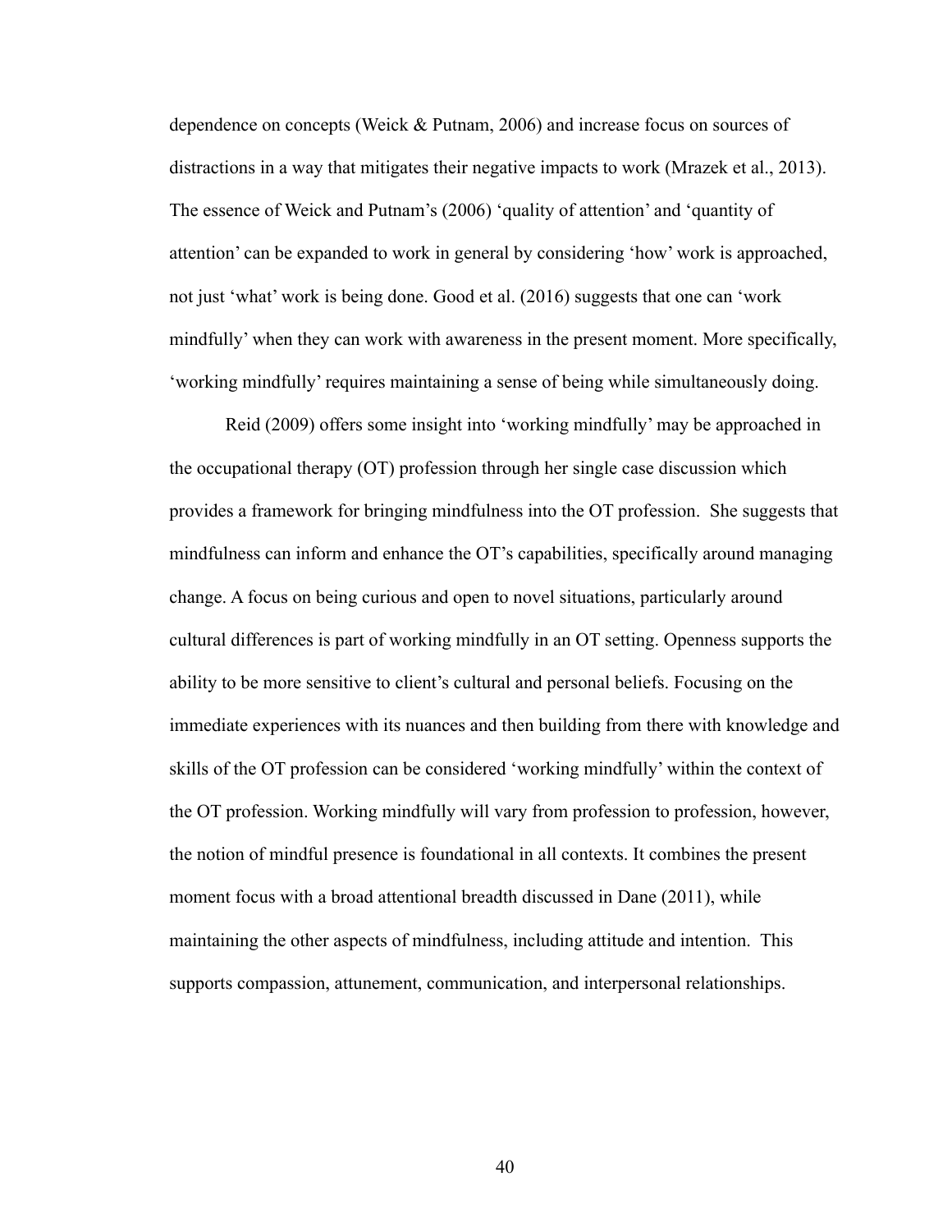dependence on concepts (Weick & Putnam, 2006) and increase focus on sources of distractions in a way that mitigates their negative impacts to work (Mrazek et al., 2013). The essence of Weick and Putnam's (2006) 'quality of attention' and 'quantity of attention' can be expanded to work in general by considering 'how' work is approached, not just 'what' work is being done. Good et al. (2016) suggests that one can 'work mindfully' when they can work with awareness in the present moment. More specifically, 'working mindfully' requires maintaining a sense of being while simultaneously doing.

Reid (2009) offers some insight into 'working mindfully' may be approached in the occupational therapy (OT) profession through her single case discussion which provides a framework for bringing mindfulness into the OT profession. She suggests that mindfulness can inform and enhance the OT's capabilities, specifically around managing change. A focus on being curious and open to novel situations, particularly around cultural differences is part of working mindfully in an OT setting. Openness supports the ability to be more sensitive to client's cultural and personal beliefs. Focusing on the immediate experiences with its nuances and then building from there with knowledge and skills of the OT profession can be considered 'working mindfully' within the context of the OT profession. Working mindfully will vary from profession to profession, however, the notion of mindful presence is foundational in all contexts. It combines the present moment focus with a broad attentional breadth discussed in Dane (2011), while maintaining the other aspects of mindfulness, including attitude and intention. This supports compassion, attunement, communication, and interpersonal relationships.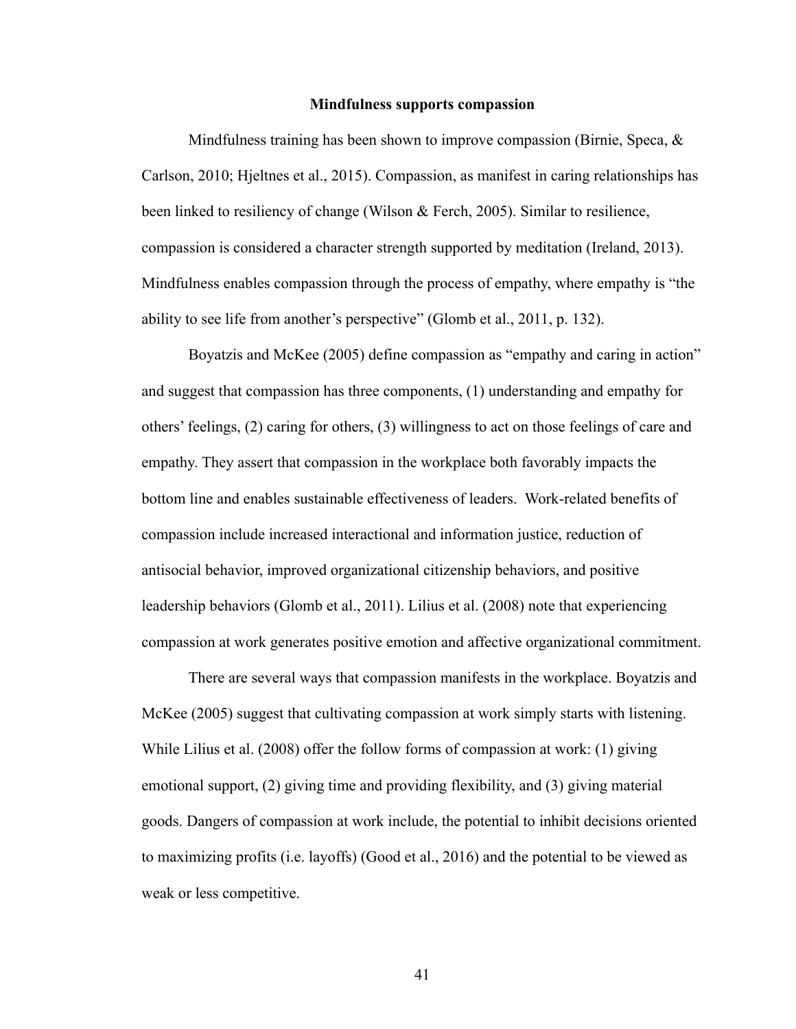## Mindfulness supports compassion

Mindfulness training has been shown to improve compassion (Birnie, Speca, & Carlson, 2010; Hjeltnes et al., 2015). Compassion, as manifest in caring relationships has been linked to resiliency of change (Wilson & Ferch, 2005). Similar to resilience, compassion is considered a character strength supported by meditation (Ireland, 2013). Mindfulness enables compassion through the process of empathy, where empathy is "the ability to see life from another's perspective" (Glomb et al., 2011, p. 132).

Boyatzis and McKee (2005) define compassion as "empathy and caring in action" and suggest that compassion has three components, (1) understanding and empathy for others' feelings, (2) caring for others, (3) willingness to act on those feelings of care and empathy. They assert that compassion in the workplace both favorably impacts the bottom line and enables sustainable effectiveness of leaders. Work-related benefits of compassion include increased interactional and information justice, reduction of antisocial behavior, improved organizational citizenship behaviors, and positive leadership behaviors (Glomb et al., 2011). Lilius et al. (2008) note that experiencing compassion at work generates positive emotion and affective organizational commitment.

There are several ways that compassion manifests in the workplace. Boyatzis and McKee (2005) suggest that cultivating compassion at work simply starts with listening. While Lilius et al. (2008) offer the follow forms of compassion at work: (1) giving emotional support, (2) giving time and providing flexibility, and (3) giving material goods. Dangers of compassion at work include, the potential to inhibit decisions oriented to maximizing profits (i.e. layoffs) (Good et al., 2016) and the potential to be viewed as weak or less competitive.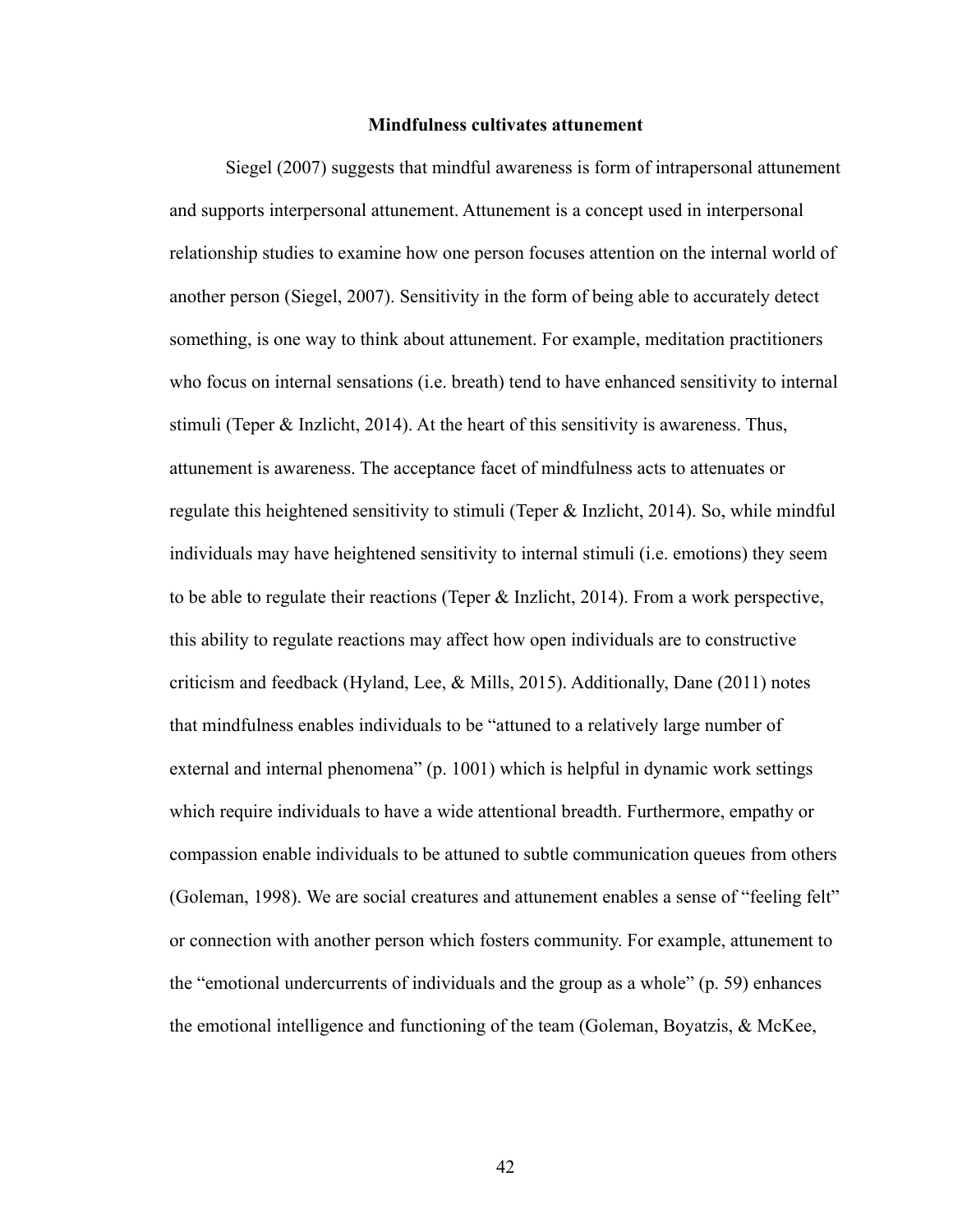## Mindfulness cultivates attunement

Siegel (2007) suggests that mindful awareness is form of intrapersonal attunement and supports interpersonal attunement. Attunement is a concept used in interpersonal relationship studies to examine how one person focuses attention on the internal world of another person (Siegel, 2007). Sensitivity in the form of being able to accurately detect something, is one way to think about attunement. For example, meditation practitioners who focus on internal sensations (i.e. breath) tend to have enhanced sensitivity to internal stimuli (Teper & Inzlicht, 2014). At the heart of this sensitivity is awareness. Thus, attunement is awareness. The acceptance facet of mindfulness acts to attenuates or regulate this heightened sensitivity to stimuli (Teper & Inzlicht, 2014). So, while mindful individuals may have heightened sensitivity to internal stimuli (i.e. emotions) they seem to be able to regulate their reactions (Teper & Inzlicht, 2014). From a work perspective, this ability to regulate reactions may affect how open individuals are to constructive criticism and feedback (Hyland, Lee, & Mills, 2015). Additionally, Dane (2011) notes that mindfulness enables individuals to be "attuned to a relatively large number of external and internal phenomena" (p. 1001) which is helpful in dynamic work settings which require individuals to have a wide attentional breadth. Furthermore, empathy or compassion enable individuals to be attuned to subtle communication queues from others (Goleman, 1998). We are social creatures and attunement enables a sense of "feeling felt" or connection with another person which fosters community. For example, attunement to the "emotional undercurrents of individuals and the group as a whole" (p. 59) enhances the emotional intelligence and functioning of the team (Goleman, Boyatzis, & McKee,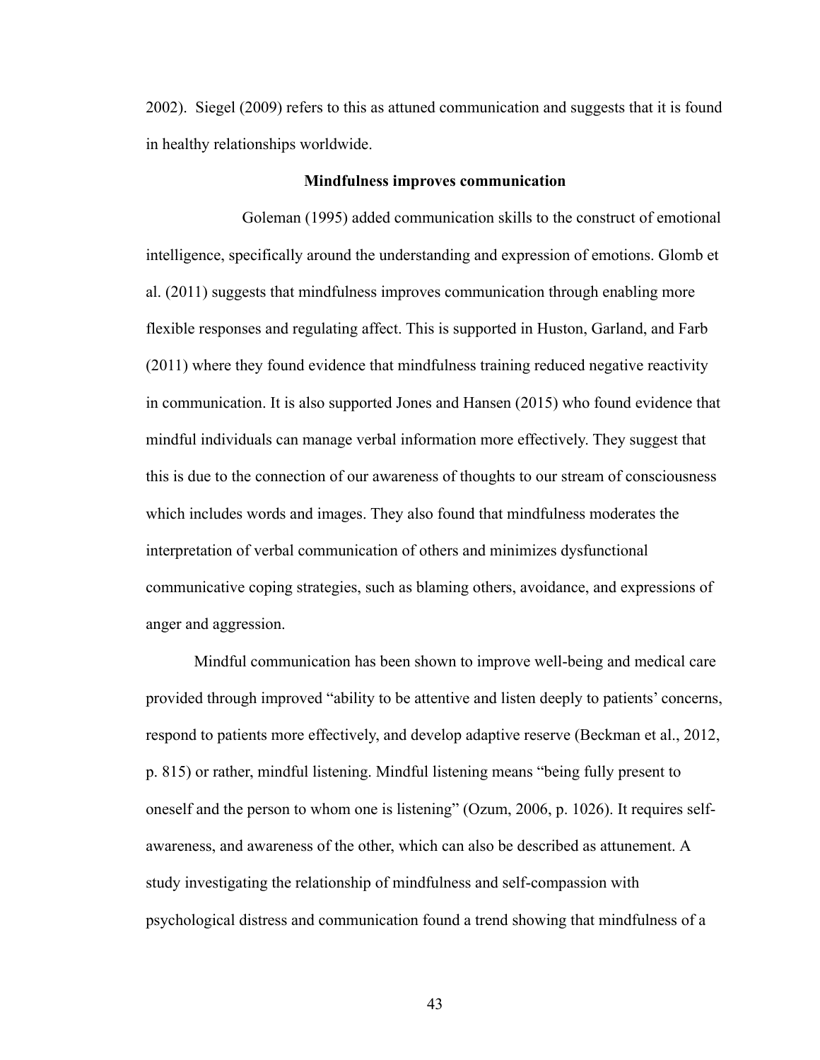2002). Siegel (2009) refers to this as attuned communication and suggests that it is found in healthy relationships worldwide.

**Mindfulness improves communication**

Goleman (1995) added communication skills to the construct of emotional intelligence, specifically around the understanding and expression of emotions. Glomb et al. (2011) suggests that mindfulness improves communication through enabling more flexible responses and regulating affect. This is supported in Huston, Garland, and Farb (2011) where they found evidence that mindfulness training reduced negative reactivity in communication. It is also supported Jones and Hansen (2015) who found evidence that mindful individuals can manage verbal information more effectively. They suggest that this is due to the connection of our awareness of thoughts to our stream of consciousness which includes words and images. They also found that mindfulness moderates the interpretation of verbal communication of others and minimizes dysfunctional communicative coping strategies, such as blaming others, avoidance, and expressions of anger and aggression.

Mindful communication has been shown to improve well-being and medical care provided through improved "ability to be attentive and listen deeply to patients' concerns, respond to patients more effectively, and develop adaptive reserve (Beckman et al., 2012, p. 815) or rather, mindful listening. Mindful listening means "being fully present to oneself and the person to whom one is listening" (Ozum, 2006, p. 1026). It requires self-awareness, and awareness of the other, which can also be described as attunement. A study investigating the relationship of mindfulness and self-compassion with psychological distress and communication found a trend showing that mindfulness of a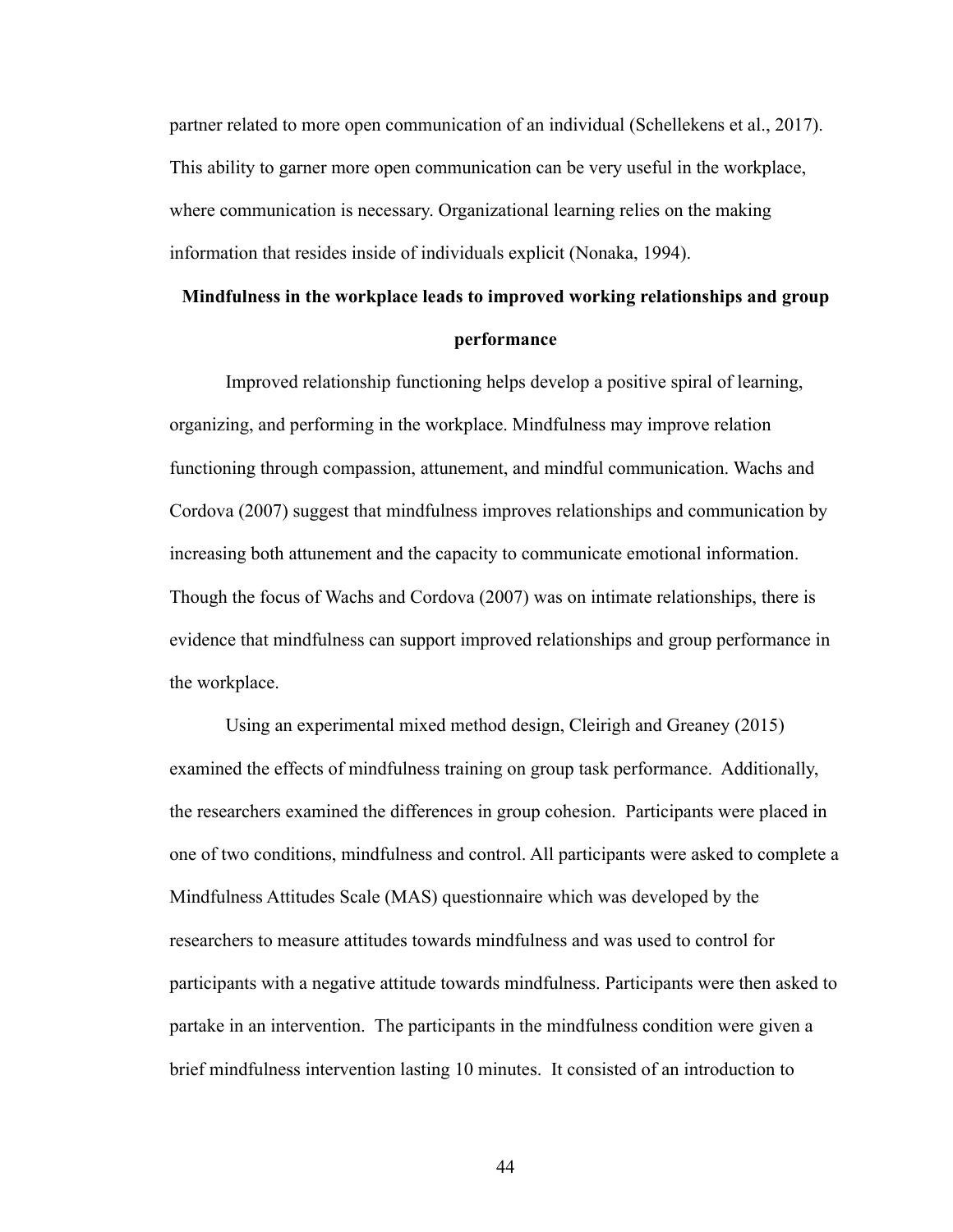partner related to more open communication of an individual (Schellekens et al., 2017). This ability to garner more open communication can be very useful in the workplace, where communication is necessary. Organizational learning relies on the making information that resides inside of individuals explicit (Nonaka, 1994).

## Mindfulness in the workplace leads to improved working relationships and group performance

Improved relationship functioning helps develop a positive spiral of learning, organizing, and performing in the workplace. Mindfulness may improve relation functioning through compassion, attunement, and mindful communication. Wachs and Cordova (2007) suggest that mindfulness improves relationships and communication by increasing both attunement and the capacity to communicate emotional information. Though the focus of Wachs and Cordova (2007) was on intimate relationships, there is evidence that mindfulness can support improved relationships and group performance in the workplace.

Using an experimental mixed method design, Cleirigh and Greaney (2015) examined the effects of mindfulness training on group task performance. Additionally, the researchers examined the differences in group cohesion. Participants were placed in one of two conditions, mindfulness and control. All participants were asked to complete a Mindfulness Attitudes Scale (MAS) questionnaire which was developed by the researchers to measure attitudes towards mindfulness and was used to control for participants with a negative attitude towards mindfulness. Participants were then asked to partake in an intervention. The participants in the mindfulness condition were given a brief mindfulness intervention lasting 10 minutes. It consisted of an introduction to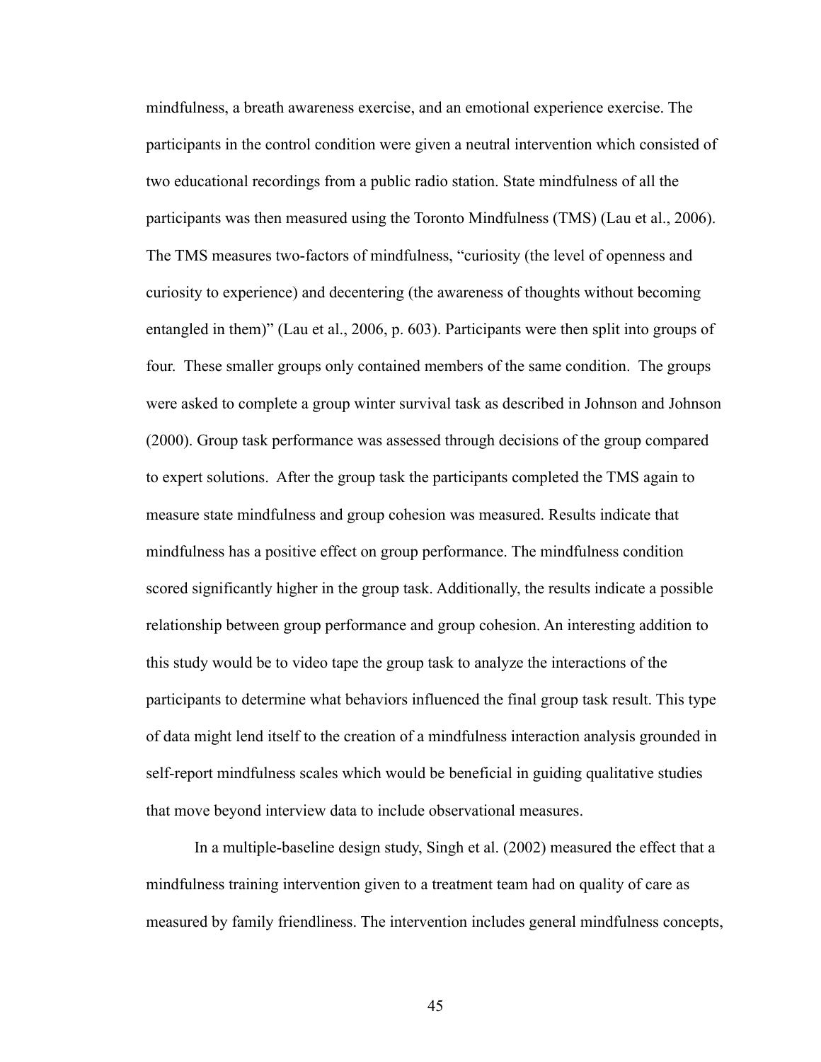mindfulness, a breath awareness exercise, and an emotional experience exercise. The participants in the control condition were given a neutral intervention which consisted of two educational recordings from a public radio station. State mindfulness of all the participants was then measured using the Toronto Mindfulness (TMS) (Lau et al., 2006). The TMS measures two-factors of mindfulness, "curiosity (the level of openness and curiosity to experience) and decentering (the awareness of thoughts without becoming entangled in them)" (Lau et al., 2006, p. 603). Participants were then split into groups of four. These smaller groups only contained members of the same condition. The groups were asked to complete a group winter survival task as described in Johnson and Johnson (2000). Group task performance was assessed through decisions of the group compared to expert solutions. After the group task the participants completed the TMS again to measure state mindfulness and group cohesion was measured. Results indicate that mindfulness has a positive effect on group performance. The mindfulness condition scored significantly higher in the group task. Additionally, the results indicate a possible relationship between group performance and group cohesion. An interesting addition to this study would be to video tape the group task to analyze the interactions of the participants to determine what behaviors influenced the final group task result. This type of data might lend itself to the creation of a mindfulness interaction analysis grounded in self-report mindfulness scales which would be beneficial in guiding qualitative studies that move beyond interview data to include observational measures.

In a multiple-baseline design study, Singh et al. (2002) measured the effect that a mindfulness training intervention given to a treatment team had on quality of care as measured by family friendliness. The intervention includes general mindfulness concepts,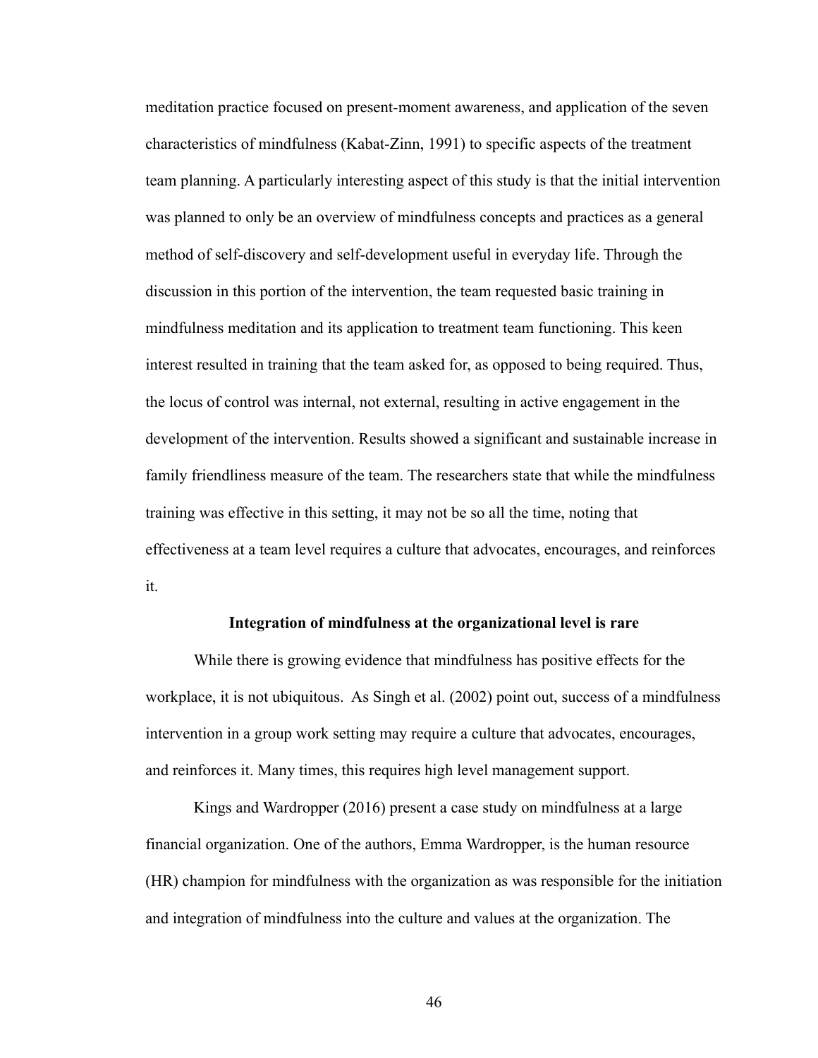meditation practice focused on present-moment awareness, and application of the seven characteristics of mindfulness (Kabat-Zinn, 1991) to specific aspects of the treatment team planning. A particularly interesting aspect of this study is that the initial intervention was planned to only be an overview of mindfulness concepts and practices as a general method of self-discovery and self-development useful in everyday life. Through the discussion in this portion of the intervention, the team requested basic training in mindfulness meditation and its application to treatment team functioning. This keen interest resulted in training that the team asked for, as opposed to being required. Thus, the locus of control was internal, not external, resulting in active engagement in the development of the intervention. Results showed a significant and sustainable increase in family friendliness measure of the team. The researchers state that while the mindfulness training was effective in this setting, it may not be so all the time, noting that effectiveness at a team level requires a culture that advocates, encourages, and reinforces it.

**Integration of mindfulness at the organizational level is rare**

While there is growing evidence that mindfulness has positive effects for the workplace, it is not ubiquitous. As Singh et al. (2002) point out, success of a mindfulness intervention in a group work setting may require a culture that advocates, encourages, and reinforces it. Many times, this requires high level management support.

Kings and Wardropper (2016) present a case study on mindfulness at a large financial organization. One of the authors, Emma Wardropper, is the human resource (HR) champion for mindfulness with the organization as was responsible for the initiation and integration of mindfulness into the culture and values at the organization. The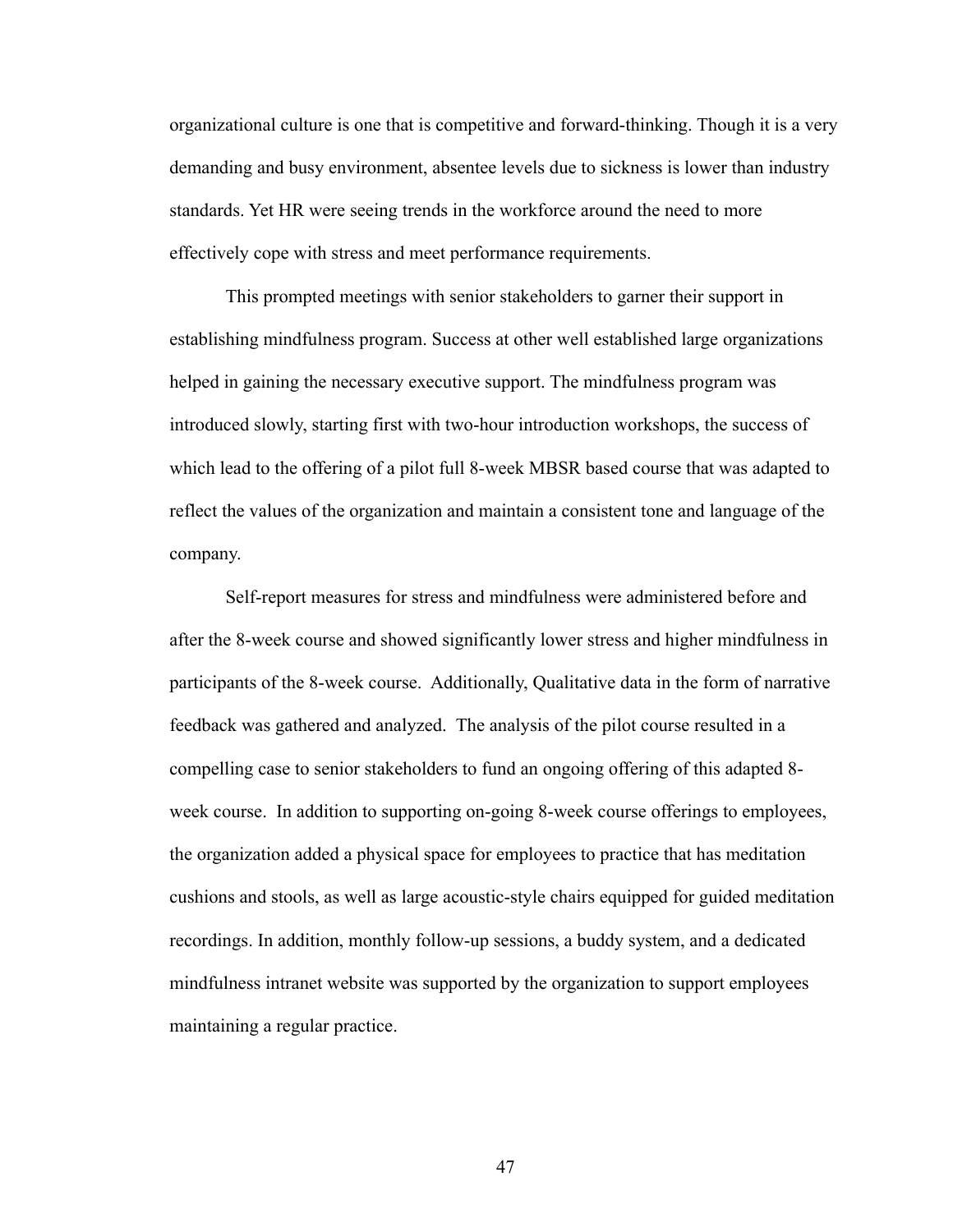organizational culture is one that is competitive and forward-thinking. Though it is a very demanding and busy environment, absentee levels due to sickness is lower than industry standards. Yet HR were seeing trends in the workforce around the need to more effectively cope with stress and meet performance requirements.

This prompted meetings with senior stakeholders to garner their support in establishing mindfulness program. Success at other well established large organizations helped in gaining the necessary executive support. The mindfulness program was introduced slowly, starting first with two-hour introduction workshops, the success of which lead to the offering of a pilot full 8-week MBSR based course that was adapted to reflect the values of the organization and maintain a consistent tone and language of the company.

Self-report measures for stress and mindfulness were administered before and after the 8-week course and showed significantly lower stress and higher mindfulness in participants of the 8-week course. Additionally, Qualitative data in the form of narrative feedback was gathered and analyzed. The analysis of the pilot course resulted in a compelling case to senior stakeholders to fund an ongoing offering of this adapted 8-week course. In addition to supporting on-going 8-week course offerings to employees, the organization added a physical space for employees to practice that has meditation cushions and stools, as well as large acoustic-style chairs equipped for guided meditation recordings. In addition, monthly follow-up sessions, a buddy system, and a dedicated mindfulness intranet website was supported by the organization to support employees maintaining a regular practice.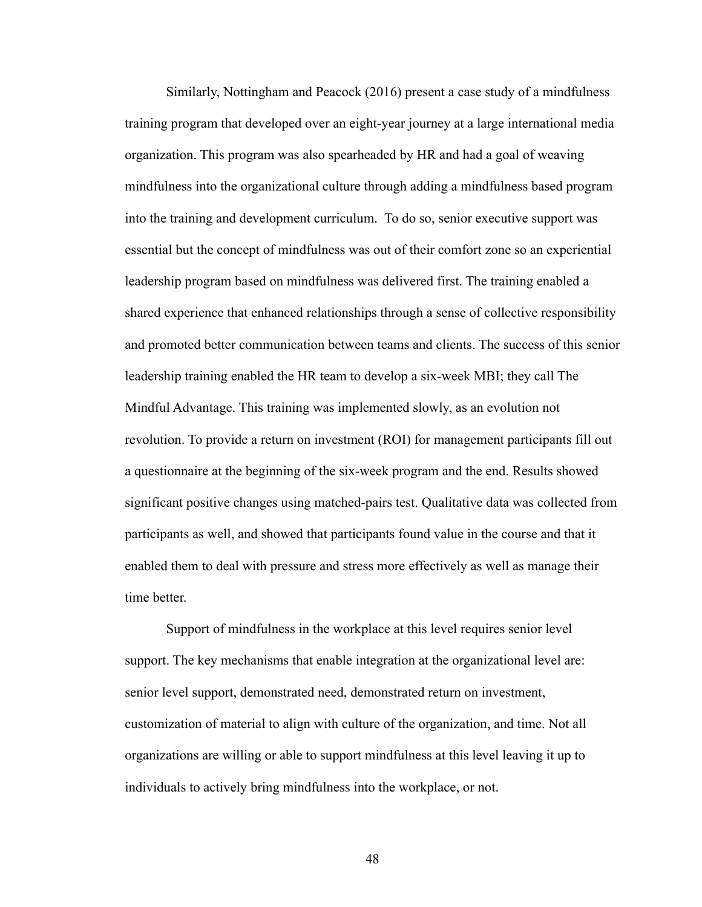Similarly, Nottingham and Peacock (2016) present a case study of a mindfulness training program that developed over an eight-year journey at a large international media organization. This program was also spearheaded by HR and had a goal of weaving mindfulness into the organizational culture through adding a mindfulness based program into the training and development curriculum.  To do so, senior executive support was essential but the concept of mindfulness was out of their comfort zone so an experiential leadership program based on mindfulness was delivered first. The training enabled a shared experience that enhanced relationships through a sense of collective responsibility and promoted better communication between teams and clients. The success of this senior leadership training enabled the HR team to develop a six-week MBI; they call The Mindful Advantage. This training was implemented slowly, as an evolution not revolution. To provide a return on investment (ROI) for management participants fill out a questionnaire at the beginning of the six-week program and the end. Results showed significant positive changes using matched-pairs test. Qualitative data was collected from participants as well, and showed that participants found value in the course and that it enabled them to deal with pressure and stress more effectively as well as manage their time better.

Support of mindfulness in the workplace at this level requires senior level support. The key mechanisms that enable integration at the organizational level are: senior level support, demonstrated need, demonstrated return on investment, customization of material to align with culture of the organization, and time. Not all organizations are willing or able to support mindfulness at this level leaving it up to individuals to actively bring mindfulness into the workplace, or not.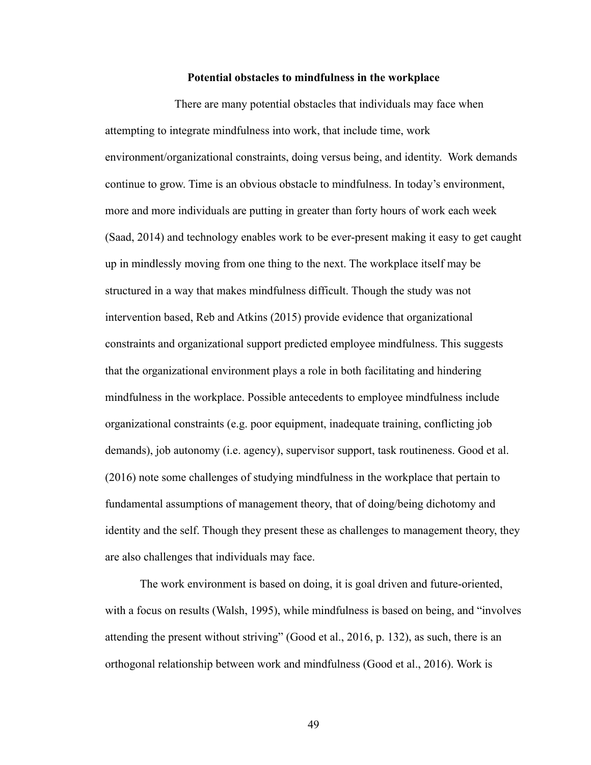## Potential obstacles to mindfulness in the workplace

There are many potential obstacles that individuals may face when attempting to integrate mindfulness into work, that include time, work environment/organizational constraints, doing versus being, and identity.  Work demands continue to grow. Time is an obvious obstacle to mindfulness. In today's environment, more and more individuals are putting in greater than forty hours of work each week (Saad, 2014) and technology enables work to be ever-present making it easy to get caught up in mindlessly moving from one thing to the next. The workplace itself may be structured in a way that makes mindfulness difficult. Though the study was not intervention based, Reb and Atkins (2015) provide evidence that organizational constraints and organizational support predicted employee mindfulness. This suggests that the organizational environment plays a role in both facilitating and hindering mindfulness in the workplace. Possible antecedents to employee mindfulness include organizational constraints (e.g. poor equipment, inadequate training, conflicting job demands), job autonomy (i.e. agency), supervisor support, task routineness. Good et al. (2016) note some challenges of studying mindfulness in the workplace that pertain to fundamental assumptions of management theory, that of doing/being dichotomy and identity and the self. Though they present these as challenges to management theory, they are also challenges that individuals may face.

The work environment is based on doing, it is goal driven and future-oriented, with a focus on results (Walsh, 1995), while mindfulness is based on being, and "involves attending the present without striving" (Good et al., 2016, p. 132), as such, there is an orthogonal relationship between work and mindfulness (Good et al., 2016). Work is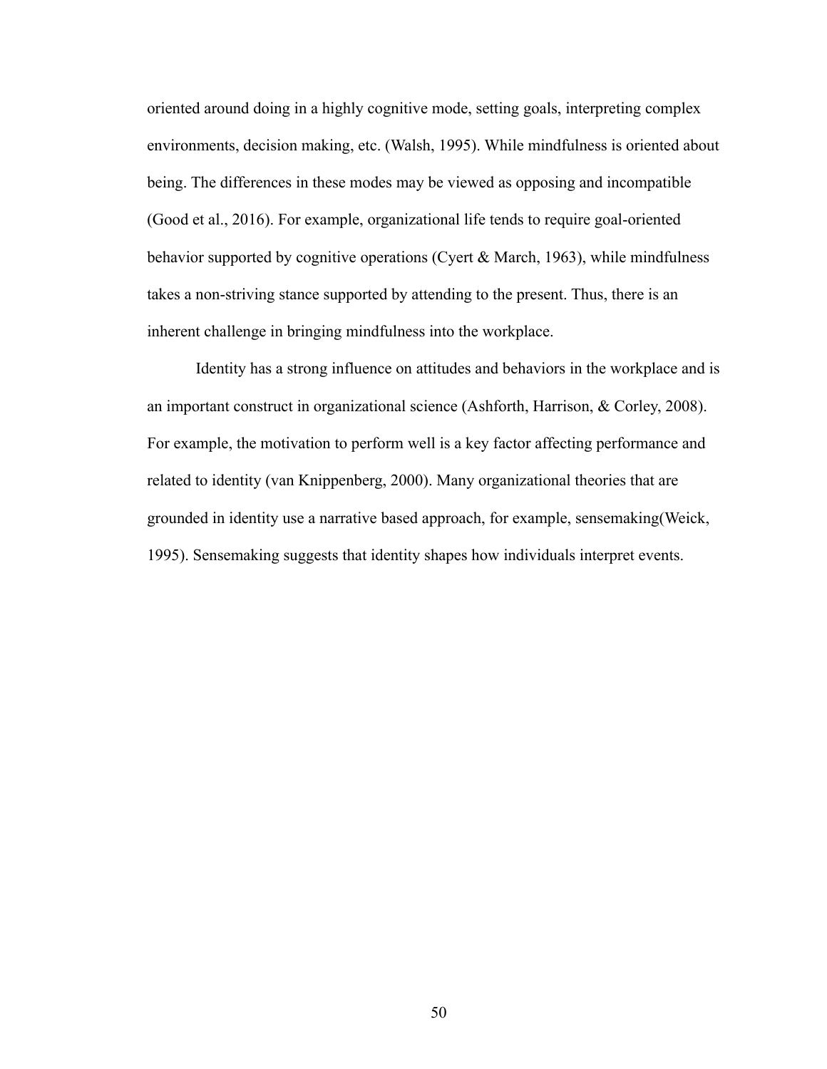oriented around doing in a highly cognitive mode, setting goals, interpreting complex environments, decision making, etc. (Walsh, 1995). While mindfulness is oriented about being. The differences in these modes may be viewed as opposing and incompatible (Good et al., 2016). For example, organizational life tends to require goal-oriented behavior supported by cognitive operations (Cyert & March, 1963), while mindfulness takes a non-striving stance supported by attending to the present. Thus, there is an inherent challenge in bringing mindfulness into the workplace.

Identity has a strong influence on attitudes and behaviors in the workplace and is an important construct in organizational science (Ashforth, Harrison, & Corley, 2008). For example, the motivation to perform well is a key factor affecting performance and related to identity (van Knippenberg, 2000). Many organizational theories that are grounded in identity use a narrative based approach, for example, sensemaking(Weick, 1995). Sensemaking suggests that identity shapes how individuals interpret events.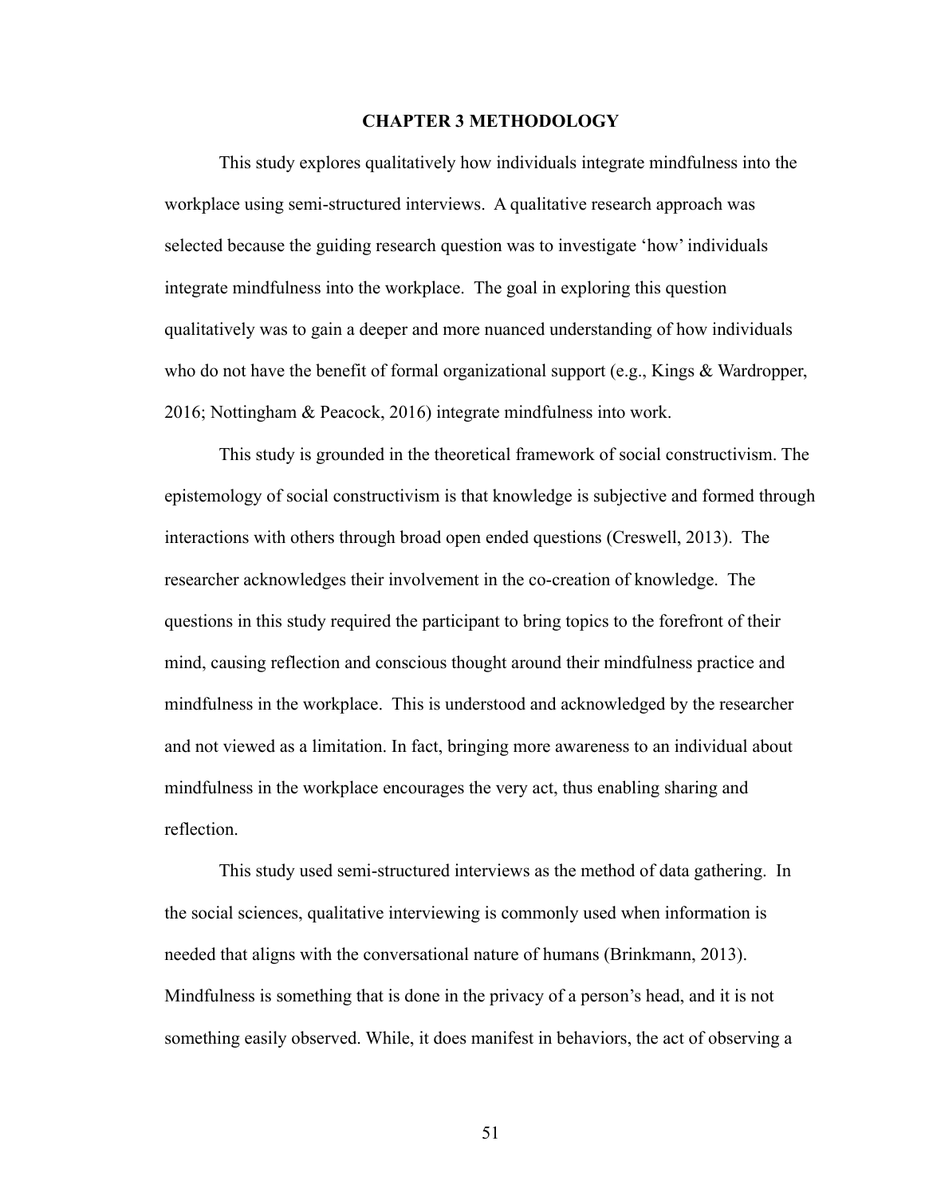# CHAPTER 3 METHODOLOGY

This study explores qualitatively how individuals integrate mindfulness into the workplace using semi-structured interviews. A qualitative research approach was selected because the guiding research question was to investigate 'how' individuals integrate mindfulness into the workplace. The goal in exploring this question qualitatively was to gain a deeper and more nuanced understanding of how individuals who do not have the benefit of formal organizational support (e.g., Kings & Wardropper, 2016; Nottingham & Peacock, 2016) integrate mindfulness into work.

This study is grounded in the theoretical framework of social constructivism. The epistemology of social constructivism is that knowledge is subjective and formed through interactions with others through broad open ended questions (Creswell, 2013). The researcher acknowledges their involvement in the co-creation of knowledge. The questions in this study required the participant to bring topics to the forefront of their mind, causing reflection and conscious thought around their mindfulness practice and mindfulness in the workplace. This is understood and acknowledged by the researcher and not viewed as a limitation. In fact, bringing more awareness to an individual about mindfulness in the workplace encourages the very act, thus enabling sharing and reflection.

This study used semi-structured interviews as the method of data gathering. In the social sciences, qualitative interviewing is commonly used when information is needed that aligns with the conversational nature of humans (Brinkmann, 2013). Mindfulness is something that is done in the privacy of a person's head, and it is not something easily observed. While, it does manifest in behaviors, the act of observing a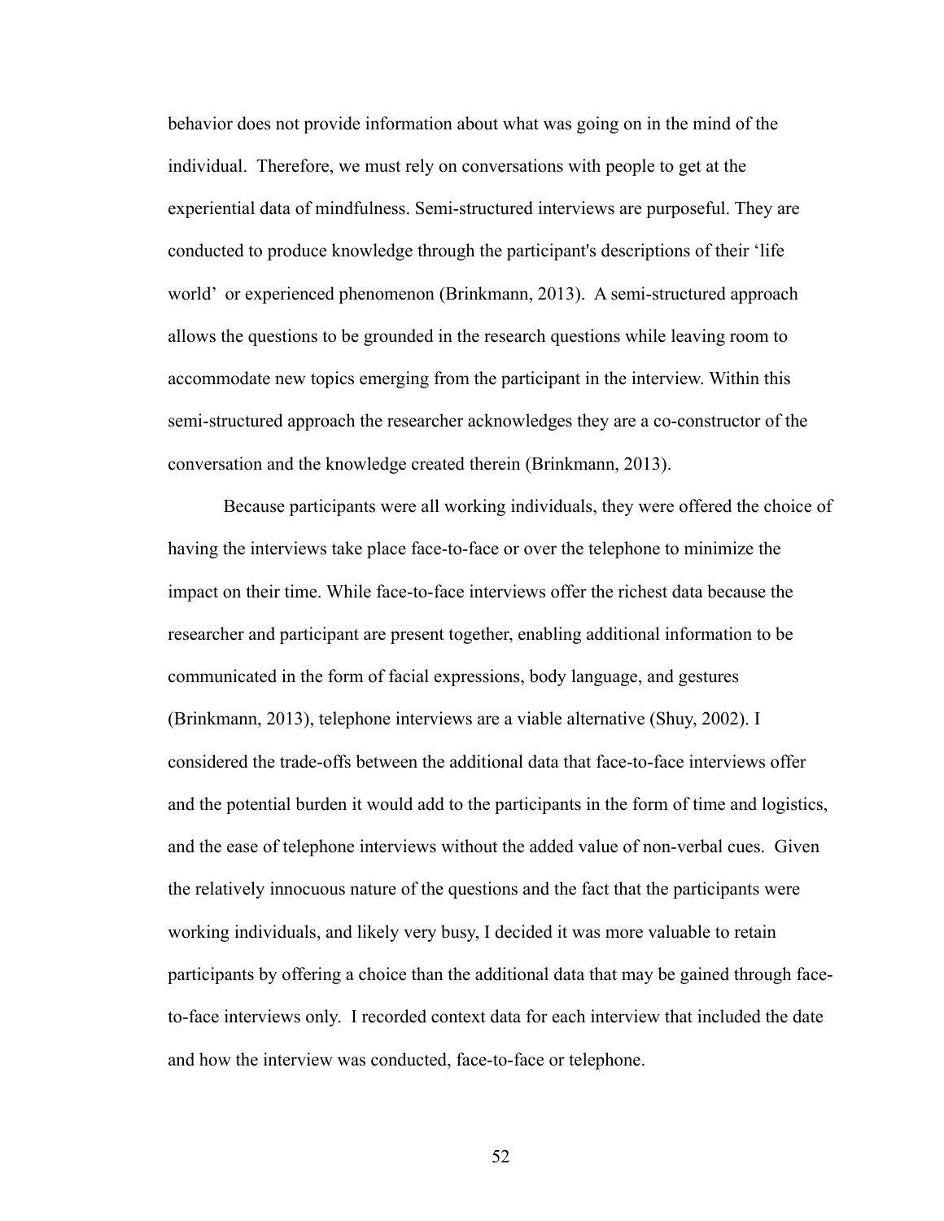behavior does not provide information about what was going on in the mind of the individual. Therefore, we must rely on conversations with people to get at the experiential data of mindfulness. Semi-structured interviews are purposeful. They are conducted to produce knowledge through the participant's descriptions of their 'life world' or experienced phenomenon (Brinkmann, 2013). A semi-structured approach allows the questions to be grounded in the research questions while leaving room to accommodate new topics emerging from the participant in the interview. Within this semi-structured approach the researcher acknowledges they are a co-constructor of the conversation and the knowledge created therein (Brinkmann, 2013).

Because participants were all working individuals, they were offered the choice of having the interviews take place face-to-face or over the telephone to minimize the impact on their time. While face-to-face interviews offer the richest data because the researcher and participant are present together, enabling additional information to be communicated in the form of facial expressions, body language, and gestures (Brinkmann, 2013), telephone interviews are a viable alternative (Shuy, 2002). I considered the trade-offs between the additional data that face-to-face interviews offer and the potential burden it would add to the participants in the form of time and logistics, and the ease of telephone interviews without the added value of non-verbal cues. Given the relatively innocuous nature of the questions and the fact that the participants were working individuals, and likely very busy, I decided it was more valuable to retain participants by offering a choice than the additional data that may be gained through face-to-face interviews only. I recorded context data for each interview that included the date and how the interview was conducted, face-to-face or telephone.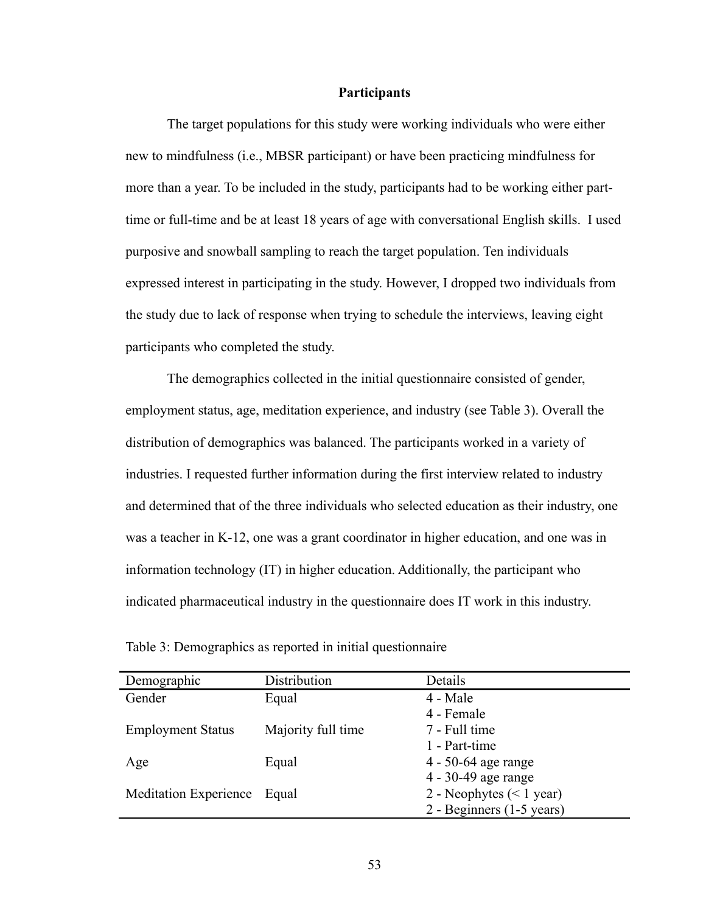## Participants

The target populations for this study were working individuals who were either new to mindfulness (i.e., MBSR participant) or have been practicing mindfulness for more than a year. To be included in the study, participants had to be working either part-time or full-time and be at least 18 years of age with conversational English skills. I used purposive and snowball sampling to reach the target population. Ten individuals expressed interest in participating in the study. However, I dropped two individuals from the study due to lack of response when trying to schedule the interviews, leaving eight participants who completed the study.

The demographics collected in the initial questionnaire consisted of gender, employment status, age, meditation experience, and industry (see Table 3). Overall the distribution of demographics was balanced. The participants worked in a variety of industries. I requested further information during the first interview related to industry and determined that of the three individuals who selected education as their industry, one was a teacher in K-12, one was a grant coordinator in higher education, and one was in information technology (IT) in higher education. Additionally, the participant who indicated pharmaceutical industry in the questionnaire does IT work in this industry.

Table 3: Demographics as reported in initial questionnaire

| Demographic | Distribution | Details |
|---|---|---|
| Gender | Equal | 4 - Male |
| | | 4 - Female |
| Employment Status | Majority full time | 7 - Full time |
| | | 1 - Part-time |
| Age | Equal | 4 - 50-64 age range |
| | | 4 - 30-49 age range |
| Meditation Experience | Equal | 2 - Neophytes (< 1 year) |
| | | 2 - Beginners (1-5 years) |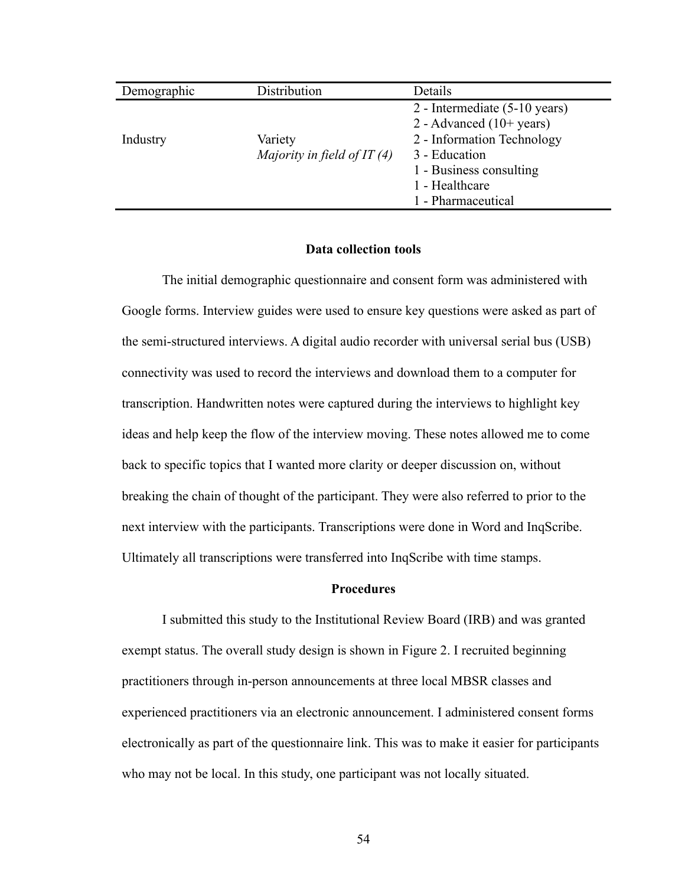| Demographic | Distribution | Details |
| --- | --- | --- |
| Industry | Variety *Majority in field of IT (4)* | 2 - Intermediate (5-10 years)<br>2 - Advanced (10+ years)<br>2 - Information Technology<br>3 - Education<br>1 - Business consulting<br>1 - Healthcare<br>1 - Pharmaceutical |

## Data collection tools

The initial demographic questionnaire and consent form was administered with Google forms. Interview guides were used to ensure key questions were asked as part of the semi-structured interviews. A digital audio recorder with universal serial bus (USB) connectivity was used to record the interviews and download them to a computer for transcription. Handwritten notes were captured during the interviews to highlight key ideas and help keep the flow of the interview moving. These notes allowed me to come back to specific topics that I wanted more clarity or deeper discussion on, without breaking the chain of thought of the participant. They were also referred to prior to the next interview with the participants. Transcriptions were done in Word and InqScribe. Ultimately all transcriptions were transferred into InqScribe with time stamps.

## Procedures

I submitted this study to the Institutional Review Board (IRB) and was granted exempt status. The overall study design is shown in Figure 2. I recruited beginning practitioners through in-person announcements at three local MBSR classes and experienced practitioners via an electronic announcement. I administered consent forms electronically as part of the questionnaire link. This was to make it easier for participants who may not be local. In this study, one participant was not locally situated.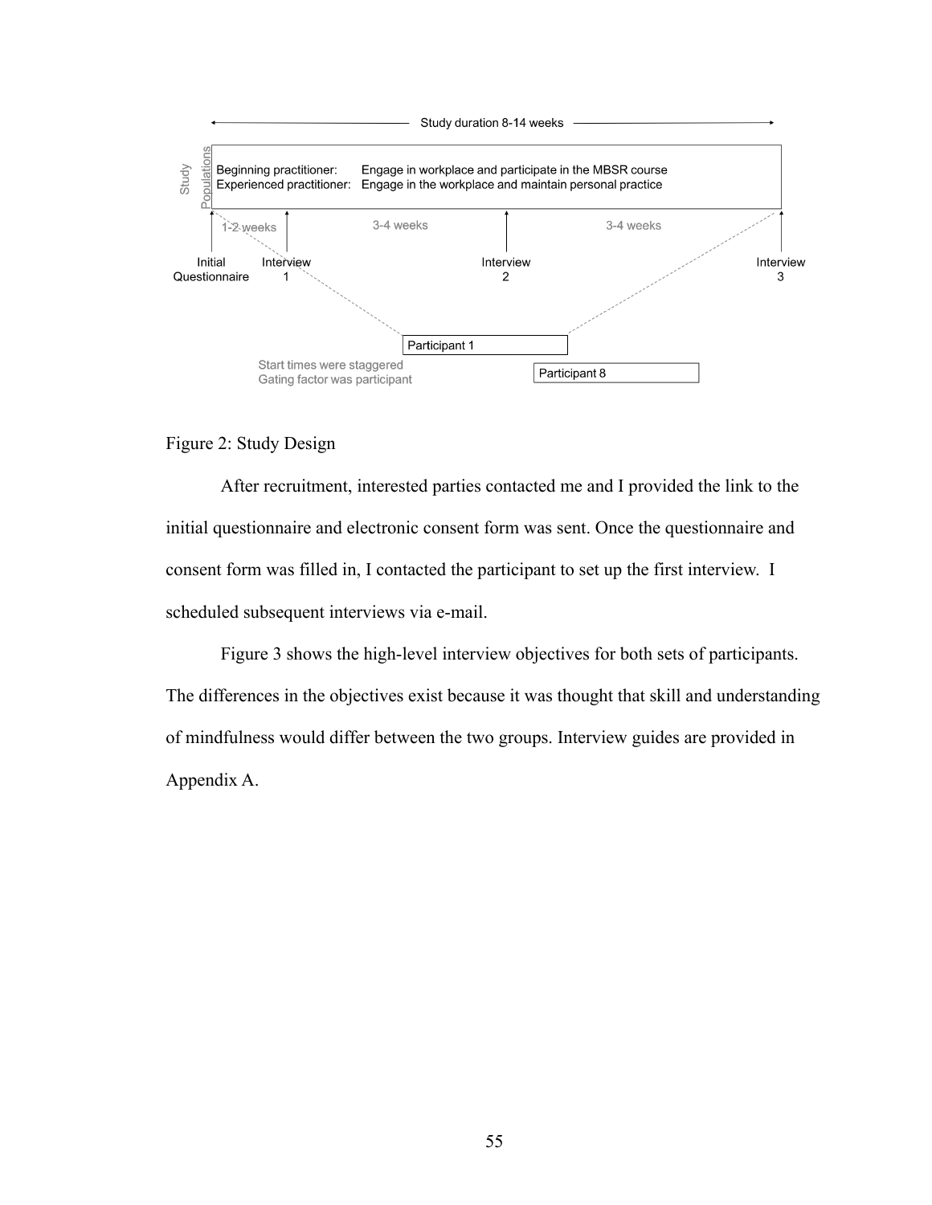Study duration 8-14 weeks

Study Populations

Beginning practitioner: Engage in workplace and participate in the MBSR course
Experienced practitioner: Engage in the workplace and maintain personal practice

1-2 weeks | 3-4 weeks | 3-4 weeks

Initial Questionnaire | Interview 1 | Interview 2 | Interview 3

Participant 1

Participant 8

Start times were staggered
Gating factor was participant

Figure 2: Study Design

After recruitment, interested parties contacted me and I provided the link to the initial questionnaire and electronic consent form was sent. Once the questionnaire and consent form was filled in, I contacted the participant to set up the first interview. I scheduled subsequent interviews via e-mail.

Figure 3 shows the high-level interview objectives for both sets of participants. The differences in the objectives exist because it was thought that skill and understanding of mindfulness would differ between the two groups. Interview guides are provided in Appendix A.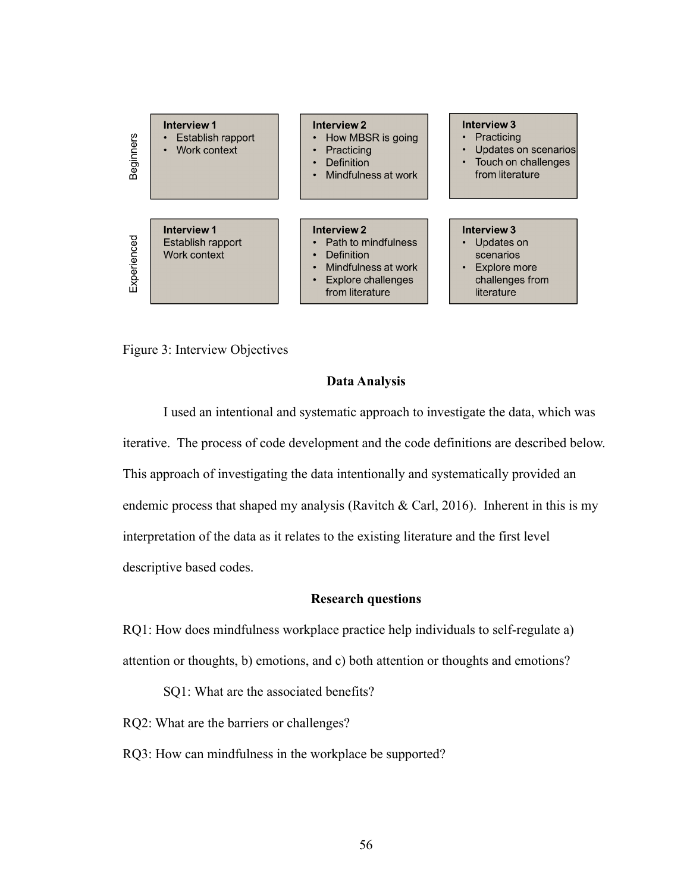| | Interview 1 | Interview 2 | Interview 3 |
|---|---|---|---|
| Beginners | • Establish rapport<br>• Work context | • How MBSR is going<br>• Practicing<br>• Definition<br>• Mindfulness at work | • Practicing<br>• Updates on scenarios<br>• Touch on challenges from literature |
| Experienced | Establish rapport<br>Work context | • Path to mindfulness<br>• Definition<br>• Mindfulness at work<br>• Explore challenges from literature | • Updates on scenarios<br>• Explore more challenges from literature |

Figure 3: Interview Objectives

## Data Analysis

I used an intentional and systematic approach to investigate the data, which was iterative. The process of code development and the code definitions are described below. This approach of investigating the data intentionally and systematically provided an endemic process that shaped my analysis (Ravitch & Carl, 2016). Inherent in this is my interpretation of the data as it relates to the existing literature and the first level descriptive based codes.

## Research questions

RQ1: How does mindfulness workplace practice help individuals to self-regulate a) attention or thoughts, b) emotions, and c) both attention or thoughts and emotions?

SQ1: What are the associated benefits?

RQ2: What are the barriers or challenges?

RQ3: How can mindfulness in the workplace be supported?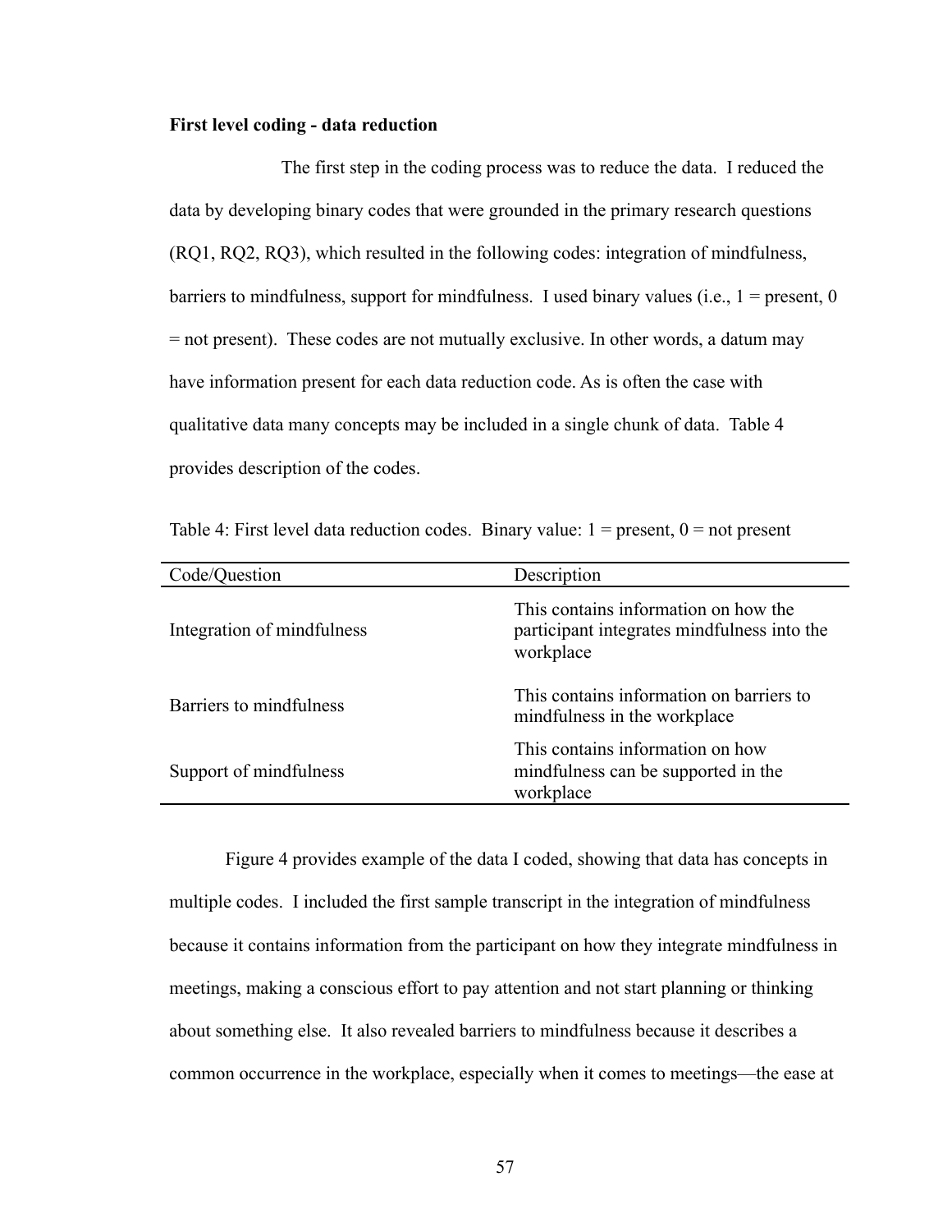**First level coding - data reduction**

The first step in the coding process was to reduce the data. I reduced the data by developing binary codes that were grounded in the primary research questions (RQ1, RQ2, RQ3), which resulted in the following codes: integration of mindfulness, barriers to mindfulness, support for mindfulness. I used binary values (i.e., 1 = present, 0 = not present). These codes are not mutually exclusive. In other words, a datum may have information present for each data reduction code. As is often the case with qualitative data many concepts may be included in a single chunk of data. Table 4 provides description of the codes.

Table 4: First level data reduction codes. Binary value: 1 = present, 0 = not present

| Code/Question | Description |
|---|---|
| Integration of mindfulness | This contains information on how the participant integrates mindfulness into the workplace |
| Barriers to mindfulness | This contains information on barriers to mindfulness in the workplace |
| Support of mindfulness | This contains information on how mindfulness can be supported in the workplace |

Figure 4 provides example of the data I coded, showing that data has concepts in multiple codes. I included the first sample transcript in the integration of mindfulness because it contains information from the participant on how they integrate mindfulness in meetings, making a conscious effort to pay attention and not start planning or thinking about something else. It also revealed barriers to mindfulness because it describes a common occurrence in the workplace, especially when it comes to meetings—the ease at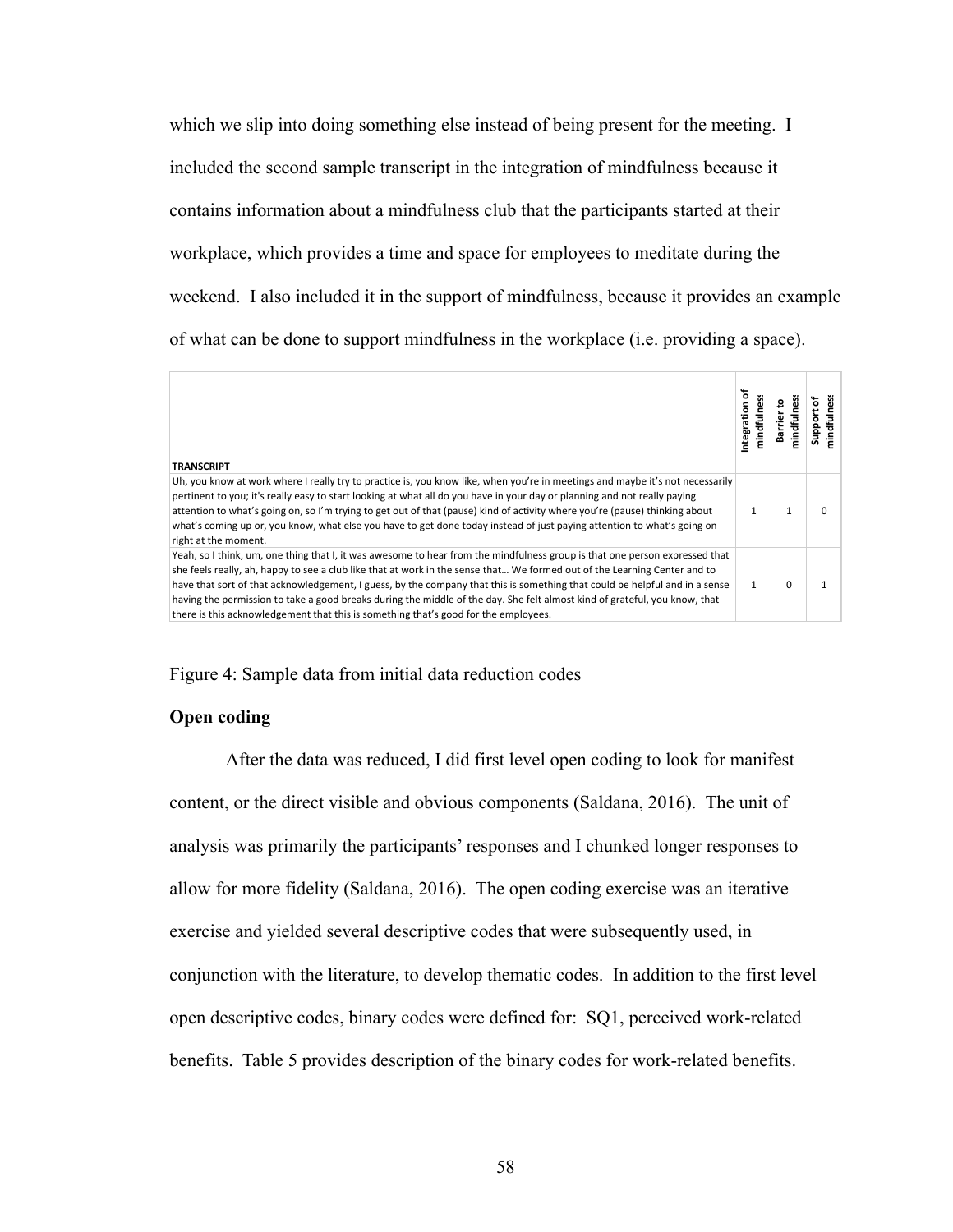which we slip into doing something else instead of being present for the meeting. I included the second sample transcript in the integration of mindfulness because it contains information about a mindfulness club that the participants started at their workplace, which provides a time and space for employees to meditate during the weekend. I also included it in the support of mindfulness, because it provides an example of what can be done to support mindfulness in the workplace (i.e. providing a space).

| TRANSCRIPT | Integration of mindfulness | Barrier to mindfulness | Support of mindfulness |
|---|---|---|---|
| Uh, you know at work where I really try to practice is, you know like, when you're in meetings and maybe it's not necessarily pertinent to you; it's really easy to start looking at what all do you have in your day or planning and not really paying attention to what's going on, so I'm trying to get out of that (pause) kind of activity where you're (pause) thinking about what's coming up or, you know, what else you have to get done today instead of just paying attention to what's going on right at the moment. | 1 | 1 | 0 |
| Yeah, so I think, um, one thing that I, it was awesome to hear from the mindfulness group is that one person expressed that she feels really, ah, happy to see a club like that at work in the sense that… We formed out of the Learning Center and to have that sort of that acknowledgement, I guess, by the company that this is something that could be helpful and in a sense having the permission to take a good breaks during the middle of the day. She felt almost kind of grateful, you know, that there is this acknowledgement that this is something that's good for the employees. | 1 | 0 | 1 |

Figure 4: Sample data from initial data reduction codes

**Open coding**

After the data was reduced, I did first level open coding to look for manifest content, or the direct visible and obvious components (Saldana, 2016). The unit of analysis was primarily the participants' responses and I chunked longer responses to allow for more fidelity (Saldana, 2016). The open coding exercise was an iterative exercise and yielded several descriptive codes that were subsequently used, in conjunction with the literature, to develop thematic codes. In addition to the first level open descriptive codes, binary codes were defined for: SQ1, perceived work-related benefits. Table 5 provides description of the binary codes for work-related benefits.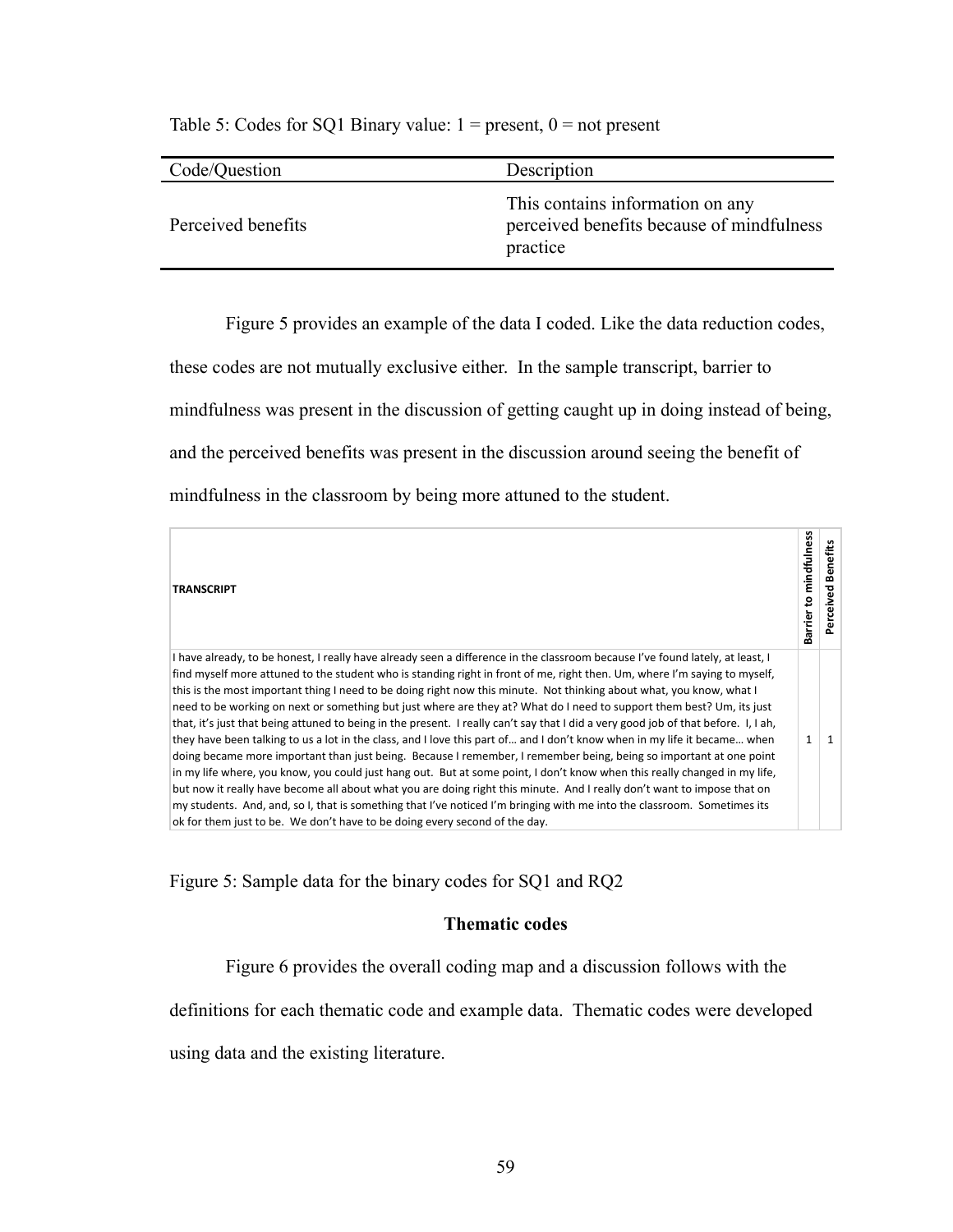Table 5: Codes for SQ1 Binary value: 1 = present, 0 = not present

| Code/Question | Description |
| --- | --- |
| Perceived benefits | This contains information on any perceived benefits because of mindfulness practice |

Figure 5 provides an example of the data I coded. Like the data reduction codes, these codes are not mutually exclusive either. In the sample transcript, barrier to mindfulness was present in the discussion of getting caught up in doing instead of being, and the perceived benefits was present in the discussion around seeing the benefit of mindfulness in the classroom by being more attuned to the student.

| TRANSCRIPT | Barrier to mindfulness | Perceived Benefits |
| --- | --- | --- |
| I have already, to be honest, I really have already seen a difference in the classroom because I've found lately, at least, I find myself more attuned to the student who is standing right in front of me, right then. Um, where I'm saying to myself, this is the most important thing I need to be doing right now this minute. Not thinking about what, you know, what I need to be working on next or something but just where are they at? What do I need to support them best? Um, its just that, it's just that being attuned to being in the present. I really can't say that I did a very good job of that before. I, I ah, they have been talking to us a lot in the class, and I love this part of… and I don't know when in my life it became… when doing became more important than just being. Because I remember, I remember being, being so important at one point in my life where, you know, you could just hang out. But at some point, I don't know when this really changed in my life, but now it really have become all about what you are doing right this minute. And I really don't want to impose that on my students. And, and, so I, that is something that I've noticed I'm bringing with me into the classroom. Sometimes its ok for them just to be. We don't have to be doing every second of the day. | 1 | 1 |

Figure 5: Sample data for the binary codes for SQ1 and RQ2

### Thematic codes

Figure 6 provides the overall coding map and a discussion follows with the definitions for each thematic code and example data. Thematic codes were developed using data and the existing literature.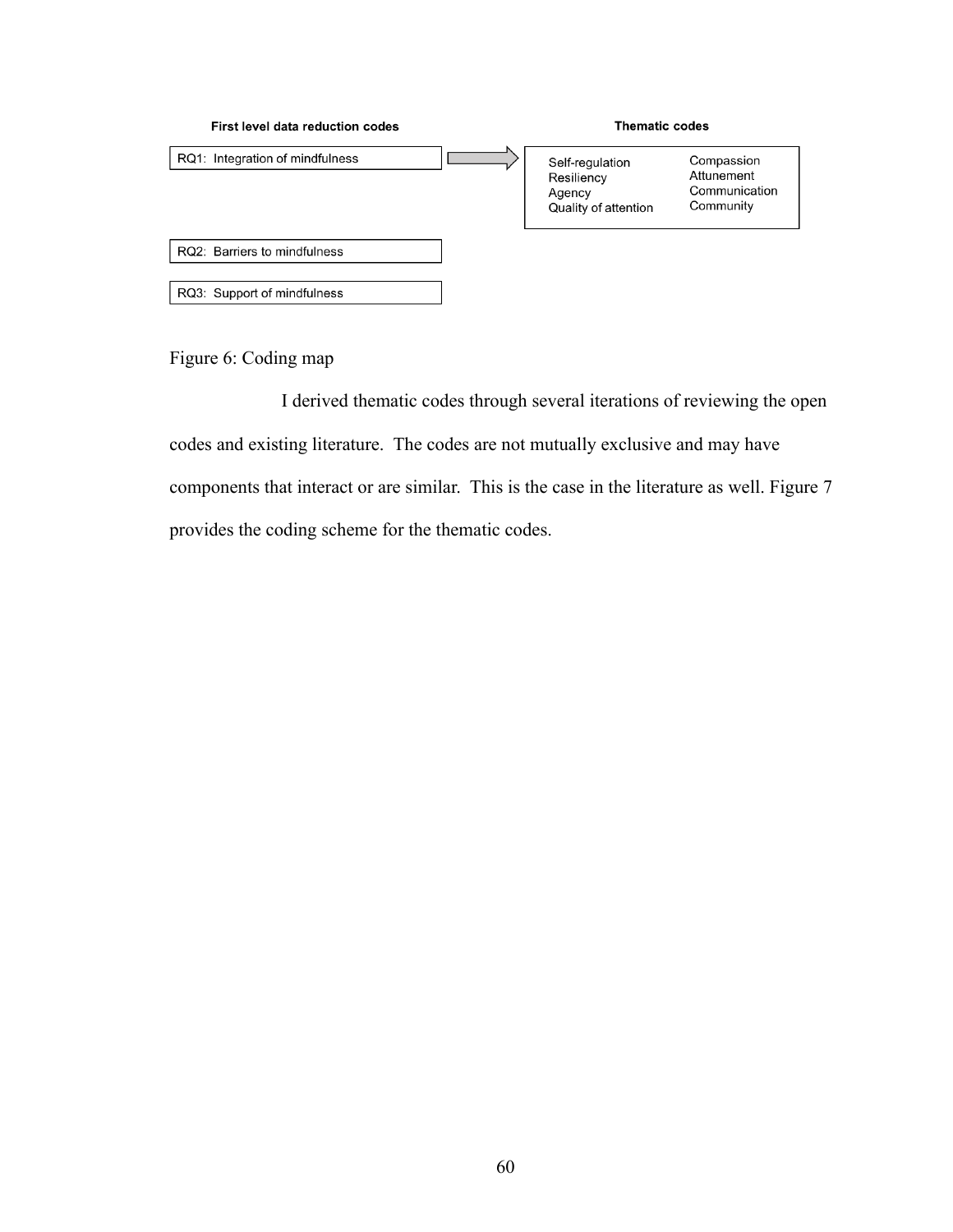| First level data reduction codes | | Thematic codes | |
| --- | --- | --- | --- |
| RQ1: Integration of mindfulness | → | Self-regulation<br>Resiliency<br>Agency<br>Quality of attention | Compassion<br>Attunement<br>Communication<br>Community |
| RQ2: Barriers to mindfulness | | | |
| RQ3: Support of mindfulness | | | |

Figure 6: Coding map

I derived thematic codes through several iterations of reviewing the open codes and existing literature. The codes are not mutually exclusive and may have components that interact or are similar. This is the case in the literature as well. Figure 7 provides the coding scheme for the thematic codes.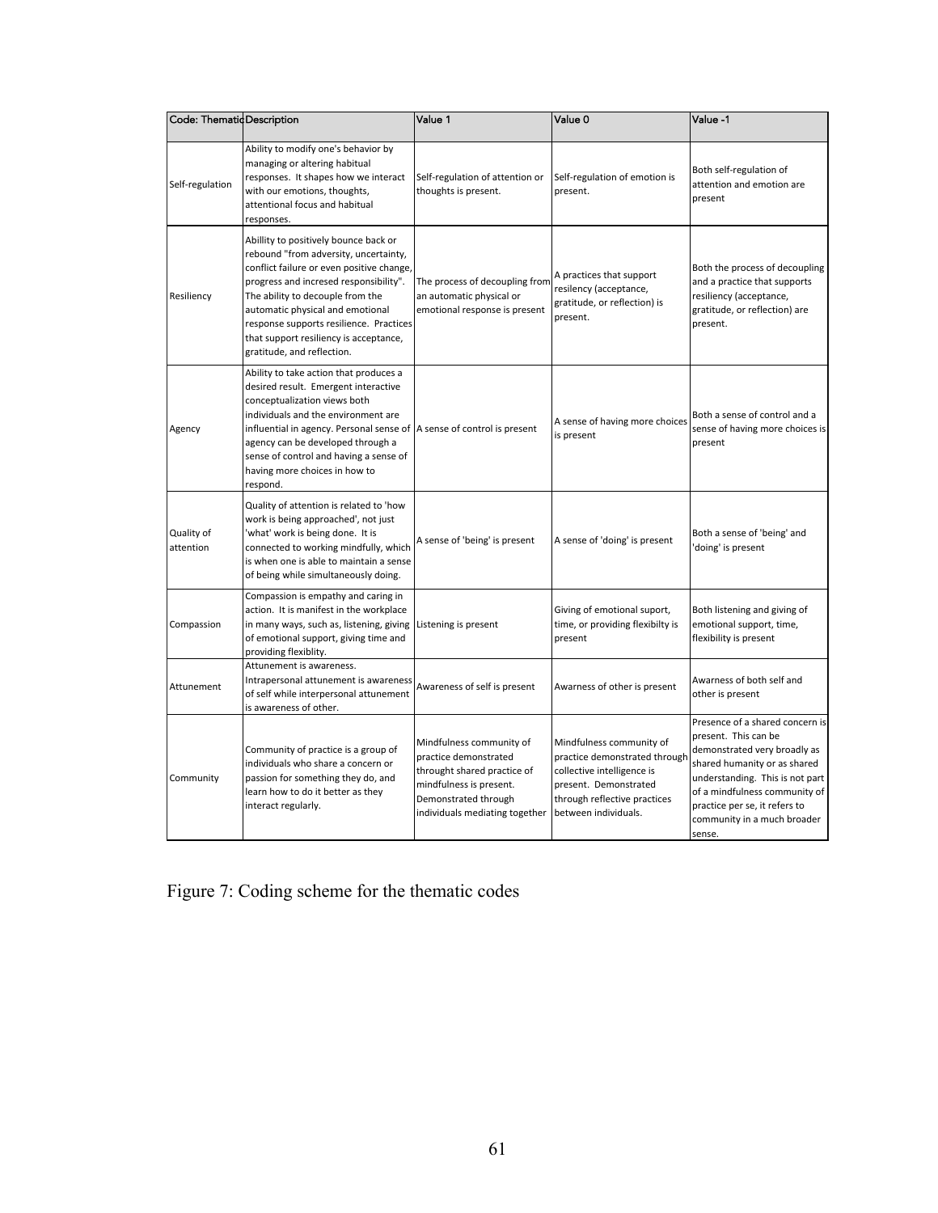| Code: Thematic | Description | Value 1 | Value 0 | Value -1 |
| --- | --- | --- | --- | --- |
| Self-regulation | Ability to modify one's behavior by managing or altering habitual responses. It shapes how we interact with our emotions, thoughts, attentional focus and habitual responses. | Self-regulation of attention or thoughts is present. | Self-regulation of emotion is present. | Both self-regulation of attention and emotion are present |
| Resiliency | Abillity to positively bounce back or rebound "from adversity, uncertainty, conflict failure or even positive change, progress and incresed responsibility". The ability to decouple from the automatic physical and emotional response supports resilience. Practices that support resiliency is acceptance, gratitude, and reflection. | The process of decoupling from an automatic physical or emotional response is present | A practices that support resilency (acceptance, gratitude, or reflection) is present. | Both the process of decoupling and a practice that supports resiliency (acceptance, gratitude, or reflection) are present. |
| Agency | Ability to take action that produces a desired result. Emergent interactive conceptualization views both individuals and the environment are influential in agency. Personal sense of agency can be developed through a sense of control and having a sense of having more choices in how to respond. | A sense of control is present | A sense of having more choices is present | Both a sense of control and a sense of having more choices is present |
| Quality of attention | Quality of attention is related to 'how work is being approached', not just 'what' work is being done. It is connected to working mindfully, which is when one is able to maintain a sense of being while simultaneously doing. | A sense of 'being' is present | A sense of 'doing' is present | Both a sense of 'being' and 'doing' is present |
| Compassion | Compassion is empathy and caring in action. It is manifest in the workplace in many ways, such as, listening, giving of emotional support, giving time and providing flexiblity. | Listening is present | Giving of emotional suport, time, or providing flexibilty is present | Both listening and giving of emotional support, time, flexibility is present |
| Attunement | Attunement is awareness. Intrapersonal attunement is awareness of self while interpersonal attunement is awareness of other. | Awareness of self is present | Awarness of other is present | Awarness of both self and other is present |
| Community | Community of practice is a group of individuals who share a concern or passion for something they do, and learn how to do it better as they interact regularly. | Mindfulness community of practice demonstrated throught shared practice of mindfulness is present. Demonstrated through individuals mediating together | Mindfulness community of practice demonstrated through collective intelligence is present. Demonstrated through reflective practices between individuals. | Presence of a shared concern is present. This can be demonstrated very broadly as shared humanity or as shared understanding. This is not part of a mindfulness community of practice per se, it refers to community in a much broader sense. |

Figure 7: Coding scheme for the thematic codes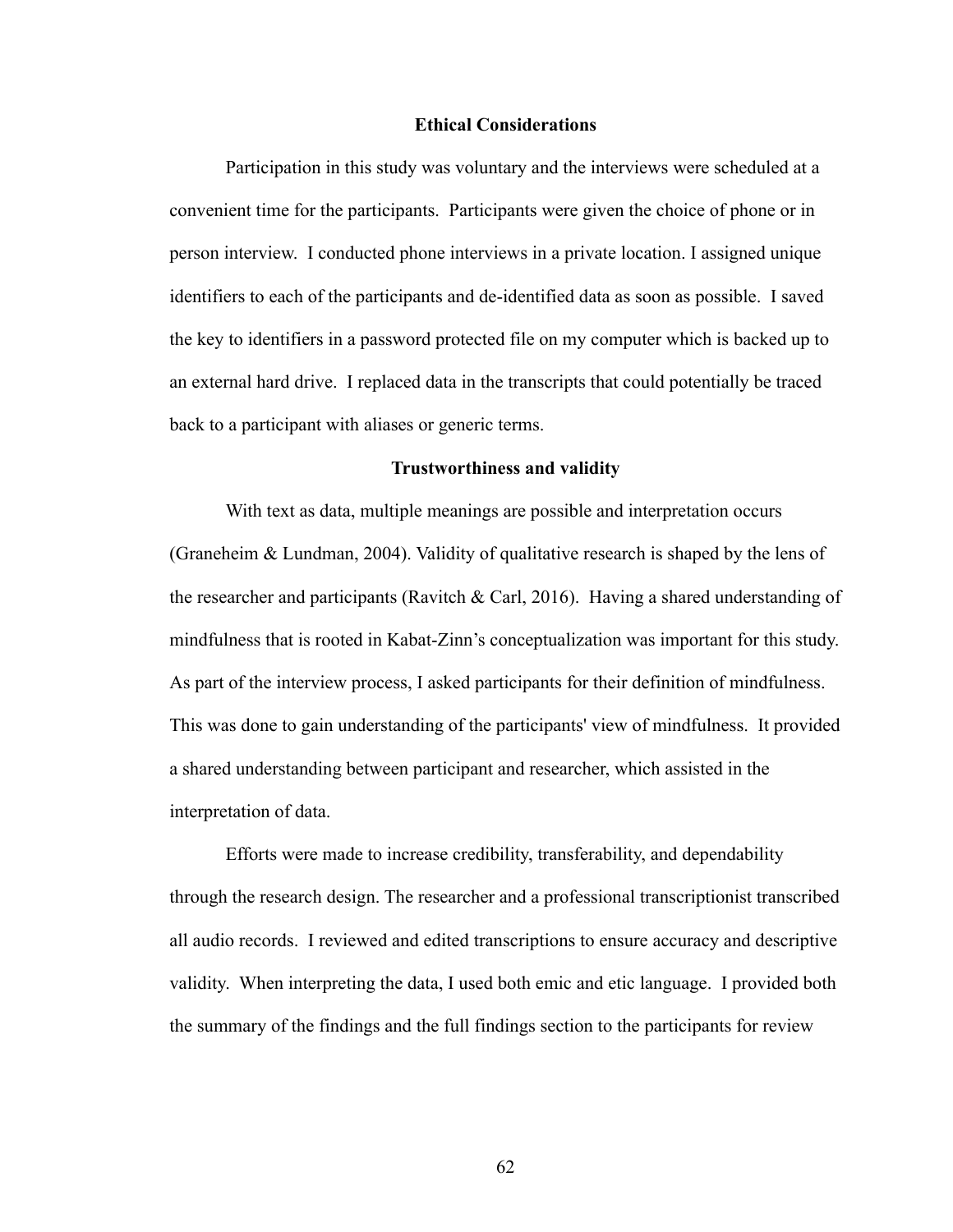## Ethical Considerations

Participation in this study was voluntary and the interviews were scheduled at a convenient time for the participants. Participants were given the choice of phone or in person interview. I conducted phone interviews in a private location. I assigned unique identifiers to each of the participants and de-identified data as soon as possible. I saved the key to identifiers in a password protected file on my computer which is backed up to an external hard drive. I replaced data in the transcripts that could potentially be traced back to a participant with aliases or generic terms.

## Trustworthiness and validity

With text as data, multiple meanings are possible and interpretation occurs (Graneheim & Lundman, 2004). Validity of qualitative research is shaped by the lens of the researcher and participants (Ravitch & Carl, 2016). Having a shared understanding of mindfulness that is rooted in Kabat-Zinn's conceptualization was important for this study. As part of the interview process, I asked participants for their definition of mindfulness. This was done to gain understanding of the participants' view of mindfulness. It provided a shared understanding between participant and researcher, which assisted in the interpretation of data.

Efforts were made to increase credibility, transferability, and dependability through the research design. The researcher and a professional transcriptionist transcribed all audio records. I reviewed and edited transcriptions to ensure accuracy and descriptive validity. When interpreting the data, I used both emic and etic language. I provided both the summary of the findings and the full findings section to the participants for review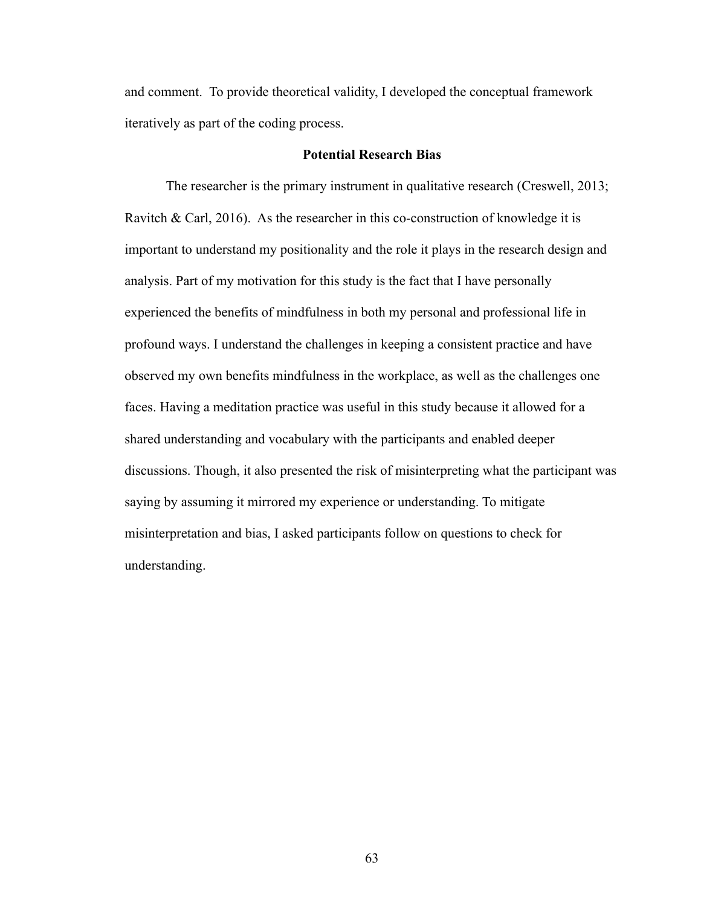and comment. To provide theoretical validity, I developed the conceptual framework iteratively as part of the coding process.

## Potential Research Bias

The researcher is the primary instrument in qualitative research (Creswell, 2013; Ravitch & Carl, 2016). As the researcher in this co-construction of knowledge it is important to understand my positionality and the role it plays in the research design and analysis. Part of my motivation for this study is the fact that I have personally experienced the benefits of mindfulness in both my personal and professional life in profound ways. I understand the challenges in keeping a consistent practice and have observed my own benefits mindfulness in the workplace, as well as the challenges one faces. Having a meditation practice was useful in this study because it allowed for a shared understanding and vocabulary with the participants and enabled deeper discussions. Though, it also presented the risk of misinterpreting what the participant was saying by assuming it mirrored my experience or understanding. To mitigate misinterpretation and bias, I asked participants follow on questions to check for understanding.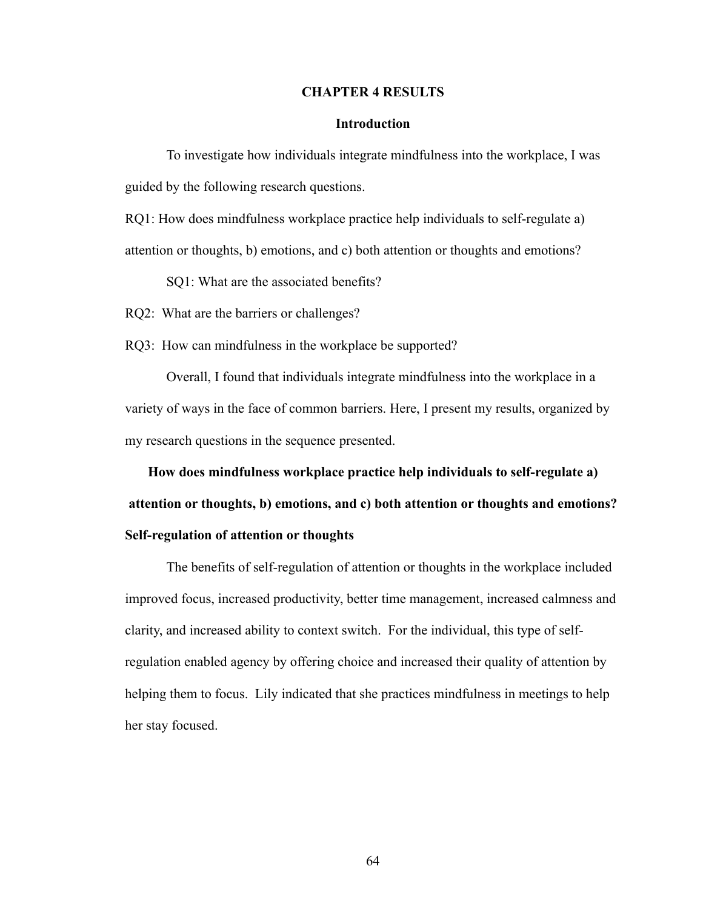# CHAPTER 4 RESULTS

## Introduction

To investigate how individuals integrate mindfulness into the workplace, I was guided by the following research questions.

RQ1: How does mindfulness workplace practice help individuals to self-regulate a) attention or thoughts, b) emotions, and c) both attention or thoughts and emotions?

SQ1: What are the associated benefits?

RQ2: What are the barriers or challenges?

RQ3: How can mindfulness in the workplace be supported?

Overall, I found that individuals integrate mindfulness into the workplace in a variety of ways in the face of common barriers. Here, I present my results, organized by my research questions in the sequence presented.

## How does mindfulness workplace practice help individuals to self-regulate a) attention or thoughts, b) emotions, and c) both attention or thoughts and emotions?

### Self-regulation of attention or thoughts

The benefits of self-regulation of attention or thoughts in the workplace included improved focus, increased productivity, better time management, increased calmness and clarity, and increased ability to context switch. For the individual, this type of self-regulation enabled agency by offering choice and increased their quality of attention by helping them to focus. Lily indicated that she practices mindfulness in meetings to help her stay focused.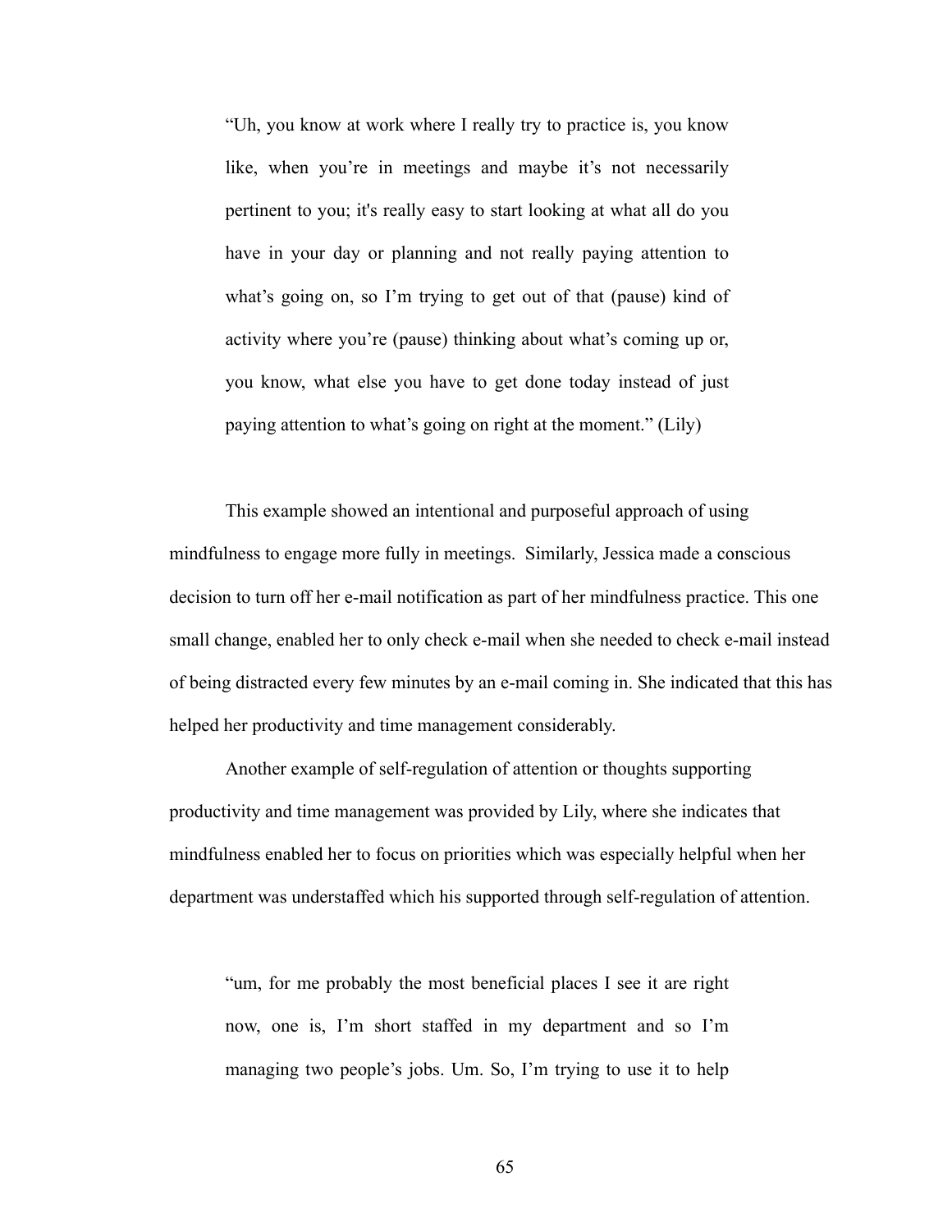> "Uh, you know at work where I really try to practice is, you know like, when you're in meetings and maybe it's not necessarily pertinent to you; it's really easy to start looking at what all do you have in your day or planning and not really paying attention to what's going on, so I'm trying to get out of that (pause) kind of activity where you're (pause) thinking about what's coming up or, you know, what else you have to get done today instead of just paying attention to what's going on right at the moment." (Lily)

This example showed an intentional and purposeful approach of using mindfulness to engage more fully in meetings. Similarly, Jessica made a conscious decision to turn off her e-mail notification as part of her mindfulness practice. This one small change, enabled her to only check e-mail when she needed to check e-mail instead of being distracted every few minutes by an e-mail coming in. She indicated that this has helped her productivity and time management considerably.

Another example of self-regulation of attention or thoughts supporting productivity and time management was provided by Lily, where she indicates that mindfulness enabled her to focus on priorities which was especially helpful when her department was understaffed which his supported through self-regulation of attention.

> "um, for me probably the most beneficial places I see it are right now, one is, I'm short staffed in my department and so I'm managing two people's jobs. Um. So, I'm trying to use it to help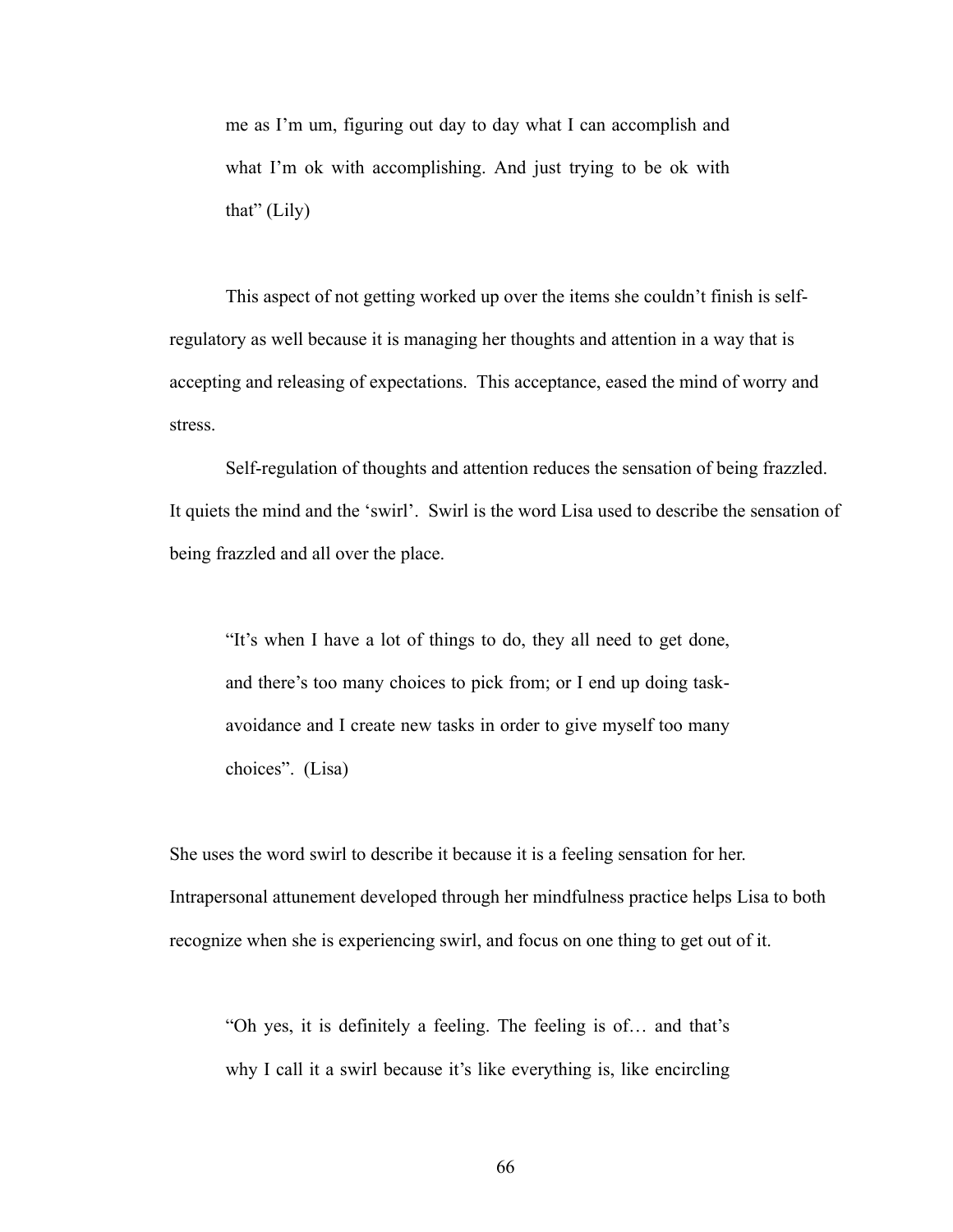> me as I'm um, figuring out day to day what I can accomplish and what I'm ok with accomplishing. And just trying to be ok with that" (Lily)

This aspect of not getting worked up over the items she couldn't finish is self-regulatory as well because it is managing her thoughts and attention in a way that is accepting and releasing of expectations. This acceptance, eased the mind of worry and stress.

Self-regulation of thoughts and attention reduces the sensation of being frazzled. It quiets the mind and the 'swirl'. Swirl is the word Lisa used to describe the sensation of being frazzled and all over the place.

> "It's when I have a lot of things to do, they all need to get done, and there's too many choices to pick from; or I end up doing task-avoidance and I create new tasks in order to give myself too many choices". (Lisa)

She uses the word swirl to describe it because it is a feeling sensation for her. Intrapersonal attunement developed through her mindfulness practice helps Lisa to both recognize when she is experiencing swirl, and focus on one thing to get out of it.

> "Oh yes, it is definitely a feeling. The feeling is of… and that's why I call it a swirl because it's like everything is, like encircling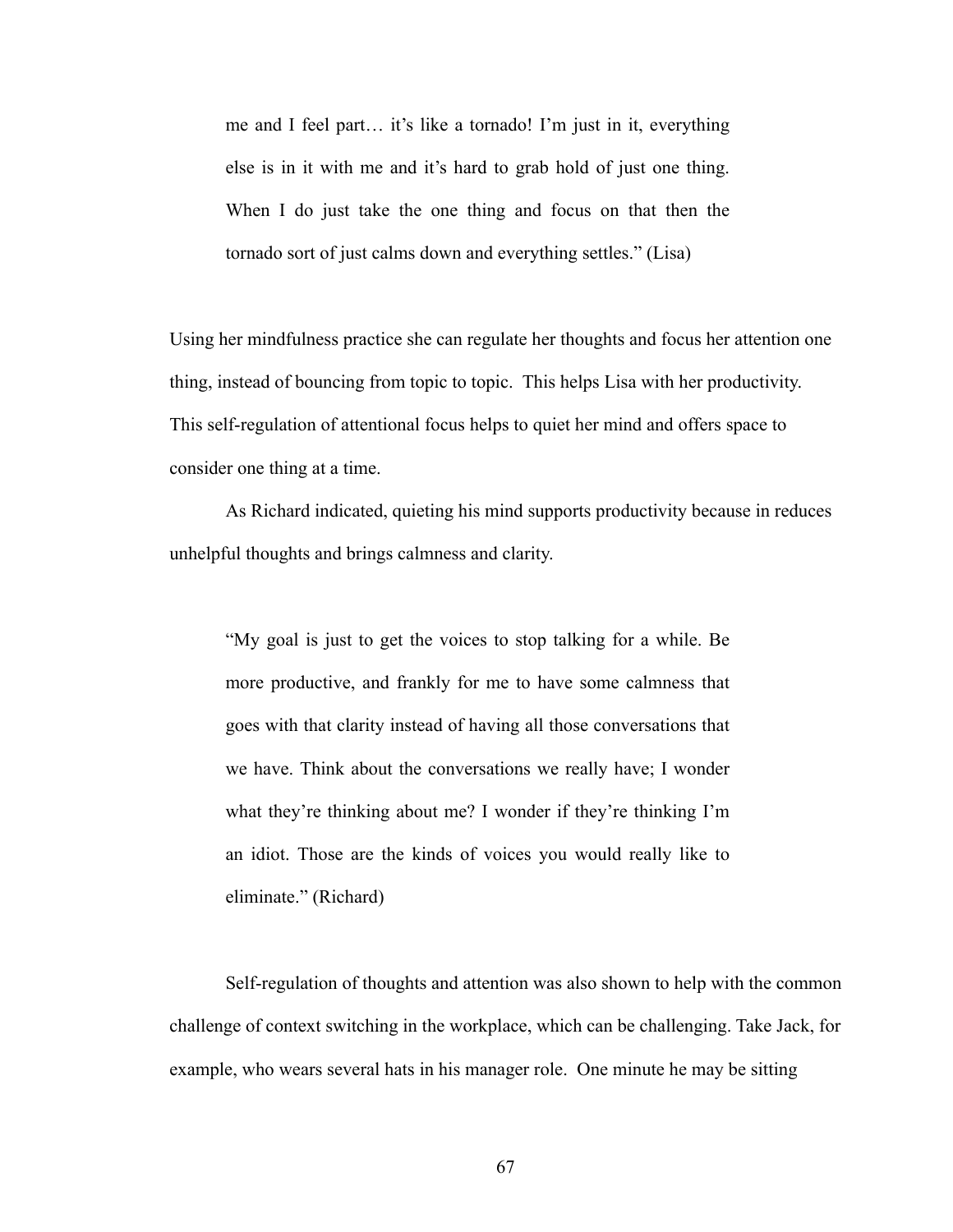> me and I feel part… it's like a tornado! I'm just in it, everything else is in it with me and it's hard to grab hold of just one thing. When I do just take the one thing and focus on that then the tornado sort of just calms down and everything settles." (Lisa)

Using her mindfulness practice she can regulate her thoughts and focus her attention one thing, instead of bouncing from topic to topic. This helps Lisa with her productivity. This self-regulation of attentional focus helps to quiet her mind and offers space to consider one thing at a time.

As Richard indicated, quieting his mind supports productivity because in reduces unhelpful thoughts and brings calmness and clarity.

> "My goal is just to get the voices to stop talking for a while. Be more productive, and frankly for me to have some calmness that goes with that clarity instead of having all those conversations that we have. Think about the conversations we really have; I wonder what they're thinking about me? I wonder if they're thinking I'm an idiot. Those are the kinds of voices you would really like to eliminate." (Richard)

Self-regulation of thoughts and attention was also shown to help with the common challenge of context switching in the workplace, which can be challenging. Take Jack, for example, who wears several hats in his manager role. One minute he may be sitting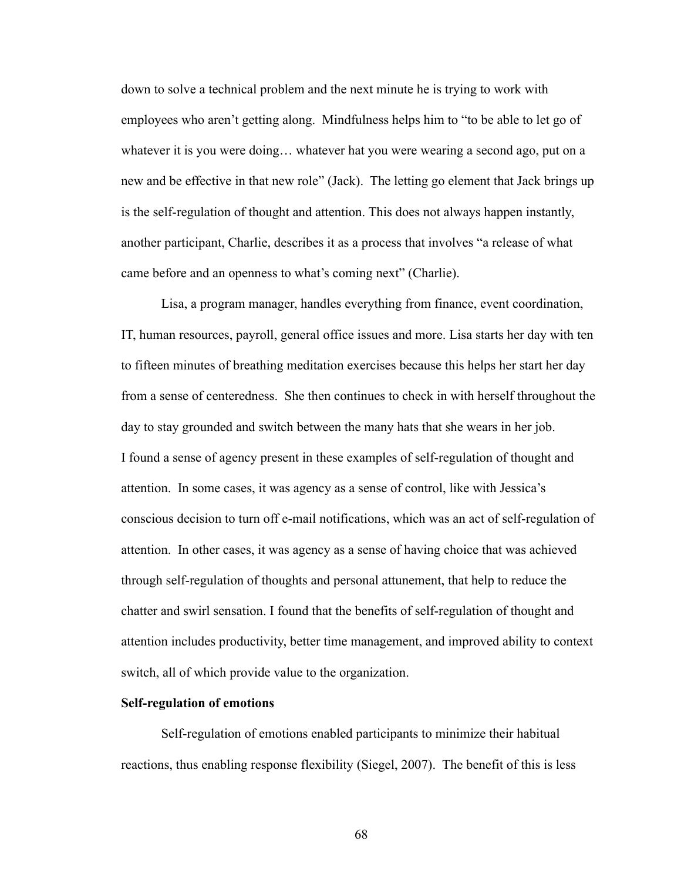down to solve a technical problem and the next minute he is trying to work with employees who aren't getting along. Mindfulness helps him to "to be able to let go of whatever it is you were doing… whatever hat you were wearing a second ago, put on a new and be effective in that new role" (Jack). The letting go element that Jack brings up is the self-regulation of thought and attention. This does not always happen instantly, another participant, Charlie, describes it as a process that involves "a release of what came before and an openness to what's coming next" (Charlie).

Lisa, a program manager, handles everything from finance, event coordination, IT, human resources, payroll, general office issues and more. Lisa starts her day with ten to fifteen minutes of breathing meditation exercises because this helps her start her day from a sense of centeredness. She then continues to check in with herself throughout the day to stay grounded and switch between the many hats that she wears in her job.

I found a sense of agency present in these examples of self-regulation of thought and attention. In some cases, it was agency as a sense of control, like with Jessica's conscious decision to turn off e-mail notifications, which was an act of self-regulation of attention. In other cases, it was agency as a sense of having choice that was achieved through self-regulation of thoughts and personal attunement, that help to reduce the chatter and swirl sensation. I found that the benefits of self-regulation of thought and attention includes productivity, better time management, and improved ability to context switch, all of which provide value to the organization.

**Self-regulation of emotions**

Self-regulation of emotions enabled participants to minimize their habitual reactions, thus enabling response flexibility (Siegel, 2007). The benefit of this is less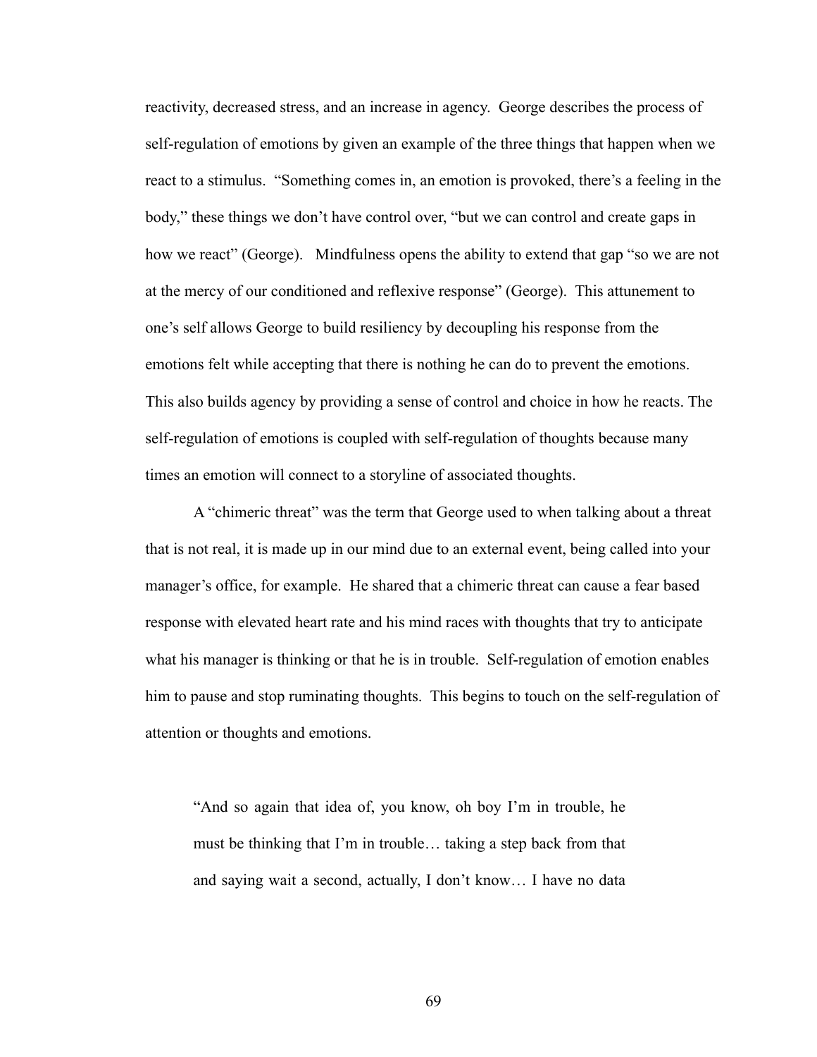reactivity, decreased stress, and an increase in agency. George describes the process of self-regulation of emotions by given an example of the three things that happen when we react to a stimulus. "Something comes in, an emotion is provoked, there's a feeling in the body," these things we don't have control over, "but we can control and create gaps in how we react" (George). Mindfulness opens the ability to extend that gap "so we are not at the mercy of our conditioned and reflexive response" (George). This attunement to one's self allows George to build resiliency by decoupling his response from the emotions felt while accepting that there is nothing he can do to prevent the emotions. This also builds agency by providing a sense of control and choice in how he reacts. The self-regulation of emotions is coupled with self-regulation of thoughts because many times an emotion will connect to a storyline of associated thoughts.

A "chimeric threat" was the term that George used to when talking about a threat that is not real, it is made up in our mind due to an external event, being called into your manager's office, for example. He shared that a chimeric threat can cause a fear based response with elevated heart rate and his mind races with thoughts that try to anticipate what his manager is thinking or that he is in trouble. Self-regulation of emotion enables him to pause and stop ruminating thoughts. This begins to touch on the self-regulation of attention or thoughts and emotions.

> "And so again that idea of, you know, oh boy I'm in trouble, he must be thinking that I'm in trouble… taking a step back from that and saying wait a second, actually, I don't know… I have no data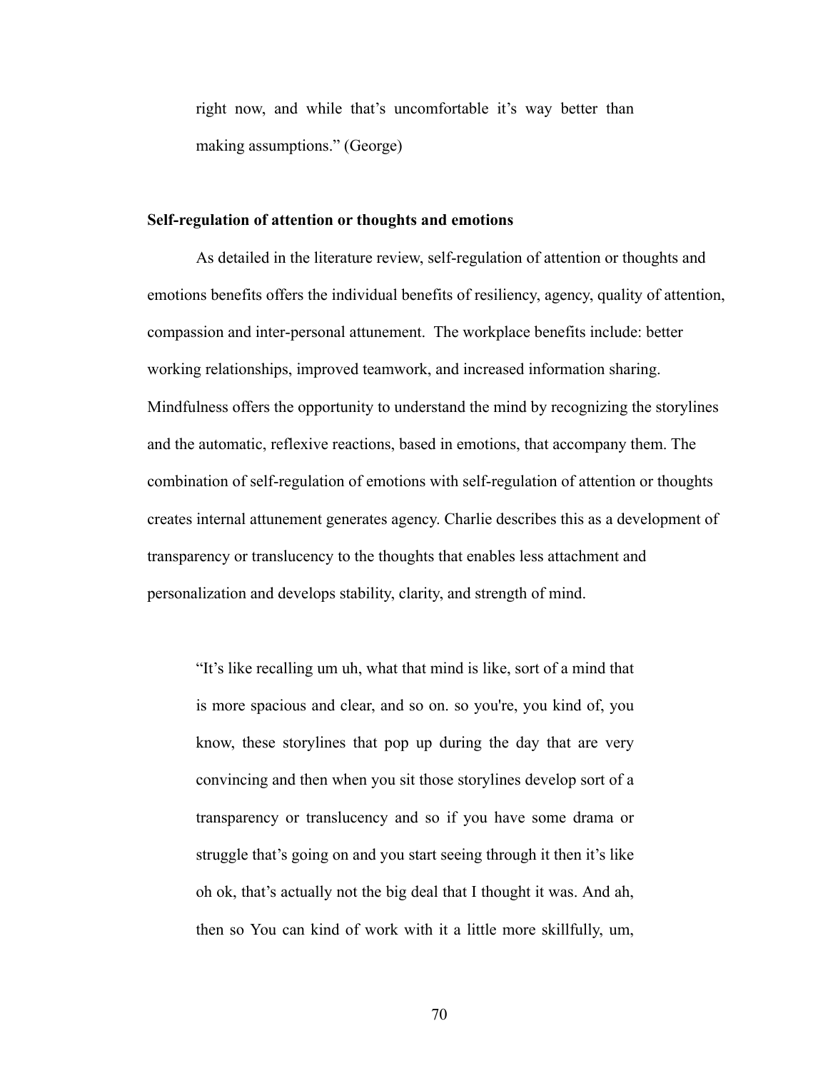> right now, and while that's uncomfortable it's way better than making assumptions." (George)

**Self-regulation of attention or thoughts and emotions**

As detailed in the literature review, self-regulation of attention or thoughts and emotions benefits offers the individual benefits of resiliency, agency, quality of attention, compassion and inter-personal attunement. The workplace benefits include: better working relationships, improved teamwork, and increased information sharing. Mindfulness offers the opportunity to understand the mind by recognizing the storylines and the automatic, reflexive reactions, based in emotions, that accompany them. The combination of self-regulation of emotions with self-regulation of attention or thoughts creates internal attunement generates agency. Charlie describes this as a development of transparency or translucency to the thoughts that enables less attachment and personalization and develops stability, clarity, and strength of mind.

> "It's like recalling um uh, what that mind is like, sort of a mind that is more spacious and clear, and so on. so you're, you kind of, you know, these storylines that pop up during the day that are very convincing and then when you sit those storylines develop sort of a transparency or translucency and so if you have some drama or struggle that's going on and you start seeing through it then it's like oh ok, that's actually not the big deal that I thought it was. And ah, then so You can kind of work with it a little more skillfully, um,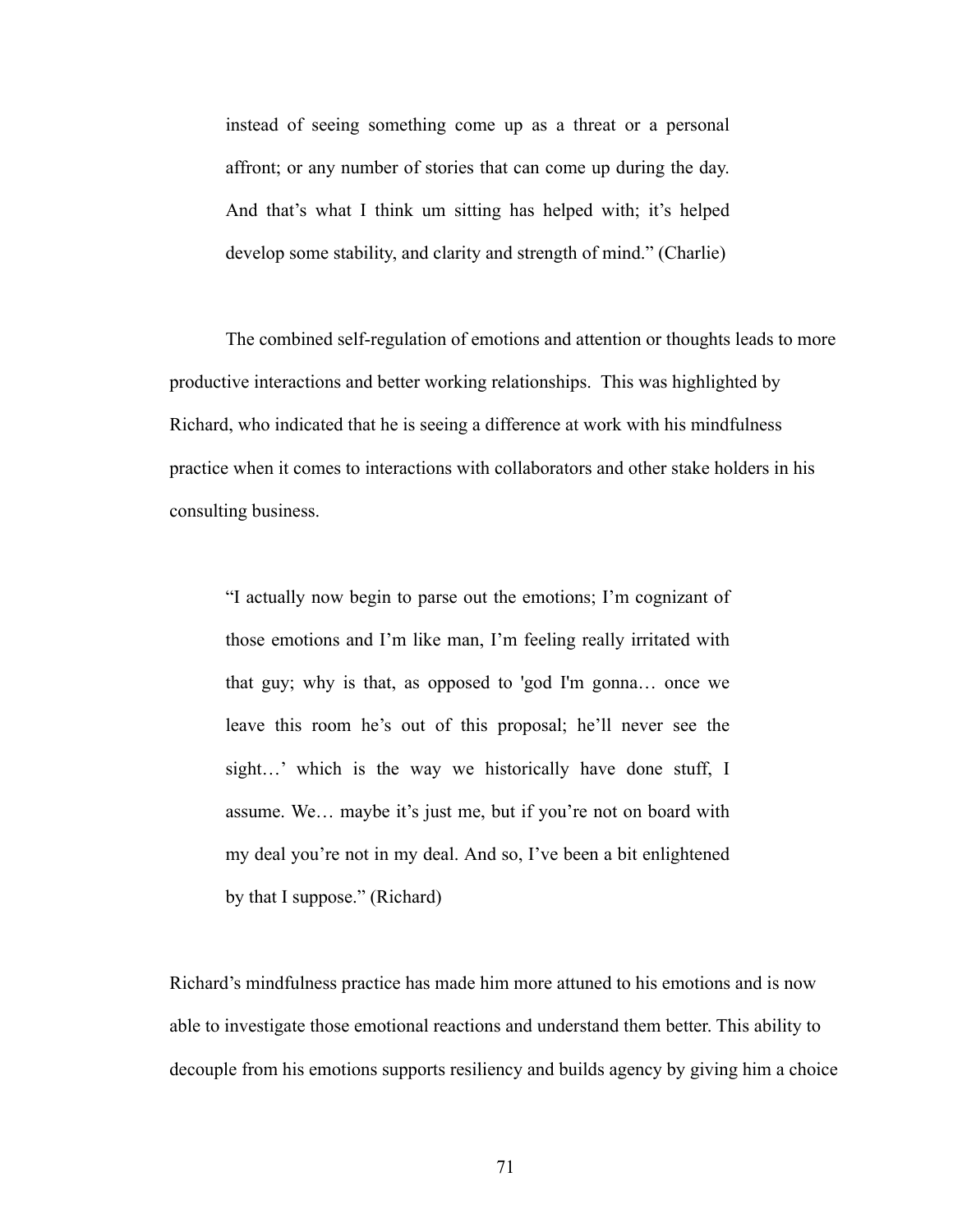> instead of seeing something come up as a threat or a personal affront; or any number of stories that can come up during the day. And that's what I think um sitting has helped with; it's helped develop some stability, and clarity and strength of mind." (Charlie)

The combined self-regulation of emotions and attention or thoughts leads to more productive interactions and better working relationships. This was highlighted by Richard, who indicated that he is seeing a difference at work with his mindfulness practice when it comes to interactions with collaborators and other stake holders in his consulting business.

> "I actually now begin to parse out the emotions; I'm cognizant of those emotions and I'm like man, I'm feeling really irritated with that guy; why is that, as opposed to 'god I'm gonna… once we leave this room he's out of this proposal; he'll never see the sight…' which is the way we historically have done stuff, I assume. We… maybe it's just me, but if you're not on board with my deal you're not in my deal. And so, I've been a bit enlightened by that I suppose." (Richard)

Richard's mindfulness practice has made him more attuned to his emotions and is now able to investigate those emotional reactions and understand them better. This ability to decouple from his emotions supports resiliency and builds agency by giving him a choice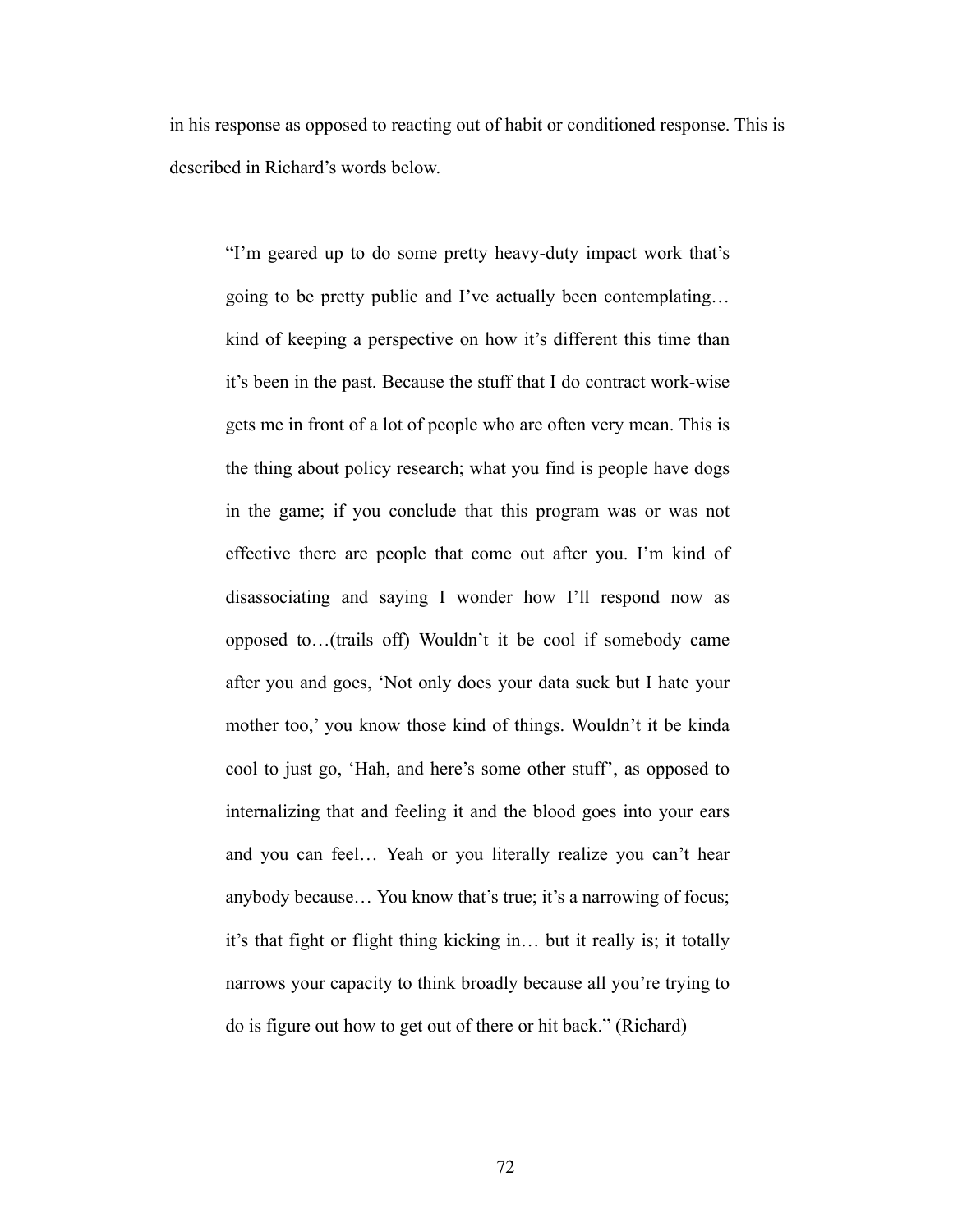in his response as opposed to reacting out of habit or conditioned response. This is described in Richard's words below.

> "I'm geared up to do some pretty heavy-duty impact work that's going to be pretty public and I've actually been contemplating… kind of keeping a perspective on how it's different this time than it's been in the past. Because the stuff that I do contract work-wise gets me in front of a lot of people who are often very mean. This is the thing about policy research; what you find is people have dogs in the game; if you conclude that this program was or was not effective there are people that come out after you. I'm kind of disassociating and saying I wonder how I'll respond now as opposed to…(trails off) Wouldn't it be cool if somebody came after you and goes, 'Not only does your data suck but I hate your mother too,' you know those kind of things. Wouldn't it be kinda cool to just go, 'Hah, and here's some other stuff', as opposed to internalizing that and feeling it and the blood goes into your ears and you can feel… Yeah or you literally realize you can't hear anybody because… You know that's true; it's a narrowing of focus; it's that fight or flight thing kicking in… but it really is; it totally narrows your capacity to think broadly because all you're trying to do is figure out how to get out of there or hit back." (Richard)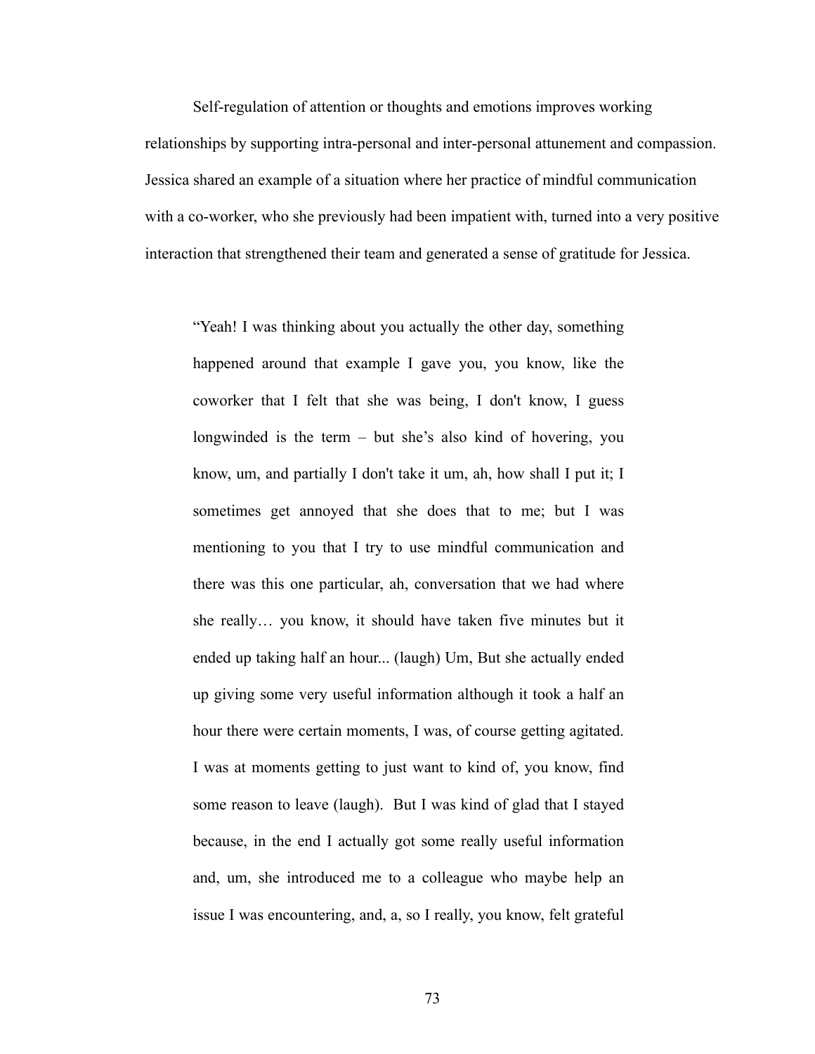Self-regulation of attention or thoughts and emotions improves working relationships by supporting intra-personal and inter-personal attunement and compassion. Jessica shared an example of a situation where her practice of mindful communication with a co-worker, who she previously had been impatient with, turned into a very positive interaction that strengthened their team and generated a sense of gratitude for Jessica.

> "Yeah! I was thinking about you actually the other day, something happened around that example I gave you, you know, like the coworker that I felt that she was being, I don't know, I guess longwinded is the term – but she's also kind of hovering, you know, um, and partially I don't take it um, ah, how shall I put it; I sometimes get annoyed that she does that to me; but I was mentioning to you that I try to use mindful communication and there was this one particular, ah, conversation that we had where she really… you know, it should have taken five minutes but it ended up taking half an hour... (laugh) Um, But she actually ended up giving some very useful information although it took a half an hour there were certain moments, I was, of course getting agitated. I was at moments getting to just want to kind of, you know, find some reason to leave (laugh). But I was kind of glad that I stayed because, in the end I actually got some really useful information and, um, she introduced me to a colleague who maybe help an issue I was encountering, and, a, so I really, you know, felt grateful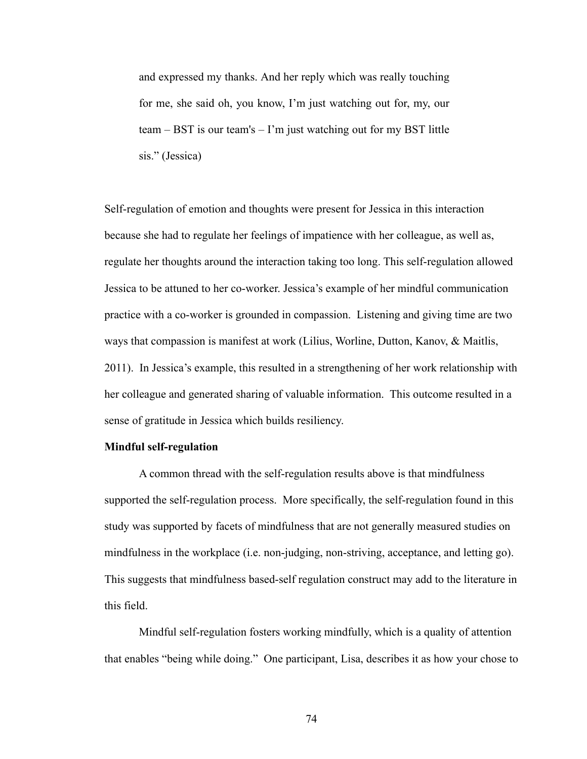> and expressed my thanks. And her reply which was really touching for me, she said oh, you know, I'm just watching out for, my, our team – BST is our team's – I'm just watching out for my BST little sis." (Jessica)

Self-regulation of emotion and thoughts were present for Jessica in this interaction because she had to regulate her feelings of impatience with her colleague, as well as, regulate her thoughts around the interaction taking too long. This self-regulation allowed Jessica to be attuned to her co-worker. Jessica's example of her mindful communication practice with a co-worker is grounded in compassion. Listening and giving time are two ways that compassion is manifest at work (Lilius, Worline, Dutton, Kanov, & Maitlis, 2011). In Jessica's example, this resulted in a strengthening of her work relationship with her colleague and generated sharing of valuable information. This outcome resulted in a sense of gratitude in Jessica which builds resiliency.

**Mindful self-regulation**

A common thread with the self-regulation results above is that mindfulness supported the self-regulation process. More specifically, the self-regulation found in this study was supported by facets of mindfulness that are not generally measured studies on mindfulness in the workplace (i.e. non-judging, non-striving, acceptance, and letting go). This suggests that mindfulness based-self regulation construct may add to the literature in this field.

Mindful self-regulation fosters working mindfully, which is a quality of attention that enables "being while doing." One participant, Lisa, describes it as how your chose to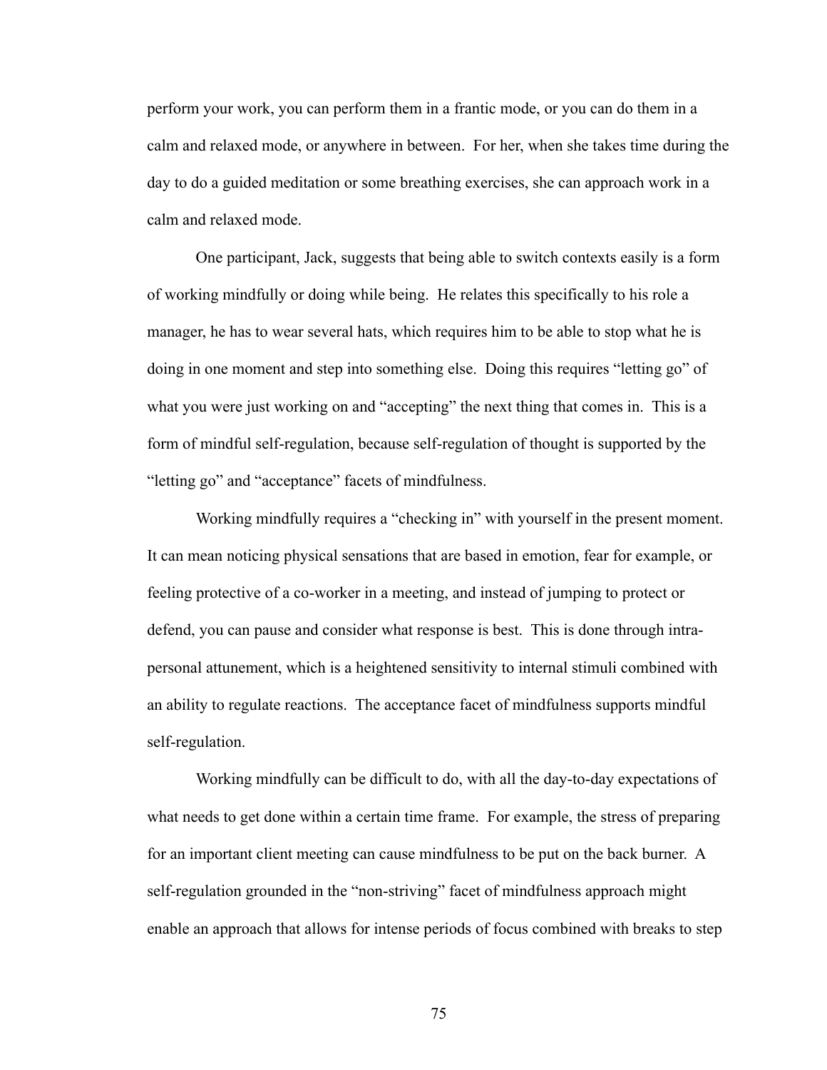perform your work, you can perform them in a frantic mode, or you can do them in a calm and relaxed mode, or anywhere in between. For her, when she takes time during the day to do a guided meditation or some breathing exercises, she can approach work in a calm and relaxed mode.

One participant, Jack, suggests that being able to switch contexts easily is a form of working mindfully or doing while being. He relates this specifically to his role a manager, he has to wear several hats, which requires him to be able to stop what he is doing in one moment and step into something else. Doing this requires "letting go" of what you were just working on and "accepting" the next thing that comes in. This is a form of mindful self-regulation, because self-regulation of thought is supported by the "letting go" and "acceptance" facets of mindfulness.

Working mindfully requires a "checking in" with yourself in the present moment. It can mean noticing physical sensations that are based in emotion, fear for example, or feeling protective of a co-worker in a meeting, and instead of jumping to protect or defend, you can pause and consider what response is best. This is done through intra-personal attunement, which is a heightened sensitivity to internal stimuli combined with an ability to regulate reactions. The acceptance facet of mindfulness supports mindful self-regulation.

Working mindfully can be difficult to do, with all the day-to-day expectations of what needs to get done within a certain time frame. For example, the stress of preparing for an important client meeting can cause mindfulness to be put on the back burner. A self-regulation grounded in the "non-striving" facet of mindfulness approach might enable an approach that allows for intense periods of focus combined with breaks to step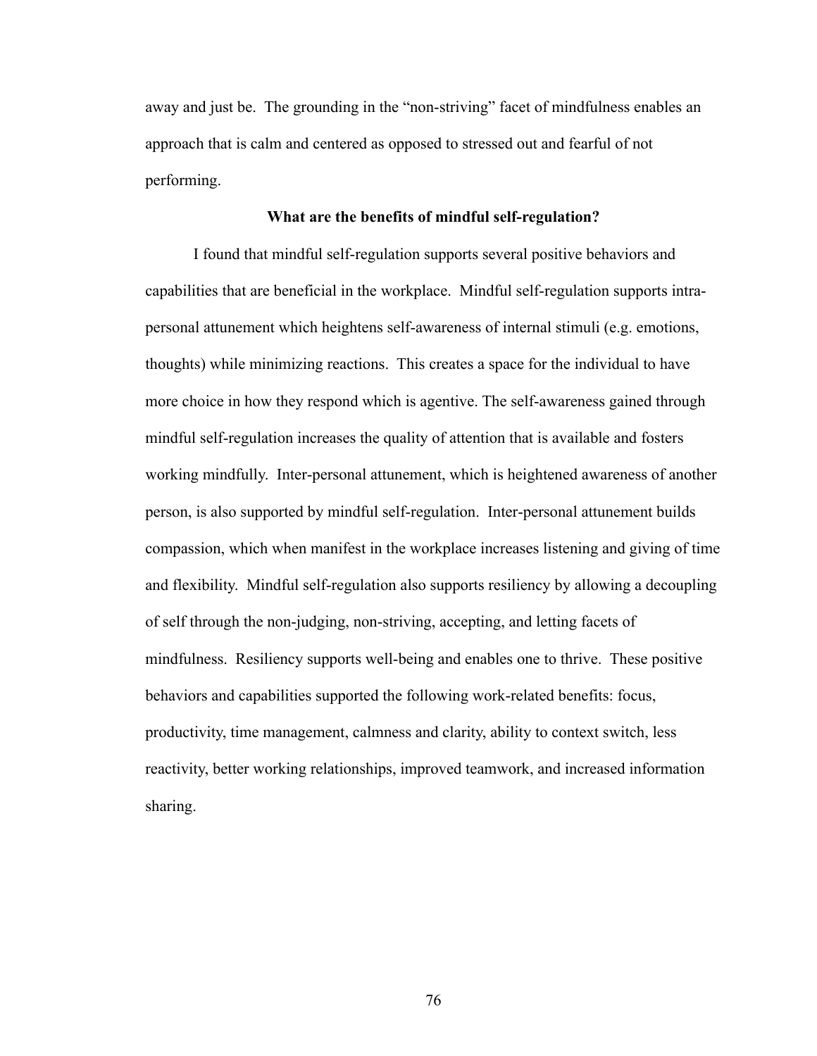away and just be. The grounding in the "non-striving" facet of mindfulness enables an approach that is calm and centered as opposed to stressed out and fearful of not performing.

### What are the benefits of mindful self-regulation?

I found that mindful self-regulation supports several positive behaviors and capabilities that are beneficial in the workplace. Mindful self-regulation supports intra-personal attunement which heightens self-awareness of internal stimuli (e.g. emotions, thoughts) while minimizing reactions. This creates a space for the individual to have more choice in how they respond which is agentive. The self-awareness gained through mindful self-regulation increases the quality of attention that is available and fosters working mindfully. Inter-personal attunement, which is heightened awareness of another person, is also supported by mindful self-regulation. Inter-personal attunement builds compassion, which when manifest in the workplace increases listening and giving of time and flexibility. Mindful self-regulation also supports resiliency by allowing a decoupling of self through the non-judging, non-striving, accepting, and letting facets of mindfulness. Resiliency supports well-being and enables one to thrive. These positive behaviors and capabilities supported the following work-related benefits: focus, productivity, time management, calmness and clarity, ability to context switch, less reactivity, better working relationships, improved teamwork, and increased information sharing.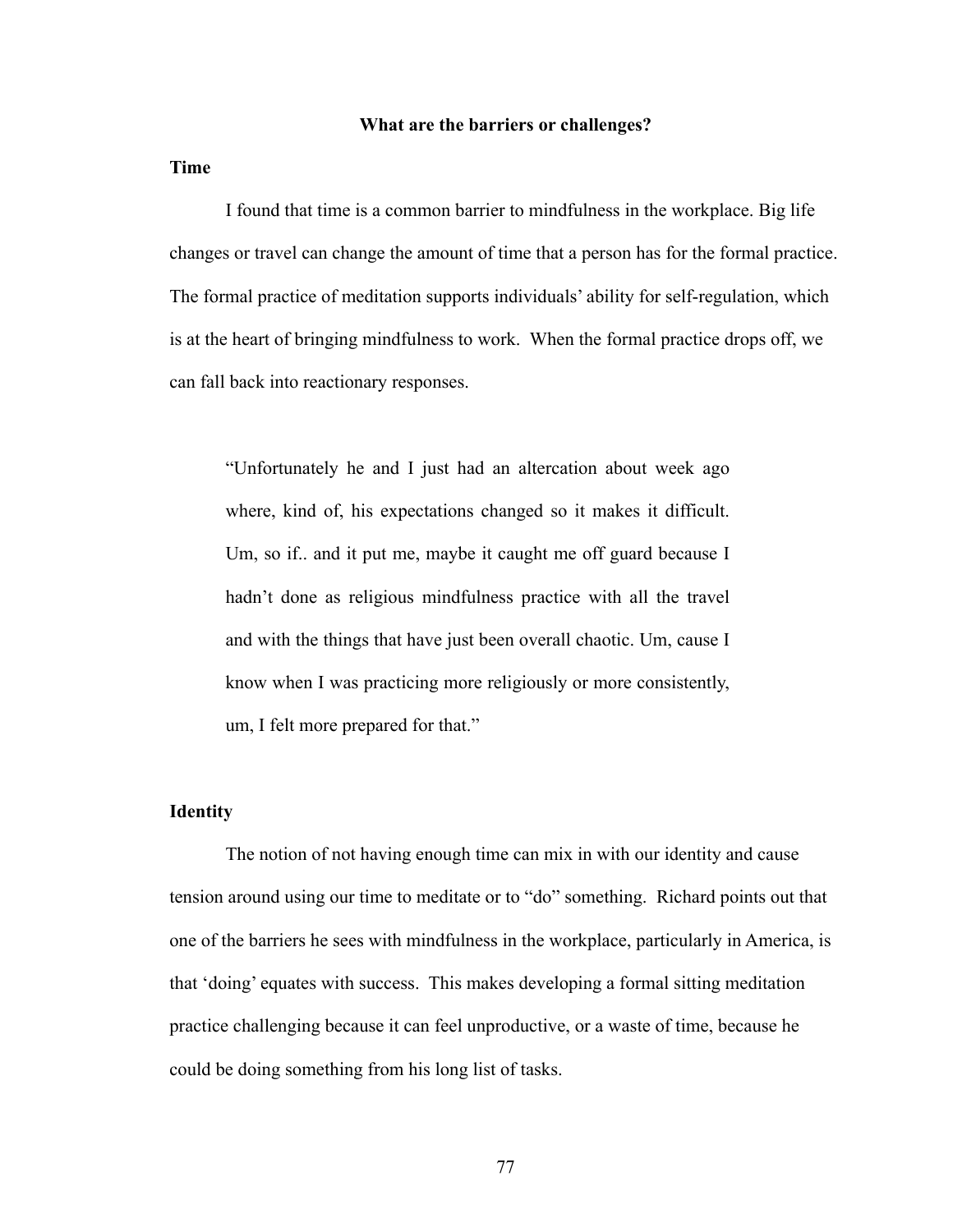## What are the barriers or challenges?

### Time

I found that time is a common barrier to mindfulness in the workplace. Big life changes or travel can change the amount of time that a person has for the formal practice. The formal practice of meditation supports individuals' ability for self-regulation, which is at the heart of bringing mindfulness to work. When the formal practice drops off, we can fall back into reactionary responses.

> "Unfortunately he and I just had an altercation about week ago where, kind of, his expectations changed so it makes it difficult. Um, so if.. and it put me, maybe it caught me off guard because I hadn't done as religious mindfulness practice with all the travel and with the things that have just been overall chaotic. Um, cause I know when I was practicing more religiously or more consistently, um, I felt more prepared for that."

### Identity

The notion of not having enough time can mix in with our identity and cause tension around using our time to meditate or to "do" something. Richard points out that one of the barriers he sees with mindfulness in the workplace, particularly in America, is that 'doing' equates with success. This makes developing a formal sitting meditation practice challenging because it can feel unproductive, or a waste of time, because he could be doing something from his long list of tasks.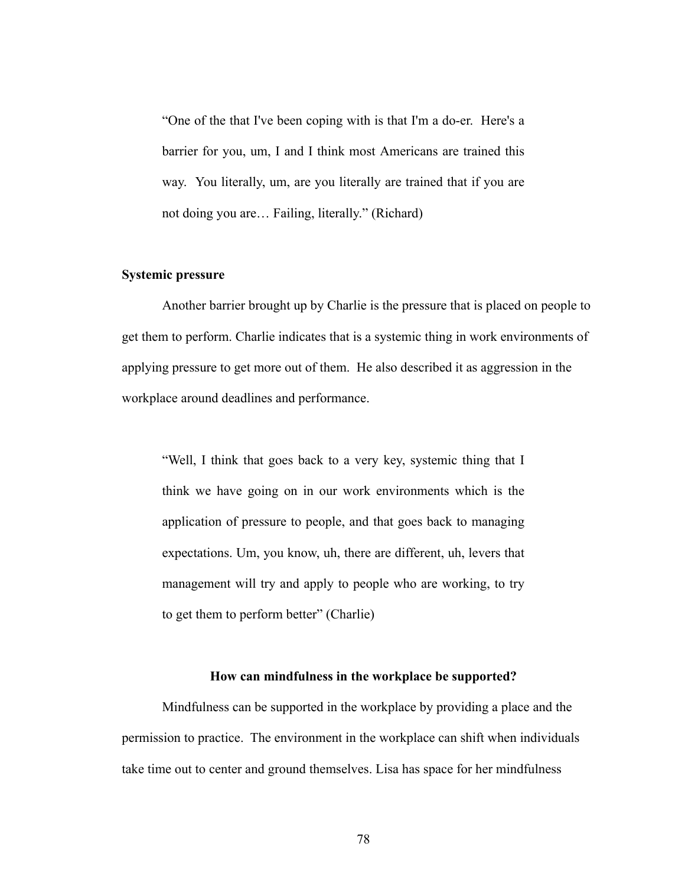> "One of the that I've been coping with is that I'm a do-er. Here's a barrier for you, um, I and I think most Americans are trained this way. You literally, um, are you literally are trained that if you are not doing you are… Failing, literally." (Richard)

**Systemic pressure**

Another barrier brought up by Charlie is the pressure that is placed on people to get them to perform. Charlie indicates that is a systemic thing in work environments of applying pressure to get more out of them. He also described it as aggression in the workplace around deadlines and performance.

> "Well, I think that goes back to a very key, systemic thing that I think we have going on in our work environments which is the application of pressure to people, and that goes back to managing expectations. Um, you know, uh, there are different, uh, levers that management will try and apply to people who are working, to try to get them to perform better" (Charlie)

## How can mindfulness in the workplace be supported?

Mindfulness can be supported in the workplace by providing a place and the permission to practice. The environment in the workplace can shift when individuals take time out to center and ground themselves. Lisa has space for her mindfulness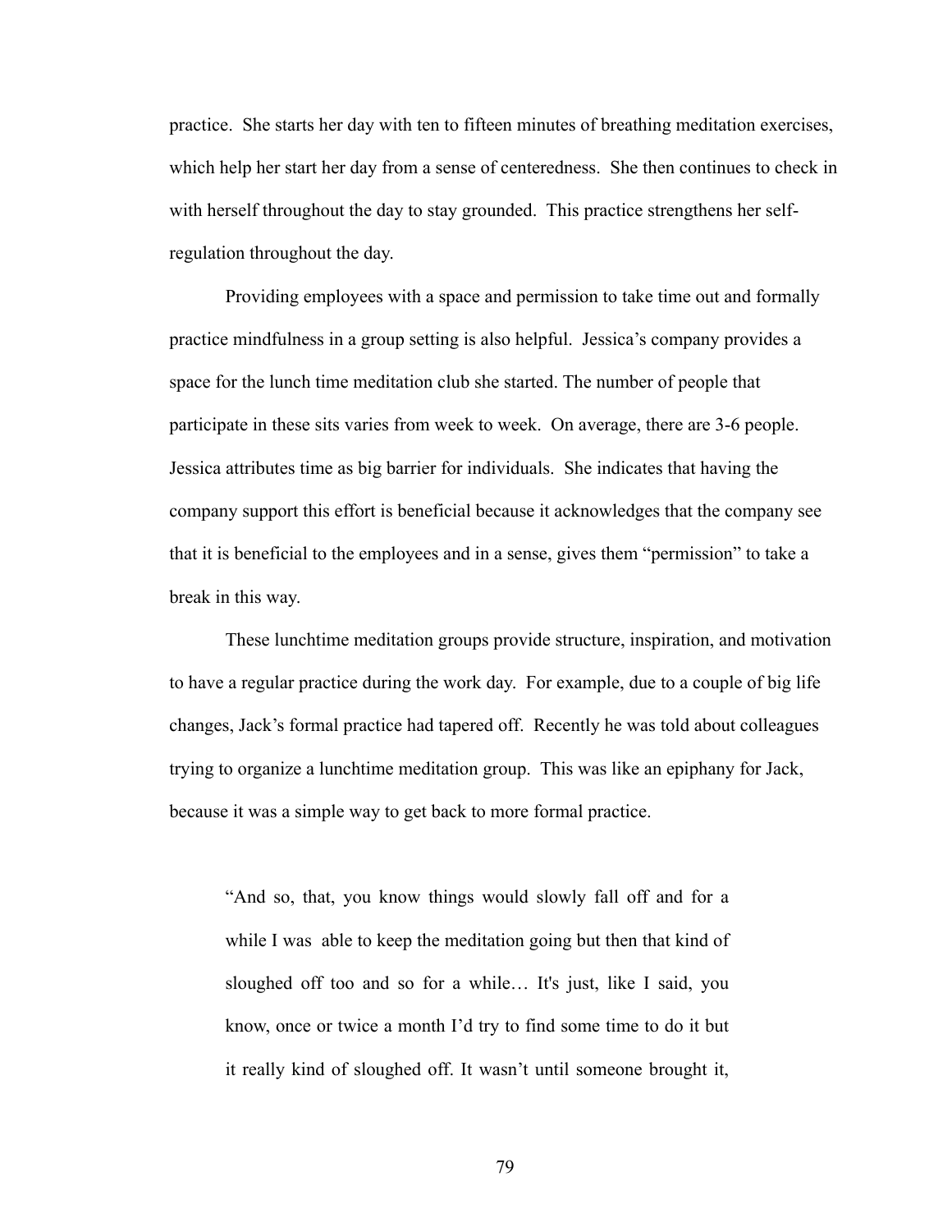practice. She starts her day with ten to fifteen minutes of breathing meditation exercises, which help her start her day from a sense of centeredness. She then continues to check in with herself throughout the day to stay grounded. This practice strengthens her self-regulation throughout the day.

Providing employees with a space and permission to take time out and formally practice mindfulness in a group setting is also helpful. Jessica's company provides a space for the lunch time meditation club she started. The number of people that participate in these sits varies from week to week. On average, there are 3-6 people. Jessica attributes time as big barrier for individuals. She indicates that having the company support this effort is beneficial because it acknowledges that the company see that it is beneficial to the employees and in a sense, gives them "permission" to take a break in this way.

These lunchtime meditation groups provide structure, inspiration, and motivation to have a regular practice during the work day. For example, due to a couple of big life changes, Jack's formal practice had tapered off. Recently he was told about colleagues trying to organize a lunchtime meditation group. This was like an epiphany for Jack, because it was a simple way to get back to more formal practice.

> "And so, that, you know things would slowly fall off and for a while I was able to keep the meditation going but then that kind of sloughed off too and so for a while… It's just, like I said, you know, once or twice a month I'd try to find some time to do it but it really kind of sloughed off. It wasn't until someone brought it,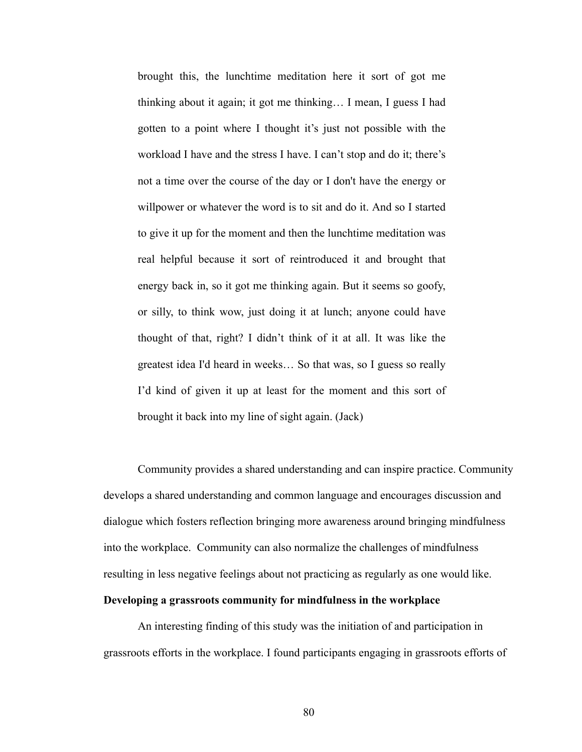> brought this, the lunchtime meditation here it sort of got me thinking about it again; it got me thinking… I mean, I guess I had gotten to a point where I thought it's just not possible with the workload I have and the stress I have. I can't stop and do it; there's not a time over the course of the day or I don't have the energy or willpower or whatever the word is to sit and do it. And so I started to give it up for the moment and then the lunchtime meditation was real helpful because it sort of reintroduced it and brought that energy back in, so it got me thinking again. But it seems so goofy, or silly, to think wow, just doing it at lunch; anyone could have thought of that, right? I didn't think of it at all. It was like the greatest idea I'd heard in weeks… So that was, so I guess so really I'd kind of given it up at least for the moment and this sort of brought it back into my line of sight again. (Jack)

Community provides a shared understanding and can inspire practice. Community develops a shared understanding and common language and encourages discussion and dialogue which fosters reflection bringing more awareness around bringing mindfulness into the workplace. Community can also normalize the challenges of mindfulness resulting in less negative feelings about not practicing as regularly as one would like.

**Developing a grassroots community for mindfulness in the workplace**

An interesting finding of this study was the initiation of and participation in grassroots efforts in the workplace. I found participants engaging in grassroots efforts of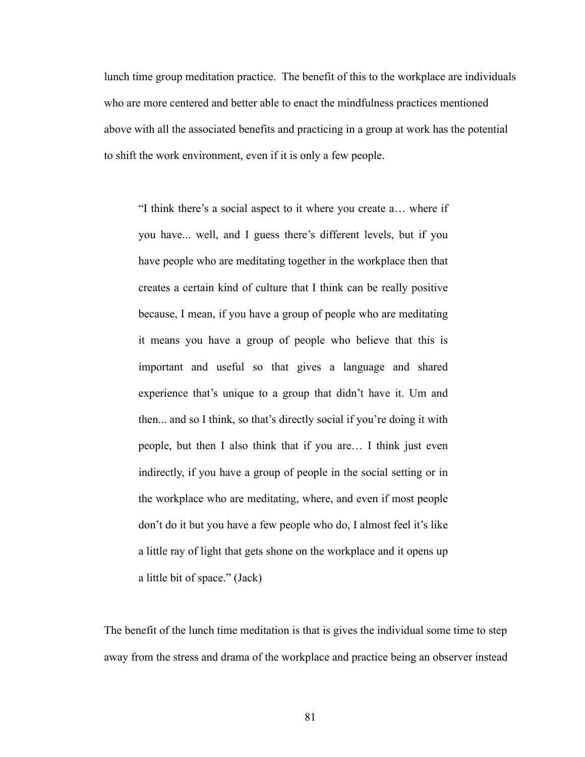lunch time group meditation practice. The benefit of this to the workplace are individuals who are more centered and better able to enact the mindfulness practices mentioned above with all the associated benefits and practicing in a group at work has the potential to shift the work environment, even if it is only a few people.

> "I think there's a social aspect to it where you create a… where if you have... well, and I guess there's different levels, but if you have people who are meditating together in the workplace then that creates a certain kind of culture that I think can be really positive because, I mean, if you have a group of people who are meditating it means you have a group of people who believe that this is important and useful so that gives a language and shared experience that's unique to a group that didn't have it. Um and then... and so I think, so that's directly social if you're doing it with people, but then I also think that if you are… I think just even indirectly, if you have a group of people in the social setting or in the workplace who are meditating, where, and even if most people don't do it but you have a few people who do, I almost feel it's like a little ray of light that gets shone on the workplace and it opens up a little bit of space." (Jack)

The benefit of the lunch time meditation is that is gives the individual some time to step away from the stress and drama of the workplace and practice being an observer instead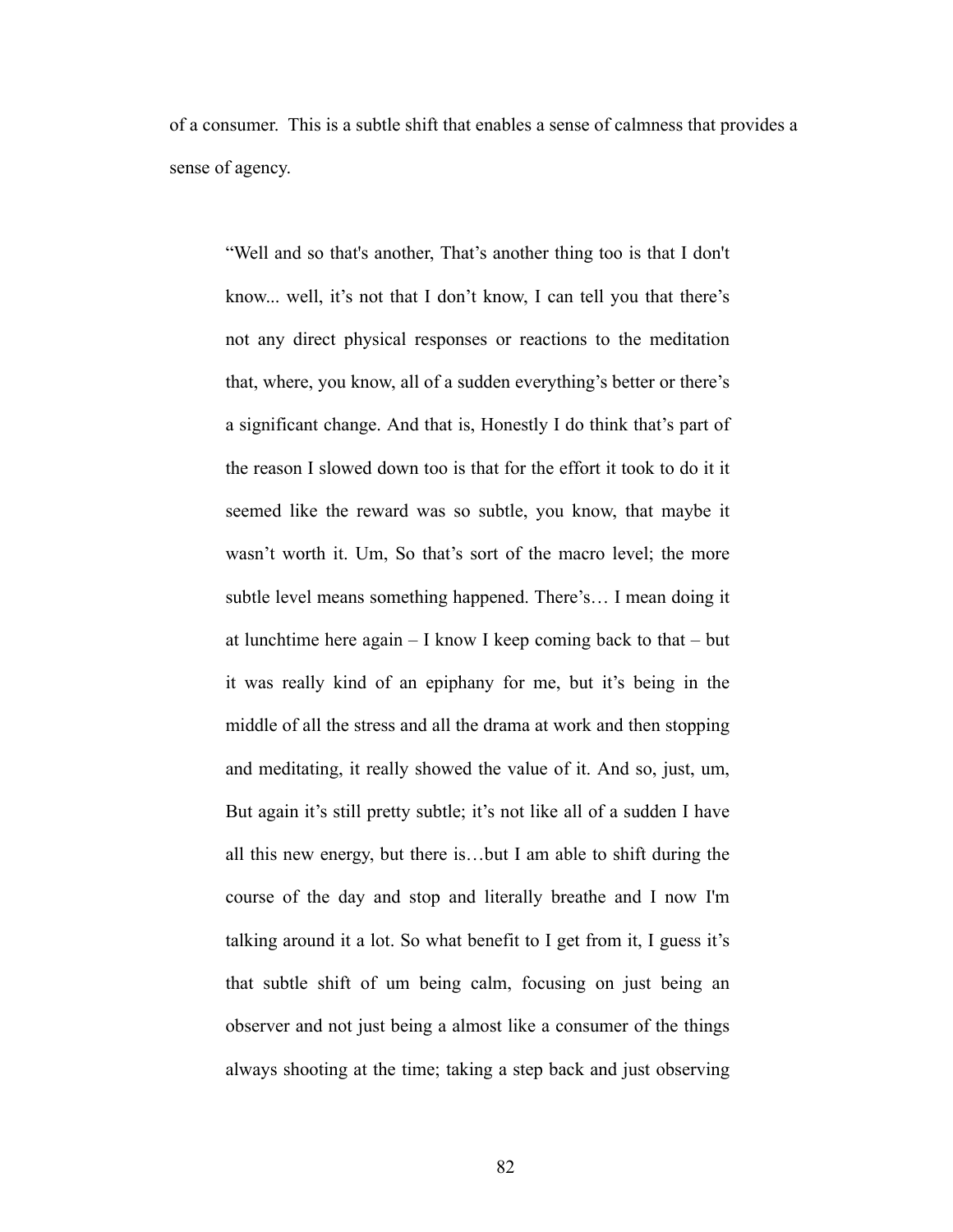of a consumer. This is a subtle shift that enables a sense of calmness that provides a sense of agency.

> "Well and so that's another, That's another thing too is that I don't know... well, it's not that I don't know, I can tell you that there's not any direct physical responses or reactions to the meditation that, where, you know, all of a sudden everything's better or there's a significant change. And that is, Honestly I do think that's part of the reason I slowed down too is that for the effort it took to do it it seemed like the reward was so subtle, you know, that maybe it wasn't worth it. Um, So that's sort of the macro level; the more subtle level means something happened. There's… I mean doing it at lunchtime here again – I know I keep coming back to that – but it was really kind of an epiphany for me, but it's being in the middle of all the stress and all the drama at work and then stopping and meditating, it really showed the value of it. And so, just, um, But again it's still pretty subtle; it's not like all of a sudden I have all this new energy, but there is…but I am able to shift during the course of the day and stop and literally breathe and I now I'm talking around it a lot. So what benefit to I get from it, I guess it's that subtle shift of um being calm, focusing on just being an observer and not just being a almost like a consumer of the things always shooting at the time; taking a step back and just observing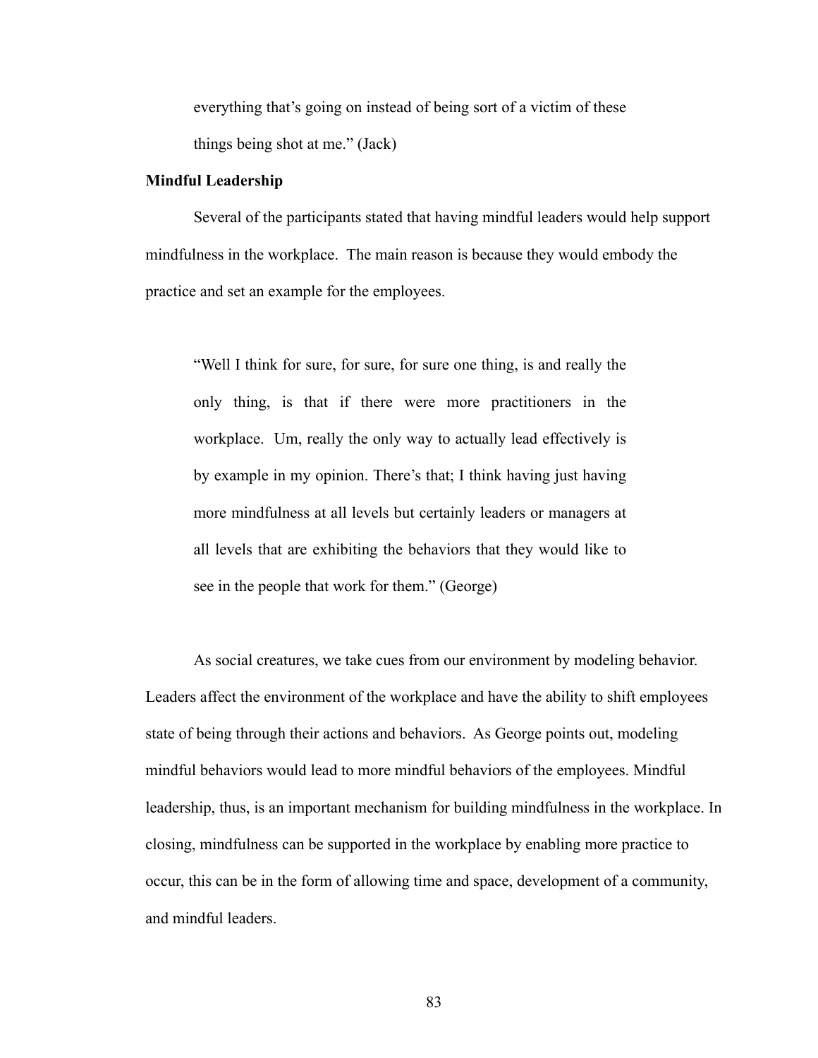> everything that's going on instead of being sort of a victim of these things being shot at me." (Jack)

**Mindful Leadership**

Several of the participants stated that having mindful leaders would help support mindfulness in the workplace. The main reason is because they would embody the practice and set an example for the employees.

> "Well I think for sure, for sure, for sure one thing, is and really the only thing, is that if there were more practitioners in the workplace. Um, really the only way to actually lead effectively is by example in my opinion. There's that; I think having just having more mindfulness at all levels but certainly leaders or managers at all levels that are exhibiting the behaviors that they would like to see in the people that work for them." (George)

As social creatures, we take cues from our environment by modeling behavior. Leaders affect the environment of the workplace and have the ability to shift employees state of being through their actions and behaviors. As George points out, modeling mindful behaviors would lead to more mindful behaviors of the employees. Mindful leadership, thus, is an important mechanism for building mindfulness in the workplace. In closing, mindfulness can be supported in the workplace by enabling more practice to occur, this can be in the form of allowing time and space, development of a community, and mindful leaders.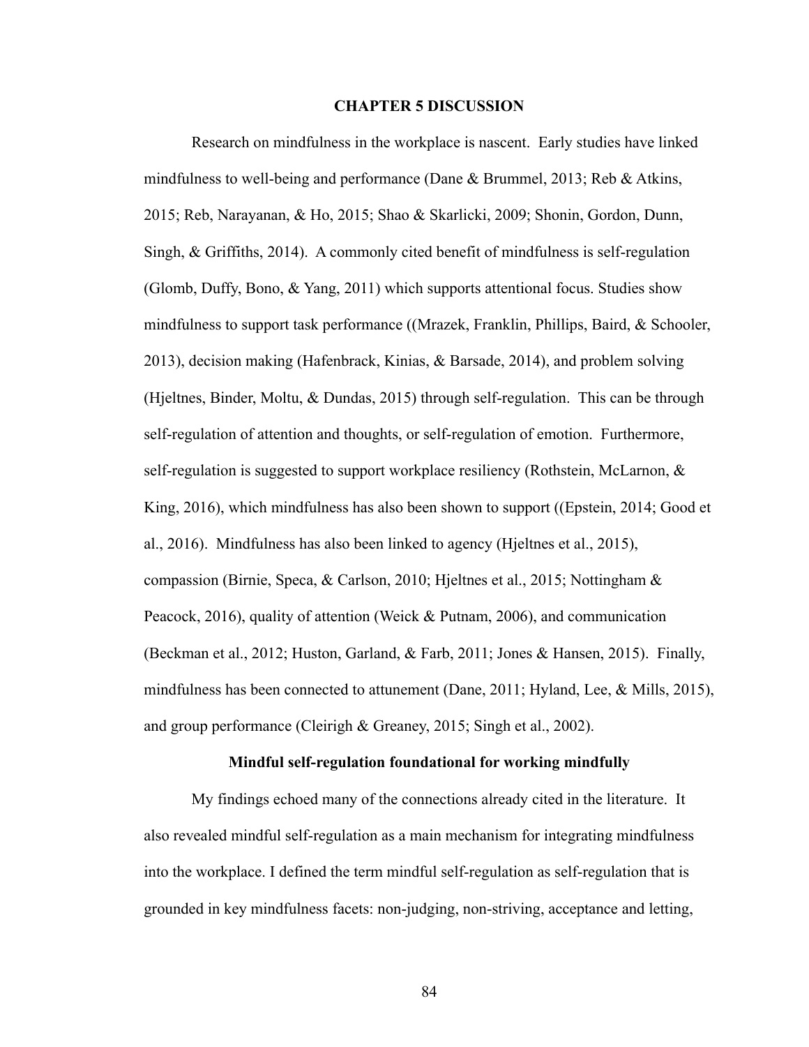# CHAPTER 5 DISCUSSION

Research on mindfulness in the workplace is nascent. Early studies have linked mindfulness to well-being and performance (Dane & Brummel, 2013; Reb & Atkins, 2015; Reb, Narayanan, & Ho, 2015; Shao & Skarlicki, 2009; Shonin, Gordon, Dunn, Singh, & Griffiths, 2014). A commonly cited benefit of mindfulness is self-regulation (Glomb, Duffy, Bono, & Yang, 2011) which supports attentional focus. Studies show mindfulness to support task performance ((Mrazek, Franklin, Phillips, Baird, & Schooler, 2013), decision making (Hafenbrack, Kinias, & Barsade, 2014), and problem solving (Hjeltnes, Binder, Moltu, & Dundas, 2015) through self-regulation. This can be through self-regulation of attention and thoughts, or self-regulation of emotion. Furthermore, self-regulation is suggested to support workplace resiliency (Rothstein, McLarnon, & King, 2016), which mindfulness has also been shown to support ((Epstein, 2014; Good et al., 2016). Mindfulness has also been linked to agency (Hjeltnes et al., 2015), compassion (Birnie, Speca, & Carlson, 2010; Hjeltnes et al., 2015; Nottingham & Peacock, 2016), quality of attention (Weick & Putnam, 2006), and communication (Beckman et al., 2012; Huston, Garland, & Farb, 2011; Jones & Hansen, 2015). Finally, mindfulness has been connected to attunement (Dane, 2011; Hyland, Lee, & Mills, 2015), and group performance (Cleirigh & Greaney, 2015; Singh et al., 2002).

### Mindful self-regulation foundational for working mindfully

My findings echoed many of the connections already cited in the literature. It also revealed mindful self-regulation as a main mechanism for integrating mindfulness into the workplace. I defined the term mindful self-regulation as self-regulation that is grounded in key mindfulness facets: non-judging, non-striving, acceptance and letting,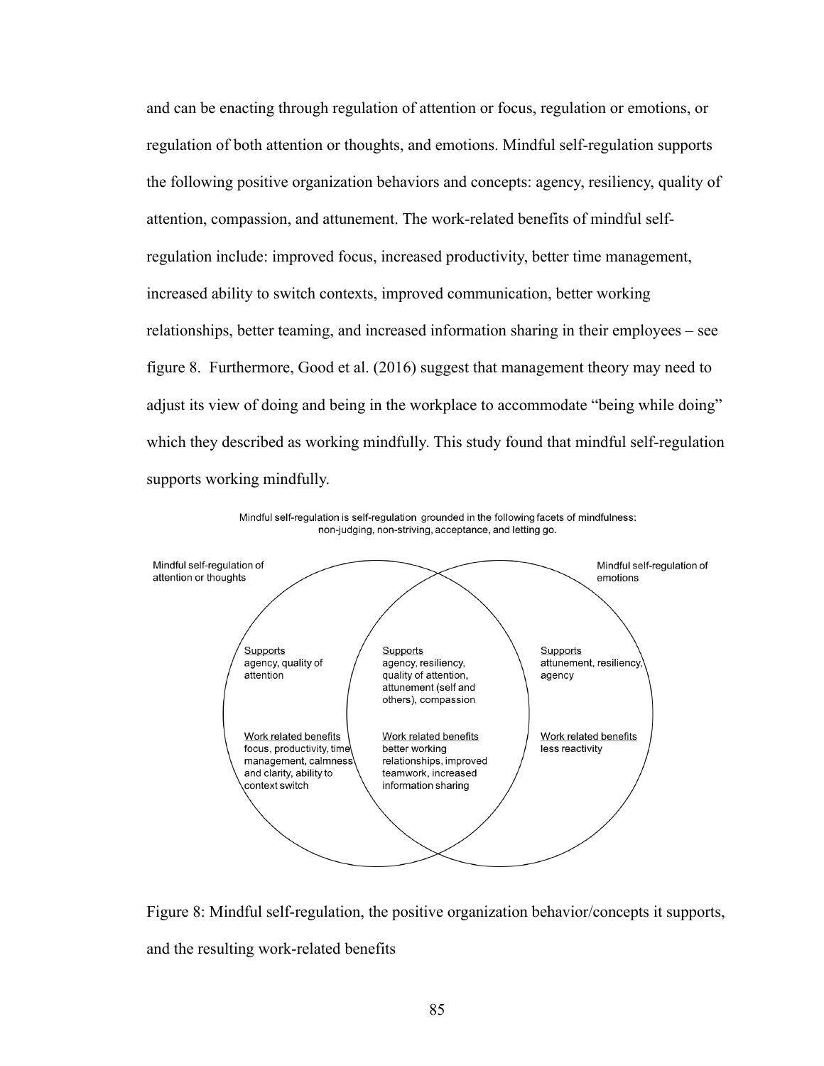and can be enacting through regulation of attention or focus, regulation or emotions, or regulation of both attention or thoughts, and emotions. Mindful self-regulation supports the following positive organization behaviors and concepts: agency, resiliency, quality of attention, compassion, and attunement. The work-related benefits of mindful self-regulation include: improved focus, increased productivity, better time management, increased ability to switch contexts, improved communication, better working relationships, better teaming, and increased information sharing in their employees – see figure 8. Furthermore, Good et al. (2016) suggest that management theory may need to adjust its view of doing and being in the workplace to accommodate "being while doing" which they described as working mindfully. This study found that mindful self-regulation supports working mindfully.

Mindful self-regulation is self-regulation grounded in the following facets of mindfulness: non-judging, non-striving, acceptance, and letting go.

| Mindful self-regulation of attention or thoughts | Both | Mindful self-regulation of emotions |
|---|---|---|
| Supports: agency, quality of attention | Supports: agency, resiliency, quality of attention, attunement (self and others), compassion | Supports: attunement, resiliency, agency |
| Work related benefits: focus, productivity, time management, calmness and clarity, ability to context switch | Work related benefits: better working relationships, improved teamwork, increased information sharing | Work related benefits: less reactivity |

Figure 8: Mindful self-regulation, the positive organization behavior/concepts it supports, and the resulting work-related benefits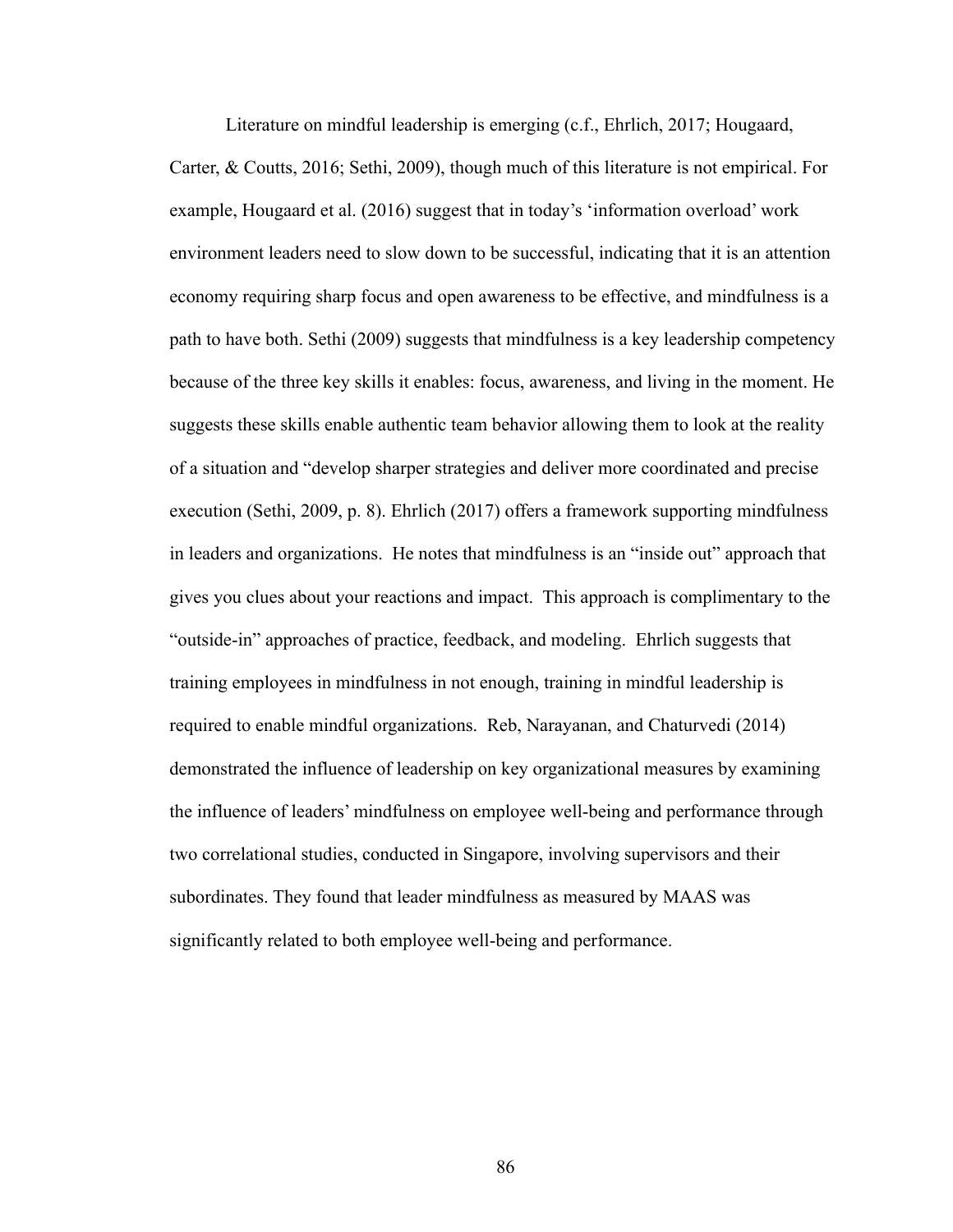Literature on mindful leadership is emerging (c.f., Ehrlich, 2017; Hougaard, Carter, & Coutts, 2016; Sethi, 2009), though much of this literature is not empirical. For example, Hougaard et al. (2016) suggest that in today's 'information overload' work environment leaders need to slow down to be successful, indicating that it is an attention economy requiring sharp focus and open awareness to be effective, and mindfulness is a path to have both. Sethi (2009) suggests that mindfulness is a key leadership competency because of the three key skills it enables: focus, awareness, and living in the moment. He suggests these skills enable authentic team behavior allowing them to look at the reality of a situation and "develop sharper strategies and deliver more coordinated and precise execution (Sethi, 2009, p. 8). Ehrlich (2017) offers a framework supporting mindfulness in leaders and organizations. He notes that mindfulness is an "inside out" approach that gives you clues about your reactions and impact. This approach is complimentary to the "outside-in" approaches of practice, feedback, and modeling. Ehrlich suggests that training employees in mindfulness in not enough, training in mindful leadership is required to enable mindful organizations. Reb, Narayanan, and Chaturvedi (2014) demonstrated the influence of leadership on key organizational measures by examining the influence of leaders' mindfulness on employee well-being and performance through two correlational studies, conducted in Singapore, involving supervisors and their subordinates. They found that leader mindfulness as measured by MAAS was significantly related to both employee well-being and performance.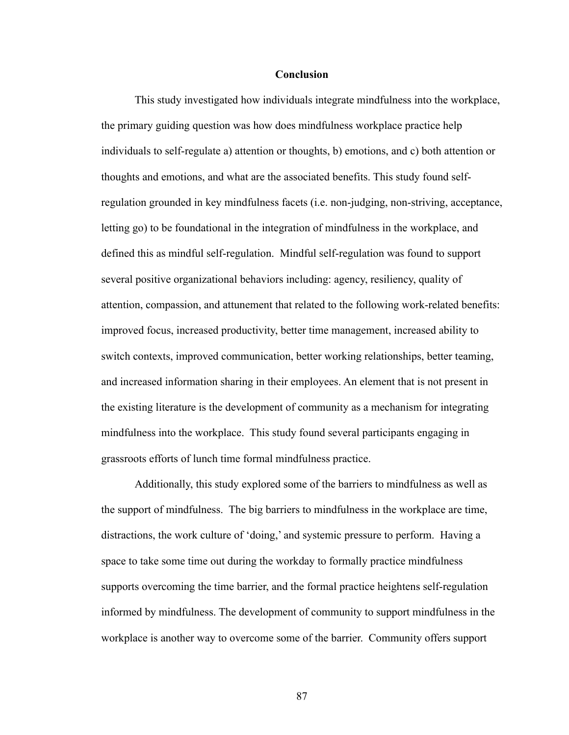## Conclusion

This study investigated how individuals integrate mindfulness into the workplace, the primary guiding question was how does mindfulness workplace practice help individuals to self-regulate a) attention or thoughts, b) emotions, and c) both attention or thoughts and emotions, and what are the associated benefits. This study found self-regulation grounded in key mindfulness facets (i.e. non-judging, non-striving, acceptance, letting go) to be foundational in the integration of mindfulness in the workplace, and defined this as mindful self-regulation. Mindful self-regulation was found to support several positive organizational behaviors including: agency, resiliency, quality of attention, compassion, and attunement that related to the following work-related benefits: improved focus, increased productivity, better time management, increased ability to switch contexts, improved communication, better working relationships, better teaming, and increased information sharing in their employees. An element that is not present in the existing literature is the development of community as a mechanism for integrating mindfulness into the workplace. This study found several participants engaging in grassroots efforts of lunch time formal mindfulness practice.

Additionally, this study explored some of the barriers to mindfulness as well as the support of mindfulness. The big barriers to mindfulness in the workplace are time, distractions, the work culture of 'doing,' and systemic pressure to perform. Having a space to take some time out during the workday to formally practice mindfulness supports overcoming the time barrier, and the formal practice heightens self-regulation informed by mindfulness. The development of community to support mindfulness in the workplace is another way to overcome some of the barrier. Community offers support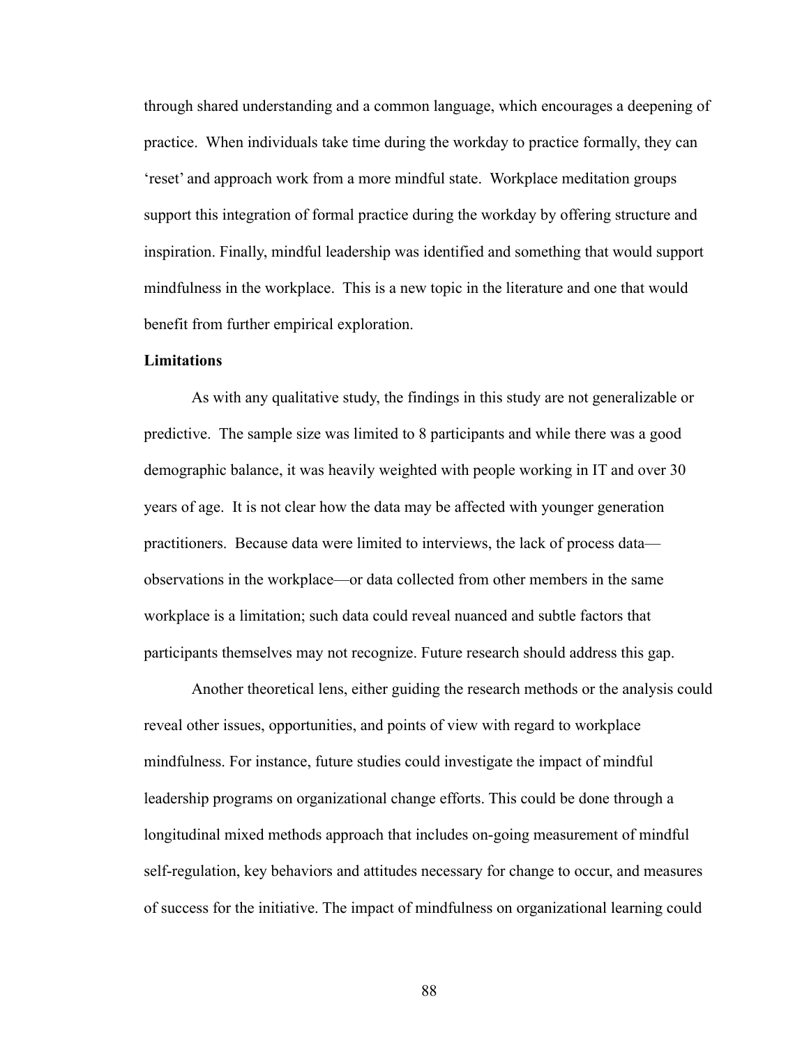through shared understanding and a common language, which encourages a deepening of practice. When individuals take time during the workday to practice formally, they can 'reset' and approach work from a more mindful state. Workplace meditation groups support this integration of formal practice during the workday by offering structure and inspiration. Finally, mindful leadership was identified and something that would support mindfulness in the workplace. This is a new topic in the literature and one that would benefit from further empirical exploration.

**Limitations**

As with any qualitative study, the findings in this study are not generalizable or predictive. The sample size was limited to 8 participants and while there was a good demographic balance, it was heavily weighted with people working in IT and over 30 years of age. It is not clear how the data may be affected with younger generation practitioners. Because data were limited to interviews, the lack of process data—observations in the workplace—or data collected from other members in the same workplace is a limitation; such data could reveal nuanced and subtle factors that participants themselves may not recognize. Future research should address this gap.

Another theoretical lens, either guiding the research methods or the analysis could reveal other issues, opportunities, and points of view with regard to workplace mindfulness. For instance, future studies could investigate the impact of mindful leadership programs on organizational change efforts. This could be done through a longitudinal mixed methods approach that includes on-going measurement of mindful self-regulation, key behaviors and attitudes necessary for change to occur, and measures of success for the initiative. The impact of mindfulness on organizational learning could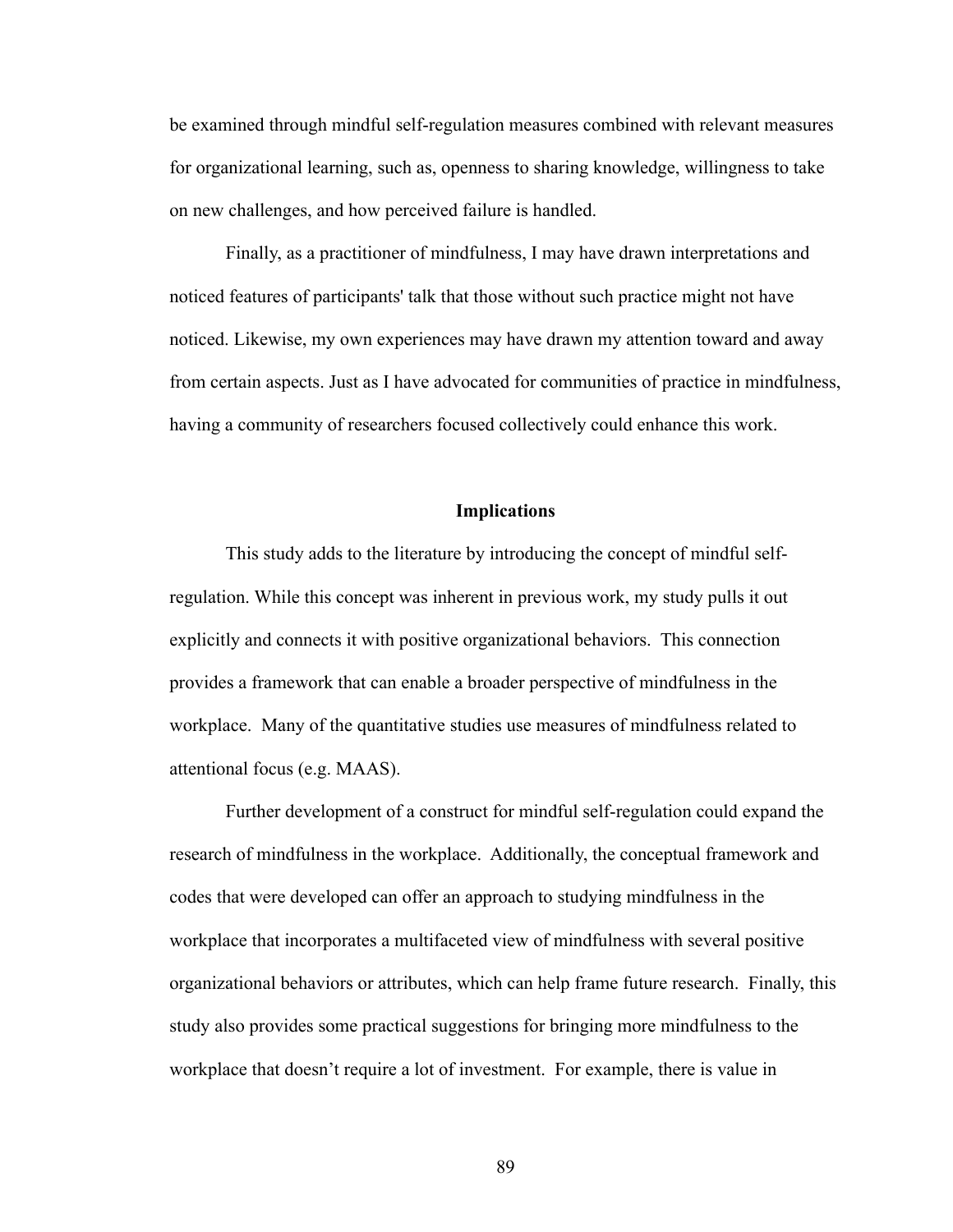be examined through mindful self-regulation measures combined with relevant measures for organizational learning, such as, openness to sharing knowledge, willingness to take on new challenges, and how perceived failure is handled.

Finally, as a practitioner of mindfulness, I may have drawn interpretations and noticed features of participants' talk that those without such practice might not have noticed. Likewise, my own experiences may have drawn my attention toward and away from certain aspects. Just as I have advocated for communities of practice in mindfulness, having a community of researchers focused collectively could enhance this work.

## Implications

This study adds to the literature by introducing the concept of mindful self-regulation. While this concept was inherent in previous work, my study pulls it out explicitly and connects it with positive organizational behaviors. This connection provides a framework that can enable a broader perspective of mindfulness in the workplace. Many of the quantitative studies use measures of mindfulness related to attentional focus (e.g. MAAS).

Further development of a construct for mindful self-regulation could expand the research of mindfulness in the workplace. Additionally, the conceptual framework and codes that were developed can offer an approach to studying mindfulness in the workplace that incorporates a multifaceted view of mindfulness with several positive organizational behaviors or attributes, which can help frame future research. Finally, this study also provides some practical suggestions for bringing more mindfulness to the workplace that doesn't require a lot of investment. For example, there is value in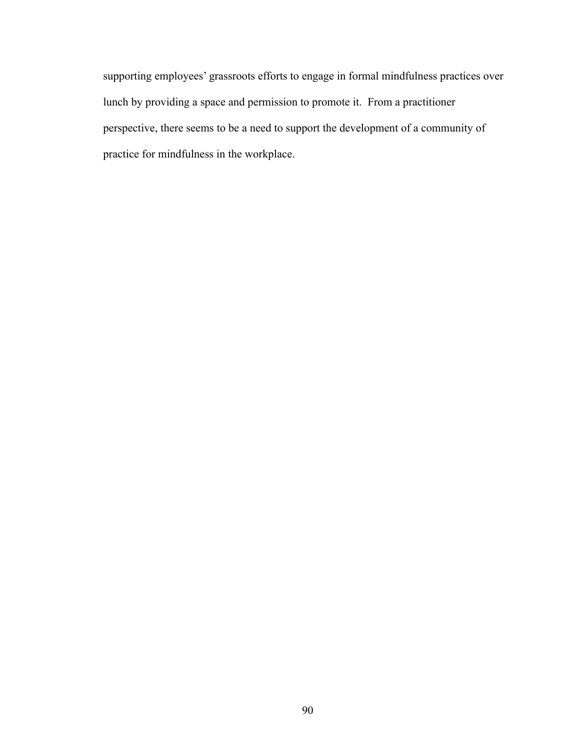supporting employees' grassroots efforts to engage in formal mindfulness practices over lunch by providing a space and permission to promote it. From a practitioner perspective, there seems to be a need to support the development of a community of practice for mindfulness in the workplace.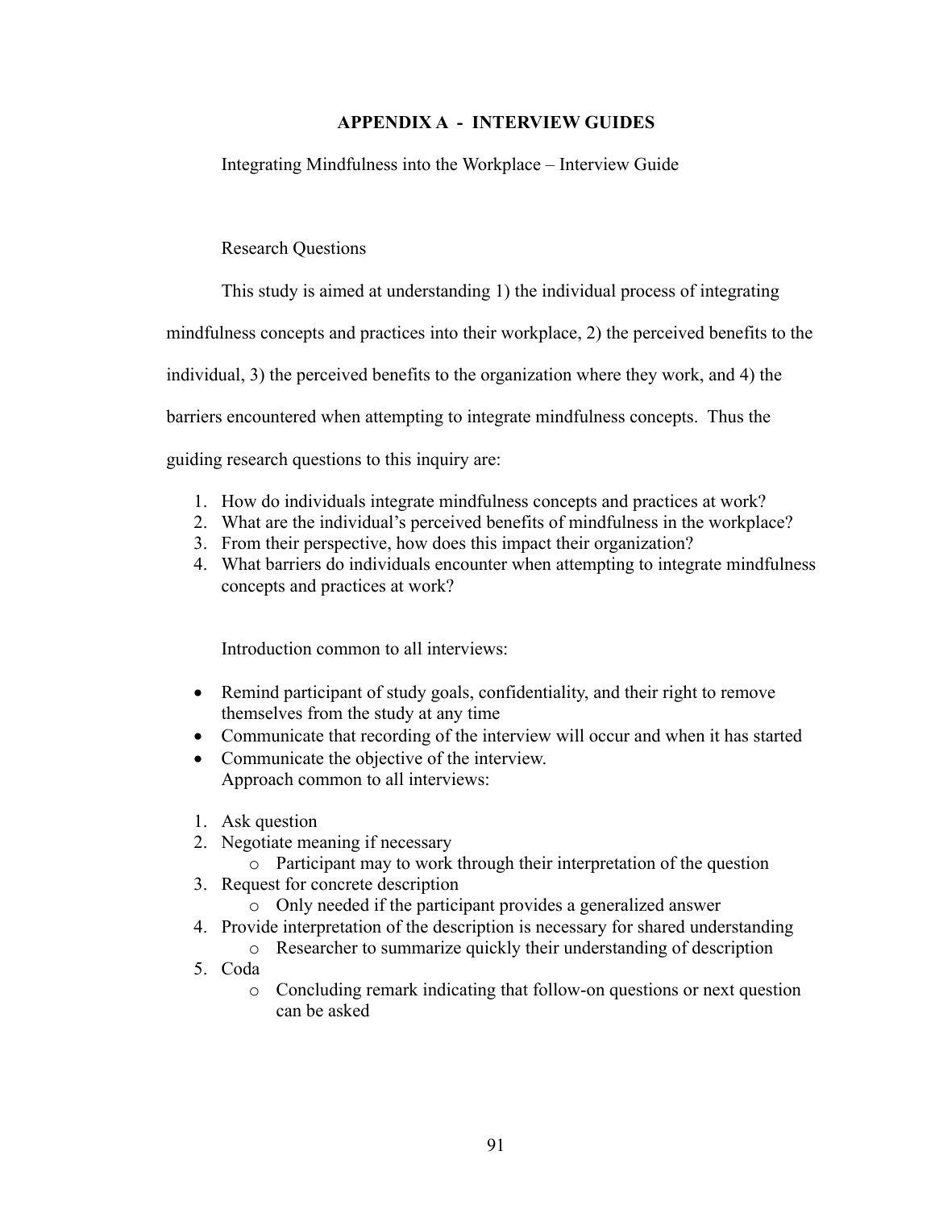# APPENDIX A - INTERVIEW GUIDES

Integrating Mindfulness into the Workplace – Interview Guide

Research Questions

This study is aimed at understanding 1) the individual process of integrating mindfulness concepts and practices into their workplace, 2) the perceived benefits to the individual, 3) the perceived benefits to the organization where they work, and 4) the barriers encountered when attempting to integrate mindfulness concepts. Thus the guiding research questions to this inquiry are:

1. How do individuals integrate mindfulness concepts and practices at work?
2. What are the individual's perceived benefits of mindfulness in the workplace?
3. From their perspective, how does this impact their organization?
4. What barriers do individuals encounter when attempting to integrate mindfulness concepts and practices at work?

Introduction common to all interviews:

- Remind participant of study goals, confidentiality, and their right to remove themselves from the study at any time
- Communicate that recording of the interview will occur and when it has started
- Communicate the objective of the interview.
  Approach common to all interviews:

1. Ask question
2. Negotiate meaning if necessary
   - Participant may to work through their interpretation of the question
3. Request for concrete description
   - Only needed if the participant provides a generalized answer
4. Provide interpretation of the description is necessary for shared understanding
   - Researcher to summarize quickly their understanding of description
5. Coda
   - Concluding remark indicating that follow-on questions or next question can be asked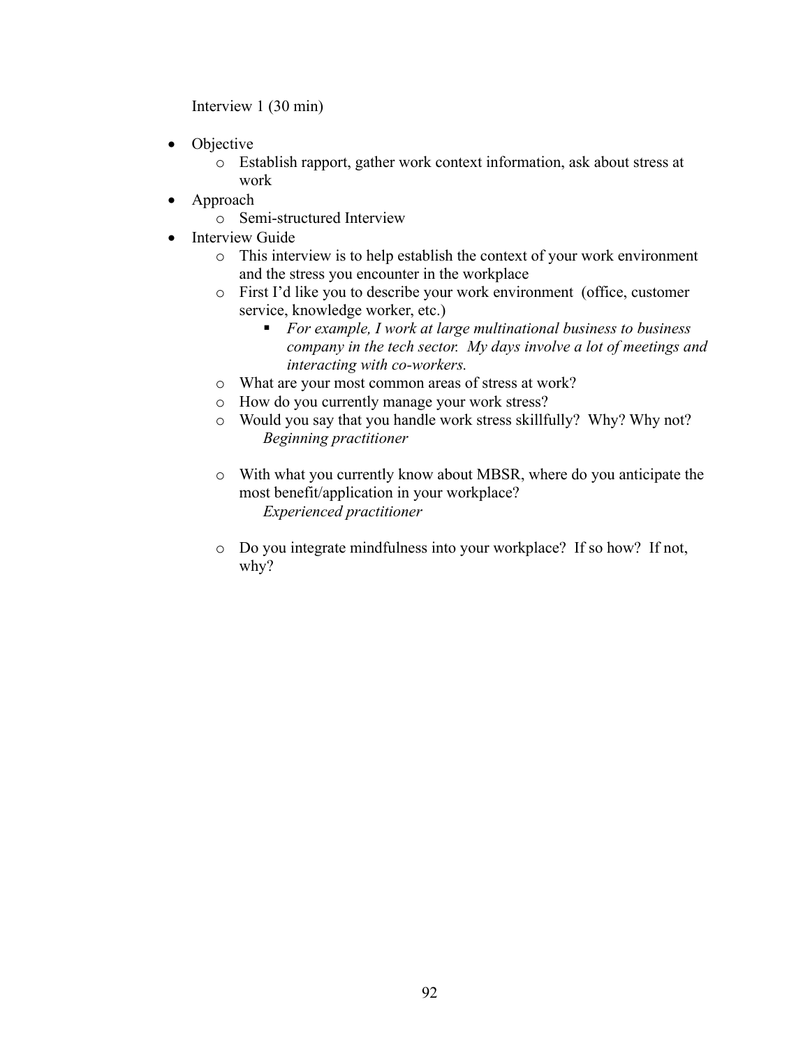Interview 1 (30 min)

- Objective
  - Establish rapport, gather work context information, ask about stress at work
- Approach
  - Semi-structured Interview
- Interview Guide
  - This interview is to help establish the context of your work environment and the stress you encounter in the workplace
  - First I'd like you to describe your work environment (office, customer service, knowledge worker, etc.)
    - *For example, I work at large multinational business to business company in the tech sector. My days involve a lot of meetings and interacting with co-workers.*
  - What are your most common areas of stress at work?
  - How do you currently manage your work stress?
  - Would you say that you handle work stress skillfully? Why? Why not?

    *Beginning practitioner*

  - With what you currently know about MBSR, where do you anticipate the most benefit/application in your workplace?

    *Experienced practitioner*

  - Do you integrate mindfulness into your workplace? If so how? If not, why?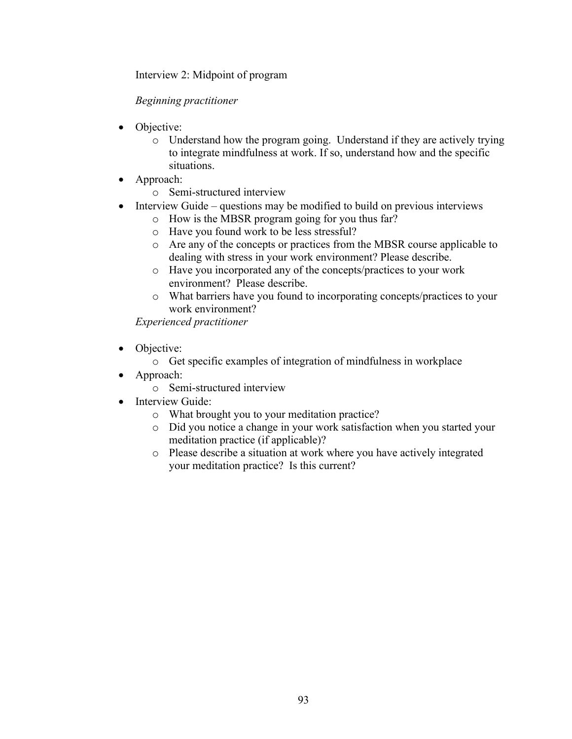Interview 2: Midpoint of program

*Beginning practitioner*

- Objective:
  - Understand how the program going. Understand if they are actively trying to integrate mindfulness at work. If so, understand how and the specific situations.
- Approach:
  - Semi-structured interview
- Interview Guide – questions may be modified to build on previous interviews
  - How is the MBSR program going for you thus far?
  - Have you found work to be less stressful?
  - Are any of the concepts or practices from the MBSR course applicable to dealing with stress in your work environment? Please describe.
  - Have you incorporated any of the concepts/practices to your work environment? Please describe.
  - What barriers have you found to incorporating concepts/practices to your work environment?

*Experienced practitioner*

- Objective:
  - Get specific examples of integration of mindfulness in workplace
- Approach:
  - Semi-structured interview
- Interview Guide:
  - What brought you to your meditation practice?
  - Did you notice a change in your work satisfaction when you started your meditation practice (if applicable)?
  - Please describe a situation at work where you have actively integrated your meditation practice? Is this current?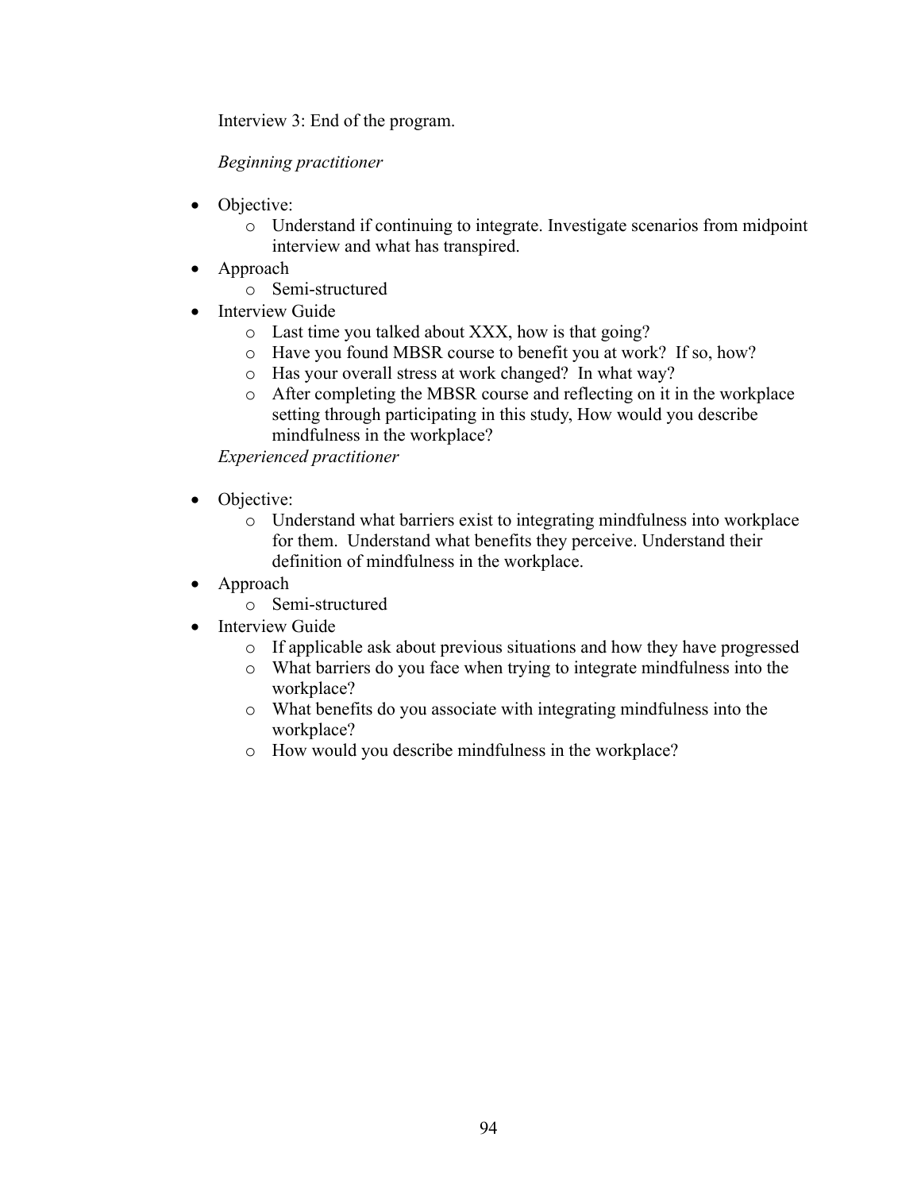Interview 3: End of the program.

*Beginning practitioner*

- Objective:
  - Understand if continuing to integrate. Investigate scenarios from midpoint interview and what has transpired.
- Approach
  - Semi-structured
- Interview Guide
  - Last time you talked about XXX, how is that going?
  - Have you found MBSR course to benefit you at work? If so, how?
  - Has your overall stress at work changed? In what way?
  - After completing the MBSR course and reflecting on it in the workplace setting through participating in this study, How would you describe mindfulness in the workplace?

*Experienced practitioner*

- Objective:
  - Understand what barriers exist to integrating mindfulness into workplace for them. Understand what benefits they perceive. Understand their definition of mindfulness in the workplace.
- Approach
  - Semi-structured
- Interview Guide
  - If applicable ask about previous situations and how they have progressed
  - What barriers do you face when trying to integrate mindfulness into the workplace?
  - What benefits do you associate with integrating mindfulness into the workplace?
  - How would you describe mindfulness in the workplace?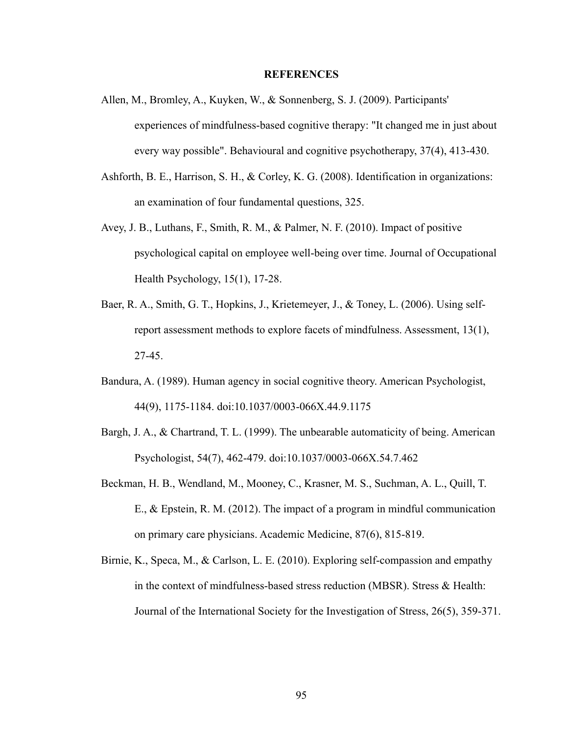# REFERENCES

Allen, M., Bromley, A., Kuyken, W., & Sonnenberg, S. J. (2009). Participants' experiences of mindfulness-based cognitive therapy: "It changed me in just about every way possible". Behavioural and cognitive psychotherapy, 37(4), 413-430.

Ashforth, B. E., Harrison, S. H., & Corley, K. G. (2008). Identification in organizations: an examination of four fundamental questions, 325.

Avey, J. B., Luthans, F., Smith, R. M., & Palmer, N. F. (2010). Impact of positive psychological capital on employee well-being over time. Journal of Occupational Health Psychology, 15(1), 17-28.

Baer, R. A., Smith, G. T., Hopkins, J., Krietemeyer, J., & Toney, L. (2006). Using self-report assessment methods to explore facets of mindfulness. Assessment, 13(1), 27-45.

Bandura, A. (1989). Human agency in social cognitive theory. American Psychologist, 44(9), 1175-1184. doi:10.1037/0003-066X.44.9.1175

Bargh, J. A., & Chartrand, T. L. (1999). The unbearable automaticity of being. American Psychologist, 54(7), 462-479. doi:10.1037/0003-066X.54.7.462

Beckman, H. B., Wendland, M., Mooney, C., Krasner, M. S., Suchman, A. L., Quill, T. E., & Epstein, R. M. (2012). The impact of a program in mindful communication on primary care physicians. Academic Medicine, 87(6), 815-819.

Birnie, K., Speca, M., & Carlson, L. E. (2010). Exploring self-compassion and empathy in the context of mindfulness-based stress reduction (MBSR). Stress & Health: Journal of the International Society for the Investigation of Stress, 26(5), 359-371.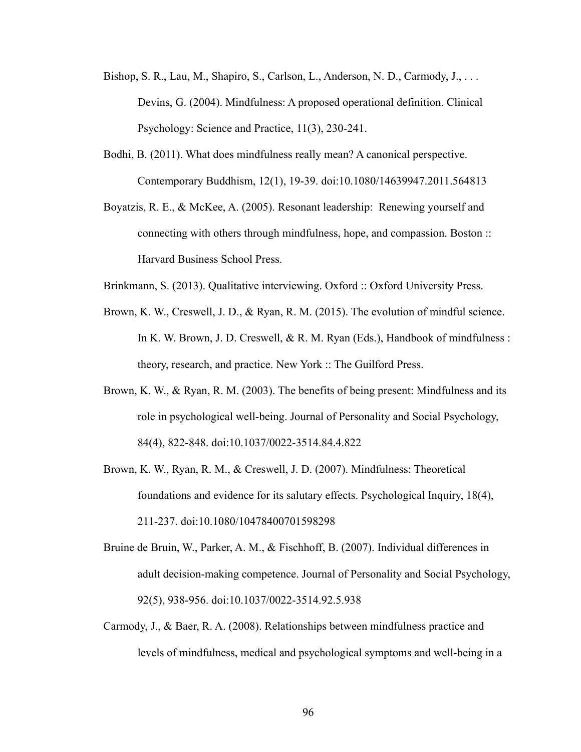Bishop, S. R., Lau, M., Shapiro, S., Carlson, L., Anderson, N. D., Carmody, J., . . . Devins, G. (2004). Mindfulness: A proposed operational definition. Clinical Psychology: Science and Practice, 11(3), 230-241.

Bodhi, B. (2011). What does mindfulness really mean? A canonical perspective. Contemporary Buddhism, 12(1), 19-39. doi:10.1080/14639947.2011.564813

Boyatzis, R. E., & McKee, A. (2005). Resonant leadership: Renewing yourself and connecting with others through mindfulness, hope, and compassion. Boston :: Harvard Business School Press.

Brinkmann, S. (2013). Qualitative interviewing. Oxford :: Oxford University Press.

Brown, K. W., Creswell, J. D., & Ryan, R. M. (2015). The evolution of mindful science. In K. W. Brown, J. D. Creswell, & R. M. Ryan (Eds.), Handbook of mindfulness : theory, research, and practice. New York :: The Guilford Press.

Brown, K. W., & Ryan, R. M. (2003). The benefits of being present: Mindfulness and its role in psychological well-being. Journal of Personality and Social Psychology, 84(4), 822-848. doi:10.1037/0022-3514.84.4.822

Brown, K. W., Ryan, R. M., & Creswell, J. D. (2007). Mindfulness: Theoretical foundations and evidence for its salutary effects. Psychological Inquiry, 18(4), 211-237. doi:10.1080/10478400701598298

Bruine de Bruin, W., Parker, A. M., & Fischhoff, B. (2007). Individual differences in adult decision-making competence. Journal of Personality and Social Psychology, 92(5), 938-956. doi:10.1037/0022-3514.92.5.938

Carmody, J., & Baer, R. A. (2008). Relationships between mindfulness practice and levels of mindfulness, medical and psychological symptoms and well-being in a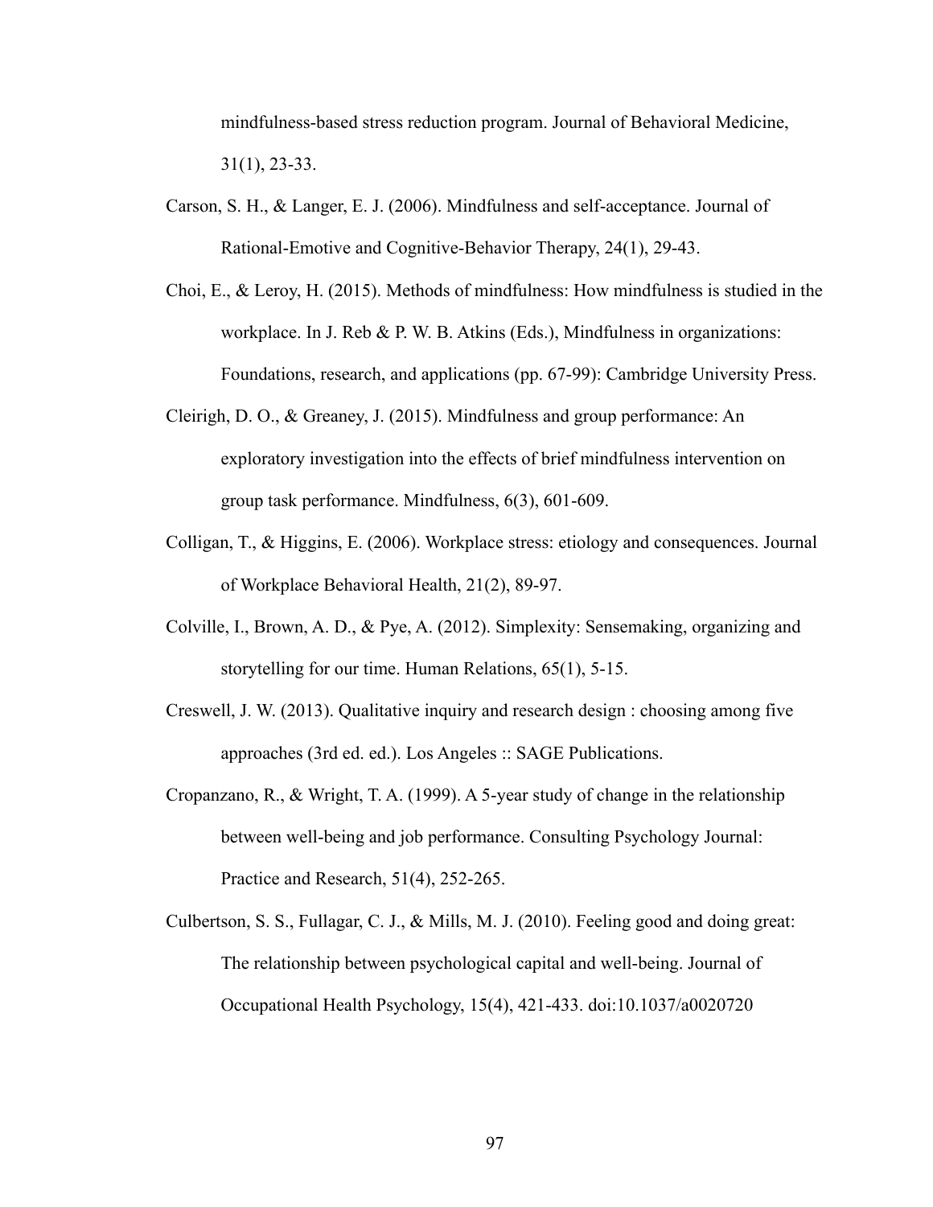mindfulness-based stress reduction program. Journal of Behavioral Medicine, 31(1), 23-33.

Carson, S. H., & Langer, E. J. (2006). Mindfulness and self-acceptance. Journal of Rational-Emotive and Cognitive-Behavior Therapy, 24(1), 29-43.

Choi, E., & Leroy, H. (2015). Methods of mindfulness: How mindfulness is studied in the workplace. In J. Reb & P. W. B. Atkins (Eds.), Mindfulness in organizations: Foundations, research, and applications (pp. 67-99): Cambridge University Press.

Cleirigh, D. O., & Greaney, J. (2015). Mindfulness and group performance: An exploratory investigation into the effects of brief mindfulness intervention on group task performance. Mindfulness, 6(3), 601-609.

Colligan, T., & Higgins, E. (2006). Workplace stress: etiology and consequences. Journal of Workplace Behavioral Health, 21(2), 89-97.

Colville, I., Brown, A. D., & Pye, A. (2012). Simplexity: Sensemaking, organizing and storytelling for our time. Human Relations, 65(1), 5-15.

Creswell, J. W. (2013). Qualitative inquiry and research design : choosing among five approaches (3rd ed. ed.). Los Angeles :: SAGE Publications.

Cropanzano, R., & Wright, T. A. (1999). A 5-year study of change in the relationship between well-being and job performance. Consulting Psychology Journal: Practice and Research, 51(4), 252-265.

Culbertson, S. S., Fullagar, C. J., & Mills, M. J. (2010). Feeling good and doing great: The relationship between psychological capital and well-being. Journal of Occupational Health Psychology, 15(4), 421-433. doi:10.1037/a0020720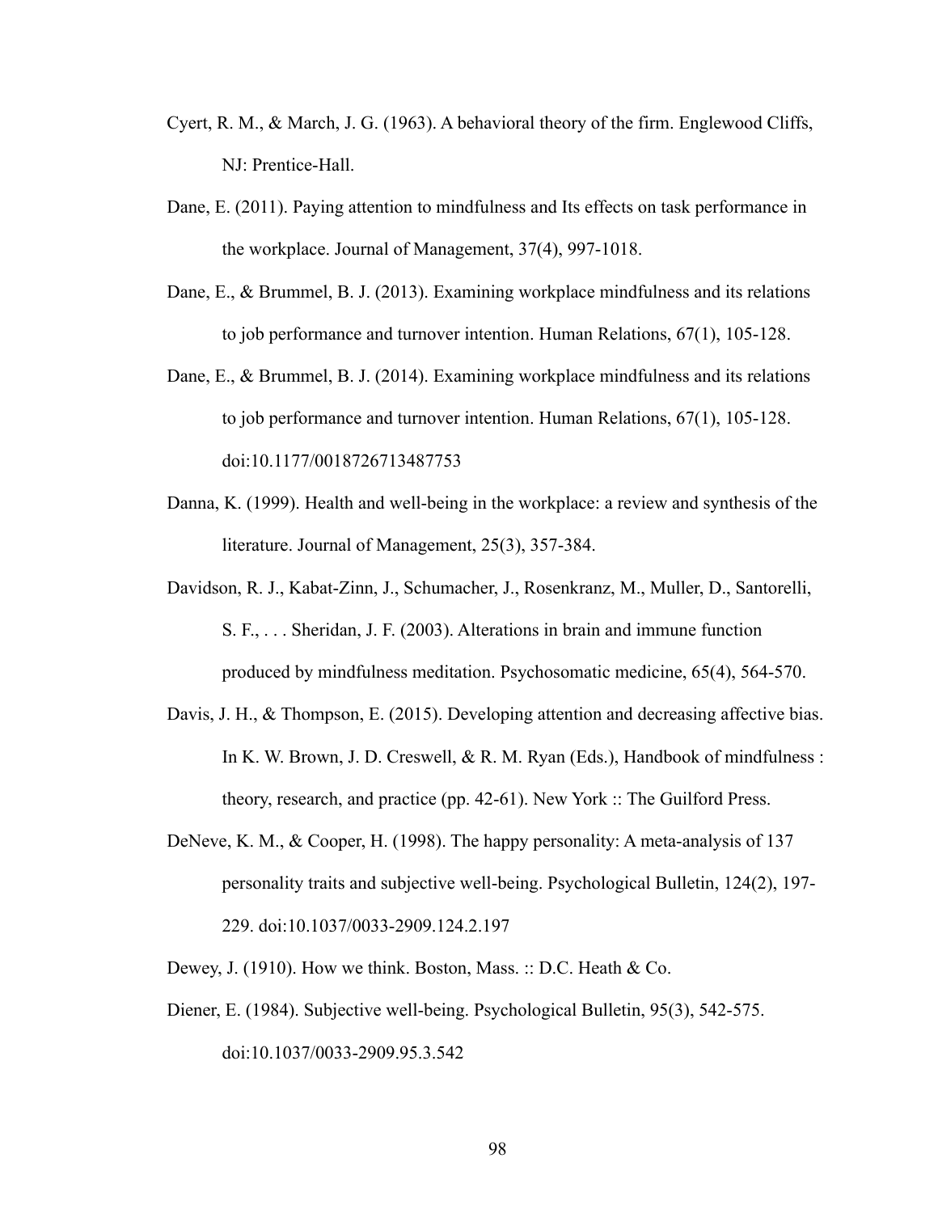Cyert, R. M., & March, J. G. (1963). A behavioral theory of the firm. Englewood Cliffs, NJ: Prentice-Hall.

Dane, E. (2011). Paying attention to mindfulness and Its effects on task performance in the workplace. Journal of Management, 37(4), 997-1018.

Dane, E., & Brummel, B. J. (2013). Examining workplace mindfulness and its relations to job performance and turnover intention. Human Relations, 67(1), 105-128.

Dane, E., & Brummel, B. J. (2014). Examining workplace mindfulness and its relations to job performance and turnover intention. Human Relations, 67(1), 105-128. doi:10.1177/0018726713487753

Danna, K. (1999). Health and well-being in the workplace: a review and synthesis of the literature. Journal of Management, 25(3), 357-384.

Davidson, R. J., Kabat-Zinn, J., Schumacher, J., Rosenkranz, M., Muller, D., Santorelli, S. F., . . . Sheridan, J. F. (2003). Alterations in brain and immune function produced by mindfulness meditation. Psychosomatic medicine, 65(4), 564-570.

Davis, J. H., & Thompson, E. (2015). Developing attention and decreasing affective bias. In K. W. Brown, J. D. Creswell, & R. M. Ryan (Eds.), Handbook of mindfulness : theory, research, and practice (pp. 42-61). New York :: The Guilford Press.

DeNeve, K. M., & Cooper, H. (1998). The happy personality: A meta-analysis of 137 personality traits and subjective well-being. Psychological Bulletin, 124(2), 197-229. doi:10.1037/0033-2909.124.2.197

Dewey, J. (1910). How we think. Boston, Mass. :: D.C. Heath & Co.

Diener, E. (1984). Subjective well-being. Psychological Bulletin, 95(3), 542-575. doi:10.1037/0033-2909.95.3.542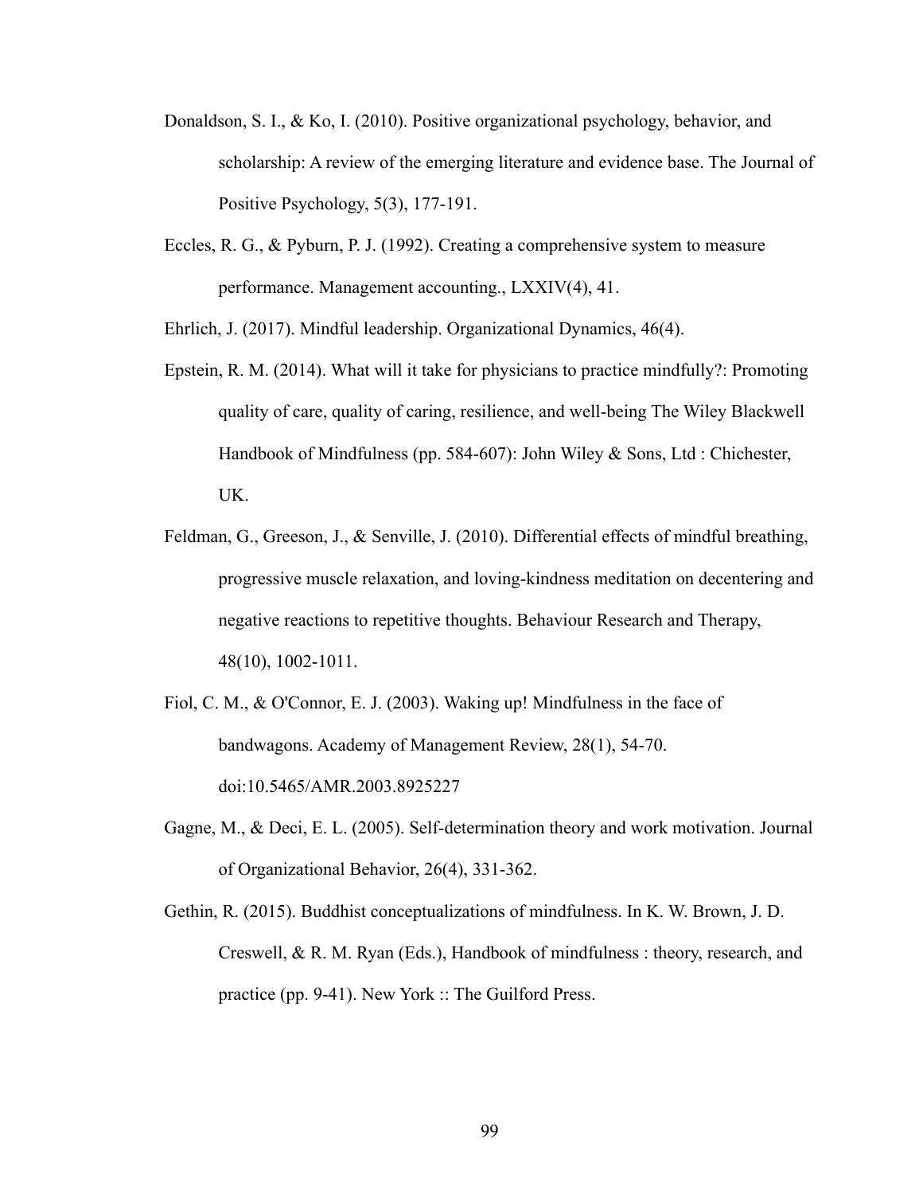Donaldson, S. I., & Ko, I. (2010). Positive organizational psychology, behavior, and scholarship: A review of the emerging literature and evidence base. The Journal of Positive Psychology, 5(3), 177-191.

Eccles, R. G., & Pyburn, P. J. (1992). Creating a comprehensive system to measure performance. Management accounting., LXXIV(4), 41.

Ehrlich, J. (2017). Mindful leadership. Organizational Dynamics, 46(4).

Epstein, R. M. (2014). What will it take for physicians to practice mindfully?: Promoting quality of care, quality of caring, resilience, and well-being The Wiley Blackwell Handbook of Mindfulness (pp. 584-607): John Wiley & Sons, Ltd : Chichester, UK.

Feldman, G., Greeson, J., & Senville, J. (2010). Differential effects of mindful breathing, progressive muscle relaxation, and loving-kindness meditation on decentering and negative reactions to repetitive thoughts. Behaviour Research and Therapy, 48(10), 1002-1011.

Fiol, C. M., & O'Connor, E. J. (2003). Waking up! Mindfulness in the face of bandwagons. Academy of Management Review, 28(1), 54-70. doi:10.5465/AMR.2003.8925227

Gagne, M., & Deci, E. L. (2005). Self-determination theory and work motivation. Journal of Organizational Behavior, 26(4), 331-362.

Gethin, R. (2015). Buddhist conceptualizations of mindfulness. In K. W. Brown, J. D. Creswell, & R. M. Ryan (Eds.), Handbook of mindfulness : theory, research, and practice (pp. 9-41). New York :: The Guilford Press.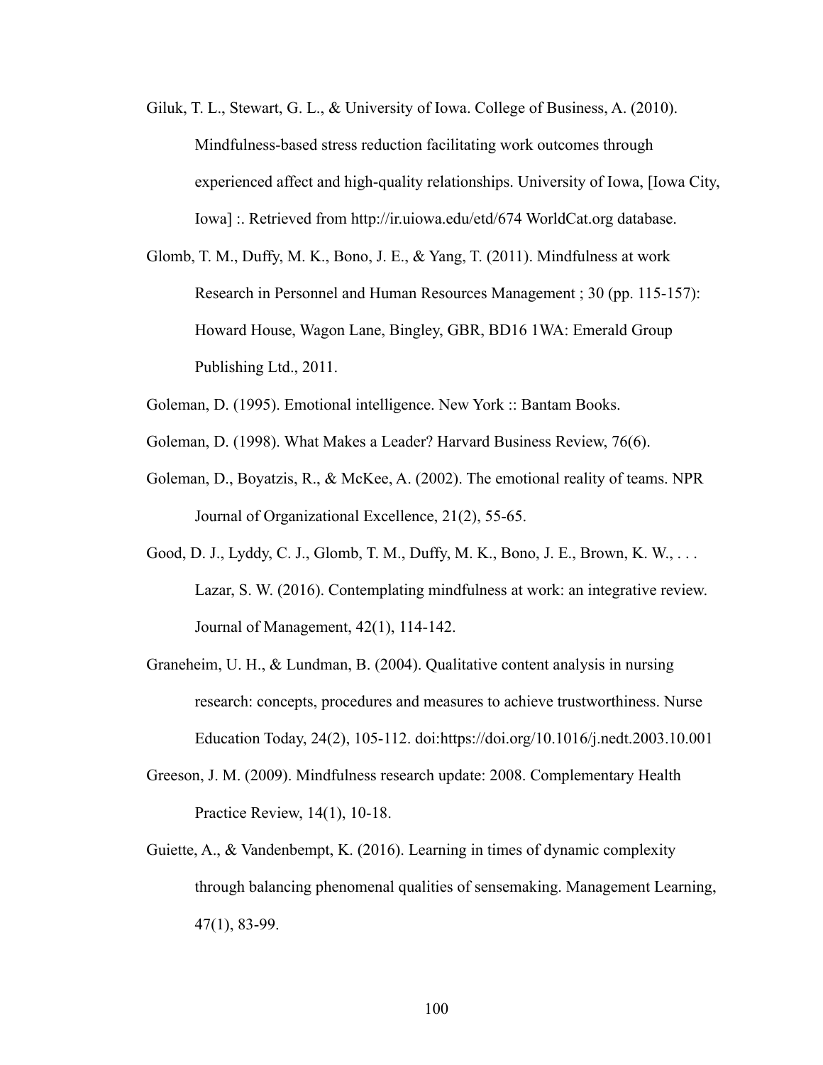Giluk, T. L., Stewart, G. L., & University of Iowa. College of Business, A. (2010). Mindfulness-based stress reduction facilitating work outcomes through experienced affect and high-quality relationships. University of Iowa, [Iowa City, Iowa] :. Retrieved from http://ir.uiowa.edu/etd/674 WorldCat.org database.

Glomb, T. M., Duffy, M. K., Bono, J. E., & Yang, T. (2011). Mindfulness at work Research in Personnel and Human Resources Management ; 30 (pp. 115-157): Howard House, Wagon Lane, Bingley, GBR, BD16 1WA: Emerald Group Publishing Ltd., 2011.

Goleman, D. (1995). Emotional intelligence. New York :: Bantam Books.

Goleman, D. (1998). What Makes a Leader? Harvard Business Review, 76(6).

Goleman, D., Boyatzis, R., & McKee, A. (2002). The emotional reality of teams. NPR Journal of Organizational Excellence, 21(2), 55-65.

Good, D. J., Lyddy, C. J., Glomb, T. M., Duffy, M. K., Bono, J. E., Brown, K. W., . . . Lazar, S. W. (2016). Contemplating mindfulness at work: an integrative review. Journal of Management, 42(1), 114-142.

Graneheim, U. H., & Lundman, B. (2004). Qualitative content analysis in nursing research: concepts, procedures and measures to achieve trustworthiness. Nurse Education Today, 24(2), 105-112. doi:https://doi.org/10.1016/j.nedt.2003.10.001

Greeson, J. M. (2009). Mindfulness research update: 2008. Complementary Health Practice Review, 14(1), 10-18.

Guiette, A., & Vandenbempt, K. (2016). Learning in times of dynamic complexity through balancing phenomenal qualities of sensemaking. Management Learning, 47(1), 83-99.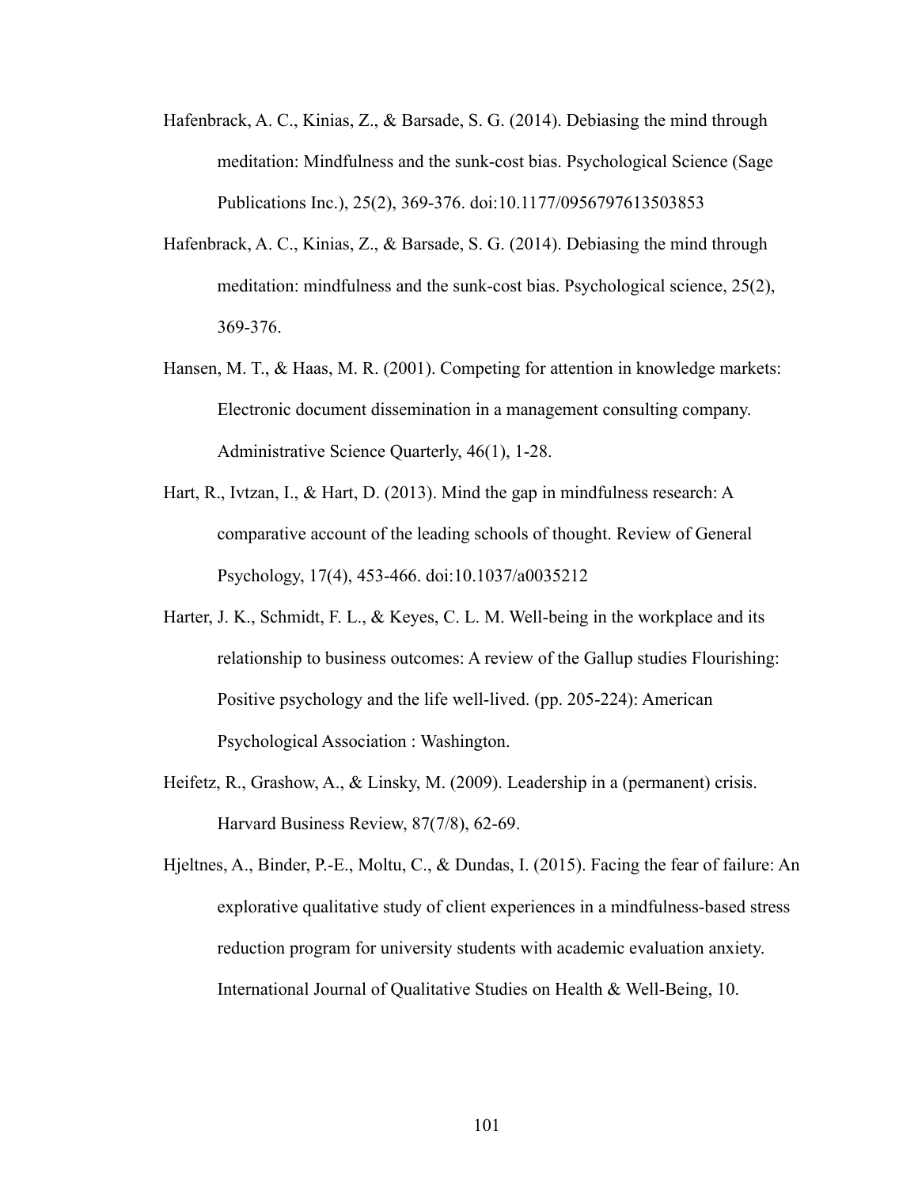Hafenbrack, A. C., Kinias, Z., & Barsade, S. G. (2014). Debiasing the mind through meditation: Mindfulness and the sunk-cost bias. Psychological Science (Sage Publications Inc.), 25(2), 369-376. doi:10.1177/0956797613503853

Hafenbrack, A. C., Kinias, Z., & Barsade, S. G. (2014). Debiasing the mind through meditation: mindfulness and the sunk-cost bias. Psychological science, 25(2), 369-376.

Hansen, M. T., & Haas, M. R. (2001). Competing for attention in knowledge markets: Electronic document dissemination in a management consulting company. Administrative Science Quarterly, 46(1), 1-28.

Hart, R., Ivtzan, I., & Hart, D. (2013). Mind the gap in mindfulness research: A comparative account of the leading schools of thought. Review of General Psychology, 17(4), 453-466. doi:10.1037/a0035212

Harter, J. K., Schmidt, F. L., & Keyes, C. L. M. Well-being in the workplace and its relationship to business outcomes: A review of the Gallup studies Flourishing: Positive psychology and the life well-lived. (pp. 205-224): American Psychological Association : Washington.

Heifetz, R., Grashow, A., & Linsky, M. (2009). Leadership in a (permanent) crisis. Harvard Business Review, 87(7/8), 62-69.

Hjeltnes, A., Binder, P.-E., Moltu, C., & Dundas, I. (2015). Facing the fear of failure: An explorative qualitative study of client experiences in a mindfulness-based stress reduction program for university students with academic evaluation anxiety. International Journal of Qualitative Studies on Health & Well-Being, 10.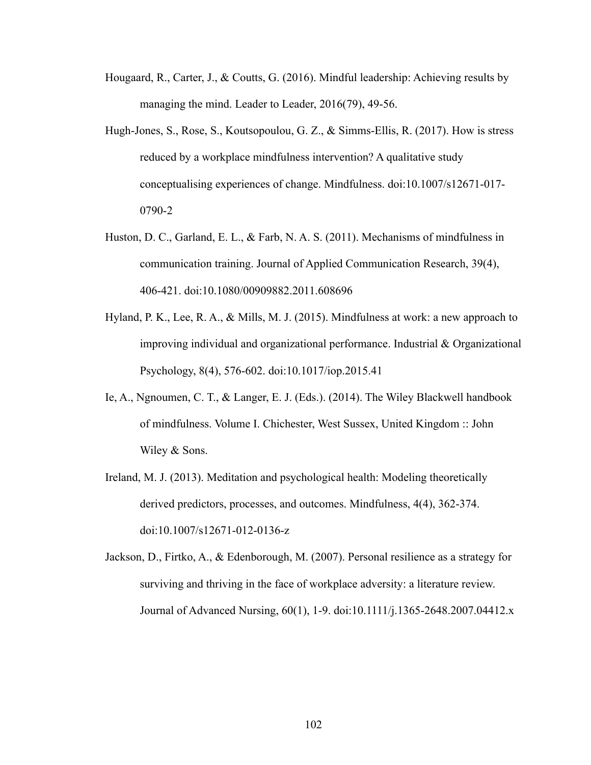Hougaard, R., Carter, J., & Coutts, G. (2016). Mindful leadership: Achieving results by managing the mind. Leader to Leader, 2016(79), 49-56.

Hugh-Jones, S., Rose, S., Koutsopoulou, G. Z., & Simms-Ellis, R. (2017). How is stress reduced by a workplace mindfulness intervention? A qualitative study conceptualising experiences of change. Mindfulness. doi:10.1007/s12671-017-0790-2

Huston, D. C., Garland, E. L., & Farb, N. A. S. (2011). Mechanisms of mindfulness in communication training. Journal of Applied Communication Research, 39(4), 406-421. doi:10.1080/00909882.2011.608696

Hyland, P. K., Lee, R. A., & Mills, M. J. (2015). Mindfulness at work: a new approach to improving individual and organizational performance. Industrial & Organizational Psychology, 8(4), 576-602. doi:10.1017/iop.2015.41

Ie, A., Ngnoumen, C. T., & Langer, E. J. (Eds.). (2014). The Wiley Blackwell handbook of mindfulness. Volume I. Chichester, West Sussex, United Kingdom :: John Wiley & Sons.

Ireland, M. J. (2013). Meditation and psychological health: Modeling theoretically derived predictors, processes, and outcomes. Mindfulness, 4(4), 362-374. doi:10.1007/s12671-012-0136-z

Jackson, D., Firtko, A., & Edenborough, M. (2007). Personal resilience as a strategy for surviving and thriving in the face of workplace adversity: a literature review. Journal of Advanced Nursing, 60(1), 1-9. doi:10.1111/j.1365-2648.2007.04412.x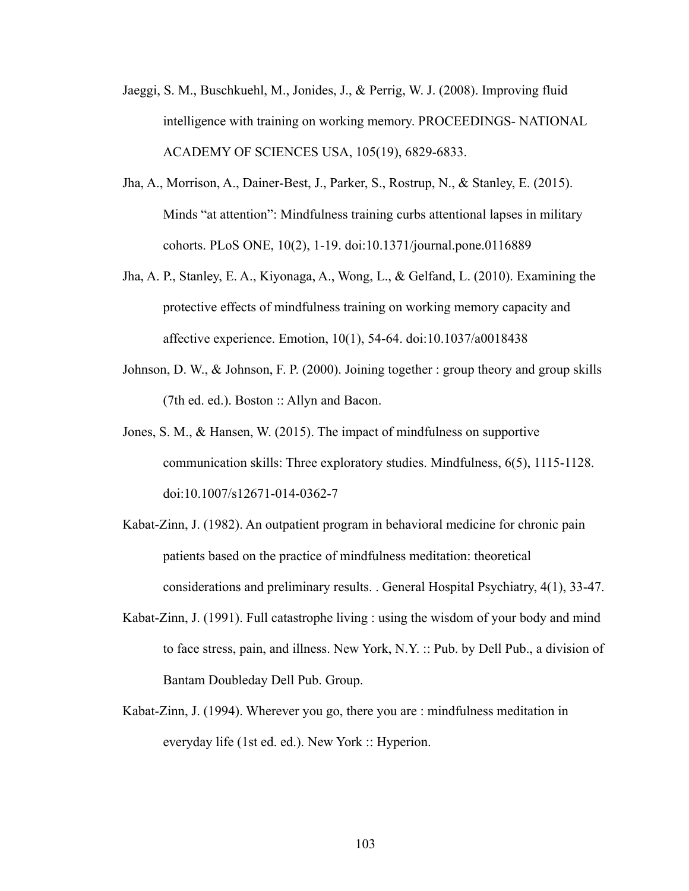Jaeggi, S. M., Buschkuehl, M., Jonides, J., & Perrig, W. J. (2008). Improving fluid intelligence with training on working memory. PROCEEDINGS- NATIONAL ACADEMY OF SCIENCES USA, 105(19), 6829-6833.

Jha, A., Morrison, A., Dainer-Best, J., Parker, S., Rostrup, N., & Stanley, E. (2015). Minds "at attention": Mindfulness training curbs attentional lapses in military cohorts. PLoS ONE, 10(2), 1-19. doi:10.1371/journal.pone.0116889

Jha, A. P., Stanley, E. A., Kiyonaga, A., Wong, L., & Gelfand, L. (2010). Examining the protective effects of mindfulness training on working memory capacity and affective experience. Emotion, 10(1), 54-64. doi:10.1037/a0018438

Johnson, D. W., & Johnson, F. P. (2000). Joining together : group theory and group skills (7th ed. ed.). Boston :: Allyn and Bacon.

Jones, S. M., & Hansen, W. (2015). The impact of mindfulness on supportive communication skills: Three exploratory studies. Mindfulness, 6(5), 1115-1128. doi:10.1007/s12671-014-0362-7

Kabat-Zinn, J. (1982). An outpatient program in behavioral medicine for chronic pain patients based on the practice of mindfulness meditation: theoretical considerations and preliminary results. . General Hospital Psychiatry, 4(1), 33-47.

Kabat-Zinn, J. (1991). Full catastrophe living : using the wisdom of your body and mind to face stress, pain, and illness. New York, N.Y. :: Pub. by Dell Pub., a division of Bantam Doubleday Dell Pub. Group.

Kabat-Zinn, J. (1994). Wherever you go, there you are : mindfulness meditation in everyday life (1st ed. ed.). New York :: Hyperion.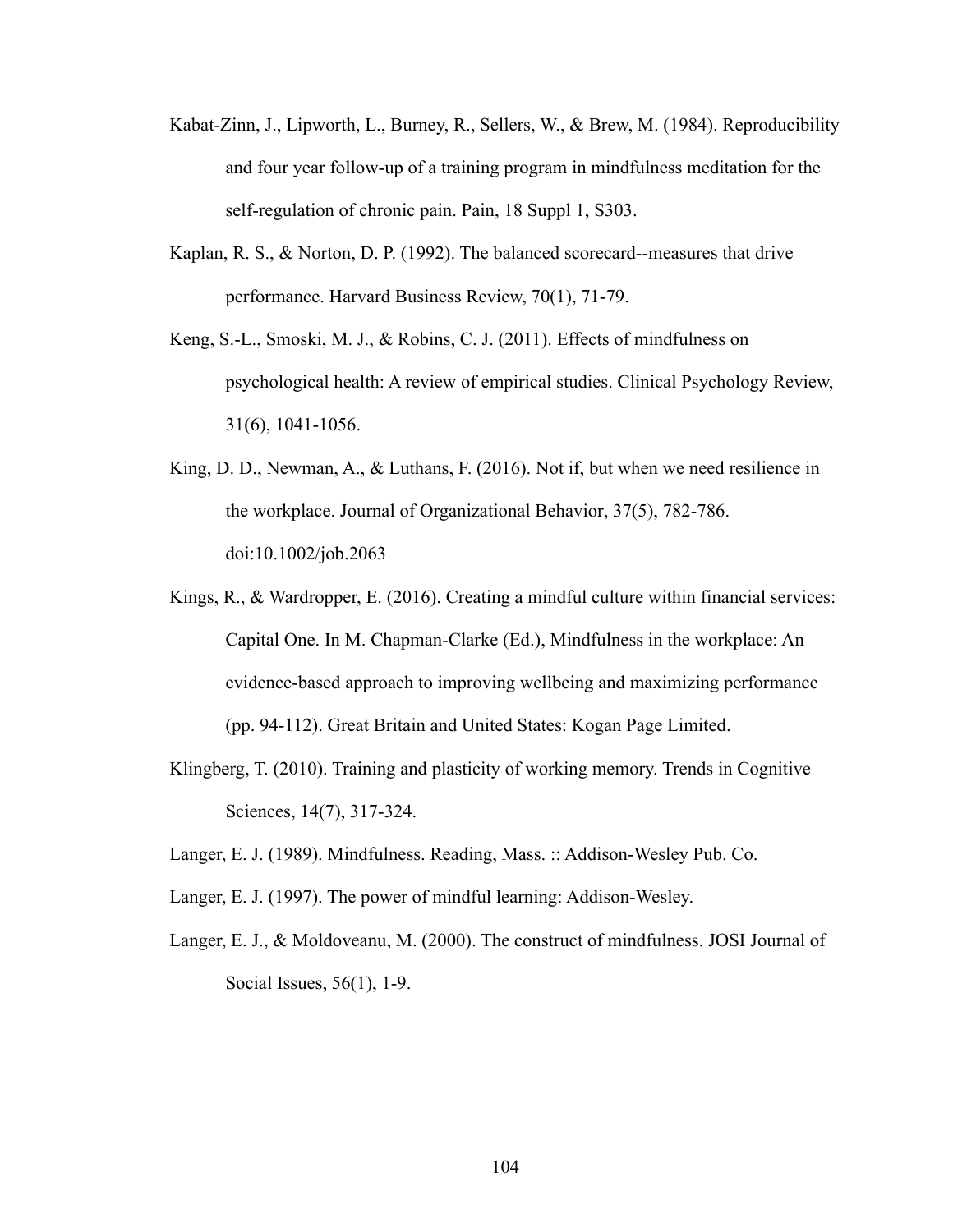Kabat-Zinn, J., Lipworth, L., Burney, R., Sellers, W., & Brew, M. (1984). Reproducibility and four year follow-up of a training program in mindfulness meditation for the self-regulation of chronic pain. Pain, 18 Suppl 1, S303.

Kaplan, R. S., & Norton, D. P. (1992). The balanced scorecard--measures that drive performance. Harvard Business Review, 70(1), 71-79.

Keng, S.-L., Smoski, M. J., & Robins, C. J. (2011). Effects of mindfulness on psychological health: A review of empirical studies. Clinical Psychology Review, 31(6), 1041-1056.

King, D. D., Newman, A., & Luthans, F. (2016). Not if, but when we need resilience in the workplace. Journal of Organizational Behavior, 37(5), 782-786. doi:10.1002/job.2063

Kings, R., & Wardropper, E. (2016). Creating a mindful culture within financial services: Capital One. In M. Chapman-Clarke (Ed.), Mindfulness in the workplace: An evidence-based approach to improving wellbeing and maximizing performance (pp. 94-112). Great Britain and United States: Kogan Page Limited.

Klingberg, T. (2010). Training and plasticity of working memory. Trends in Cognitive Sciences, 14(7), 317-324.

Langer, E. J. (1989). Mindfulness. Reading, Mass. :: Addison-Wesley Pub. Co.

Langer, E. J. (1997). The power of mindful learning: Addison-Wesley.

Langer, E. J., & Moldoveanu, M. (2000). The construct of mindfulness. JOSI Journal of Social Issues, 56(1), 1-9.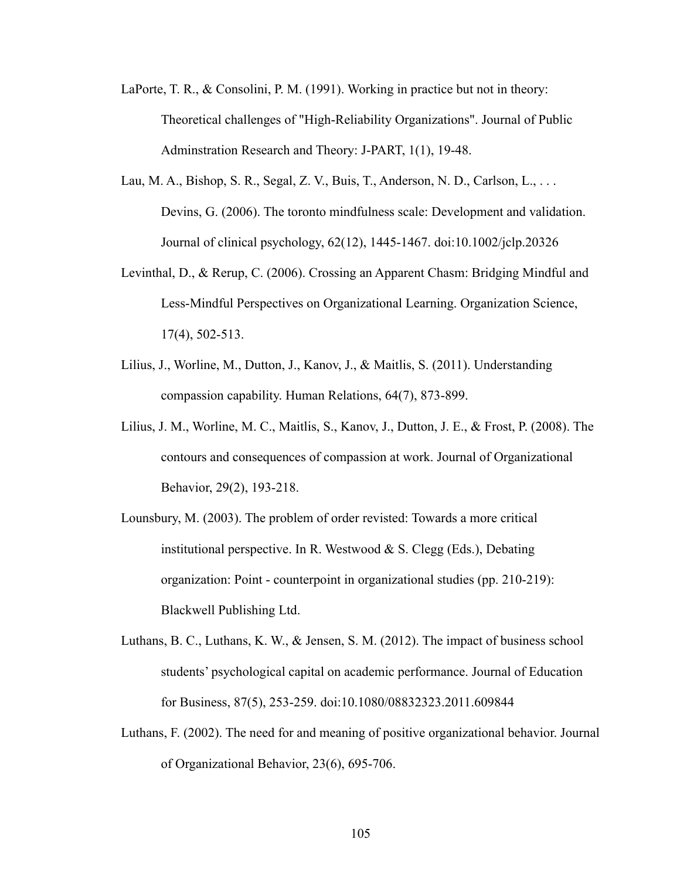LaPorte, T. R., & Consolini, P. M. (1991). Working in practice but not in theory: Theoretical challenges of "High-Reliability Organizations". Journal of Public Adminstration Research and Theory: J-PART, 1(1), 19-48.

Lau, M. A., Bishop, S. R., Segal, Z. V., Buis, T., Anderson, N. D., Carlson, L., . . . Devins, G. (2006). The toronto mindfulness scale: Development and validation. Journal of clinical psychology, 62(12), 1445-1467. doi:10.1002/jclp.20326

Levinthal, D., & Rerup, C. (2006). Crossing an Apparent Chasm: Bridging Mindful and Less-Mindful Perspectives on Organizational Learning. Organization Science, 17(4), 502-513.

Lilius, J., Worline, M., Dutton, J., Kanov, J., & Maitlis, S. (2011). Understanding compassion capability. Human Relations, 64(7), 873-899.

Lilius, J. M., Worline, M. C., Maitlis, S., Kanov, J., Dutton, J. E., & Frost, P. (2008). The contours and consequences of compassion at work. Journal of Organizational Behavior, 29(2), 193-218.

Lounsbury, M. (2003). The problem of order revisted: Towards a more critical institutional perspective. In R. Westwood & S. Clegg (Eds.), Debating organization: Point - counterpoint in organizational studies (pp. 210-219): Blackwell Publishing Ltd.

Luthans, B. C., Luthans, K. W., & Jensen, S. M. (2012). The impact of business school students' psychological capital on academic performance. Journal of Education for Business, 87(5), 253-259. doi:10.1080/08832323.2011.609844

Luthans, F. (2002). The need for and meaning of positive organizational behavior. Journal of Organizational Behavior, 23(6), 695-706.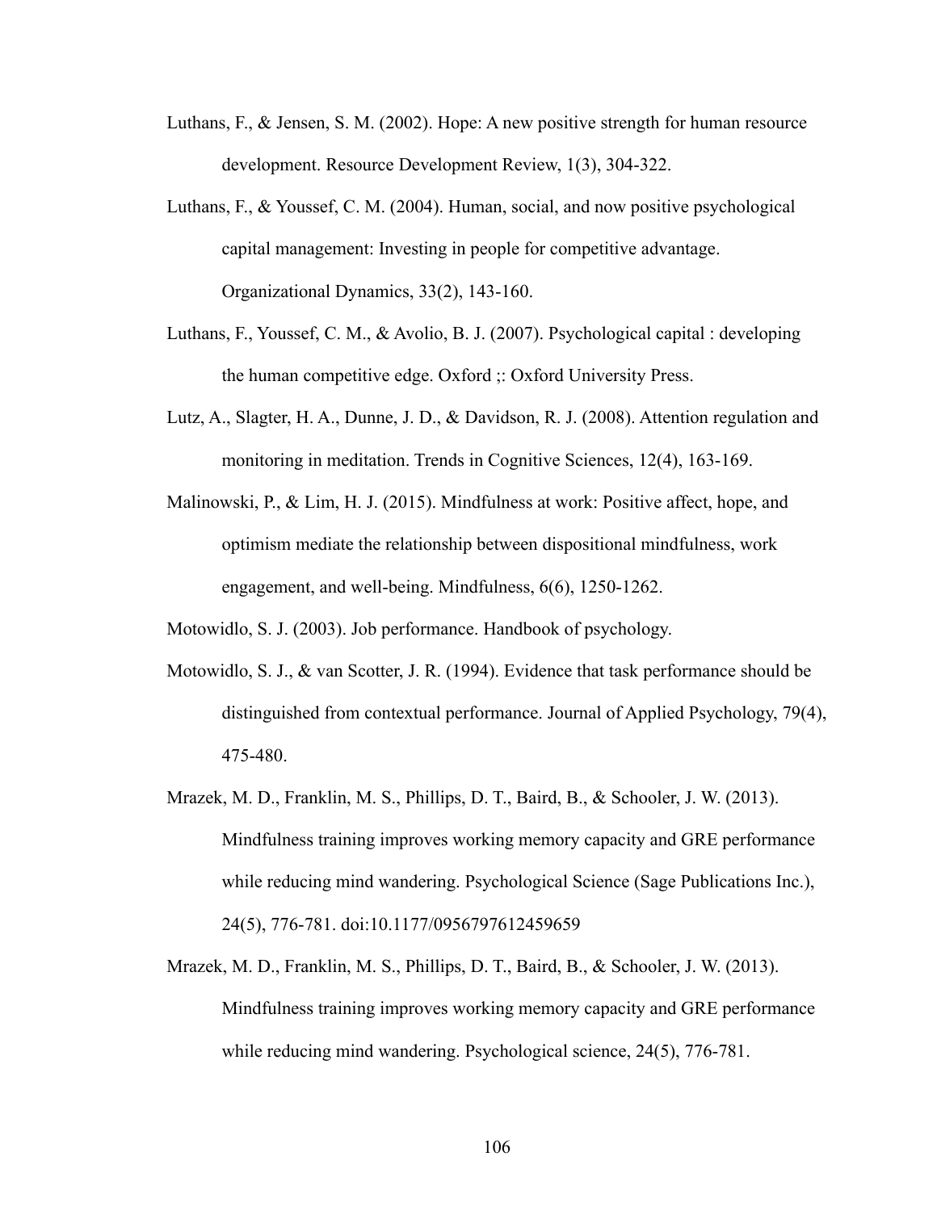Luthans, F., & Jensen, S. M. (2002). Hope: A new positive strength for human resource development. Resource Development Review, 1(3), 304-322.

Luthans, F., & Youssef, C. M. (2004). Human, social, and now positive psychological capital management: Investing in people for competitive advantage. Organizational Dynamics, 33(2), 143-160.

Luthans, F., Youssef, C. M., & Avolio, B. J. (2007). Psychological capital : developing the human competitive edge. Oxford ;: Oxford University Press.

Lutz, A., Slagter, H. A., Dunne, J. D., & Davidson, R. J. (2008). Attention regulation and monitoring in meditation. Trends in Cognitive Sciences, 12(4), 163-169.

Malinowski, P., & Lim, H. J. (2015). Mindfulness at work: Positive affect, hope, and optimism mediate the relationship between dispositional mindfulness, work engagement, and well-being. Mindfulness, 6(6), 1250-1262.

Motowidlo, S. J. (2003). Job performance. Handbook of psychology.

Motowidlo, S. J., & van Scotter, J. R. (1994). Evidence that task performance should be distinguished from contextual performance. Journal of Applied Psychology, 79(4), 475-480.

Mrazek, M. D., Franklin, M. S., Phillips, D. T., Baird, B., & Schooler, J. W. (2013). Mindfulness training improves working memory capacity and GRE performance while reducing mind wandering. Psychological Science (Sage Publications Inc.), 24(5), 776-781. doi:10.1177/0956797612459659

Mrazek, M. D., Franklin, M. S., Phillips, D. T., Baird, B., & Schooler, J. W. (2013). Mindfulness training improves working memory capacity and GRE performance while reducing mind wandering. Psychological science, 24(5), 776-781.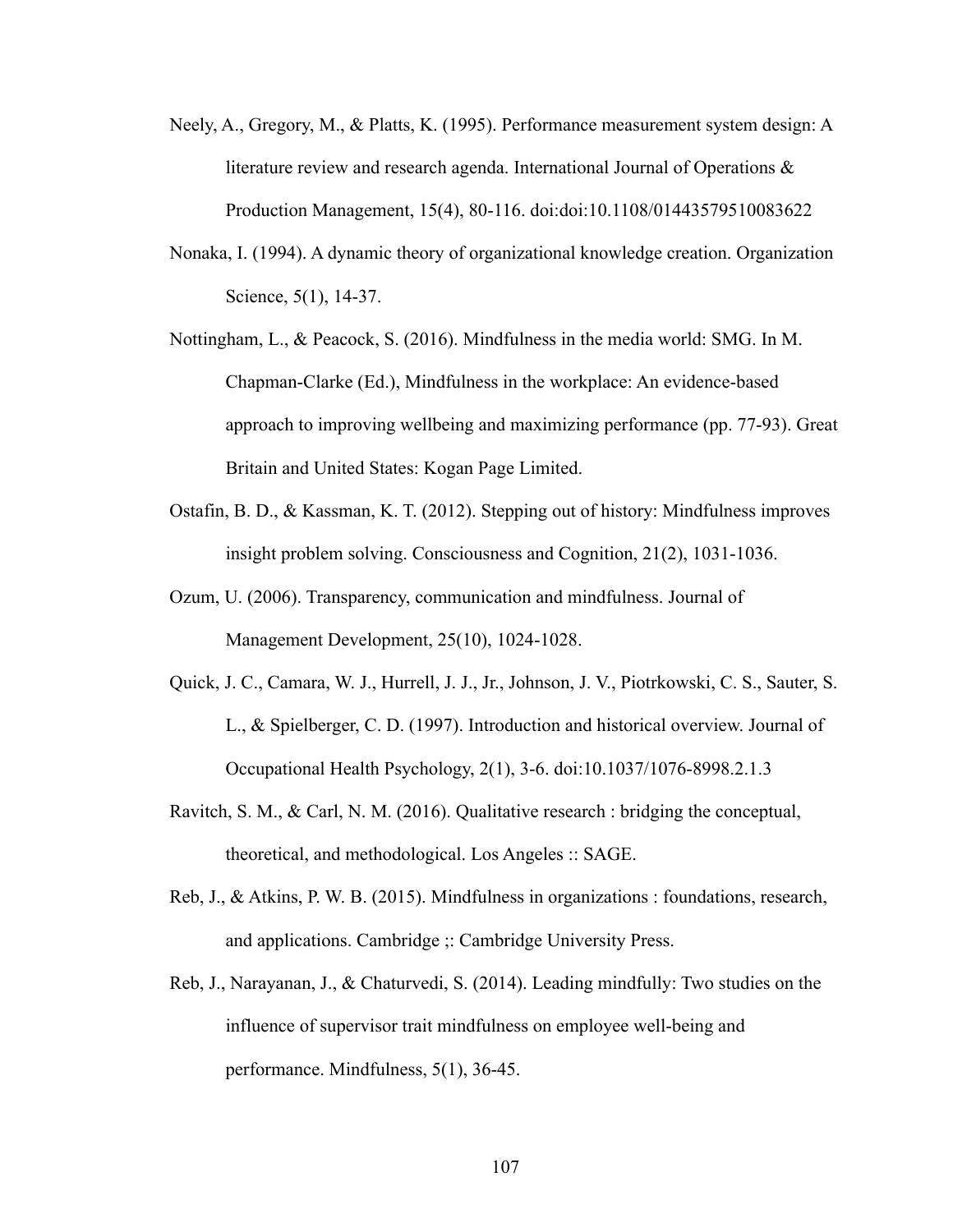Neely, A., Gregory, M., & Platts, K. (1995). Performance measurement system design: A literature review and research agenda. International Journal of Operations & Production Management, 15(4), 80-116. doi:doi:10.1108/01443579510083622

Nonaka, I. (1994). A dynamic theory of organizational knowledge creation. Organization Science, 5(1), 14-37.

Nottingham, L., & Peacock, S. (2016). Mindfulness in the media world: SMG. In M. Chapman-Clarke (Ed.), Mindfulness in the workplace: An evidence-based approach to improving wellbeing and maximizing performance (pp. 77-93). Great Britain and United States: Kogan Page Limited.

Ostafin, B. D., & Kassman, K. T. (2012). Stepping out of history: Mindfulness improves insight problem solving. Consciousness and Cognition, 21(2), 1031-1036.

Ozum, U. (2006). Transparency, communication and mindfulness. Journal of Management Development, 25(10), 1024-1028.

Quick, J. C., Camara, W. J., Hurrell, J. J., Jr., Johnson, J. V., Piotrkowski, C. S., Sauter, S. L., & Spielberger, C. D. (1997). Introduction and historical overview. Journal of Occupational Health Psychology, 2(1), 3-6. doi:10.1037/1076-8998.2.1.3

Ravitch, S. M., & Carl, N. M. (2016). Qualitative research : bridging the conceptual, theoretical, and methodological. Los Angeles :: SAGE.

Reb, J., & Atkins, P. W. B. (2015). Mindfulness in organizations : foundations, research, and applications. Cambridge ;: Cambridge University Press.

Reb, J., Narayanan, J., & Chaturvedi, S. (2014). Leading mindfully: Two studies on the influence of supervisor trait mindfulness on employee well-being and performance. Mindfulness, 5(1), 36-45.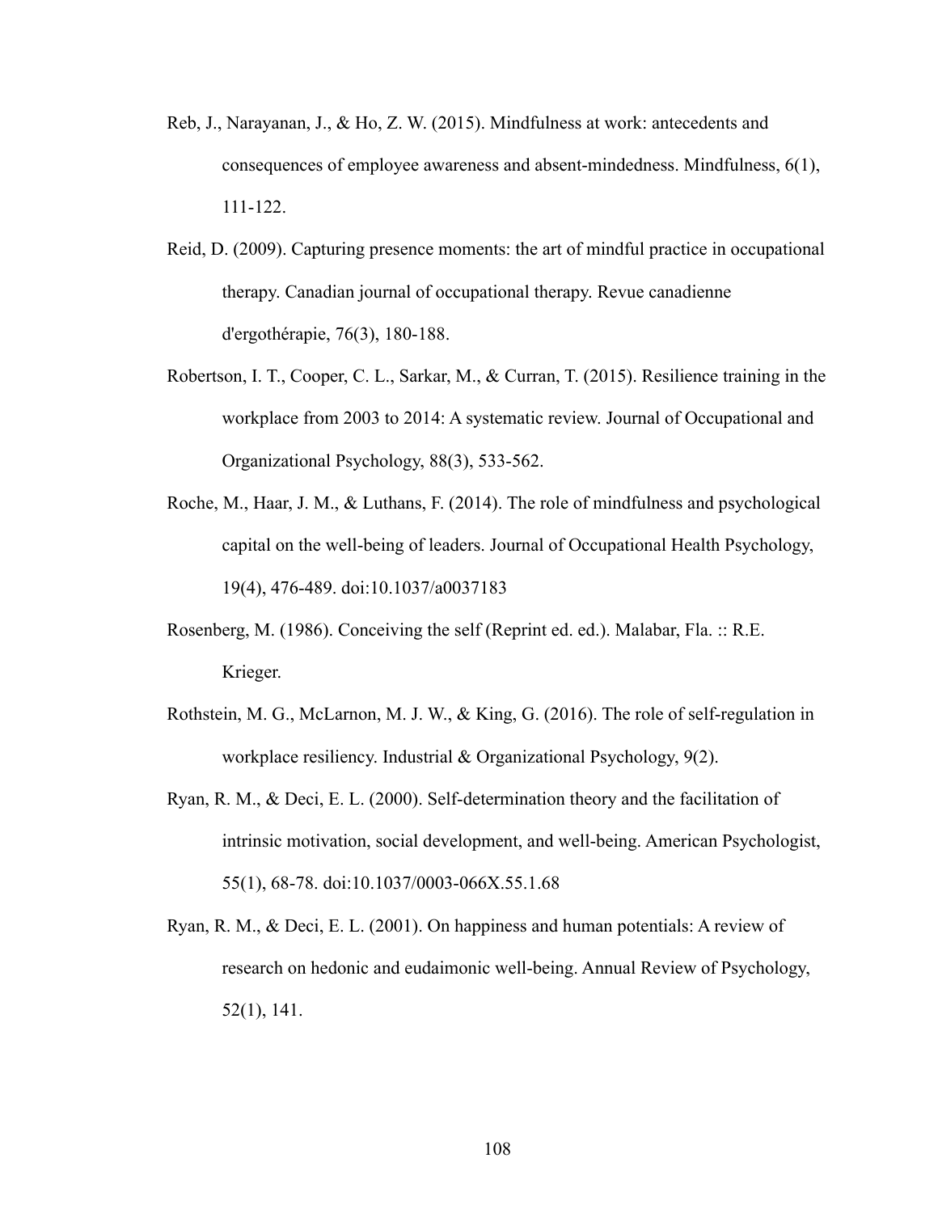Reb, J., Narayanan, J., & Ho, Z. W. (2015). Mindfulness at work: antecedents and consequences of employee awareness and absent-mindedness. Mindfulness, 6(1), 111-122.

Reid, D. (2009). Capturing presence moments: the art of mindful practice in occupational therapy. Canadian journal of occupational therapy. Revue canadienne d'ergothérapie, 76(3), 180-188.

Robertson, I. T., Cooper, C. L., Sarkar, M., & Curran, T. (2015). Resilience training in the workplace from 2003 to 2014: A systematic review. Journal of Occupational and Organizational Psychology, 88(3), 533-562.

Roche, M., Haar, J. M., & Luthans, F. (2014). The role of mindfulness and psychological capital on the well-being of leaders. Journal of Occupational Health Psychology, 19(4), 476-489. doi:10.1037/a0037183

Rosenberg, M. (1986). Conceiving the self (Reprint ed. ed.). Malabar, Fla. :: R.E. Krieger.

Rothstein, M. G., McLarnon, M. J. W., & King, G. (2016). The role of self-regulation in workplace resiliency. Industrial & Organizational Psychology, 9(2).

Ryan, R. M., & Deci, E. L. (2000). Self-determination theory and the facilitation of intrinsic motivation, social development, and well-being. American Psychologist, 55(1), 68-78. doi:10.1037/0003-066X.55.1.68

Ryan, R. M., & Deci, E. L. (2001). On happiness and human potentials: A review of research on hedonic and eudaimonic well-being. Annual Review of Psychology, 52(1), 141.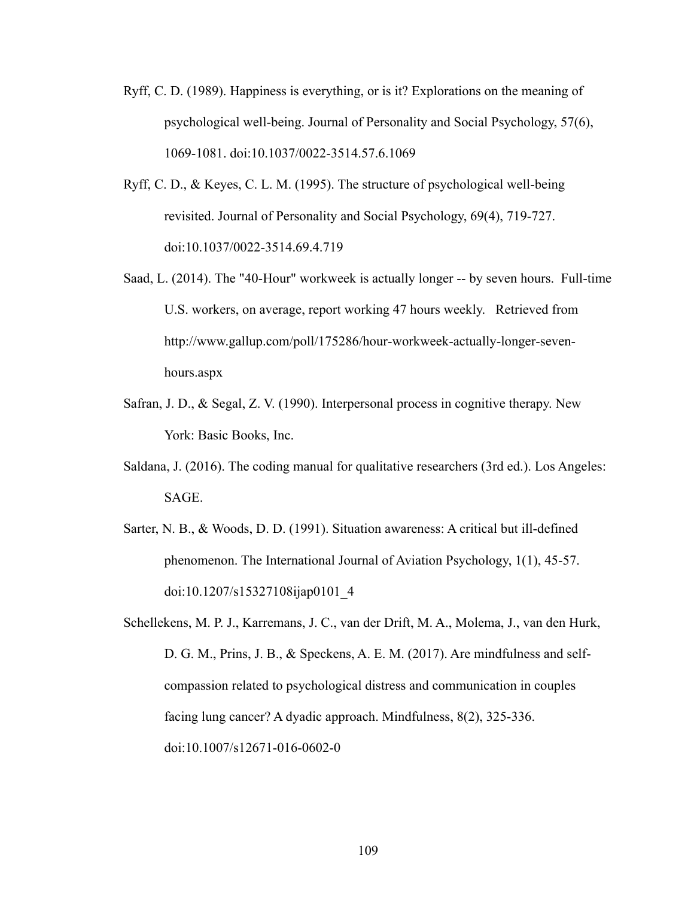Ryff, C. D. (1989). Happiness is everything, or is it? Explorations on the meaning of psychological well-being. Journal of Personality and Social Psychology, 57(6), 1069-1081. doi:10.1037/0022-3514.57.6.1069

Ryff, C. D., & Keyes, C. L. M. (1995). The structure of psychological well-being revisited. Journal of Personality and Social Psychology, 69(4), 719-727. doi:10.1037/0022-3514.69.4.719

Saad, L. (2014). The "40-Hour" workweek is actually longer -- by seven hours. Full-time U.S. workers, on average, report working 47 hours weekly. Retrieved from http://www.gallup.com/poll/175286/hour-workweek-actually-longer-seven-hours.aspx

Safran, J. D., & Segal, Z. V. (1990). Interpersonal process in cognitive therapy. New York: Basic Books, Inc.

Saldana, J. (2016). The coding manual for qualitative researchers (3rd ed.). Los Angeles: SAGE.

Sarter, N. B., & Woods, D. D. (1991). Situation awareness: A critical but ill-defined phenomenon. The International Journal of Aviation Psychology, 1(1), 45-57. doi:10.1207/s15327108ijap0101_4

Schellekens, M. P. J., Karremans, J. C., van der Drift, M. A., Molema, J., van den Hurk, D. G. M., Prins, J. B., & Speckens, A. E. M. (2017). Are mindfulness and self-compassion related to psychological distress and communication in couples facing lung cancer? A dyadic approach. Mindfulness, 8(2), 325-336. doi:10.1007/s12671-016-0602-0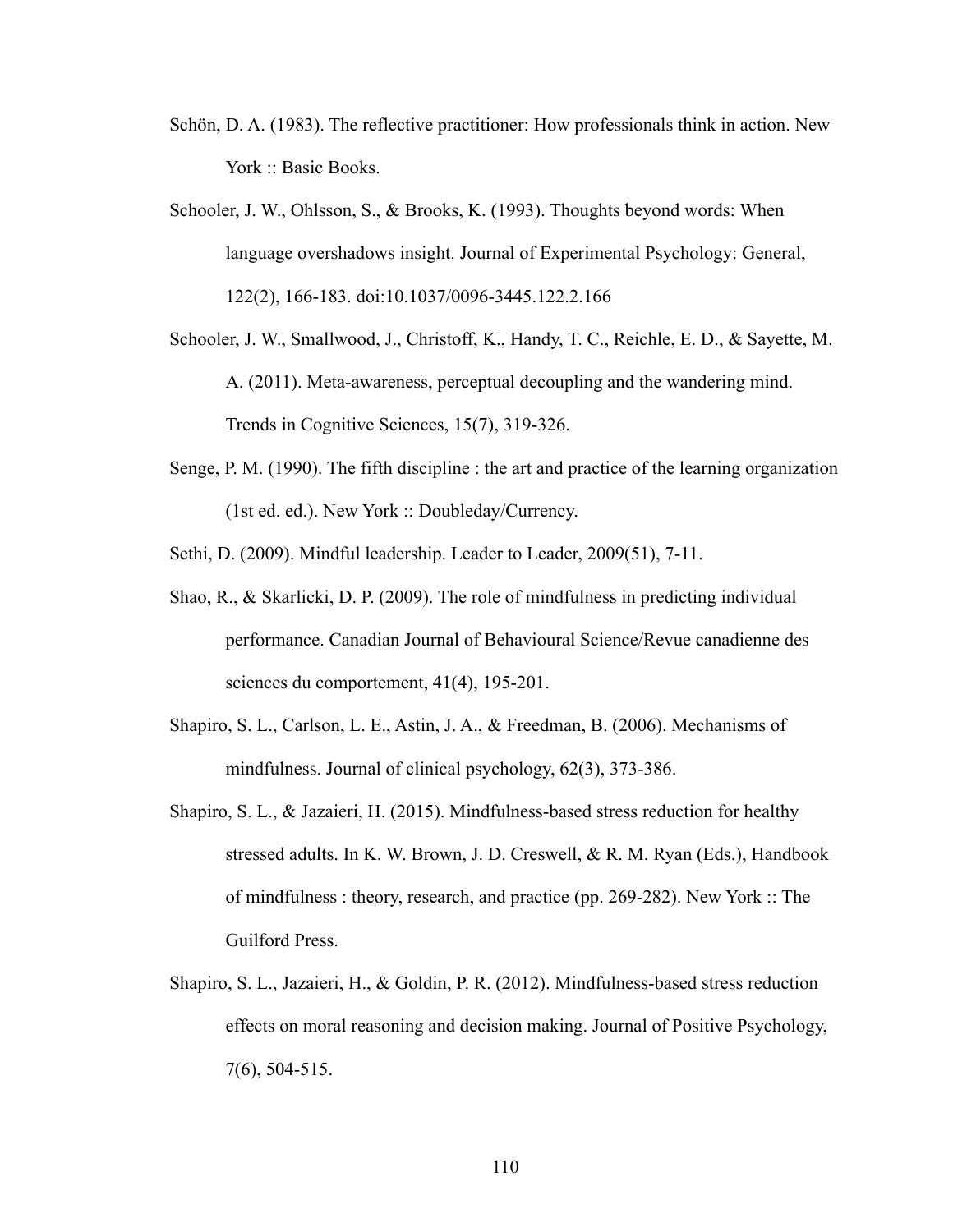Schön, D. A. (1983). The reflective practitioner: How professionals think in action. New York :: Basic Books.

Schooler, J. W., Ohlsson, S., & Brooks, K. (1993). Thoughts beyond words: When language overshadows insight. Journal of Experimental Psychology: General, 122(2), 166-183. doi:10.1037/0096-3445.122.2.166

Schooler, J. W., Smallwood, J., Christoff, K., Handy, T. C., Reichle, E. D., & Sayette, M. A. (2011). Meta-awareness, perceptual decoupling and the wandering mind. Trends in Cognitive Sciences, 15(7), 319-326.

Senge, P. M. (1990). The fifth discipline : the art and practice of the learning organization (1st ed. ed.). New York :: Doubleday/Currency.

Sethi, D. (2009). Mindful leadership. Leader to Leader, 2009(51), 7-11.

Shao, R., & Skarlicki, D. P. (2009). The role of mindfulness in predicting individual performance. Canadian Journal of Behavioural Science/Revue canadienne des sciences du comportement, 41(4), 195-201.

Shapiro, S. L., Carlson, L. E., Astin, J. A., & Freedman, B. (2006). Mechanisms of mindfulness. Journal of clinical psychology, 62(3), 373-386.

Shapiro, S. L., & Jazaieri, H. (2015). Mindfulness-based stress reduction for healthy stressed adults. In K. W. Brown, J. D. Creswell, & R. M. Ryan (Eds.), Handbook of mindfulness : theory, research, and practice (pp. 269-282). New York :: The Guilford Press.

Shapiro, S. L., Jazaieri, H., & Goldin, P. R. (2012). Mindfulness-based stress reduction effects on moral reasoning and decision making. Journal of Positive Psychology, 7(6), 504-515.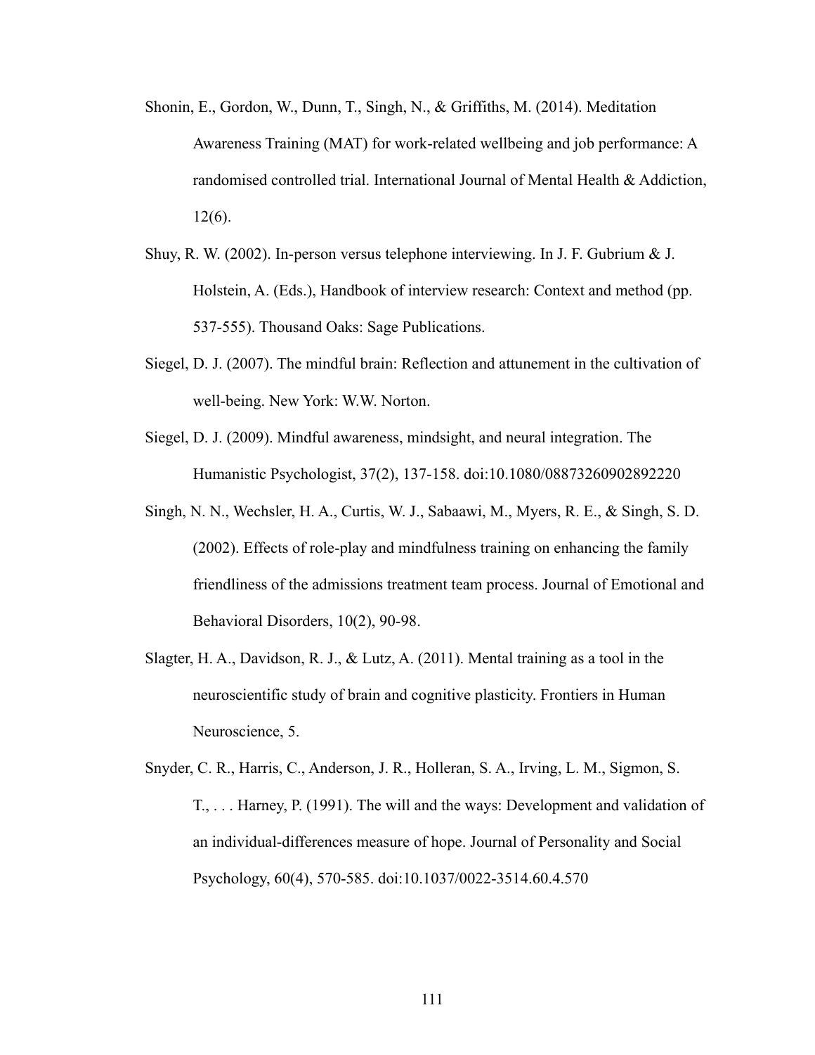Shonin, E., Gordon, W., Dunn, T., Singh, N., & Griffiths, M. (2014). Meditation Awareness Training (MAT) for work-related wellbeing and job performance: A randomised controlled trial. International Journal of Mental Health & Addiction, 12(6).

Shuy, R. W. (2002). In-person versus telephone interviewing. In J. F. Gubrium & J. Holstein, A. (Eds.), Handbook of interview research: Context and method (pp. 537-555). Thousand Oaks: Sage Publications.

Siegel, D. J. (2007). The mindful brain: Reflection and attunement in the cultivation of well-being. New York: W.W. Norton.

Siegel, D. J. (2009). Mindful awareness, mindsight, and neural integration. The Humanistic Psychologist, 37(2), 137-158. doi:10.1080/08873260902892220

Singh, N. N., Wechsler, H. A., Curtis, W. J., Sabaawi, M., Myers, R. E., & Singh, S. D. (2002). Effects of role-play and mindfulness training on enhancing the family friendliness of the admissions treatment team process. Journal of Emotional and Behavioral Disorders, 10(2), 90-98.

Slagter, H. A., Davidson, R. J., & Lutz, A. (2011). Mental training as a tool in the neuroscientific study of brain and cognitive plasticity. Frontiers in Human Neuroscience, 5.

Snyder, C. R., Harris, C., Anderson, J. R., Holleran, S. A., Irving, L. M., Sigmon, S. T., . . . Harney, P. (1991). The will and the ways: Development and validation of an individual-differences measure of hope. Journal of Personality and Social Psychology, 60(4), 570-585. doi:10.1037/0022-3514.60.4.570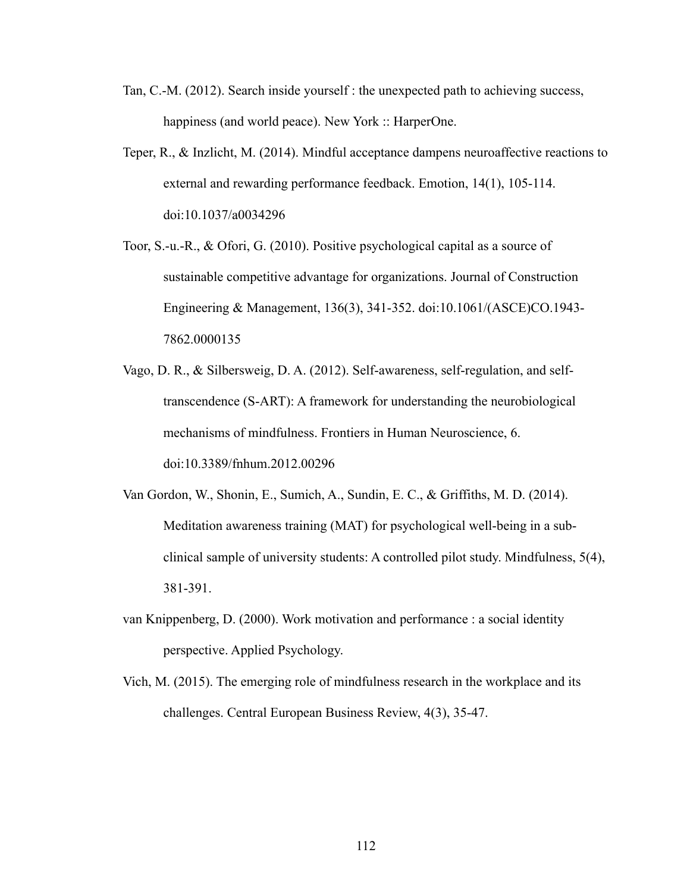Tan, C.-M. (2012). Search inside yourself : the unexpected path to achieving success, happiness (and world peace). New York :: HarperOne.

Teper, R., & Inzlicht, M. (2014). Mindful acceptance dampens neuroaffective reactions to external and rewarding performance feedback. Emotion, 14(1), 105-114. doi:10.1037/a0034296

Toor, S.-u.-R., & Ofori, G. (2010). Positive psychological capital as a source of sustainable competitive advantage for organizations. Journal of Construction Engineering & Management, 136(3), 341-352. doi:10.1061/(ASCE)CO.1943-7862.0000135

Vago, D. R., & Silbersweig, D. A. (2012). Self-awareness, self-regulation, and self-transcendence (S-ART): A framework for understanding the neurobiological mechanisms of mindfulness. Frontiers in Human Neuroscience, 6. doi:10.3389/fnhum.2012.00296

Van Gordon, W., Shonin, E., Sumich, A., Sundin, E. C., & Griffiths, M. D. (2014). Meditation awareness training (MAT) for psychological well-being in a sub-clinical sample of university students: A controlled pilot study. Mindfulness, 5(4), 381-391.

van Knippenberg, D. (2000). Work motivation and performance : a social identity perspective. Applied Psychology.

Vich, M. (2015). The emerging role of mindfulness research in the workplace and its challenges. Central European Business Review, 4(3), 35-47.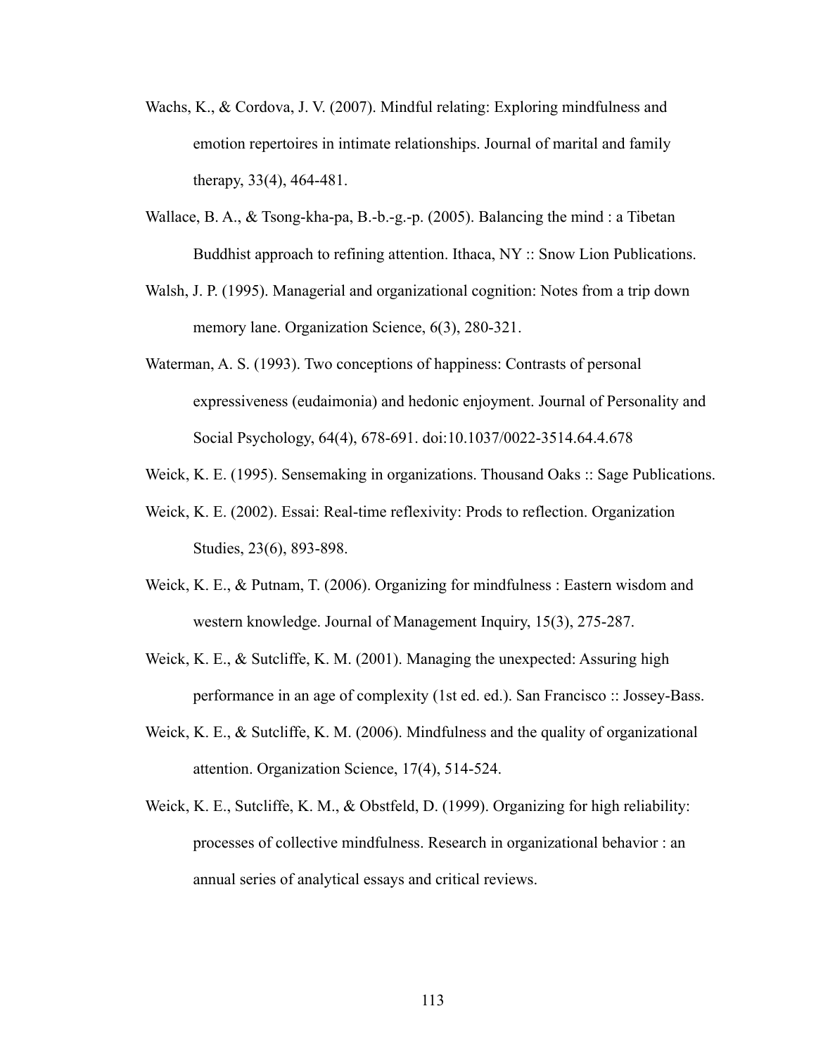Wachs, K., & Cordova, J. V. (2007). Mindful relating: Exploring mindfulness and emotion repertoires in intimate relationships. Journal of marital and family therapy, 33(4), 464-481.

Wallace, B. A., & Tsong-kha-pa, B.-b.-g.-p. (2005). Balancing the mind : a Tibetan Buddhist approach to refining attention. Ithaca, NY :: Snow Lion Publications.

Walsh, J. P. (1995). Managerial and organizational cognition: Notes from a trip down memory lane. Organization Science, 6(3), 280-321.

Waterman, A. S. (1993). Two conceptions of happiness: Contrasts of personal expressiveness (eudaimonia) and hedonic enjoyment. Journal of Personality and Social Psychology, 64(4), 678-691. doi:10.1037/0022-3514.64.4.678

Weick, K. E. (1995). Sensemaking in organizations. Thousand Oaks :: Sage Publications.

Weick, K. E. (2002). Essai: Real-time reflexivity: Prods to reflection. Organization Studies, 23(6), 893-898.

Weick, K. E., & Putnam, T. (2006). Organizing for mindfulness : Eastern wisdom and western knowledge. Journal of Management Inquiry, 15(3), 275-287.

Weick, K. E., & Sutcliffe, K. M. (2001). Managing the unexpected: Assuring high performance in an age of complexity (1st ed. ed.). San Francisco :: Jossey-Bass.

Weick, K. E., & Sutcliffe, K. M. (2006). Mindfulness and the quality of organizational attention. Organization Science, 17(4), 514-524.

Weick, K. E., Sutcliffe, K. M., & Obstfeld, D. (1999). Organizing for high reliability: processes of collective mindfulness. Research in organizational behavior : an annual series of analytical essays and critical reviews.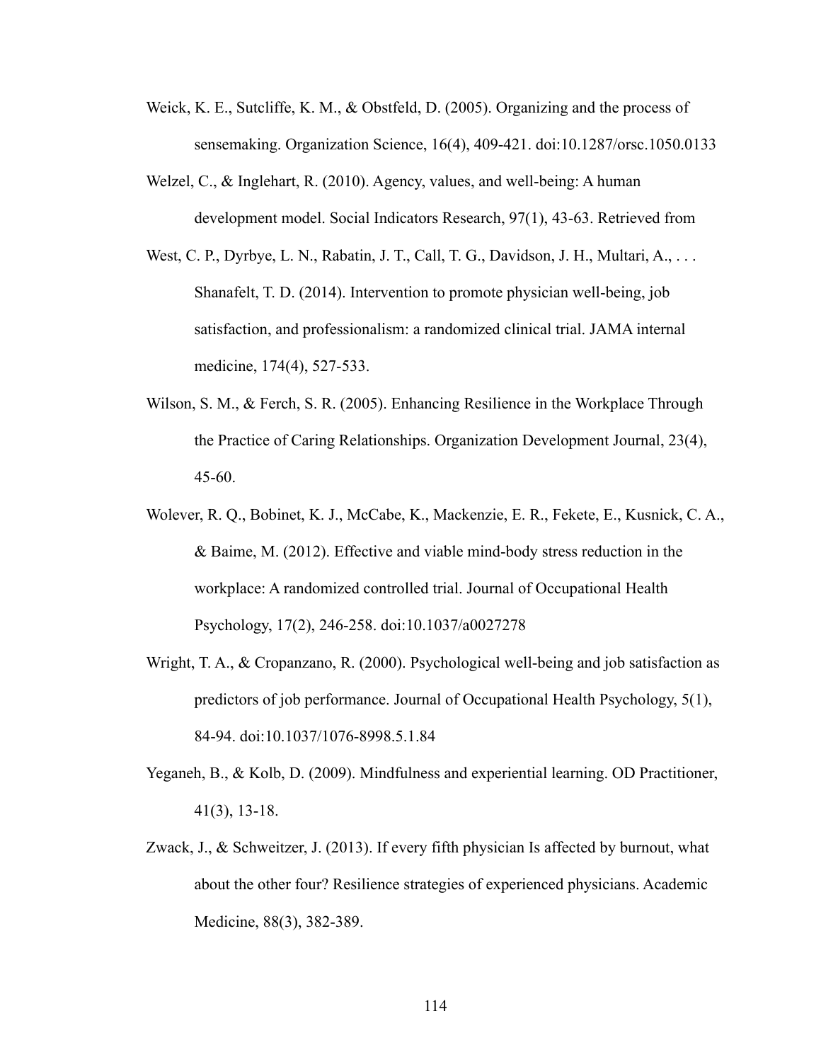Weick, K. E., Sutcliffe, K. M., & Obstfeld, D. (2005). Organizing and the process of sensemaking. Organization Science, 16(4), 409-421. doi:10.1287/orsc.1050.0133

Welzel, C., & Inglehart, R. (2010). Agency, values, and well-being: A human development model. Social Indicators Research, 97(1), 43-63. Retrieved from

West, C. P., Dyrbye, L. N., Rabatin, J. T., Call, T. G., Davidson, J. H., Multari, A., . . . Shanafelt, T. D. (2014). Intervention to promote physician well-being, job satisfaction, and professionalism: a randomized clinical trial. JAMA internal medicine, 174(4), 527-533.

Wilson, S. M., & Ferch, S. R. (2005). Enhancing Resilience in the Workplace Through the Practice of Caring Relationships. Organization Development Journal, 23(4), 45-60.

Wolever, R. Q., Bobinet, K. J., McCabe, K., Mackenzie, E. R., Fekete, E., Kusnick, C. A., & Baime, M. (2012). Effective and viable mind-body stress reduction in the workplace: A randomized controlled trial. Journal of Occupational Health Psychology, 17(2), 246-258. doi:10.1037/a0027278

Wright, T. A., & Cropanzano, R. (2000). Psychological well-being and job satisfaction as predictors of job performance. Journal of Occupational Health Psychology, 5(1), 84-94. doi:10.1037/1076-8998.5.1.84

Yeganeh, B., & Kolb, D. (2009). Mindfulness and experiential learning. OD Practitioner, 41(3), 13-18.

Zwack, J., & Schweitzer, J. (2013). If every fifth physician Is affected by burnout, what about the other four? Resilience strategies of experienced physicians. Academic Medicine, 88(3), 382-389.